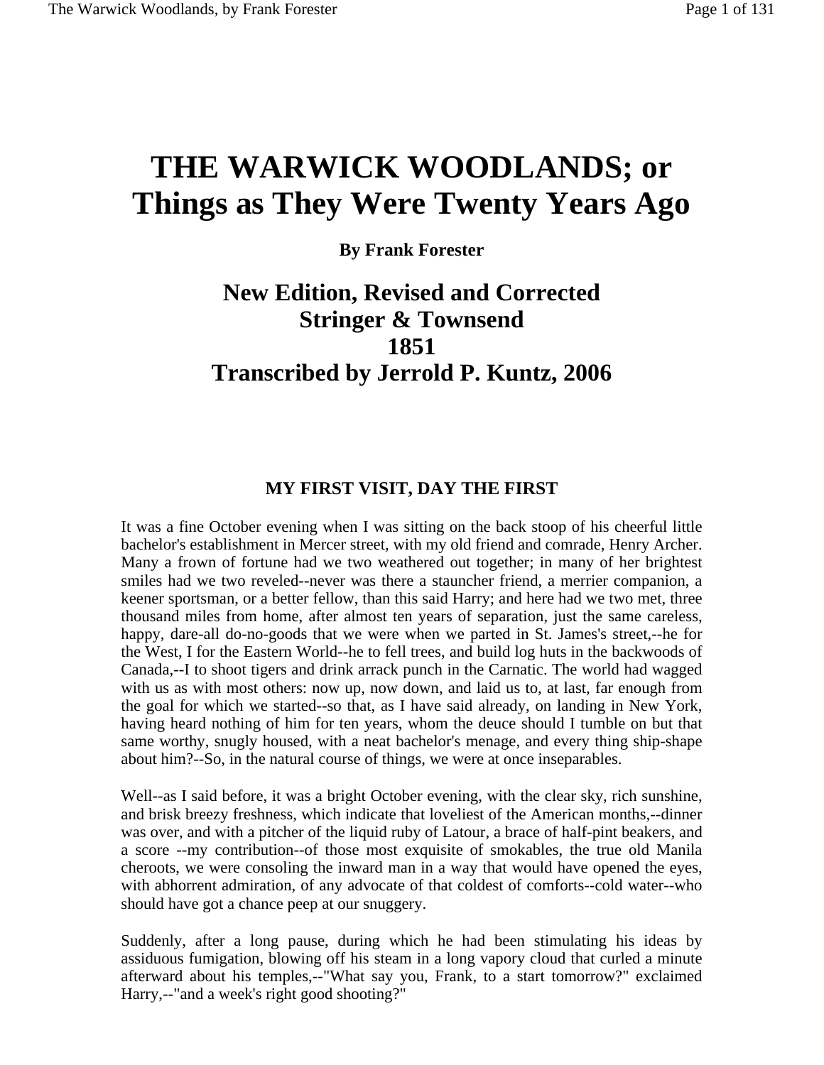# THE WARWICK WOODLANDS; or Things as They Were Twenty Years Ago

**By Frank Forester**

## New Edition, Revised and Corrected
## Stringer & Townsend
## 1851
## Transcribed by Jerrold P. Kuntz, 2006

### MY FIRST VISIT, DAY THE FIRST

It was a fine October evening when I was sitting on the back stoop of his cheerful little bachelor's establishment in Mercer street, with my old friend and comrade, Henry Archer. Many a frown of fortune had we two weathered out together; in many of her brightest smiles had we two reveled--never was there a stauncher friend, a merrier companion, a keener sportsman, or a better fellow, than this said Harry; and here had we two met, three thousand miles from home, after almost ten years of separation, just the same careless, happy, dare-all do-no-goods that we were when we parted in St. James's street,--he for the West, I for the Eastern World--he to fell trees, and build log huts in the backwoods of Canada,--I to shoot tigers and drink arrack punch in the Carnatic. The world had wagged with us as with most others: now up, now down, and laid us to, at last, far enough from the goal for which we started--so that, as I have said already, on landing in New York, having heard nothing of him for ten years, whom the deuce should I tumble on but that same worthy, snugly housed, with a neat bachelor's menage, and every thing ship-shape about him?--So, in the natural course of things, we were at once inseparables.

Well--as I said before, it was a bright October evening, with the clear sky, rich sunshine, and brisk breezy freshness, which indicate that loveliest of the American months,--dinner was over, and with a pitcher of the liquid ruby of Latour, a brace of half-pint beakers, and a score --my contribution--of those most exquisite of smokables, the true old Manila cheroots, we were consoling the inward man in a way that would have opened the eyes, with abhorrent admiration, of any advocate of that coldest of comforts--cold water--who should have got a chance peep at our snuggery.

Suddenly, after a long pause, during which he had been stimulating his ideas by assiduous fumigation, blowing off his steam in a long vapory cloud that curled a minute afterward about his temples,--"What say you, Frank, to a start tomorrow?" exclaimed Harry,--"and a week's right good shooting?"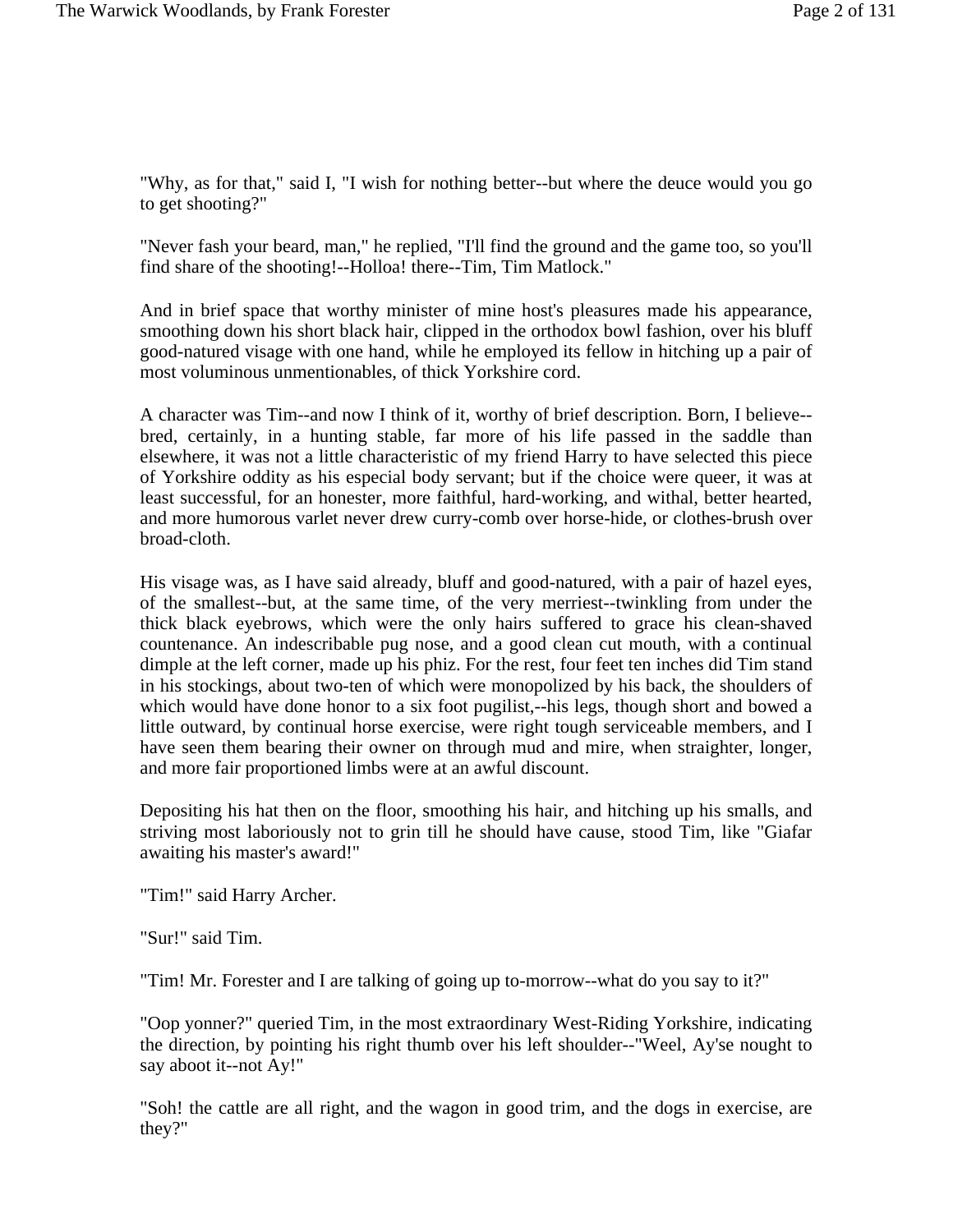"Why, as for that," said I, "I wish for nothing better--but where the deuce would you go to get shooting?"

"Never fash your beard, man," he replied, "I'll find the ground and the game too, so you'll find share of the shooting!--Holloa! there--Tim, Tim Matlock."

And in brief space that worthy minister of mine host's pleasures made his appearance, smoothing down his short black hair, clipped in the orthodox bowl fashion, over his bluff good-natured visage with one hand, while he employed its fellow in hitching up a pair of most voluminous unmentionables, of thick Yorkshire cord.

A character was Tim--and now I think of it, worthy of brief description. Born, I believe--bred, certainly, in a hunting stable, far more of his life passed in the saddle than elsewhere, it was not a little characteristic of my friend Harry to have selected this piece of Yorkshire oddity as his especial body servant; but if the choice were queer, it was at least successful, for an honester, more faithful, hard-working, and withal, better hearted, and more humorous varlet never drew curry-comb over horse-hide, or clothes-brush over broad-cloth.

His visage was, as I have said already, bluff and good-natured, with a pair of hazel eyes, of the smallest--but, at the same time, of the very merriest--twinkling from under the thick black eyebrows, which were the only hairs suffered to grace his clean-shaved countenance. An indescribable pug nose, and a good clean cut mouth, with a continual dimple at the left corner, made up his phiz. For the rest, four feet ten inches did Tim stand in his stockings, about two-ten of which were monopolized by his back, the shoulders of which would have done honor to a six foot pugilist,--his legs, though short and bowed a little outward, by continual horse exercise, were right tough serviceable members, and I have seen them bearing their owner on through mud and mire, when straighter, longer, and more fair proportioned limbs were at an awful discount.

Depositing his hat then on the floor, smoothing his hair, and hitching up his smalls, and striving most laboriously not to grin till he should have cause, stood Tim, like "Giafar awaiting his master's award!"

"Tim!" said Harry Archer.

"Sur!" said Tim.

"Tim! Mr. Forester and I are talking of going up to-morrow--what do you say to it?"

"Oop yonner?" queried Tim, in the most extraordinary West-Riding Yorkshire, indicating the direction, by pointing his right thumb over his left shoulder--"Weel, Ay'se nought to say aboot it--not Ay!"

"Soh! the cattle are all right, and the wagon in good trim, and the dogs in exercise, are they?"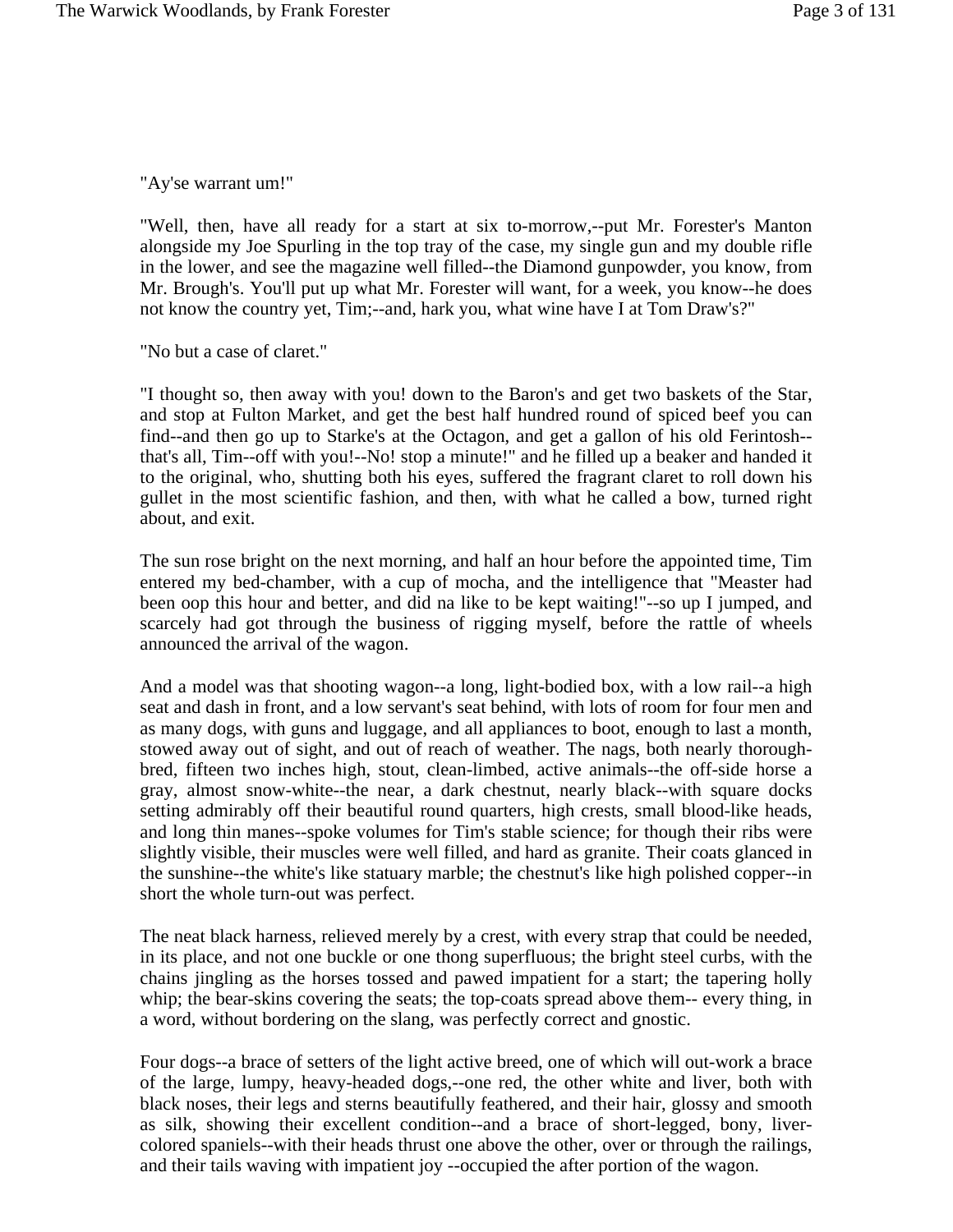"Ay'se warrant um!"

"Well, then, have all ready for a start at six to-morrow,--put Mr. Forester's Manton alongside my Joe Spurling in the top tray of the case, my single gun and my double rifle in the lower, and see the magazine well filled--the Diamond gunpowder, you know, from Mr. Brough's. You'll put up what Mr. Forester will want, for a week, you know--he does not know the country yet, Tim;--and, hark you, what wine have I at Tom Draw's?"

"No but a case of claret."

"I thought so, then away with you! down to the Baron's and get two baskets of the Star, and stop at Fulton Market, and get the best half hundred round of spiced beef you can find--and then go up to Starke's at the Octagon, and get a gallon of his old Ferintosh--that's all, Tim--off with you!--No! stop a minute!" and he filled up a beaker and handed it to the original, who, shutting both his eyes, suffered the fragrant claret to roll down his gullet in the most scientific fashion, and then, with what he called a bow, turned right about, and exit.

The sun rose bright on the next morning, and half an hour before the appointed time, Tim entered my bed-chamber, with a cup of mocha, and the intelligence that "Measter had been oop this hour and better, and did na like to be kept waiting!"--so up I jumped, and scarcely had got through the business of rigging myself, before the rattle of wheels announced the arrival of the wagon.

And a model was that shooting wagon--a long, light-bodied box, with a low rail--a high seat and dash in front, and a low servant's seat behind, with lots of room for four men and as many dogs, with guns and luggage, and all appliances to boot, enough to last a month, stowed away out of sight, and out of reach of weather. The nags, both nearly thorough-bred, fifteen two inches high, stout, clean-limbed, active animals--the off-side horse a gray, almost snow-white--the near, a dark chestnut, nearly black--with square docks setting admirably off their beautiful round quarters, high crests, small blood-like heads, and long thin manes--spoke volumes for Tim's stable science; for though their ribs were slightly visible, their muscles were well filled, and hard as granite. Their coats glanced in the sunshine--the white's like statuary marble; the chestnut's like high polished copper--in short the whole turn-out was perfect.

The neat black harness, relieved merely by a crest, with every strap that could be needed, in its place, and not one buckle or one thong superfluous; the bright steel curbs, with the chains jingling as the horses tossed and pawed impatient for a start; the tapering holly whip; the bear-skins covering the seats; the top-coats spread above them-- every thing, in a word, without bordering on the slang, was perfectly correct and gnostic.

Four dogs--a brace of setters of the light active breed, one of which will out-work a brace of the large, lumpy, heavy-headed dogs,--one red, the other white and liver, both with black noses, their legs and sterns beautifully feathered, and their hair, glossy and smooth as silk, showing their excellent condition--and a brace of short-legged, bony, liver-colored spaniels--with their heads thrust one above the other, over or through the railings, and their tails waving with impatient joy --occupied the after portion of the wagon.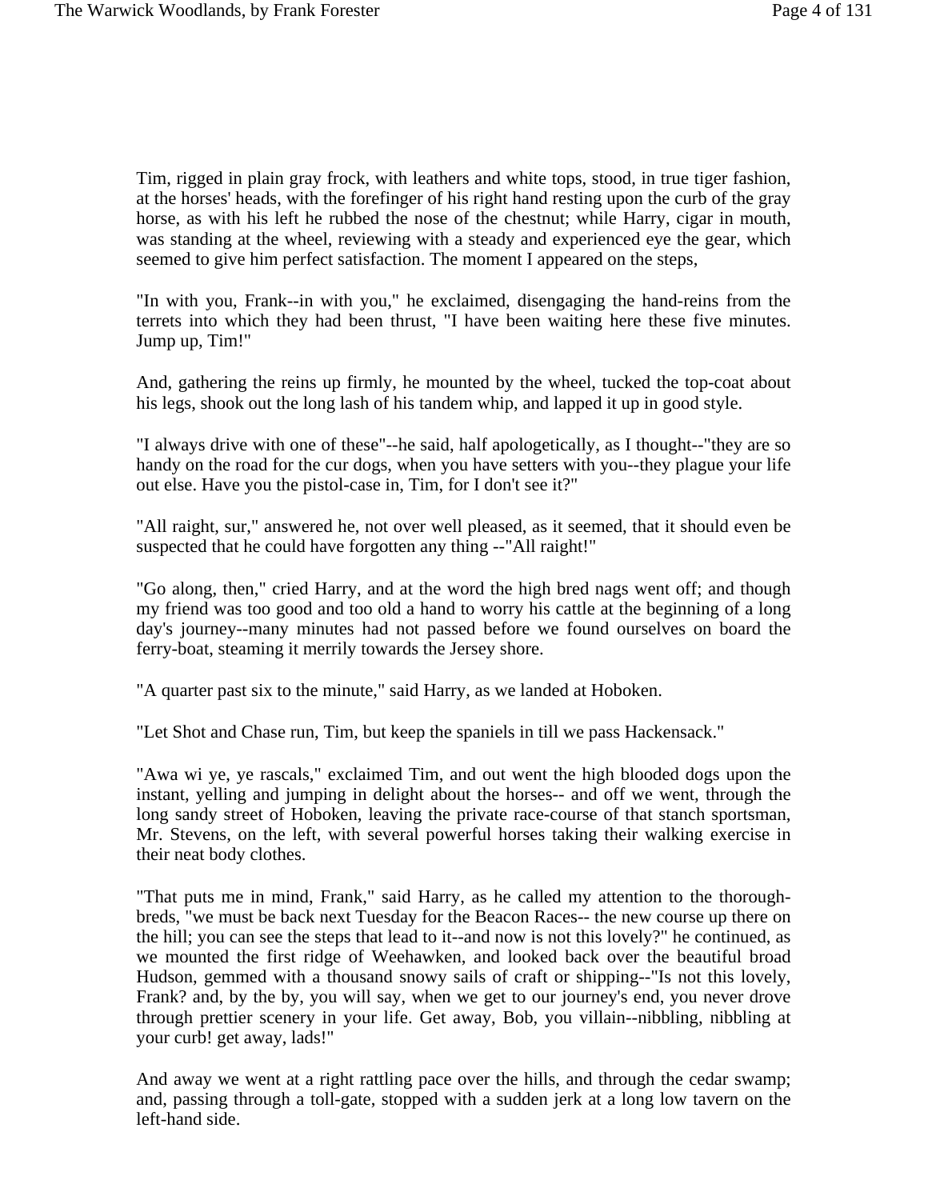Tim, rigged in plain gray frock, with leathers and white tops, stood, in true tiger fashion, at the horses' heads, with the forefinger of his right hand resting upon the curb of the gray horse, as with his left he rubbed the nose of the chestnut; while Harry, cigar in mouth, was standing at the wheel, reviewing with a steady and experienced eye the gear, which seemed to give him perfect satisfaction. The moment I appeared on the steps,

"In with you, Frank--in with you," he exclaimed, disengaging the hand-reins from the terrets into which they had been thrust, "I have been waiting here these five minutes. Jump up, Tim!"

And, gathering the reins up firmly, he mounted by the wheel, tucked the top-coat about his legs, shook out the long lash of his tandem whip, and lapped it up in good style.

"I always drive with one of these"--he said, half apologetically, as I thought--"they are so handy on the road for the cur dogs, when you have setters with you--they plague your life out else. Have you the pistol-case in, Tim, for I don't see it?"

"All raight, sur," answered he, not over well pleased, as it seemed, that it should even be suspected that he could have forgotten any thing --"All raight!"

"Go along, then," cried Harry, and at the word the high bred nags went off; and though my friend was too good and too old a hand to worry his cattle at the beginning of a long day's journey--many minutes had not passed before we found ourselves on board the ferry-boat, steaming it merrily towards the Jersey shore.

"A quarter past six to the minute," said Harry, as we landed at Hoboken.

"Let Shot and Chase run, Tim, but keep the spaniels in till we pass Hackensack."

"Awa wi ye, ye rascals," exclaimed Tim, and out went the high blooded dogs upon the instant, yelling and jumping in delight about the horses-- and off we went, through the long sandy street of Hoboken, leaving the private race-course of that stanch sportsman, Mr. Stevens, on the left, with several powerful horses taking their walking exercise in their neat body clothes.

"That puts me in mind, Frank," said Harry, as he called my attention to the thorough-breds, "we must be back next Tuesday for the Beacon Races-- the new course up there on the hill; you can see the steps that lead to it--and now is not this lovely?" he continued, as we mounted the first ridge of Weehawken, and looked back over the beautiful broad Hudson, gemmed with a thousand snowy sails of craft or shipping--"Is not this lovely, Frank? and, by the by, you will say, when we get to our journey's end, you never drove through prettier scenery in your life. Get away, Bob, you villain--nibbling, nibbling at your curb! get away, lads!"

And away we went at a right rattling pace over the hills, and through the cedar swamp; and, passing through a toll-gate, stopped with a sudden jerk at a long low tavern on the left-hand side.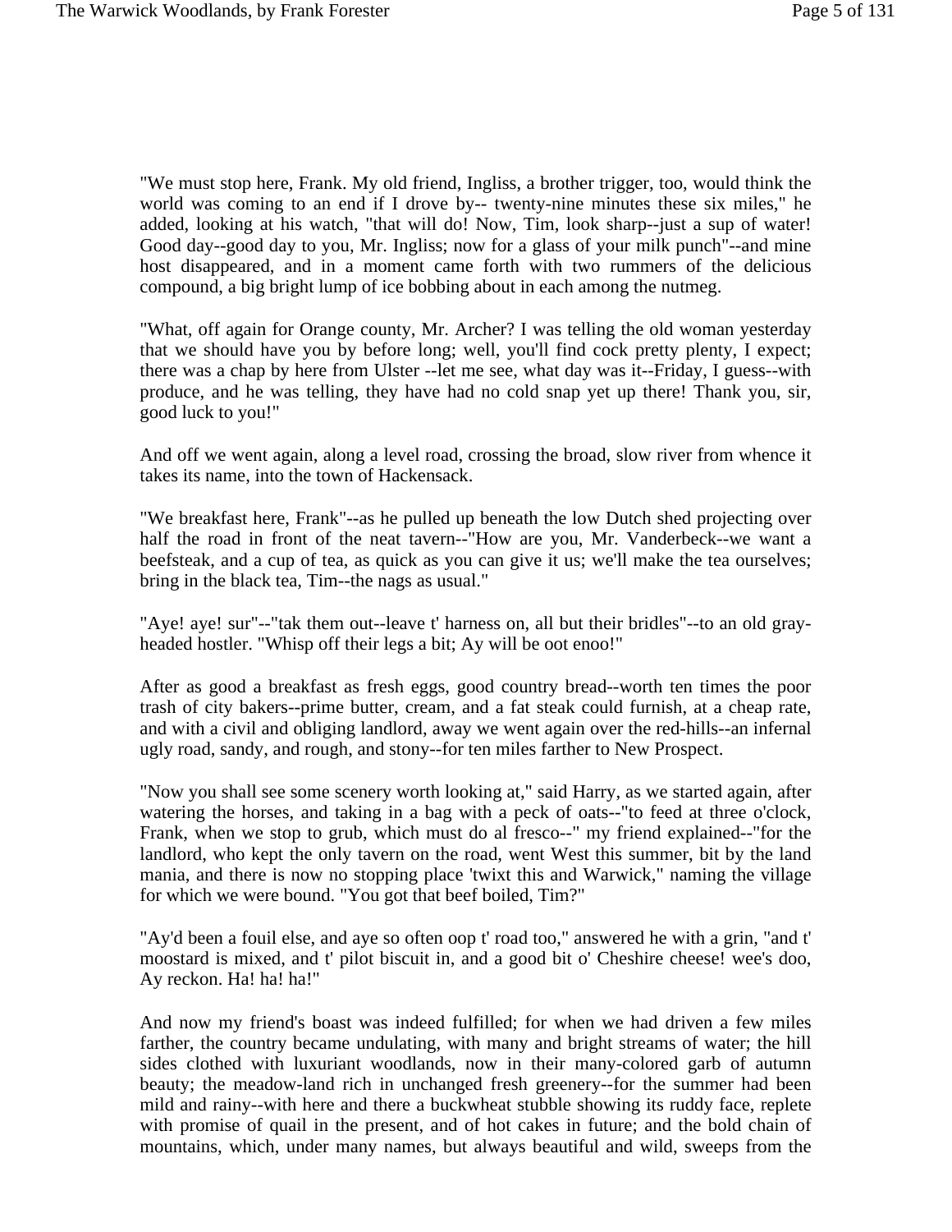"We must stop here, Frank. My old friend, Ingliss, a brother trigger, too, would think the world was coming to an end if I drove by-- twenty-nine minutes these six miles," he added, looking at his watch, "that will do! Now, Tim, look sharp--just a sup of water! Good day--good day to you, Mr. Ingliss; now for a glass of your milk punch"--and mine host disappeared, and in a moment came forth with two rummers of the delicious compound, a big bright lump of ice bobbing about in each among the nutmeg.

"What, off again for Orange county, Mr. Archer? I was telling the old woman yesterday that we should have you by before long; well, you'll find cock pretty plenty, I expect; there was a chap by here from Ulster --let me see, what day was it--Friday, I guess--with produce, and he was telling, they have had no cold snap yet up there! Thank you, sir, good luck to you!"

And off we went again, along a level road, crossing the broad, slow river from whence it takes its name, into the town of Hackensack.

"We breakfast here, Frank"--as he pulled up beneath the low Dutch shed projecting over half the road in front of the neat tavern--"How are you, Mr. Vanderbeck--we want a beefsteak, and a cup of tea, as quick as you can give it us; we'll make the tea ourselves; bring in the black tea, Tim--the nags as usual."

"Aye! aye! sur"--"tak them out--leave t' harness on, all but their bridles"--to an old gray-headed hostler. "Whisp off their legs a bit; Ay will be oot enoo!"

After as good a breakfast as fresh eggs, good country bread--worth ten times the poor trash of city bakers--prime butter, cream, and a fat steak could furnish, at a cheap rate, and with a civil and obliging landlord, away we went again over the red-hills--an infernal ugly road, sandy, and rough, and stony--for ten miles farther to New Prospect.

"Now you shall see some scenery worth looking at," said Harry, as we started again, after watering the horses, and taking in a bag with a peck of oats--"to feed at three o'clock, Frank, when we stop to grub, which must do al fresco--" my friend explained--"for the landlord, who kept the only tavern on the road, went West this summer, bit by the land mania, and there is now no stopping place 'twixt this and Warwick," naming the village for which we were bound. "You got that beef boiled, Tim?"

"Ay'd been a fouil else, and aye so often oop t' road too," answered he with a grin, "and t' moostard is mixed, and t' pilot biscuit in, and a good bit o' Cheshire cheese! wee's doo, Ay reckon. Ha! ha! ha!"

And now my friend's boast was indeed fulfilled; for when we had driven a few miles farther, the country became undulating, with many and bright streams of water; the hill sides clothed with luxuriant woodlands, now in their many-colored garb of autumn beauty; the meadow-land rich in unchanged fresh greenery--for the summer had been mild and rainy--with here and there a buckwheat stubble showing its ruddy face, replete with promise of quail in the present, and of hot cakes in future; and the bold chain of mountains, which, under many names, but always beautiful and wild, sweeps from the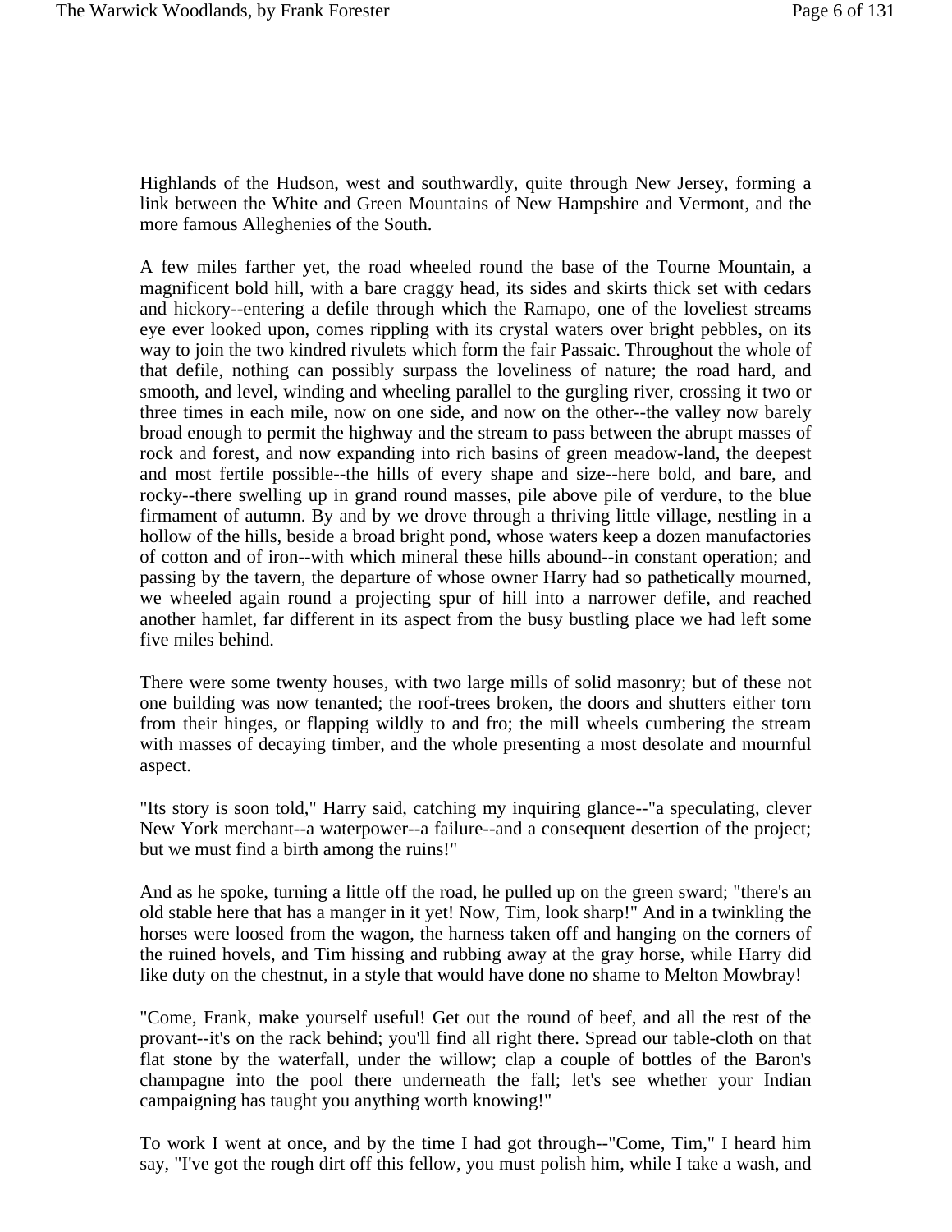Highlands of the Hudson, west and southwardly, quite through New Jersey, forming a link between the White and Green Mountains of New Hampshire and Vermont, and the more famous Alleghenies of the South.

A few miles farther yet, the road wheeled round the base of the Tourne Mountain, a magnificent bold hill, with a bare craggy head, its sides and skirts thick set with cedars and hickory--entering a defile through which the Ramapo, one of the loveliest streams eye ever looked upon, comes rippling with its crystal waters over bright pebbles, on its way to join the two kindred rivulets which form the fair Passaic. Throughout the whole of that defile, nothing can possibly surpass the loveliness of nature; the road hard, and smooth, and level, winding and wheeling parallel to the gurgling river, crossing it two or three times in each mile, now on one side, and now on the other--the valley now barely broad enough to permit the highway and the stream to pass between the abrupt masses of rock and forest, and now expanding into rich basins of green meadow-land, the deepest and most fertile possible--the hills of every shape and size--here bold, and bare, and rocky--there swelling up in grand round masses, pile above pile of verdure, to the blue firmament of autumn. By and by we drove through a thriving little village, nestling in a hollow of the hills, beside a broad bright pond, whose waters keep a dozen manufactories of cotton and of iron--with which mineral these hills abound--in constant operation; and passing by the tavern, the departure of whose owner Harry had so pathetically mourned, we wheeled again round a projecting spur of hill into a narrower defile, and reached another hamlet, far different in its aspect from the busy bustling place we had left some five miles behind.

There were some twenty houses, with two large mills of solid masonry; but of these not one building was now tenanted; the roof-trees broken, the doors and shutters either torn from their hinges, or flapping wildly to and fro; the mill wheels cumbering the stream with masses of decaying timber, and the whole presenting a most desolate and mournful aspect.

"Its story is soon told," Harry said, catching my inquiring glance--"a speculating, clever New York merchant--a waterpower--a failure--and a consequent desertion of the project; but we must find a birth among the ruins!"

And as he spoke, turning a little off the road, he pulled up on the green sward; "there's an old stable here that has a manger in it yet! Now, Tim, look sharp!" And in a twinkling the horses were loosed from the wagon, the harness taken off and hanging on the corners of the ruined hovels, and Tim hissing and rubbing away at the gray horse, while Harry did like duty on the chestnut, in a style that would have done no shame to Melton Mowbray!

"Come, Frank, make yourself useful! Get out the round of beef, and all the rest of the provant--it's on the rack behind; you'll find all right there. Spread our table-cloth on that flat stone by the waterfall, under the willow; clap a couple of bottles of the Baron's champagne into the pool there underneath the fall; let's see whether your Indian campaigning has taught you anything worth knowing!"

To work I went at once, and by the time I had got through--"Come, Tim," I heard him say, "I've got the rough dirt off this fellow, you must polish him, while I take a wash, and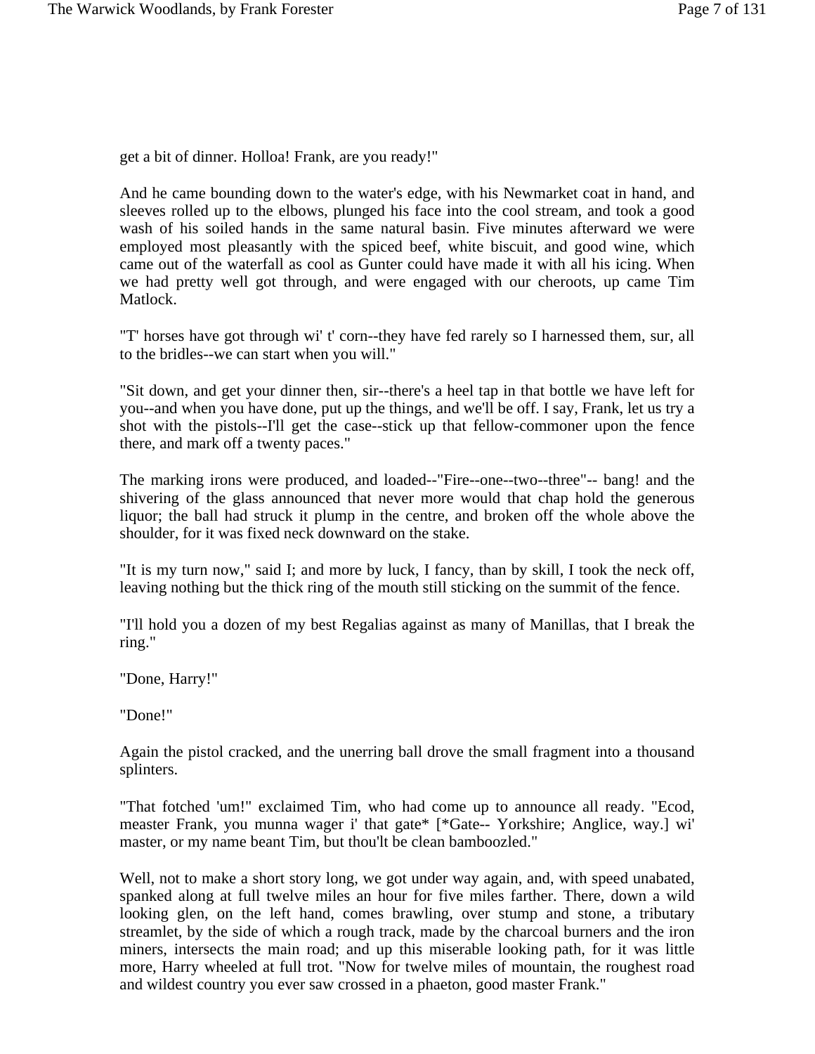get a bit of dinner. Holloa! Frank, are you ready!"

And he came bounding down to the water's edge, with his Newmarket coat in hand, and sleeves rolled up to the elbows, plunged his face into the cool stream, and took a good wash of his soiled hands in the same natural basin. Five minutes afterward we were employed most pleasantly with the spiced beef, white biscuit, and good wine, which came out of the waterfall as cool as Gunter could have made it with all his icing. When we had pretty well got through, and were engaged with our cheroots, up came Tim Matlock.

"T' horses have got through wi' t' corn--they have fed rarely so I harnessed them, sur, all to the bridles--we can start when you will."

"Sit down, and get your dinner then, sir--there's a heel tap in that bottle we have left for you--and when you have done, put up the things, and we'll be off. I say, Frank, let us try a shot with the pistols--I'll get the case--stick up that fellow-commoner upon the fence there, and mark off a twenty paces."

The marking irons were produced, and loaded--"Fire--one--two--three"-- bang! and the shivering of the glass announced that never more would that chap hold the generous liquor; the ball had struck it plump in the centre, and broken off the whole above the shoulder, for it was fixed neck downward on the stake.

"It is my turn now," said I; and more by luck, I fancy, than by skill, I took the neck off, leaving nothing but the thick ring of the mouth still sticking on the summit of the fence.

"I'll hold you a dozen of my best Regalias against as many of Manillas, that I break the ring."

"Done, Harry!"

"Done!"

Again the pistol cracked, and the unerring ball drove the small fragment into a thousand splinters.

"That fotched 'um!" exclaimed Tim, who had come up to announce all ready. "Ecod, measter Frank, you munna wager i' that gate* [*Gate-- Yorkshire; Anglice, way.] wi' master, or my name beant Tim, but thou'lt be clean bamboozled."

Well, not to make a short story long, we got under way again, and, with speed unabated, spanked along at full twelve miles an hour for five miles farther. There, down a wild looking glen, on the left hand, comes brawling, over stump and stone, a tributary streamlet, by the side of which a rough track, made by the charcoal burners and the iron miners, intersects the main road; and up this miserable looking path, for it was little more, Harry wheeled at full trot. "Now for twelve miles of mountain, the roughest road and wildest country you ever saw crossed in a phaeton, good master Frank."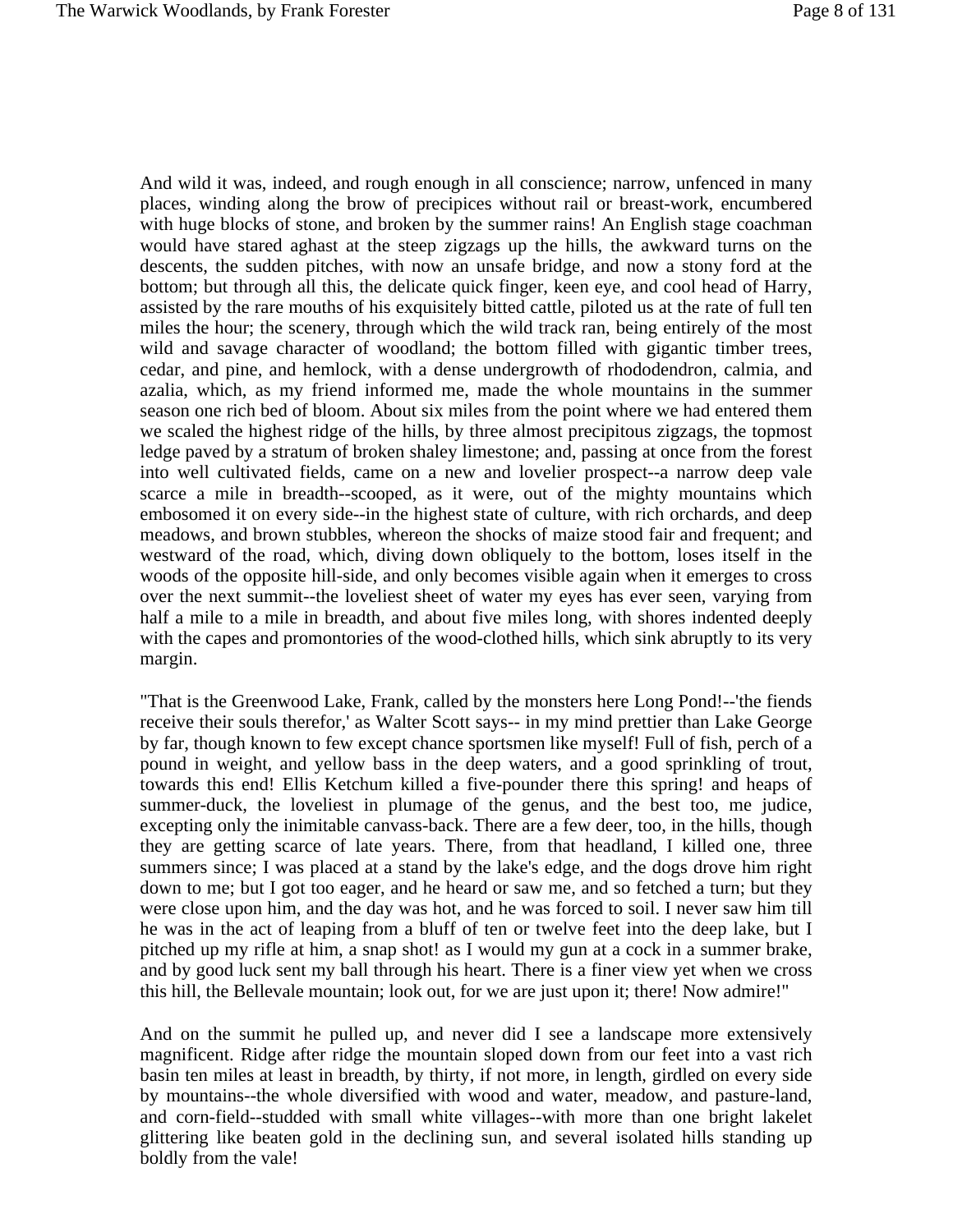And wild it was, indeed, and rough enough in all conscience; narrow, unfenced in many places, winding along the brow of precipices without rail or breast-work, encumbered with huge blocks of stone, and broken by the summer rains! An English stage coachman would have stared aghast at the steep zigzags up the hills, the awkward turns on the descents, the sudden pitches, with now an unsafe bridge, and now a stony ford at the bottom; but through all this, the delicate quick finger, keen eye, and cool head of Harry, assisted by the rare mouths of his exquisitely bitted cattle, piloted us at the rate of full ten miles the hour; the scenery, through which the wild track ran, being entirely of the most wild and savage character of woodland; the bottom filled with gigantic timber trees, cedar, and pine, and hemlock, with a dense undergrowth of rhododendron, calmia, and azalia, which, as my friend informed me, made the whole mountains in the summer season one rich bed of bloom. About six miles from the point where we had entered them we scaled the highest ridge of the hills, by three almost precipitous zigzags, the topmost ledge paved by a stratum of broken shaley limestone; and, passing at once from the forest into well cultivated fields, came on a new and lovelier prospect--a narrow deep vale scarce a mile in breadth--scooped, as it were, out of the mighty mountains which embosomed it on every side--in the highest state of culture, with rich orchards, and deep meadows, and brown stubbles, whereon the shocks of maize stood fair and frequent; and westward of the road, which, diving down obliquely to the bottom, loses itself in the woods of the opposite hill-side, and only becomes visible again when it emerges to cross over the next summit--the loveliest sheet of water my eyes has ever seen, varying from half a mile to a mile in breadth, and about five miles long, with shores indented deeply with the capes and promontories of the wood-clothed hills, which sink abruptly to its very margin.

"That is the Greenwood Lake, Frank, called by the monsters here Long Pond!--'the fiends receive their souls therefor,' as Walter Scott says-- in my mind prettier than Lake George by far, though known to few except chance sportsmen like myself! Full of fish, perch of a pound in weight, and yellow bass in the deep waters, and a good sprinkling of trout, towards this end! Ellis Ketchum killed a five-pounder there this spring! and heaps of summer-duck, the loveliest in plumage of the genus, and the best too, me judice, excepting only the inimitable canvass-back. There are a few deer, too, in the hills, though they are getting scarce of late years. There, from that headland, I killed one, three summers since; I was placed at a stand by the lake's edge, and the dogs drove him right down to me; but I got too eager, and he heard or saw me, and so fetched a turn; but they were close upon him, and the day was hot, and he was forced to soil. I never saw him till he was in the act of leaping from a bluff of ten or twelve feet into the deep lake, but I pitched up my rifle at him, a snap shot! as I would my gun at a cock in a summer brake, and by good luck sent my ball through his heart. There is a finer view yet when we cross this hill, the Bellevale mountain; look out, for we are just upon it; there! Now admire!"

And on the summit he pulled up, and never did I see a landscape more extensively magnificent. Ridge after ridge the mountain sloped down from our feet into a vast rich basin ten miles at least in breadth, by thirty, if not more, in length, girdled on every side by mountains--the whole diversified with wood and water, meadow, and pasture-land, and corn-field--studded with small white villages--with more than one bright lakelet glittering like beaten gold in the declining sun, and several isolated hills standing up boldly from the vale!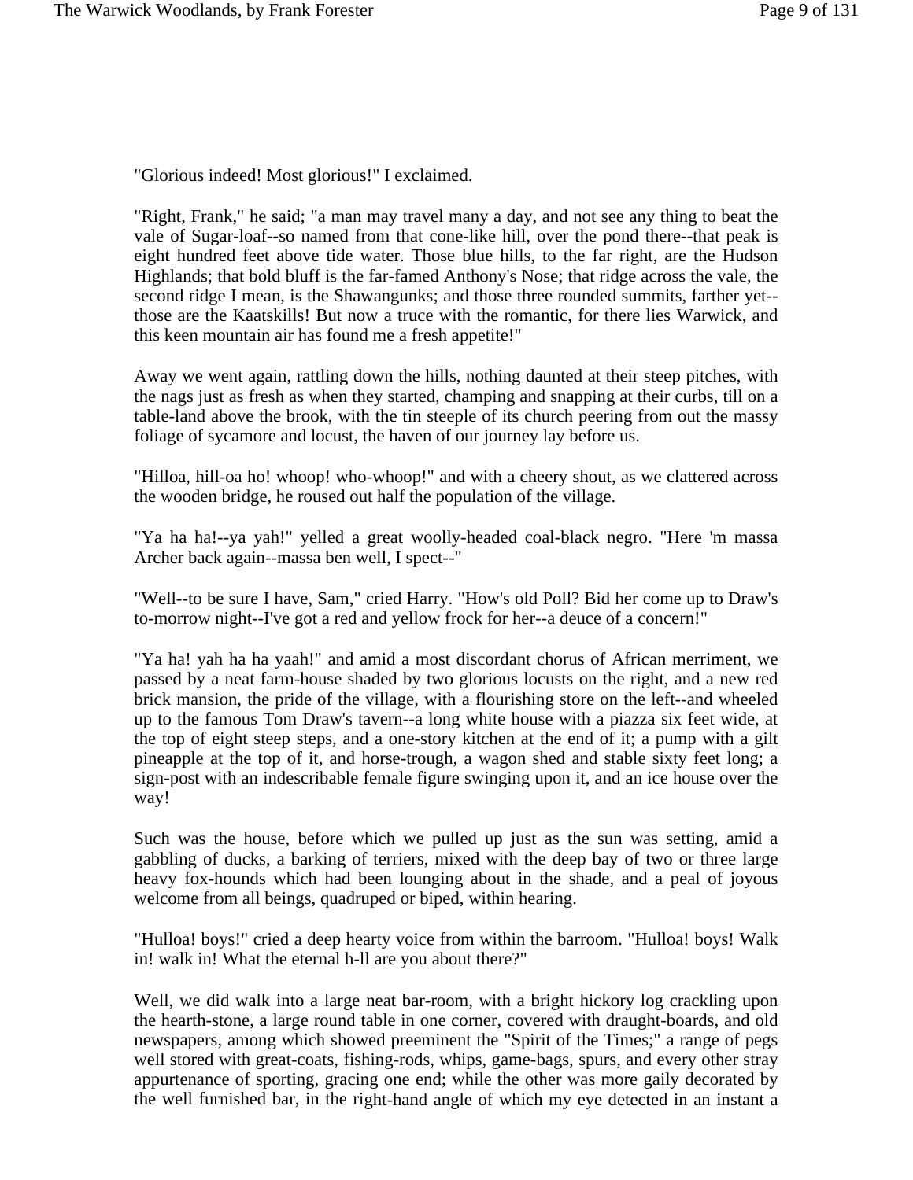"Glorious indeed! Most glorious!" I exclaimed.

"Right, Frank," he said; "a man may travel many a day, and not see any thing to beat the vale of Sugar-loaf--so named from that cone-like hill, over the pond there--that peak is eight hundred feet above tide water. Those blue hills, to the far right, are the Hudson Highlands; that bold bluff is the far-famed Anthony's Nose; that ridge across the vale, the second ridge I mean, is the Shawangunks; and those three rounded summits, farther yet--those are the Kaatskills! But now a truce with the romantic, for there lies Warwick, and this keen mountain air has found me a fresh appetite!"

Away we went again, rattling down the hills, nothing daunted at their steep pitches, with the nags just as fresh as when they started, champing and snapping at their curbs, till on a table-land above the brook, with the tin steeple of its church peering from out the massy foliage of sycamore and locust, the haven of our journey lay before us.

"Hilloa, hill-oa ho! whoop! who-whoop!" and with a cheery shout, as we clattered across the wooden bridge, he roused out half the population of the village.

"Ya ha ha!--ya yah!" yelled a great woolly-headed coal-black negro. "Here 'm massa Archer back again--massa ben well, I spect--"

"Well--to be sure I have, Sam," cried Harry. "How's old Poll? Bid her come up to Draw's to-morrow night--I've got a red and yellow frock for her--a deuce of a concern!"

"Ya ha! yah ha ha yaah!" and amid a most discordant chorus of African merriment, we passed by a neat farm-house shaded by two glorious locusts on the right, and a new red brick mansion, the pride of the village, with a flourishing store on the left--and wheeled up to the famous Tom Draw's tavern--a long white house with a piazza six feet wide, at the top of eight steep steps, and a one-story kitchen at the end of it; a pump with a gilt pineapple at the top of it, and horse-trough, a wagon shed and stable sixty feet long; a sign-post with an indescribable female figure swinging upon it, and an ice house over the way!

Such was the house, before which we pulled up just as the sun was setting, amid a gabbling of ducks, a barking of terriers, mixed with the deep bay of two or three large heavy fox-hounds which had been lounging about in the shade, and a peal of joyous welcome from all beings, quadruped or biped, within hearing.

"Hulloa! boys!" cried a deep hearty voice from within the barroom. "Hulloa! boys! Walk in! walk in! What the eternal h-ll are you about there?"

Well, we did walk into a large neat bar-room, with a bright hickory log crackling upon the hearth-stone, a large round table in one corner, covered with draught-boards, and old newspapers, among which showed preeminent the "Spirit of the Times;" a range of pegs well stored with great-coats, fishing-rods, whips, game-bags, spurs, and every other stray appurtenance of sporting, gracing one end; while the other was more gaily decorated by the well furnished bar, in the right-hand angle of which my eye detected in an instant a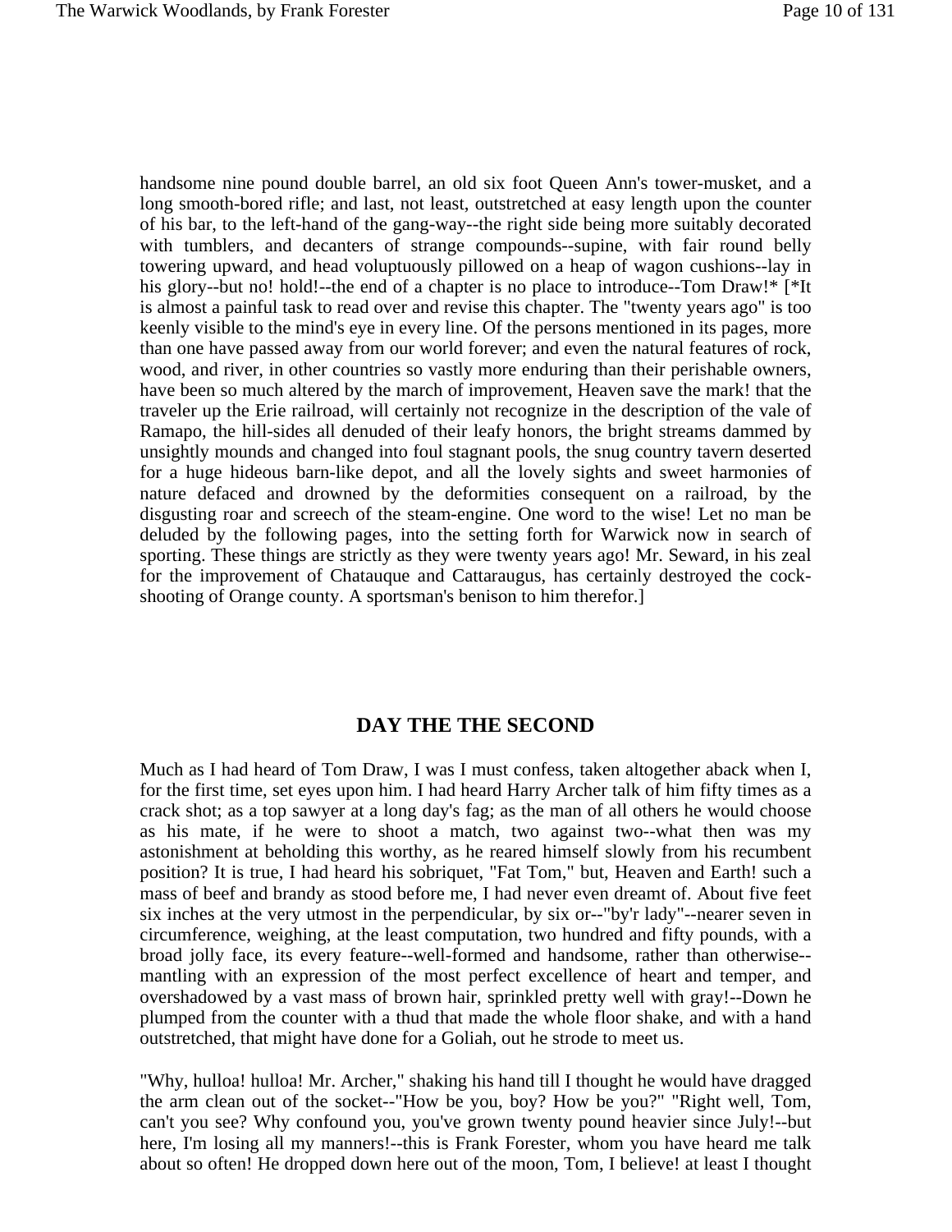handsome nine pound double barrel, an old six foot Queen Ann's tower-musket, and a long smooth-bored rifle; and last, not least, outstretched at easy length upon the counter of his bar, to the left-hand of the gang-way--the right side being more suitably decorated with tumblers, and decanters of strange compounds--supine, with fair round belly towering upward, and head voluptuously pillowed on a heap of wagon cushions--lay in his glory--but no! hold!--the end of a chapter is no place to introduce--Tom Draw!* [*It is almost a painful task to read over and revise this chapter. The "twenty years ago" is too keenly visible to the mind's eye in every line. Of the persons mentioned in its pages, more than one have passed away from our world forever; and even the natural features of rock, wood, and river, in other countries so vastly more enduring than their perishable owners, have been so much altered by the march of improvement, Heaven save the mark! that the traveler up the Erie railroad, will certainly not recognize in the description of the vale of Ramapo, the hill-sides all denuded of their leafy honors, the bright streams dammed by unsightly mounds and changed into foul stagnant pools, the snug country tavern deserted for a huge hideous barn-like depot, and all the lovely sights and sweet harmonies of nature defaced and drowned by the deformities consequent on a railroad, by the disgusting roar and screech of the steam-engine. One word to the wise! Let no man be deluded by the following pages, into the setting forth for Warwick now in search of sporting. These things are strictly as they were twenty years ago! Mr. Seward, in his zeal for the improvement of Chatauque and Cattaraugus, has certainly destroyed the cock-shooting of Orange county. A sportsman's benison to him therefor.]

## DAY THE THE SECOND

Much as I had heard of Tom Draw, I was I must confess, taken altogether aback when I, for the first time, set eyes upon him. I had heard Harry Archer talk of him fifty times as a crack shot; as a top sawyer at a long day's fag; as the man of all others he would choose as his mate, if he were to shoot a match, two against two--what then was my astonishment at beholding this worthy, as he reared himself slowly from his recumbent position? It is true, I had heard his sobriquet, "Fat Tom," but, Heaven and Earth! such a mass of beef and brandy as stood before me, I had never even dreamt of. About five feet six inches at the very utmost in the perpendicular, by six or--"by'r lady"--nearer seven in circumference, weighing, at the least computation, two hundred and fifty pounds, with a broad jolly face, its every feature--well-formed and handsome, rather than otherwise--mantling with an expression of the most perfect excellence of heart and temper, and overshadowed by a vast mass of brown hair, sprinkled pretty well with gray!--Down he plumped from the counter with a thud that made the whole floor shake, and with a hand outstretched, that might have done for a Goliah, out he strode to meet us.

"Why, hulloa! hulloa! Mr. Archer," shaking his hand till I thought he would have dragged the arm clean out of the socket--"How be you, boy? How be you?" "Right well, Tom, can't you see? Why confound you, you've grown twenty pound heavier since July!--but here, I'm losing all my manners!--this is Frank Forester, whom you have heard me talk about so often! He dropped down here out of the moon, Tom, I believe! at least I thought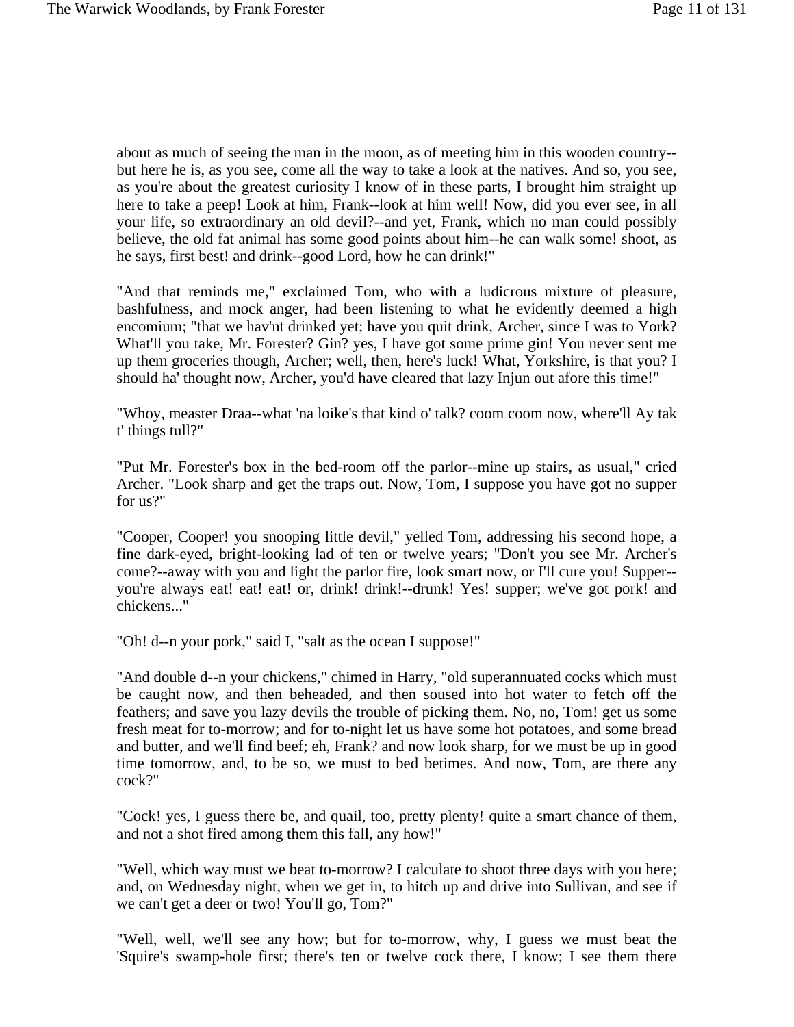about as much of seeing the man in the moon, as of meeting him in this wooden country--but here he is, as you see, come all the way to take a look at the natives. And so, you see, as you're about the greatest curiosity I know of in these parts, I brought him straight up here to take a peep! Look at him, Frank--look at him well! Now, did you ever see, in all your life, so extraordinary an old devil?--and yet, Frank, which no man could possibly believe, the old fat animal has some good points about him--he can walk some! shoot, as he says, first best! and drink--good Lord, how he can drink!"

"And that reminds me," exclaimed Tom, who with a ludicrous mixture of pleasure, bashfulness, and mock anger, had been listening to what he evidently deemed a high encomium; "that we hav'nt drinked yet; have you quit drink, Archer, since I was to York? What'll you take, Mr. Forester? Gin? yes, I have got some prime gin! You never sent me up them groceries though, Archer; well, then, here's luck! What, Yorkshire, is that you? I should ha' thought now, Archer, you'd have cleared that lazy Injun out afore this time!"

"Whoy, measter Draa--what 'na loike's that kind o' talk? coom coom now, where'll Ay tak t' things tull?"

"Put Mr. Forester's box in the bed-room off the parlor--mine up stairs, as usual," cried Archer. "Look sharp and get the traps out. Now, Tom, I suppose you have got no supper for us?"

"Cooper, Cooper! you snooping little devil," yelled Tom, addressing his second hope, a fine dark-eyed, bright-looking lad of ten or twelve years; "Don't you see Mr. Archer's come?--away with you and light the parlor fire, look smart now, or I'll cure you! Supper--you're always eat! eat! eat! or, drink! drink!--drunk! Yes! supper; we've got pork! and chickens..."

"Oh! d--n your pork," said I, "salt as the ocean I suppose!"

"And double d--n your chickens," chimed in Harry, "old superannuated cocks which must be caught now, and then beheaded, and then soused into hot water to fetch off the feathers; and save you lazy devils the trouble of picking them. No, no, Tom! get us some fresh meat for to-morrow; and for to-night let us have some hot potatoes, and some bread and butter, and we'll find beef; eh, Frank? and now look sharp, for we must be up in good time tomorrow, and, to be so, we must to bed betimes. And now, Tom, are there any cock?"

"Cock! yes, I guess there be, and quail, too, pretty plenty! quite a smart chance of them, and not a shot fired among them this fall, any how!"

"Well, which way must we beat to-morrow? I calculate to shoot three days with you here; and, on Wednesday night, when we get in, to hitch up and drive into Sullivan, and see if we can't get a deer or two! You'll go, Tom?"

"Well, well, we'll see any how; but for to-morrow, why, I guess we must beat the 'Squire's swamp-hole first; there's ten or twelve cock there, I know; I see them there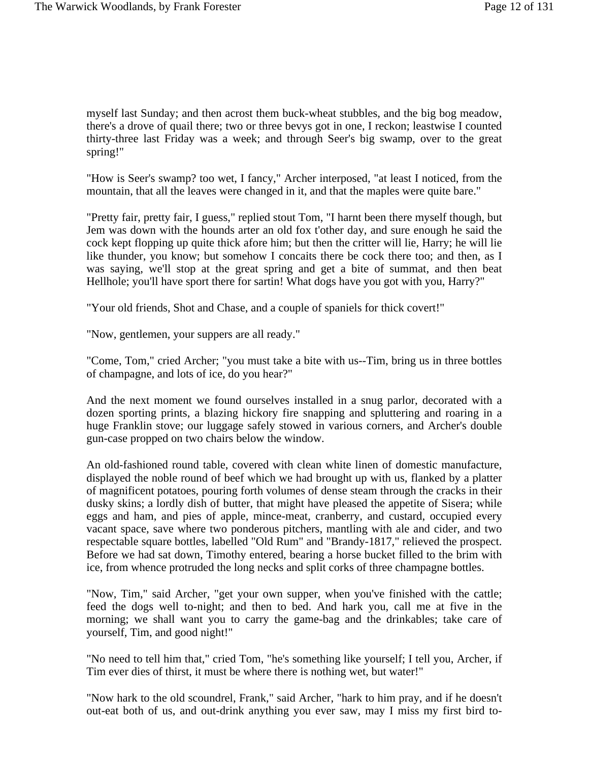myself last Sunday; and then acrost them buck-wheat stubbles, and the big bog meadow, there's a drove of quail there; two or three bevys got in one, I reckon; leastwise I counted thirty-three last Friday was a week; and through Seer's big swamp, over to the great spring!"

"How is Seer's swamp? too wet, I fancy," Archer interposed, "at least I noticed, from the mountain, that all the leaves were changed in it, and that the maples were quite bare."

"Pretty fair, pretty fair, I guess," replied stout Tom, "I harnt been there myself though, but Jem was down with the hounds arter an old fox t'other day, and sure enough he said the cock kept flopping up quite thick afore him; but then the critter will lie, Harry; he will lie like thunder, you know; but somehow I concaits there be cock there too; and then, as I was saying, we'll stop at the great spring and get a bite of summat, and then beat Hellhole; you'll have sport there for sartin! What dogs have you got with you, Harry?"

"Your old friends, Shot and Chase, and a couple of spaniels for thick covert!"

"Now, gentlemen, your suppers are all ready."

"Come, Tom," cried Archer; "you must take a bite with us--Tim, bring us in three bottles of champagne, and lots of ice, do you hear?"

And the next moment we found ourselves installed in a snug parlor, decorated with a dozen sporting prints, a blazing hickory fire snapping and spluttering and roaring in a huge Franklin stove; our luggage safely stowed in various corners, and Archer's double gun-case propped on two chairs below the window.

An old-fashioned round table, covered with clean white linen of domestic manufacture, displayed the noble round of beef which we had brought up with us, flanked by a platter of magnificent potatoes, pouring forth volumes of dense steam through the cracks in their dusky skins; a lordly dish of butter, that might have pleased the appetite of Sisera; while eggs and ham, and pies of apple, mince-meat, cranberry, and custard, occupied every vacant space, save where two ponderous pitchers, mantling with ale and cider, and two respectable square bottles, labelled "Old Rum" and "Brandy-1817," relieved the prospect. Before we had sat down, Timothy entered, bearing a horse bucket filled to the brim with ice, from whence protruded the long necks and split corks of three champagne bottles.

"Now, Tim," said Archer, "get your own supper, when you've finished with the cattle; feed the dogs well to-night; and then to bed. And hark you, call me at five in the morning; we shall want you to carry the game-bag and the drinkables; take care of yourself, Tim, and good night!"

"No need to tell him that," cried Tom, "he's something like yourself; I tell you, Archer, if Tim ever dies of thirst, it must be where there is nothing wet, but water!"

"Now hark to the old scoundrel, Frank," said Archer, "hark to him pray, and if he doesn't out-eat both of us, and out-drink anything you ever saw, may I miss my first bird to-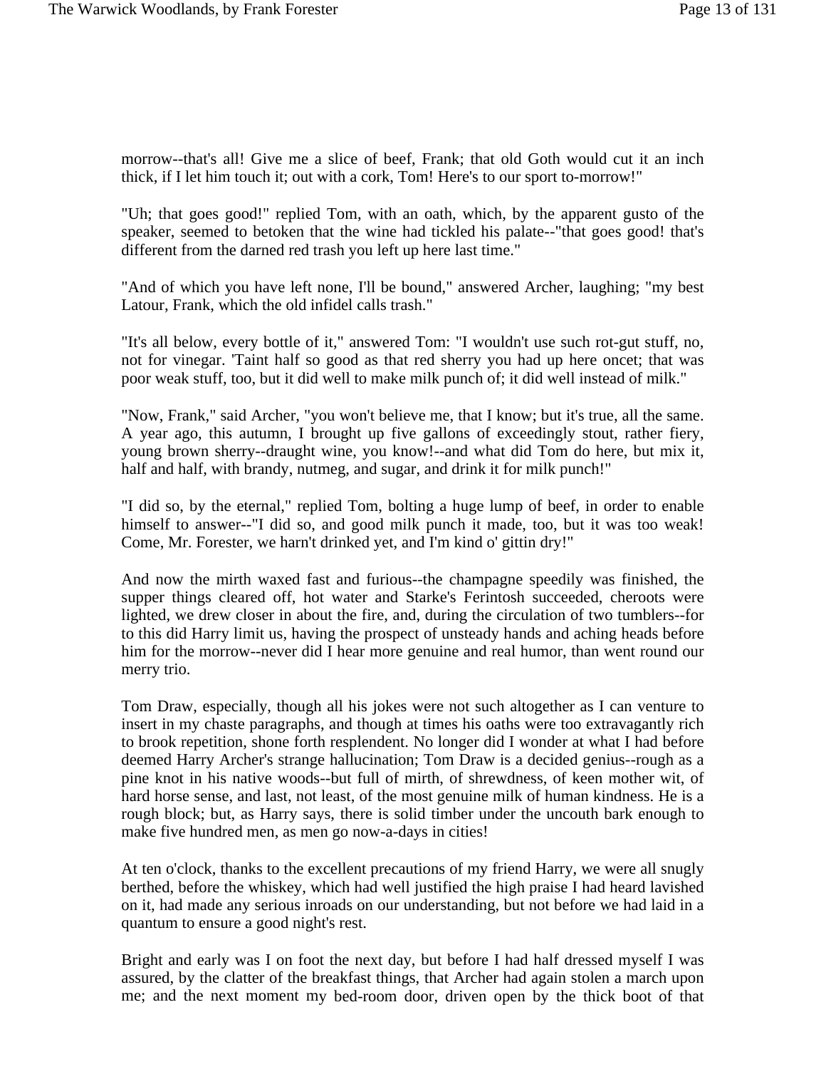morrow--that's all! Give me a slice of beef, Frank; that old Goth would cut it an inch thick, if I let him touch it; out with a cork, Tom! Here's to our sport to-morrow!"

"Uh; that goes good!" replied Tom, with an oath, which, by the apparent gusto of the speaker, seemed to betoken that the wine had tickled his palate--"that goes good! that's different from the darned red trash you left up here last time."

"And of which you have left none, I'll be bound," answered Archer, laughing; "my best Latour, Frank, which the old infidel calls trash."

"It's all below, every bottle of it," answered Tom: "I wouldn't use such rot-gut stuff, no, not for vinegar. 'Taint half so good as that red sherry you had up here oncet; that was poor weak stuff, too, but it did well to make milk punch of; it did well instead of milk."

"Now, Frank," said Archer, "you won't believe me, that I know; but it's true, all the same. A year ago, this autumn, I brought up five gallons of exceedingly stout, rather fiery, young brown sherry--draught wine, you know!--and what did Tom do here, but mix it, half and half, with brandy, nutmeg, and sugar, and drink it for milk punch!"

"I did so, by the eternal," replied Tom, bolting a huge lump of beef, in order to enable himself to answer--"I did so, and good milk punch it made, too, but it was too weak! Come, Mr. Forester, we harn't drinked yet, and I'm kind o' gittin dry!"

And now the mirth waxed fast and furious--the champagne speedily was finished, the supper things cleared off, hot water and Starke's Ferintosh succeeded, cheroots were lighted, we drew closer in about the fire, and, during the circulation of two tumblers--for to this did Harry limit us, having the prospect of unsteady hands and aching heads before him for the morrow--never did I hear more genuine and real humor, than went round our merry trio.

Tom Draw, especially, though all his jokes were not such altogether as I can venture to insert in my chaste paragraphs, and though at times his oaths were too extravagantly rich to brook repetition, shone forth resplendent. No longer did I wonder at what I had before deemed Harry Archer's strange hallucination; Tom Draw is a decided genius--rough as a pine knot in his native woods--but full of mirth, of shrewdness, of keen mother wit, of hard horse sense, and last, not least, of the most genuine milk of human kindness. He is a rough block; but, as Harry says, there is solid timber under the uncouth bark enough to make five hundred men, as men go now-a-days in cities!

At ten o'clock, thanks to the excellent precautions of my friend Harry, we were all snugly berthed, before the whiskey, which had well justified the high praise I had heard lavished on it, had made any serious inroads on our understanding, but not before we had laid in a quantum to ensure a good night's rest.

Bright and early was I on foot the next day, but before I had half dressed myself I was assured, by the clatter of the breakfast things, that Archer had again stolen a march upon me; and the next moment my bed-room door, driven open by the thick boot of that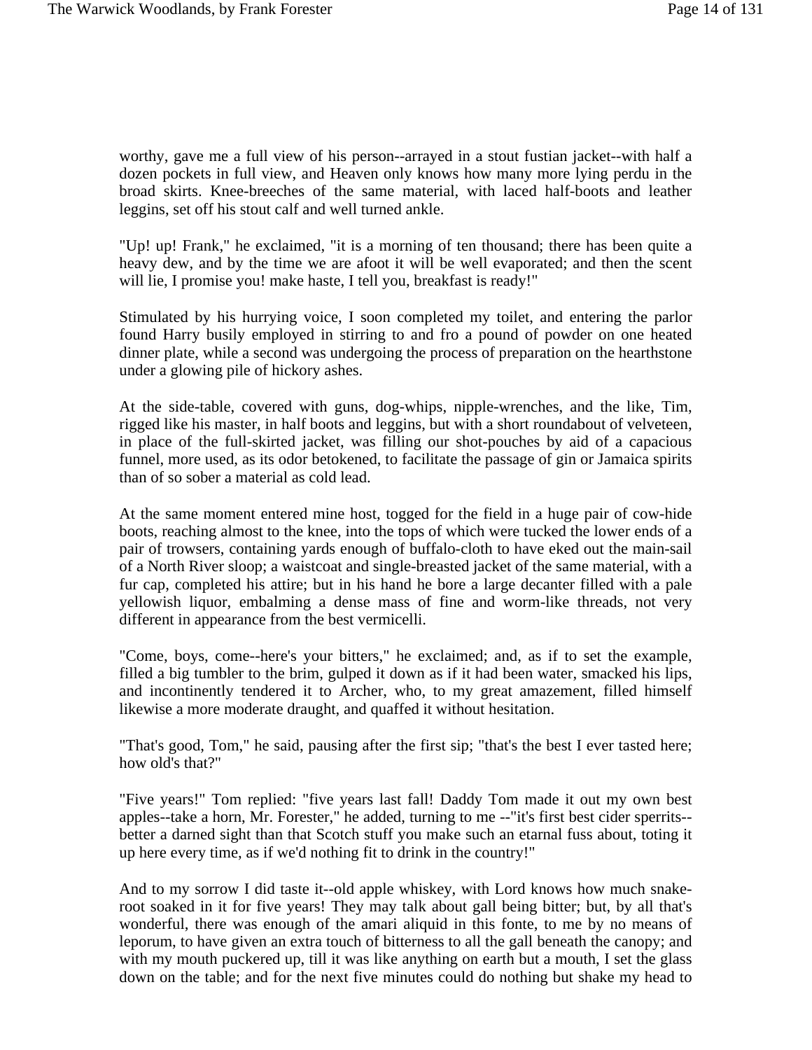worthy, gave me a full view of his person--arrayed in a stout fustian jacket--with half a dozen pockets in full view, and Heaven only knows how many more lying perdu in the broad skirts. Knee-breeches of the same material, with laced half-boots and leather leggins, set off his stout calf and well turned ankle.

"Up! up! Frank," he exclaimed, "it is a morning of ten thousand; there has been quite a heavy dew, and by the time we are afoot it will be well evaporated; and then the scent will lie, I promise you! make haste, I tell you, breakfast is ready!"

Stimulated by his hurrying voice, I soon completed my toilet, and entering the parlor found Harry busily employed in stirring to and fro a pound of powder on one heated dinner plate, while a second was undergoing the process of preparation on the hearthstone under a glowing pile of hickory ashes.

At the side-table, covered with guns, dog-whips, nipple-wrenches, and the like, Tim, rigged like his master, in half boots and leggins, but with a short roundabout of velveteen, in place of the full-skirted jacket, was filling our shot-pouches by aid of a capacious funnel, more used, as its odor betokened, to facilitate the passage of gin or Jamaica spirits than of so sober a material as cold lead.

At the same moment entered mine host, togged for the field in a huge pair of cow-hide boots, reaching almost to the knee, into the tops of which were tucked the lower ends of a pair of trowsers, containing yards enough of buffalo-cloth to have eked out the main-sail of a North River sloop; a waistcoat and single-breasted jacket of the same material, with a fur cap, completed his attire; but in his hand he bore a large decanter filled with a pale yellowish liquor, embalming a dense mass of fine and worm-like threads, not very different in appearance from the best vermicelli.

"Come, boys, come--here's your bitters," he exclaimed; and, as if to set the example, filled a big tumbler to the brim, gulped it down as if it had been water, smacked his lips, and incontinently tendered it to Archer, who, to my great amazement, filled himself likewise a more moderate draught, and quaffed it without hesitation.

"That's good, Tom," he said, pausing after the first sip; "that's the best I ever tasted here; how old's that?"

"Five years!" Tom replied: "five years last fall! Daddy Tom made it out my own best apples--take a horn, Mr. Forester," he added, turning to me --"it's first best cider sperrits--better a darned sight than that Scotch stuff you make such an etarnal fuss about, toting it up here every time, as if we'd nothing fit to drink in the country!"

And to my sorrow I did taste it--old apple whiskey, with Lord knows how much snake-root soaked in it for five years! They may talk about gall being bitter; but, by all that's wonderful, there was enough of the amari aliquid in this fonte, to me by no means of leporum, to have given an extra touch of bitterness to all the gall beneath the canopy; and with my mouth puckered up, till it was like anything on earth but a mouth, I set the glass down on the table; and for the next five minutes could do nothing but shake my head to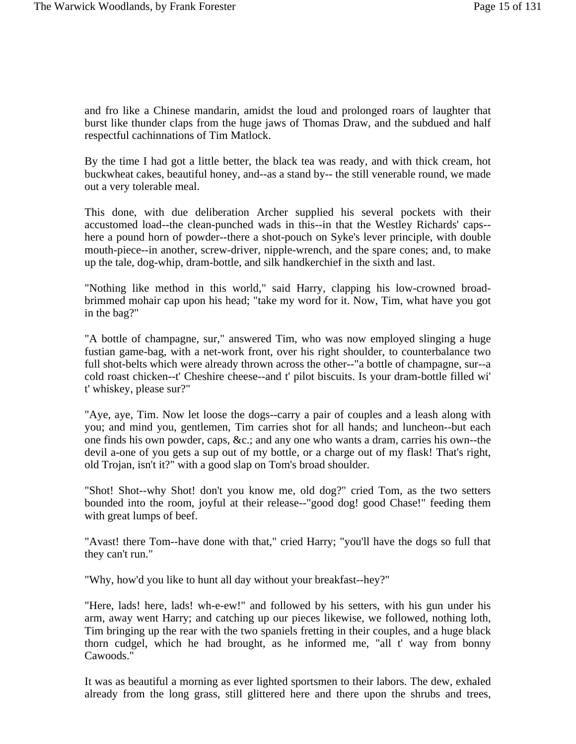and fro like a Chinese mandarin, amidst the loud and prolonged roars of laughter that burst like thunder claps from the huge jaws of Thomas Draw, and the subdued and half respectful cachinnations of Tim Matlock.

By the time I had got a little better, the black tea was ready, and with thick cream, hot buckwheat cakes, beautiful honey, and--as a stand by-- the still venerable round, we made out a very tolerable meal.

This done, with due deliberation Archer supplied his several pockets with their accustomed load--the clean-punched wads in this--in that the Westley Richards' caps--here a pound horn of powder--there a shot-pouch on Syke's lever principle, with double mouth-piece--in another, screw-driver, nipple-wrench, and the spare cones; and, to make up the tale, dog-whip, dram-bottle, and silk handkerchief in the sixth and last.

"Nothing like method in this world," said Harry, clapping his low-crowned broad-brimmed mohair cap upon his head; "take my word for it. Now, Tim, what have you got in the bag?"

"A bottle of champagne, sur," answered Tim, who was now employed slinging a huge fustian game-bag, with a net-work front, over his right shoulder, to counterbalance two full shot-belts which were already thrown across the other--"a bottle of champagne, sur--a cold roast chicken--t' Cheshire cheese--and t' pilot biscuits. Is your dram-bottle filled wi' t' whiskey, please sur?"

"Aye, aye, Tim. Now let loose the dogs--carry a pair of couples and a leash along with you; and mind you, gentlemen, Tim carries shot for all hands; and luncheon--but each one finds his own powder, caps, &c.; and any one who wants a dram, carries his own--the devil a-one of you gets a sup out of my bottle, or a charge out of my flask! That's right, old Trojan, isn't it?" with a good slap on Tom's broad shoulder.

"Shot! Shot--why Shot! don't you know me, old dog?" cried Tom, as the two setters bounded into the room, joyful at their release--"good dog! good Chase!" feeding them with great lumps of beef.

"Avast! there Tom--have done with that," cried Harry; "you'll have the dogs so full that they can't run."

"Why, how'd you like to hunt all day without your breakfast--hey?"

"Here, lads! here, lads! wh-e-ew!" and followed by his setters, with his gun under his arm, away went Harry; and catching up our pieces likewise, we followed, nothing loth, Tim bringing up the rear with the two spaniels fretting in their couples, and a huge black thorn cudgel, which he had brought, as he informed me, "all t' way from bonny Cawoods."

It was as beautiful a morning as ever lighted sportsmen to their labors. The dew, exhaled already from the long grass, still glittered here and there upon the shrubs and trees,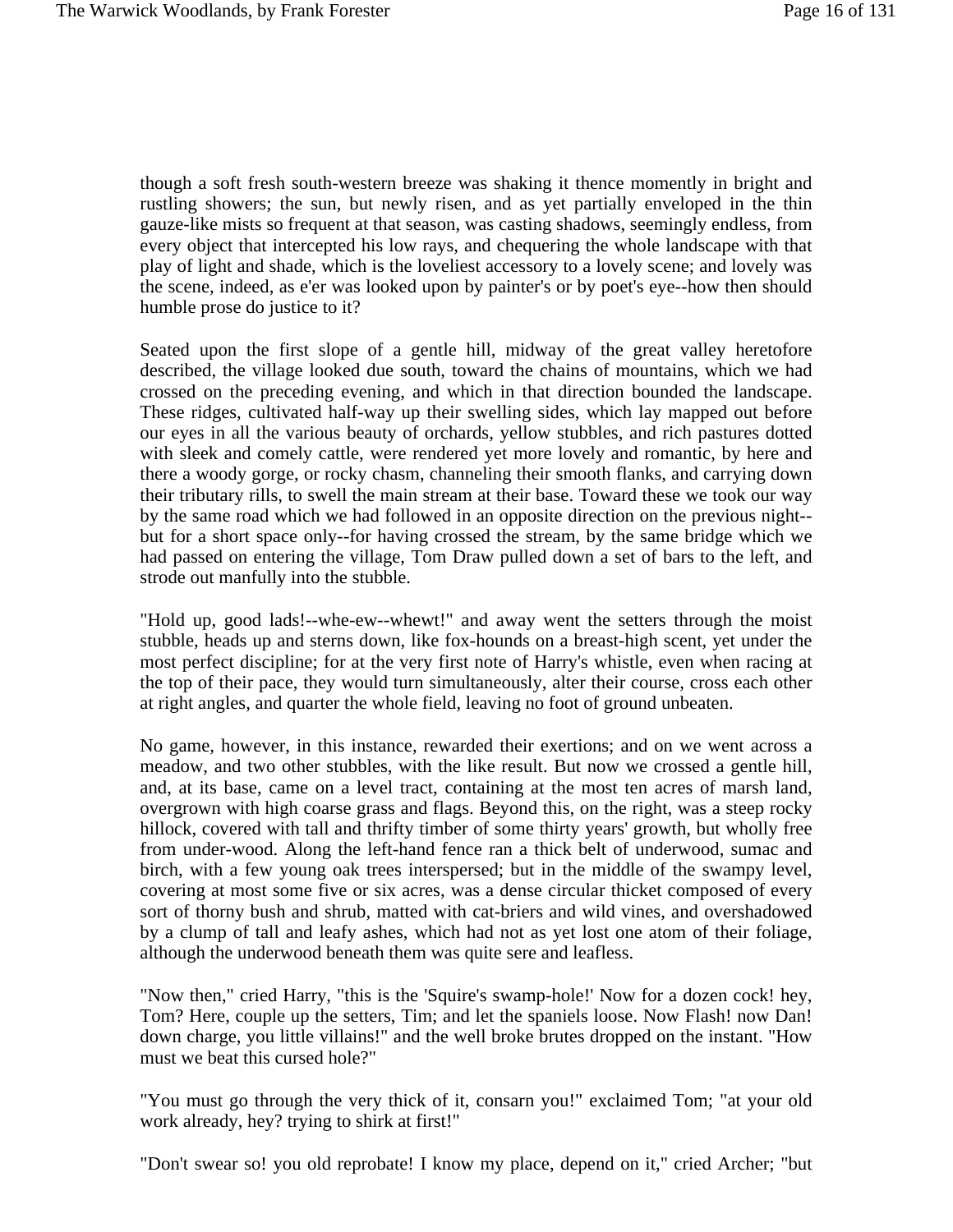though a soft fresh south-western breeze was shaking it thence momently in bright and rustling showers; the sun, but newly risen, and as yet partially enveloped in the thin gauze-like mists so frequent at that season, was casting shadows, seemingly endless, from every object that intercepted his low rays, and chequering the whole landscape with that play of light and shade, which is the loveliest accessory to a lovely scene; and lovely was the scene, indeed, as e'er was looked upon by painter's or by poet's eye--how then should humble prose do justice to it?

Seated upon the first slope of a gentle hill, midway of the great valley heretofore described, the village looked due south, toward the chains of mountains, which we had crossed on the preceding evening, and which in that direction bounded the landscape. These ridges, cultivated half-way up their swelling sides, which lay mapped out before our eyes in all the various beauty of orchards, yellow stubbles, and rich pastures dotted with sleek and comely cattle, were rendered yet more lovely and romantic, by here and there a woody gorge, or rocky chasm, channeling their smooth flanks, and carrying down their tributary rills, to swell the main stream at their base. Toward these we took our way by the same road which we had followed in an opposite direction on the previous night--but for a short space only--for having crossed the stream, by the same bridge which we had passed on entering the village, Tom Draw pulled down a set of bars to the left, and strode out manfully into the stubble.

"Hold up, good lads!--whe-ew--whewt!" and away went the setters through the moist stubble, heads up and sterns down, like fox-hounds on a breast-high scent, yet under the most perfect discipline; for at the very first note of Harry's whistle, even when racing at the top of their pace, they would turn simultaneously, alter their course, cross each other at right angles, and quarter the whole field, leaving no foot of ground unbeaten.

No game, however, in this instance, rewarded their exertions; and on we went across a meadow, and two other stubbles, with the like result. But now we crossed a gentle hill, and, at its base, came on a level tract, containing at the most ten acres of marsh land, overgrown with high coarse grass and flags. Beyond this, on the right, was a steep rocky hillock, covered with tall and thrifty timber of some thirty years' growth, but wholly free from under-wood. Along the left-hand fence ran a thick belt of underwood, sumac and birch, with a few young oak trees interspersed; but in the middle of the swampy level, covering at most some five or six acres, was a dense circular thicket composed of every sort of thorny bush and shrub, matted with cat-briers and wild vines, and overshadowed by a clump of tall and leafy ashes, which had not as yet lost one atom of their foliage, although the underwood beneath them was quite sere and leafless.

"Now then," cried Harry, "this is the 'Squire's swamp-hole!' Now for a dozen cock! hey, Tom? Here, couple up the setters, Tim; and let the spaniels loose. Now Flash! now Dan! down charge, you little villains!" and the well broke brutes dropped on the instant. "How must we beat this cursed hole?"

"You must go through the very thick of it, consarn you!" exclaimed Tom; "at your old work already, hey? trying to shirk at first!"

"Don't swear so! you old reprobate! I know my place, depend on it," cried Archer; "but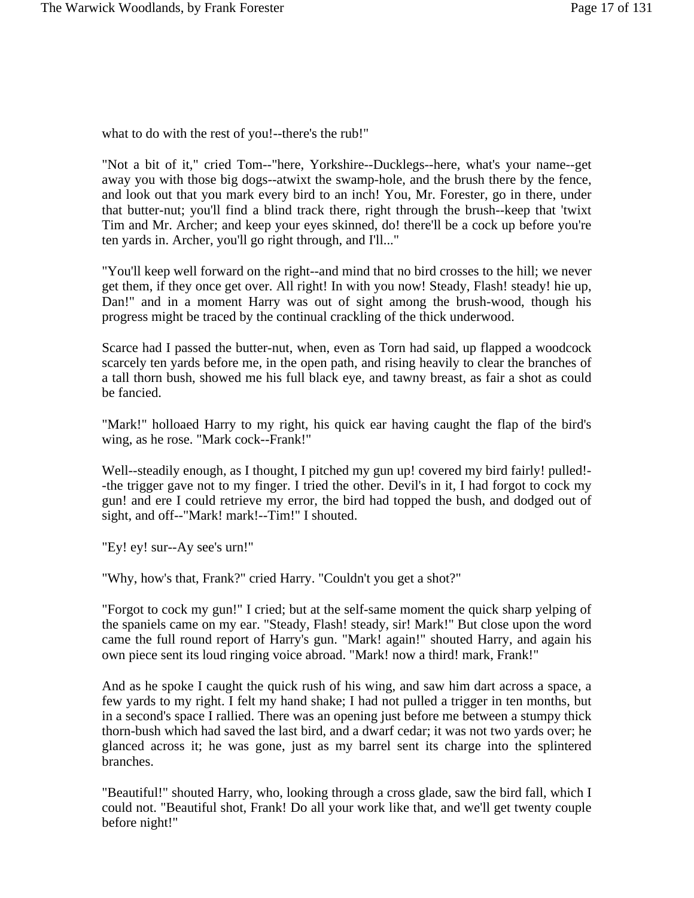what to do with the rest of you!--there's the rub!"

"Not a bit of it," cried Tom--"here, Yorkshire--Ducklegs--here, what's your name--get away you with those big dogs--atwixt the swamp-hole, and the brush there by the fence, and look out that you mark every bird to an inch! You, Mr. Forester, go in there, under that butter-nut; you'll find a blind track there, right through the brush--keep that 'twixt Tim and Mr. Archer; and keep your eyes skinned, do! there'll be a cock up before you're ten yards in. Archer, you'll go right through, and I'll..."

"You'll keep well forward on the right--and mind that no bird crosses to the hill; we never get them, if they once get over. All right! In with you now! Steady, Flash! steady! hie up, Dan!" and in a moment Harry was out of sight among the brush-wood, though his progress might be traced by the continual crackling of the thick underwood.

Scarce had I passed the butter-nut, when, even as Torn had said, up flapped a woodcock scarcely ten yards before me, in the open path, and rising heavily to clear the branches of a tall thorn bush, showed me his full black eye, and tawny breast, as fair a shot as could be fancied.

"Mark!" holloaed Harry to my right, his quick ear having caught the flap of the bird's wing, as he rose. "Mark cock--Frank!"

Well--steadily enough, as I thought, I pitched my gun up! covered my bird fairly! pulled!--the trigger gave not to my finger. I tried the other. Devil's in it, I had forgot to cock my gun! and ere I could retrieve my error, the bird had topped the bush, and dodged out of sight, and off--"Mark! mark!--Tim!" I shouted.

"Ey! ey! sur--Ay see's urn!"

"Why, how's that, Frank?" cried Harry. "Couldn't you get a shot?"

"Forgot to cock my gun!" I cried; but at the self-same moment the quick sharp yelping of the spaniels came on my ear. "Steady, Flash! steady, sir! Mark!" But close upon the word came the full round report of Harry's gun. "Mark! again!" shouted Harry, and again his own piece sent its loud ringing voice abroad. "Mark! now a third! mark, Frank!"

And as he spoke I caught the quick rush of his wing, and saw him dart across a space, a few yards to my right. I felt my hand shake; I had not pulled a trigger in ten months, but in a second's space I rallied. There was an opening just before me between a stumpy thick thorn-bush which had saved the last bird, and a dwarf cedar; it was not two yards over; he glanced across it; he was gone, just as my barrel sent its charge into the splintered branches.

"Beautiful!" shouted Harry, who, looking through a cross glade, saw the bird fall, which I could not. "Beautiful shot, Frank! Do all your work like that, and we'll get twenty couple before night!"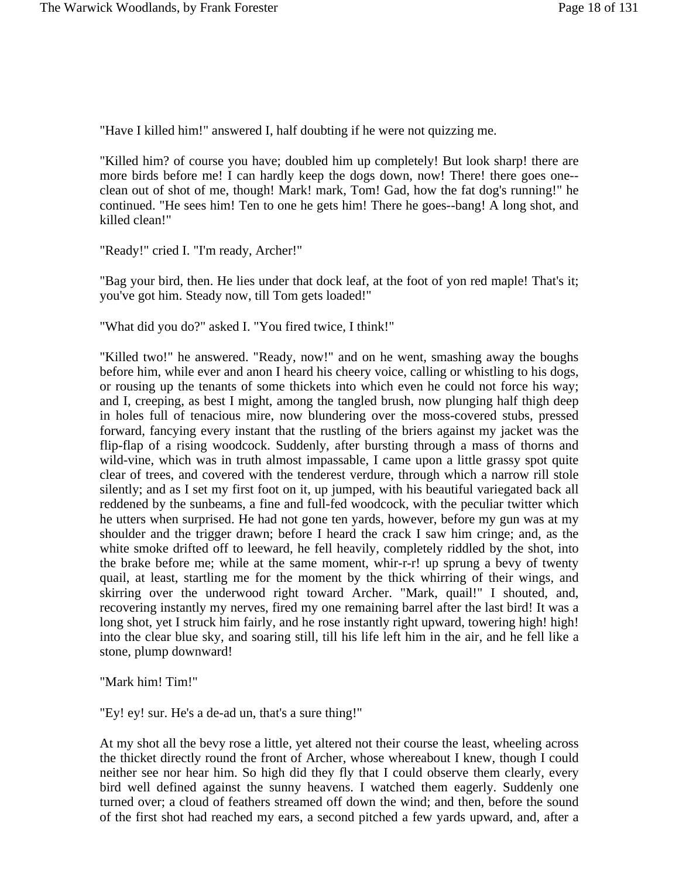"Have I killed him!" answered I, half doubting if he were not quizzing me.

"Killed him? of course you have; doubled him up completely! But look sharp! there are more birds before me! I can hardly keep the dogs down, now! There! there goes one--clean out of shot of me, though! Mark! mark, Tom! Gad, how the fat dog's running!" he continued. "He sees him! Ten to one he gets him! There he goes--bang! A long shot, and killed clean!"

"Ready!" cried I. "I'm ready, Archer!"

"Bag your bird, then. He lies under that dock leaf, at the foot of yon red maple! That's it; you've got him. Steady now, till Tom gets loaded!"

"What did you do?" asked I. "You fired twice, I think!"

"Killed two!" he answered. "Ready, now!" and on he went, smashing away the boughs before him, while ever and anon I heard his cheery voice, calling or whistling to his dogs, or rousing up the tenants of some thickets into which even he could not force his way; and I, creeping, as best I might, among the tangled brush, now plunging half thigh deep in holes full of tenacious mire, now blundering over the moss-covered stubs, pressed forward, fancying every instant that the rustling of the briers against my jacket was the flip-flap of a rising woodcock. Suddenly, after bursting through a mass of thorns and wild-vine, which was in truth almost impassable, I came upon a little grassy spot quite clear of trees, and covered with the tenderest verdure, through which a narrow rill stole silently; and as I set my first foot on it, up jumped, with his beautiful variegated back all reddened by the sunbeams, a fine and full-fed woodcock, with the peculiar twitter which he utters when surprised. He had not gone ten yards, however, before my gun was at my shoulder and the trigger drawn; before I heard the crack I saw him cringe; and, as the white smoke drifted off to leeward, he fell heavily, completely riddled by the shot, into the brake before me; while at the same moment, whir-r-r! up sprung a bevy of twenty quail, at least, startling me for the moment by the thick whirring of their wings, and skirring over the underwood right toward Archer. "Mark, quail!" I shouted, and, recovering instantly my nerves, fired my one remaining barrel after the last bird! It was a long shot, yet I struck him fairly, and he rose instantly right upward, towering high! high! into the clear blue sky, and soaring still, till his life left him in the air, and he fell like a stone, plump downward!

"Mark him! Tim!"

"Ey! ey! sur. He's a de-ad un, that's a sure thing!"

At my shot all the bevy rose a little, yet altered not their course the least, wheeling across the thicket directly round the front of Archer, whose whereabout I knew, though I could neither see nor hear him. So high did they fly that I could observe them clearly, every bird well defined against the sunny heavens. I watched them eagerly. Suddenly one turned over; a cloud of feathers streamed off down the wind; and then, before the sound of the first shot had reached my ears, a second pitched a few yards upward, and, after a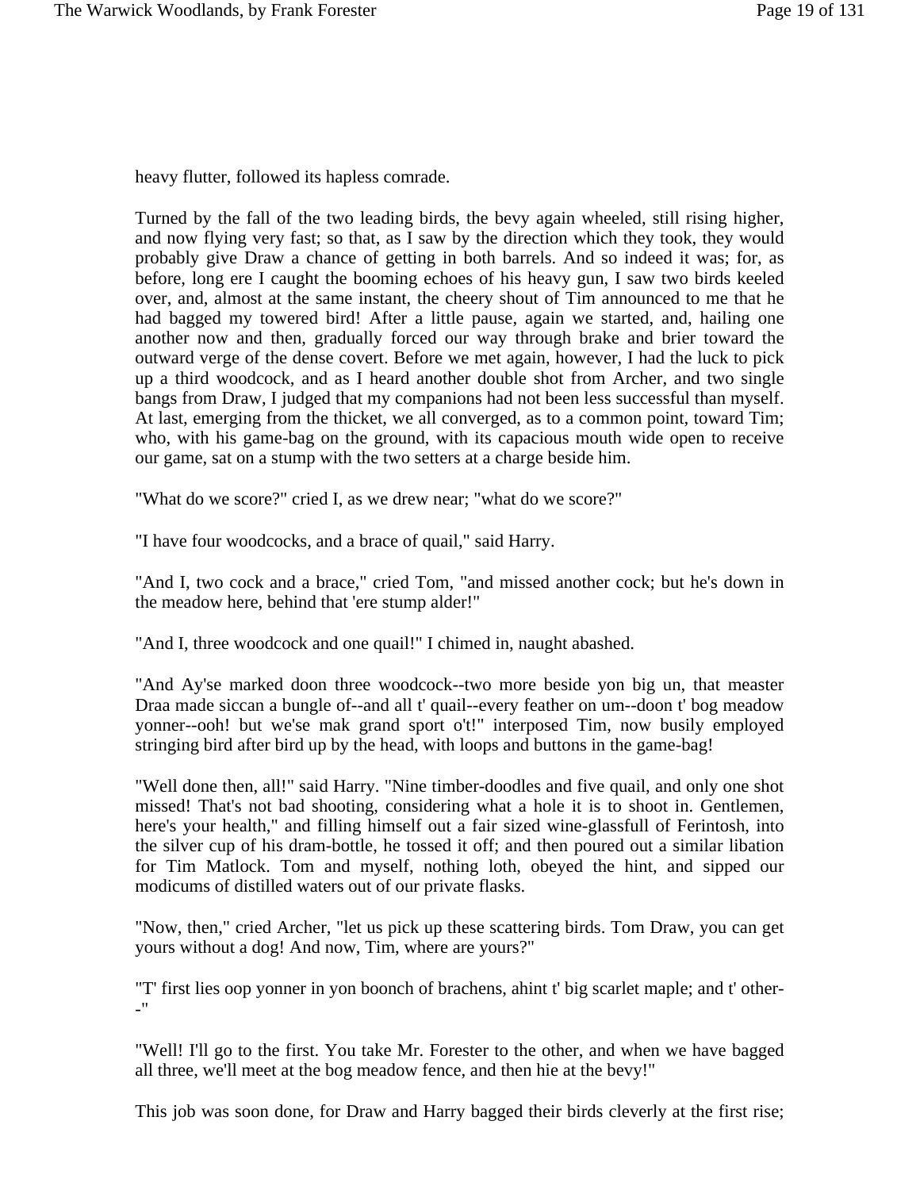heavy flutter, followed its hapless comrade.

Turned by the fall of the two leading birds, the bevy again wheeled, still rising higher, and now flying very fast; so that, as I saw by the direction which they took, they would probably give Draw a chance of getting in both barrels. And so indeed it was; for, as before, long ere I caught the booming echoes of his heavy gun, I saw two birds keeled over, and, almost at the same instant, the cheery shout of Tim announced to me that he had bagged my towered bird! After a little pause, again we started, and, hailing one another now and then, gradually forced our way through brake and brier toward the outward verge of the dense covert. Before we met again, however, I had the luck to pick up a third woodcock, and as I heard another double shot from Archer, and two single bangs from Draw, I judged that my companions had not been less successful than myself. At last, emerging from the thicket, we all converged, as to a common point, toward Tim; who, with his game-bag on the ground, with its capacious mouth wide open to receive our game, sat on a stump with the two setters at a charge beside him.

"What do we score?" cried I, as we drew near; "what do we score?"

"I have four woodcocks, and a brace of quail," said Harry.

"And I, two cock and a brace," cried Tom, "and missed another cock; but he's down in the meadow here, behind that 'ere stump alder!"

"And I, three woodcock and one quail!" I chimed in, naught abashed.

"And Ay'se marked doon three woodcock--two more beside yon big un, that measter Draa made siccan a bungle of--and all t' quail--every feather on um--doon t' bog meadow yonner--ooh! but we'se mak grand sport o't!" interposed Tim, now busily employed stringing bird after bird up by the head, with loops and buttons in the game-bag!

"Well done then, all!" said Harry. "Nine timber-doodles and five quail, and only one shot missed! That's not bad shooting, considering what a hole it is to shoot in. Gentlemen, here's your health," and filling himself out a fair sized wine-glassfull of Ferintosh, into the silver cup of his dram-bottle, he tossed it off; and then poured out a similar libation for Tim Matlock. Tom and myself, nothing loth, obeyed the hint, and sipped our modicums of distilled waters out of our private flasks.

"Now, then," cried Archer, "let us pick up these scattering birds. Tom Draw, you can get yours without a dog! And now, Tim, where are yours?"

"T' first lies oop yonner in yon boonch of brachens, ahint t' big scarlet maple; and t' other--"

"Well! I'll go to the first. You take Mr. Forester to the other, and when we have bagged all three, we'll meet at the bog meadow fence, and then hie at the bevy!"

This job was soon done, for Draw and Harry bagged their birds cleverly at the first rise;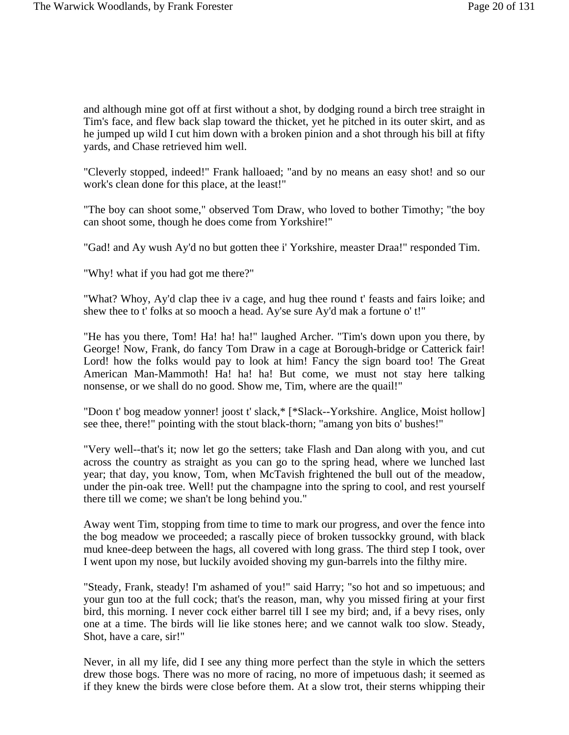and although mine got off at first without a shot, by dodging round a birch tree straight in Tim's face, and flew back slap toward the thicket, yet he pitched in its outer skirt, and as he jumped up wild I cut him down with a broken pinion and a shot through his bill at fifty yards, and Chase retrieved him well.

"Cleverly stopped, indeed!" Frank halloaed; "and by no means an easy shot! and so our work's clean done for this place, at the least!"

"The boy can shoot some," observed Tom Draw, who loved to bother Timothy; "the boy can shoot some, though he does come from Yorkshire!"

"Gad! and Ay wush Ay'd no but gotten thee i' Yorkshire, measter Draa!" responded Tim.

"Why! what if you had got me there?"

"What? Whoy, Ay'd clap thee iv a cage, and hug thee round t' feasts and fairs loike; and shew thee to t' folks at so mooch a head. Ay'se sure Ay'd mak a fortune o' t!"

"He has you there, Tom! Ha! ha! ha!" laughed Archer. "Tim's down upon you there, by George! Now, Frank, do fancy Tom Draw in a cage at Borough-bridge or Catterick fair! Lord! how the folks would pay to look at him! Fancy the sign board too! The Great American Man-Mammoth! Ha! ha! ha! But come, we must not stay here talking nonsense, or we shall do no good. Show me, Tim, where are the quail!"

"Doon t' bog meadow yonner! joost t' slack,* [*Slack--Yorkshire. Anglice, Moist hollow] see thee, there!" pointing with the stout black-thorn; "amang yon bits o' bushes!"

"Very well--that's it; now let go the setters; take Flash and Dan along with you, and cut across the country as straight as you can go to the spring head, where we lunched last year; that day, you know, Tom, when McTavish frightened the bull out of the meadow, under the pin-oak tree. Well! put the champagne into the spring to cool, and rest yourself there till we come; we shan't be long behind you."

Away went Tim, stopping from time to time to mark our progress, and over the fence into the bog meadow we proceeded; a rascally piece of broken tussockky ground, with black mud knee-deep between the hags, all covered with long grass. The third step I took, over I went upon my nose, but luckily avoided shoving my gun-barrels into the filthy mire.

"Steady, Frank, steady! I'm ashamed of you!" said Harry; "so hot and so impetuous; and your gun too at the full cock; that's the reason, man, why you missed firing at your first bird, this morning. I never cock either barrel till I see my bird; and, if a bevy rises, only one at a time. The birds will lie like stones here; and we cannot walk too slow. Steady, Shot, have a care, sir!"

Never, in all my life, did I see any thing more perfect than the style in which the setters drew those bogs. There was no more of racing, no more of impetuous dash; it seemed as if they knew the birds were close before them. At a slow trot, their sterns whipping their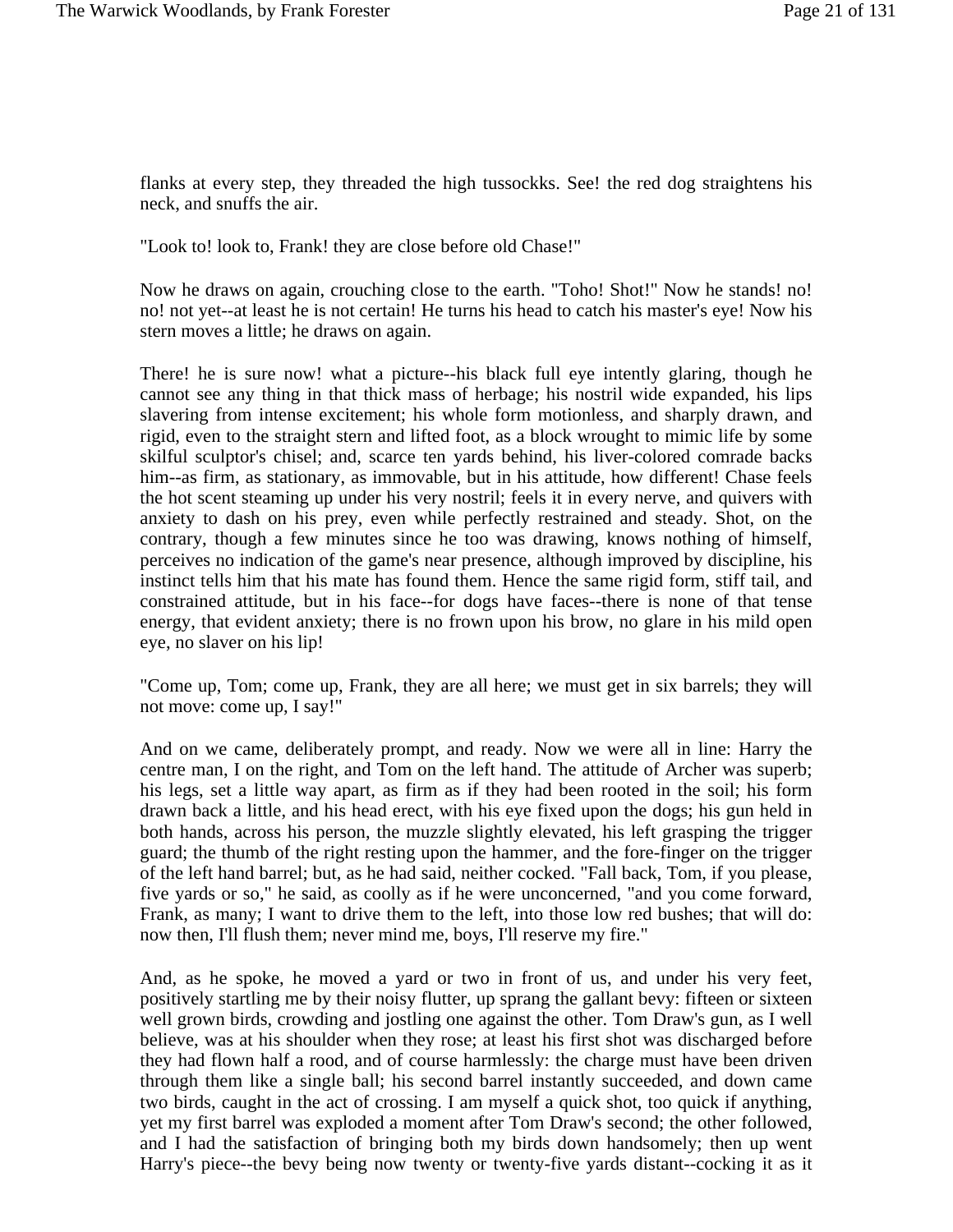flanks at every step, they threaded the high tussockks. See! the red dog straightens his neck, and snuffs the air.

"Look to! look to, Frank! they are close before old Chase!"

Now he draws on again, crouching close to the earth. "Toho! Shot!" Now he stands! no! no! not yet--at least he is not certain! He turns his head to catch his master's eye! Now his stern moves a little; he draws on again.

There! he is sure now! what a picture--his black full eye intently glaring, though he cannot see any thing in that thick mass of herbage; his nostril wide expanded, his lips slavering from intense excitement; his whole form motionless, and sharply drawn, and rigid, even to the straight stern and lifted foot, as a block wrought to mimic life by some skilful sculptor's chisel; and, scarce ten yards behind, his liver-colored comrade backs him--as firm, as stationary, as immovable, but in his attitude, how different! Chase feels the hot scent steaming up under his very nostril; feels it in every nerve, and quivers with anxiety to dash on his prey, even while perfectly restrained and steady. Shot, on the contrary, though a few minutes since he too was drawing, knows nothing of himself, perceives no indication of the game's near presence, although improved by discipline, his instinct tells him that his mate has found them. Hence the same rigid form, stiff tail, and constrained attitude, but in his face--for dogs have faces--there is none of that tense energy, that evident anxiety; there is no frown upon his brow, no glare in his mild open eye, no slaver on his lip!

"Come up, Tom; come up, Frank, they are all here; we must get in six barrels; they will not move: come up, I say!"

And on we came, deliberately prompt, and ready. Now we were all in line: Harry the centre man, I on the right, and Tom on the left hand. The attitude of Archer was superb; his legs, set a little way apart, as firm as if they had been rooted in the soil; his form drawn back a little, and his head erect, with his eye fixed upon the dogs; his gun held in both hands, across his person, the muzzle slightly elevated, his left grasping the trigger guard; the thumb of the right resting upon the hammer, and the fore-finger on the trigger of the left hand barrel; but, as he had said, neither cocked. "Fall back, Tom, if you please, five yards or so," he said, as coolly as if he were unconcerned, "and you come forward, Frank, as many; I want to drive them to the left, into those low red bushes; that will do: now then, I'll flush them; never mind me, boys, I'll reserve my fire."

And, as he spoke, he moved a yard or two in front of us, and under his very feet, positively startling me by their noisy flutter, up sprang the gallant bevy: fifteen or sixteen well grown birds, crowding and jostling one against the other. Tom Draw's gun, as I well believe, was at his shoulder when they rose; at least his first shot was discharged before they had flown half a rood, and of course harmlessly: the charge must have been driven through them like a single ball; his second barrel instantly succeeded, and down came two birds, caught in the act of crossing. I am myself a quick shot, too quick if anything, yet my first barrel was exploded a moment after Tom Draw's second; the other followed, and I had the satisfaction of bringing both my birds down handsomely; then up went Harry's piece--the bevy being now twenty or twenty-five yards distant--cocking it as it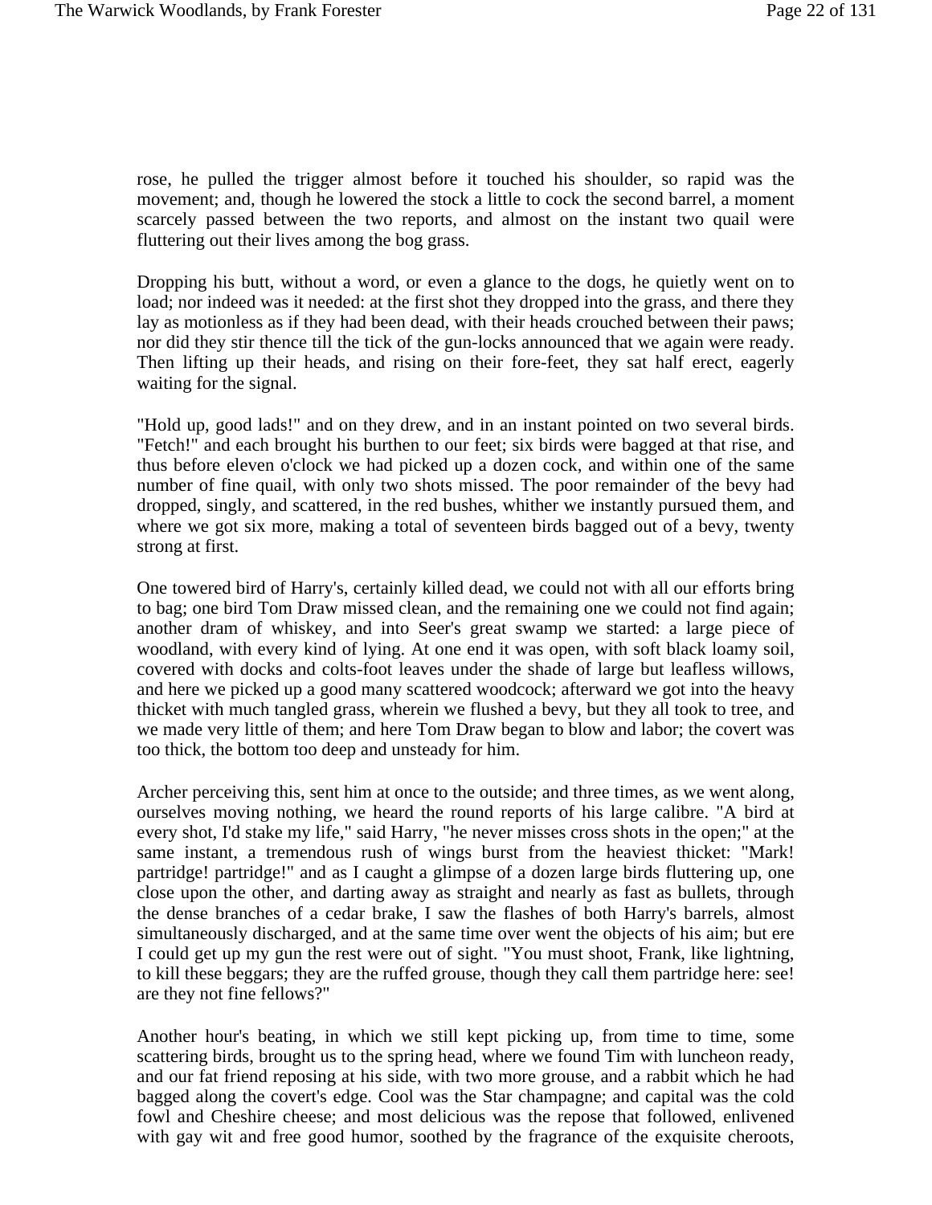rose, he pulled the trigger almost before it touched his shoulder, so rapid was the movement; and, though he lowered the stock a little to cock the second barrel, a moment scarcely passed between the two reports, and almost on the instant two quail were fluttering out their lives among the bog grass.

Dropping his butt, without a word, or even a glance to the dogs, he quietly went on to load; nor indeed was it needed: at the first shot they dropped into the grass, and there they lay as motionless as if they had been dead, with their heads crouched between their paws; nor did they stir thence till the tick of the gun-locks announced that we again were ready. Then lifting up their heads, and rising on their fore-feet, they sat half erect, eagerly waiting for the signal.

"Hold up, good lads!" and on they drew, and in an instant pointed on two several birds. "Fetch!" and each brought his burthen to our feet; six birds were bagged at that rise, and thus before eleven o'clock we had picked up a dozen cock, and within one of the same number of fine quail, with only two shots missed. The poor remainder of the bevy had dropped, singly, and scattered, in the red bushes, whither we instantly pursued them, and where we got six more, making a total of seventeen birds bagged out of a bevy, twenty strong at first.

One towered bird of Harry's, certainly killed dead, we could not with all our efforts bring to bag; one bird Tom Draw missed clean, and the remaining one we could not find again; another dram of whiskey, and into Seer's great swamp we started: a large piece of woodland, with every kind of lying. At one end it was open, with soft black loamy soil, covered with docks and colts-foot leaves under the shade of large but leafless willows, and here we picked up a good many scattered woodcock; afterward we got into the heavy thicket with much tangled grass, wherein we flushed a bevy, but they all took to tree, and we made very little of them; and here Tom Draw began to blow and labor; the covert was too thick, the bottom too deep and unsteady for him.

Archer perceiving this, sent him at once to the outside; and three times, as we went along, ourselves moving nothing, we heard the round reports of his large calibre. "A bird at every shot, I'd stake my life," said Harry, "he never misses cross shots in the open;" at the same instant, a tremendous rush of wings burst from the heaviest thicket: "Mark! partridge! partridge!" and as I caught a glimpse of a dozen large birds fluttering up, one close upon the other, and darting away as straight and nearly as fast as bullets, through the dense branches of a cedar brake, I saw the flashes of both Harry's barrels, almost simultaneously discharged, and at the same time over went the objects of his aim; but ere I could get up my gun the rest were out of sight. "You must shoot, Frank, like lightning, to kill these beggars; they are the ruffed grouse, though they call them partridge here: see! are they not fine fellows?"

Another hour's beating, in which we still kept picking up, from time to time, some scattering birds, brought us to the spring head, where we found Tim with luncheon ready, and our fat friend reposing at his side, with two more grouse, and a rabbit which he had bagged along the covert's edge. Cool was the Star champagne; and capital was the cold fowl and Cheshire cheese; and most delicious was the repose that followed, enlivened with gay wit and free good humor, soothed by the fragrance of the exquisite cheroots,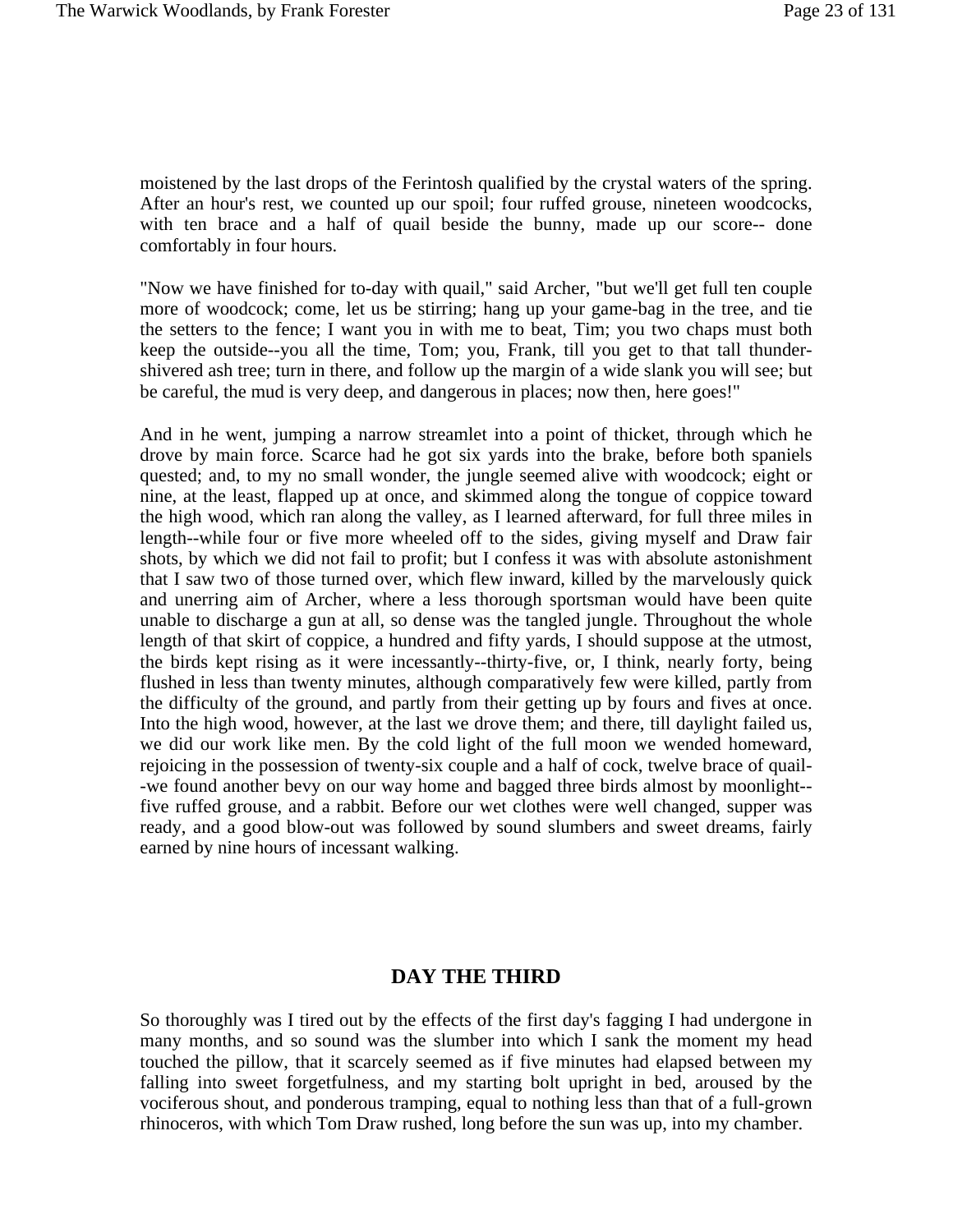moistened by the last drops of the Ferintosh qualified by the crystal waters of the spring. After an hour's rest, we counted up our spoil; four ruffed grouse, nineteen woodcocks, with ten brace and a half of quail beside the bunny, made up our score-- done comfortably in four hours.

"Now we have finished for to-day with quail," said Archer, "but we'll get full ten couple more of woodcock; come, let us be stirring; hang up your game-bag in the tree, and tie the setters to the fence; I want you in with me to beat, Tim; you two chaps must both keep the outside--you all the time, Tom; you, Frank, till you get to that tall thunder-shivered ash tree; turn in there, and follow up the margin of a wide slank you will see; but be careful, the mud is very deep, and dangerous in places; now then, here goes!"

And in he went, jumping a narrow streamlet into a point of thicket, through which he drove by main force. Scarce had he got six yards into the brake, before both spaniels quested; and, to my no small wonder, the jungle seemed alive with woodcock; eight or nine, at the least, flapped up at once, and skimmed along the tongue of coppice toward the high wood, which ran along the valley, as I learned afterward, for full three miles in length--while four or five more wheeled off to the sides, giving myself and Draw fair shots, by which we did not fail to profit; but I confess it was with absolute astonishment that I saw two of those turned over, which flew inward, killed by the marvelously quick and unerring aim of Archer, where a less thorough sportsman would have been quite unable to discharge a gun at all, so dense was the tangled jungle. Throughout the whole length of that skirt of coppice, a hundred and fifty yards, I should suppose at the utmost, the birds kept rising as it were incessantly--thirty-five, or, I think, nearly forty, being flushed in less than twenty minutes, although comparatively few were killed, partly from the difficulty of the ground, and partly from their getting up by fours and fives at once. Into the high wood, however, at the last we drove them; and there, till daylight failed us, we did our work like men. By the cold light of the full moon we wended homeward, rejoicing in the possession of twenty-six couple and a half of cock, twelve brace of quail--we found another bevy on our way home and bagged three birds almost by moonlight--five ruffed grouse, and a rabbit. Before our wet clothes were well changed, supper was ready, and a good blow-out was followed by sound slumbers and sweet dreams, fairly earned by nine hours of incessant walking.

## DAY THE THIRD

So thoroughly was I tired out by the effects of the first day's fagging I had undergone in many months, and so sound was the slumber into which I sank the moment my head touched the pillow, that it scarcely seemed as if five minutes had elapsed between my falling into sweet forgetfulness, and my starting bolt upright in bed, aroused by the vociferous shout, and ponderous tramping, equal to nothing less than that of a full-grown rhinoceros, with which Tom Draw rushed, long before the sun was up, into my chamber.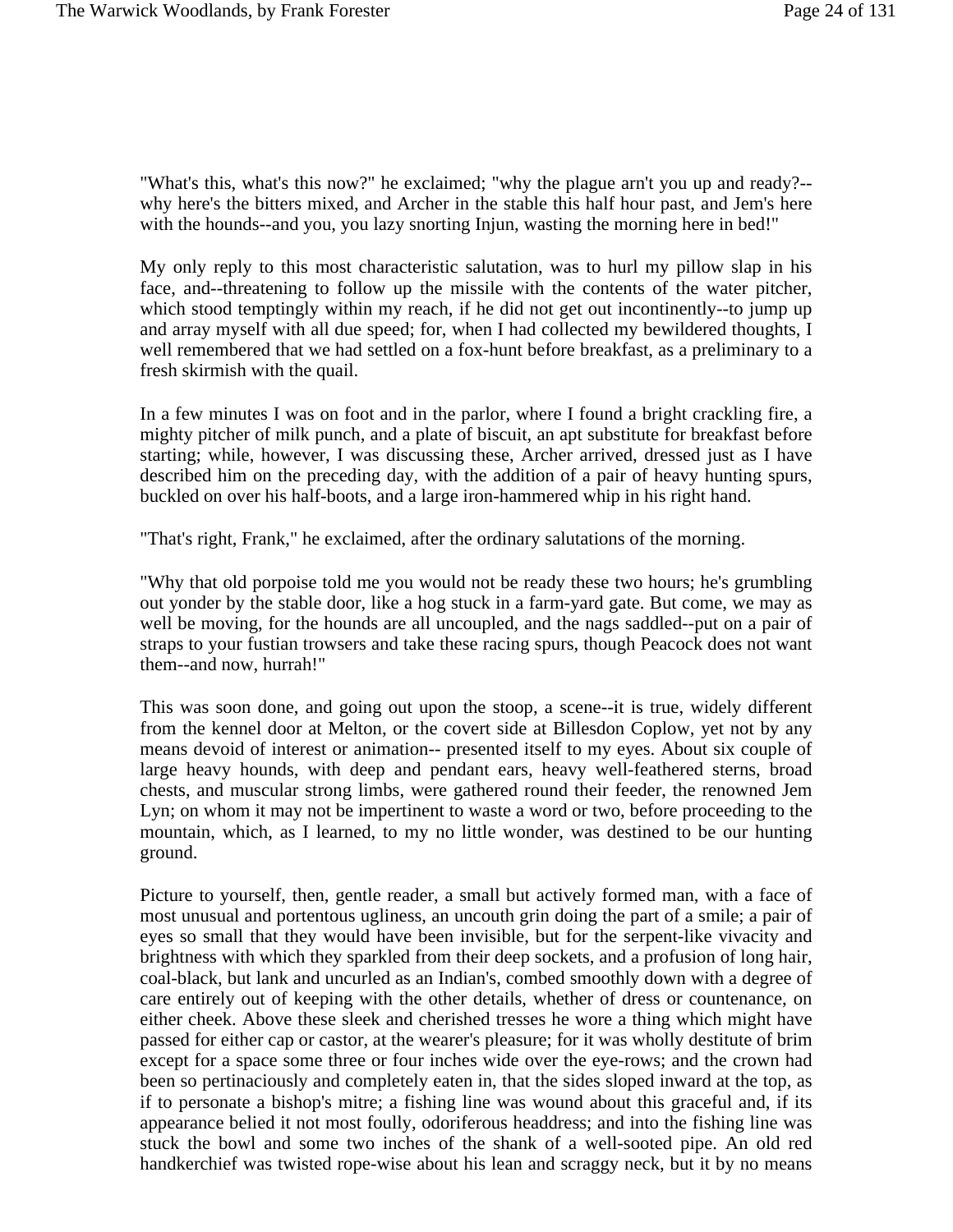"What's this, what's this now?" he exclaimed; "why the plague arn't you up and ready?--why here's the bitters mixed, and Archer in the stable this half hour past, and Jem's here with the hounds--and you, you lazy snorting Injun, wasting the morning here in bed!"

My only reply to this most characteristic salutation, was to hurl my pillow slap in his face, and--threatening to follow up the missile with the contents of the water pitcher, which stood temptingly within my reach, if he did not get out incontinently--to jump up and array myself with all due speed; for, when I had collected my bewildered thoughts, I well remembered that we had settled on a fox-hunt before breakfast, as a preliminary to a fresh skirmish with the quail.

In a few minutes I was on foot and in the parlor, where I found a bright crackling fire, a mighty pitcher of milk punch, and a plate of biscuit, an apt substitute for breakfast before starting; while, however, I was discussing these, Archer arrived, dressed just as I have described him on the preceding day, with the addition of a pair of heavy hunting spurs, buckled on over his half-boots, and a large iron-hammered whip in his right hand.

"That's right, Frank," he exclaimed, after the ordinary salutations of the morning.

"Why that old porpoise told me you would not be ready these two hours; he's grumbling out yonder by the stable door, like a hog stuck in a farm-yard gate. But come, we may as well be moving, for the hounds are all uncoupled, and the nags saddled--put on a pair of straps to your fustian trowsers and take these racing spurs, though Peacock does not want them--and now, hurrah!"

This was soon done, and going out upon the stoop, a scene--it is true, widely different from the kennel door at Melton, or the covert side at Billesdon Coplow, yet not by any means devoid of interest or animation-- presented itself to my eyes. About six couple of large heavy hounds, with deep and pendant ears, heavy well-feathered sterns, broad chests, and muscular strong limbs, were gathered round their feeder, the renowned Jem Lyn; on whom it may not be impertinent to waste a word or two, before proceeding to the mountain, which, as I learned, to my no little wonder, was destined to be our hunting ground.

Picture to yourself, then, gentle reader, a small but actively formed man, with a face of most unusual and portentous ugliness, an uncouth grin doing the part of a smile; a pair of eyes so small that they would have been invisible, but for the serpent-like vivacity and brightness with which they sparkled from their deep sockets, and a profusion of long hair, coal-black, but lank and uncurled as an Indian's, combed smoothly down with a degree of care entirely out of keeping with the other details, whether of dress or countenance, on either cheek. Above these sleek and cherished tresses he wore a thing which might have passed for either cap or castor, at the wearer's pleasure; for it was wholly destitute of brim except for a space some three or four inches wide over the eye-rows; and the crown had been so pertinaciously and completely eaten in, that the sides sloped inward at the top, as if to personate a bishop's mitre; a fishing line was wound about this graceful and, if its appearance belied it not most foully, odoriferous headdress; and into the fishing line was stuck the bowl and some two inches of the shank of a well-sooted pipe. An old red handkerchief was twisted rope-wise about his lean and scraggy neck, but it by no means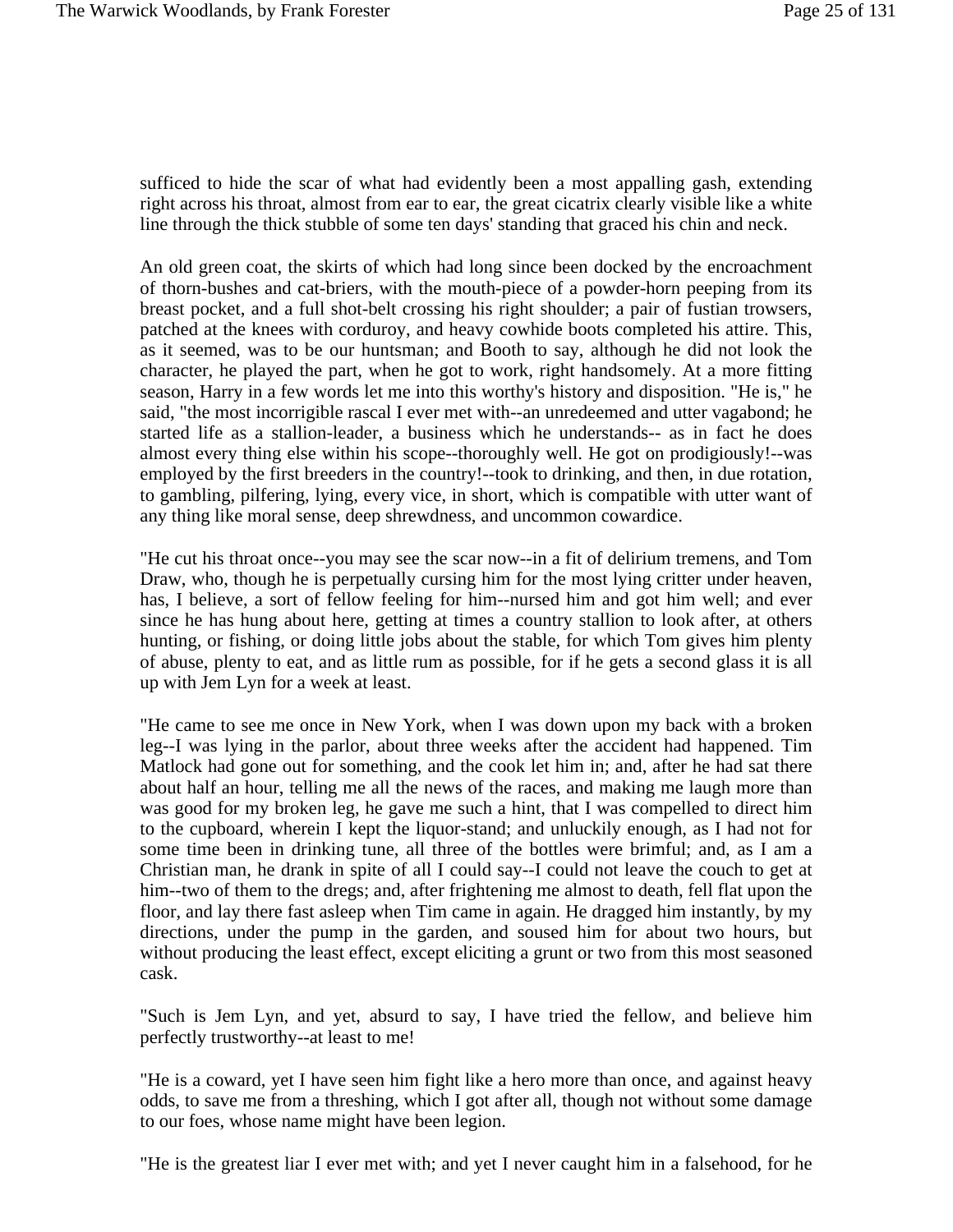sufficed to hide the scar of what had evidently been a most appalling gash, extending right across his throat, almost from ear to ear, the great cicatrix clearly visible like a white line through the thick stubble of some ten days' standing that graced his chin and neck.

An old green coat, the skirts of which had long since been docked by the encroachment of thorn-bushes and cat-briers, with the mouth-piece of a powder-horn peeping from its breast pocket, and a full shot-belt crossing his right shoulder; a pair of fustian trowsers, patched at the knees with corduroy, and heavy cowhide boots completed his attire. This, as it seemed, was to be our huntsman; and Booth to say, although he did not look the character, he played the part, when he got to work, right handsomely. At a more fitting season, Harry in a few words let me into this worthy's history and disposition. "He is," he said, "the most incorrigible rascal I ever met with--an unredeemed and utter vagabond; he started life as a stallion-leader, a business which he understands-- as in fact he does almost every thing else within his scope--thoroughly well. He got on prodigiously!--was employed by the first breeders in the country!--took to drinking, and then, in due rotation, to gambling, pilfering, lying, every vice, in short, which is compatible with utter want of any thing like moral sense, deep shrewdness, and uncommon cowardice.

"He cut his throat once--you may see the scar now--in a fit of delirium tremens, and Tom Draw, who, though he is perpetually cursing him for the most lying critter under heaven, has, I believe, a sort of fellow feeling for him--nursed him and got him well; and ever since he has hung about here, getting at times a country stallion to look after, at others hunting, or fishing, or doing little jobs about the stable, for which Tom gives him plenty of abuse, plenty to eat, and as little rum as possible, for if he gets a second glass it is all up with Jem Lyn for a week at least.

"He came to see me once in New York, when I was down upon my back with a broken leg--I was lying in the parlor, about three weeks after the accident had happened. Tim Matlock had gone out for something, and the cook let him in; and, after he had sat there about half an hour, telling me all the news of the races, and making me laugh more than was good for my broken leg, he gave me such a hint, that I was compelled to direct him to the cupboard, wherein I kept the liquor-stand; and unluckily enough, as I had not for some time been in drinking tune, all three of the bottles were brimful; and, as I am a Christian man, he drank in spite of all I could say--I could not leave the couch to get at him--two of them to the dregs; and, after frightening me almost to death, fell flat upon the floor, and lay there fast asleep when Tim came in again. He dragged him instantly, by my directions, under the pump in the garden, and soused him for about two hours, but without producing the least effect, except eliciting a grunt or two from this most seasoned cask.

"Such is Jem Lyn, and yet, absurd to say, I have tried the fellow, and believe him perfectly trustworthy--at least to me!

"He is a coward, yet I have seen him fight like a hero more than once, and against heavy odds, to save me from a threshing, which I got after all, though not without some damage to our foes, whose name might have been legion.

"He is the greatest liar I ever met with; and yet I never caught him in a falsehood, for he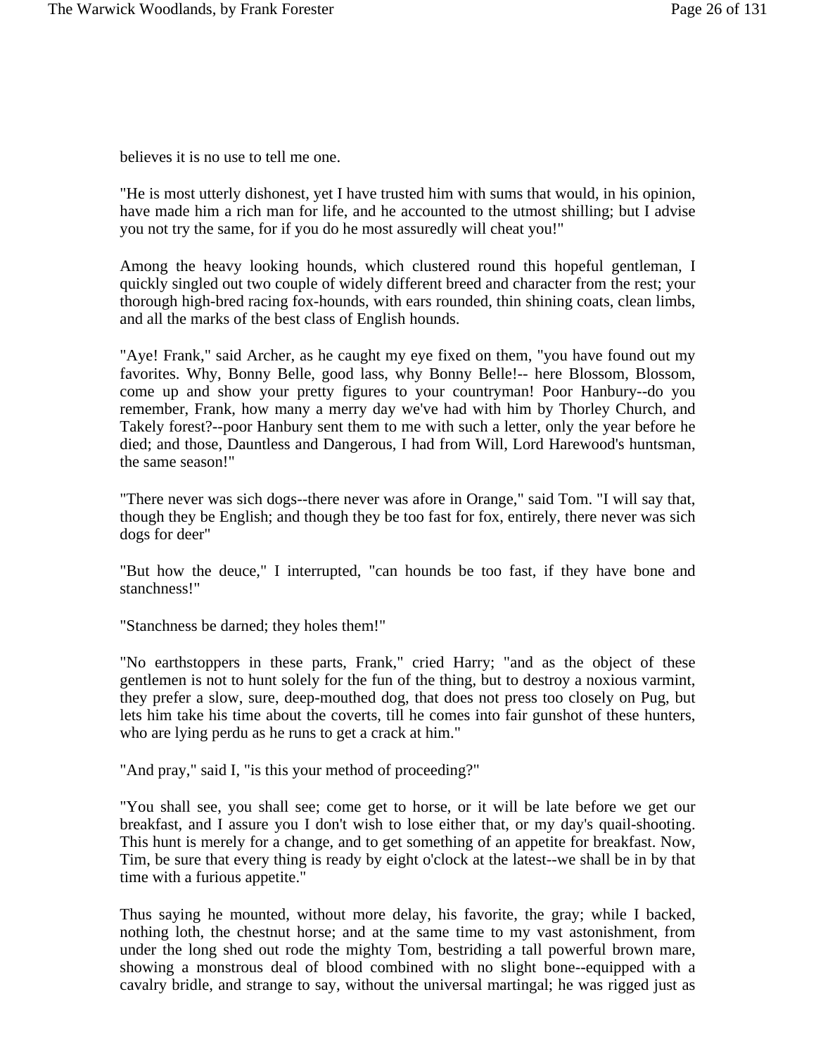believes it is no use to tell me one.

"He is most utterly dishonest, yet I have trusted him with sums that would, in his opinion, have made him a rich man for life, and he accounted to the utmost shilling; but I advise you not try the same, for if you do he most assuredly will cheat you!"

Among the heavy looking hounds, which clustered round this hopeful gentleman, I quickly singled out two couple of widely different breed and character from the rest; your thorough high-bred racing fox-hounds, with ears rounded, thin shining coats, clean limbs, and all the marks of the best class of English hounds.

"Aye! Frank," said Archer, as he caught my eye fixed on them, "you have found out my favorites. Why, Bonny Belle, good lass, why Bonny Belle!-- here Blossom, Blossom, come up and show your pretty figures to your countryman! Poor Hanbury--do you remember, Frank, how many a merry day we've had with him by Thorley Church, and Takely forest?--poor Hanbury sent them to me with such a letter, only the year before he died; and those, Dauntless and Dangerous, I had from Will, Lord Harewood's huntsman, the same season!"

"There never was sich dogs--there never was afore in Orange," said Tom. "I will say that, though they be English; and though they be too fast for fox, entirely, there never was sich dogs for deer"

"But how the deuce," I interrupted, "can hounds be too fast, if they have bone and stanchness!"

"Stanchness be darned; they holes them!"

"No earthstoppers in these parts, Frank," cried Harry; "and as the object of these gentlemen is not to hunt solely for the fun of the thing, but to destroy a noxious varmint, they prefer a slow, sure, deep-mouthed dog, that does not press too closely on Pug, but lets him take his time about the coverts, till he comes into fair gunshot of these hunters, who are lying perdu as he runs to get a crack at him."

"And pray," said I, "is this your method of proceeding?"

"You shall see, you shall see; come get to horse, or it will be late before we get our breakfast, and I assure you I don't wish to lose either that, or my day's quail-shooting. This hunt is merely for a change, and to get something of an appetite for breakfast. Now, Tim, be sure that every thing is ready by eight o'clock at the latest--we shall be in by that time with a furious appetite."

Thus saying he mounted, without more delay, his favorite, the gray; while I backed, nothing loth, the chestnut horse; and at the same time to my vast astonishment, from under the long shed out rode the mighty Tom, bestriding a tall powerful brown mare, showing a monstrous deal of blood combined with no slight bone--equipped with a cavalry bridle, and strange to say, without the universal martingal; he was rigged just as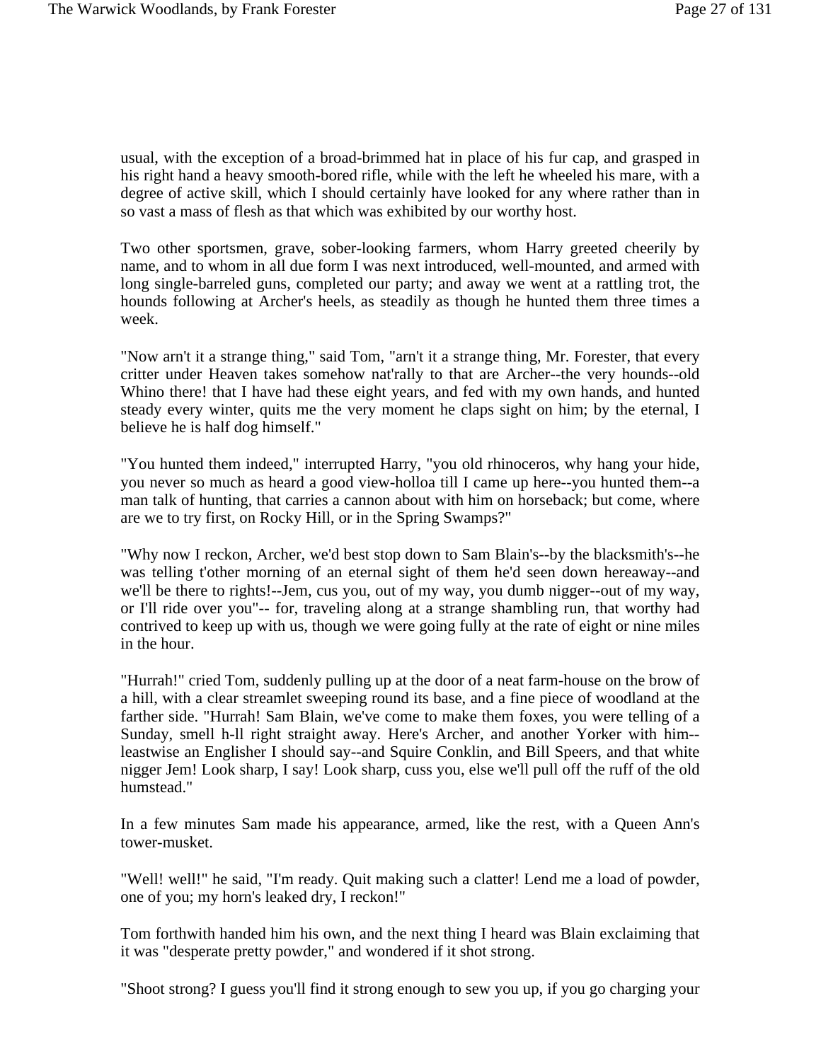usual, with the exception of a broad-brimmed hat in place of his fur cap, and grasped in his right hand a heavy smooth-bored rifle, while with the left he wheeled his mare, with a degree of active skill, which I should certainly have looked for any where rather than in so vast a mass of flesh as that which was exhibited by our worthy host.

Two other sportsmen, grave, sober-looking farmers, whom Harry greeted cheerily by name, and to whom in all due form I was next introduced, well-mounted, and armed with long single-barreled guns, completed our party; and away we went at a rattling trot, the hounds following at Archer's heels, as steadily as though he hunted them three times a week.

"Now arn't it a strange thing," said Tom, "arn't it a strange thing, Mr. Forester, that every critter under Heaven takes somehow nat'rally to that are Archer--the very hounds--old Whino there! that I have had these eight years, and fed with my own hands, and hunted steady every winter, quits me the very moment he claps sight on him; by the eternal, I believe he is half dog himself."

"You hunted them indeed," interrupted Harry, "you old rhinoceros, why hang your hide, you never so much as heard a good view-holloa till I came up here--you hunted them--a man talk of hunting, that carries a cannon about with him on horseback; but come, where are we to try first, on Rocky Hill, or in the Spring Swamps?"

"Why now I reckon, Archer, we'd best stop down to Sam Blain's--by the blacksmith's--he was telling t'other morning of an eternal sight of them he'd seen down hereaway--and we'll be there to rights!--Jem, cus you, out of my way, you dumb nigger--out of my way, or I'll ride over you"-- for, traveling along at a strange shambling run, that worthy had contrived to keep up with us, though we were going fully at the rate of eight or nine miles in the hour.

"Hurrah!" cried Tom, suddenly pulling up at the door of a neat farm-house on the brow of a hill, with a clear streamlet sweeping round its base, and a fine piece of woodland at the farther side. "Hurrah! Sam Blain, we've come to make them foxes, you were telling of a Sunday, smell h-ll right straight away. Here's Archer, and another Yorker with him--leastwise an Englisher I should say--and Squire Conklin, and Bill Speers, and that white nigger Jem! Look sharp, I say! Look sharp, cuss you, else we'll pull off the ruff of the old humstead."

In a few minutes Sam made his appearance, armed, like the rest, with a Queen Ann's tower-musket.

"Well! well!" he said, "I'm ready. Quit making such a clatter! Lend me a load of powder, one of you; my horn's leaked dry, I reckon!"

Tom forthwith handed him his own, and the next thing I heard was Blain exclaiming that it was "desperate pretty powder," and wondered if it shot strong.

"Shoot strong? I guess you'll find it strong enough to sew you up, if you go charging your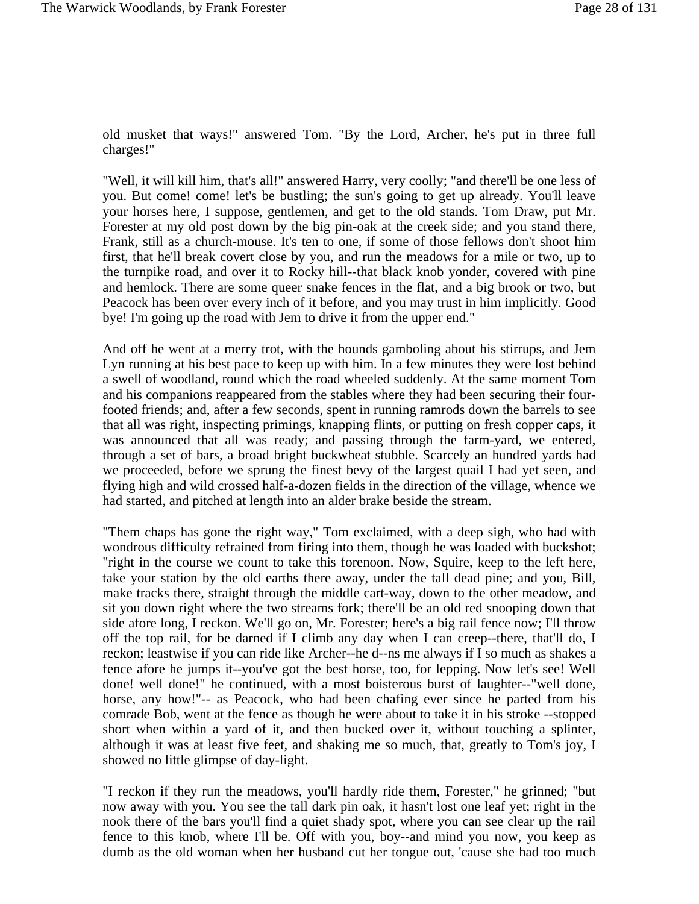old musket that ways!" answered Tom. "By the Lord, Archer, he's put in three full charges!"

"Well, it will kill him, that's all!" answered Harry, very coolly; "and there'll be one less of you. But come! come! let's be bustling; the sun's going to get up already. You'll leave your horses here, I suppose, gentlemen, and get to the old stands. Tom Draw, put Mr. Forester at my old post down by the big pin-oak at the creek side; and you stand there, Frank, still as a church-mouse. It's ten to one, if some of those fellows don't shoot him first, that he'll break covert close by you, and run the meadows for a mile or two, up to the turnpike road, and over it to Rocky hill--that black knob yonder, covered with pine and hemlock. There are some queer snake fences in the flat, and a big brook or two, but Peacock has been over every inch of it before, and you may trust in him implicitly. Good bye! I'm going up the road with Jem to drive it from the upper end."

And off he went at a merry trot, with the hounds gamboling about his stirrups, and Jem Lyn running at his best pace to keep up with him. In a few minutes they were lost behind a swell of woodland, round which the road wheeled suddenly. At the same moment Tom and his companions reappeared from the stables where they had been securing their four-footed friends; and, after a few seconds, spent in running ramrods down the barrels to see that all was right, inspecting primings, knapping flints, or putting on fresh copper caps, it was announced that all was ready; and passing through the farm-yard, we entered, through a set of bars, a broad bright buckwheat stubble. Scarcely an hundred yards had we proceeded, before we sprung the finest bevy of the largest quail I had yet seen, and flying high and wild crossed half-a-dozen fields in the direction of the village, whence we had started, and pitched at length into an alder brake beside the stream.

"Them chaps has gone the right way," Tom exclaimed, with a deep sigh, who had with wondrous difficulty refrained from firing into them, though he was loaded with buckshot; "right in the course we count to take this forenoon. Now, Squire, keep to the left here, take your station by the old earths there away, under the tall dead pine; and you, Bill, make tracks there, straight through the middle cart-way, down to the other meadow, and sit you down right where the two streams fork; there'll be an old red snooping down that side afore long, I reckon. We'll go on, Mr. Forester; here's a big rail fence now; I'll throw off the top rail, for be darned if I climb any day when I can creep--there, that'll do, I reckon; leastwise if you can ride like Archer--he d--ns me always if I so much as shakes a fence afore he jumps it--you've got the best horse, too, for lepping. Now let's see! Well done! well done!" he continued, with a most boisterous burst of laughter--"well done, horse, any how!"-- as Peacock, who had been chafing ever since he parted from his comrade Bob, went at the fence as though he were about to take it in his stroke --stopped short when within a yard of it, and then bucked over it, without touching a splinter, although it was at least five feet, and shaking me so much, that, greatly to Tom's joy, I showed no little glimpse of day-light.

"I reckon if they run the meadows, you'll hardly ride them, Forester," he grinned; "but now away with you. You see the tall dark pin oak, it hasn't lost one leaf yet; right in the nook there of the bars you'll find a quiet shady spot, where you can see clear up the rail fence to this knob, where I'll be. Off with you, boy--and mind you now, you keep as dumb as the old woman when her husband cut her tongue out, 'cause she had too much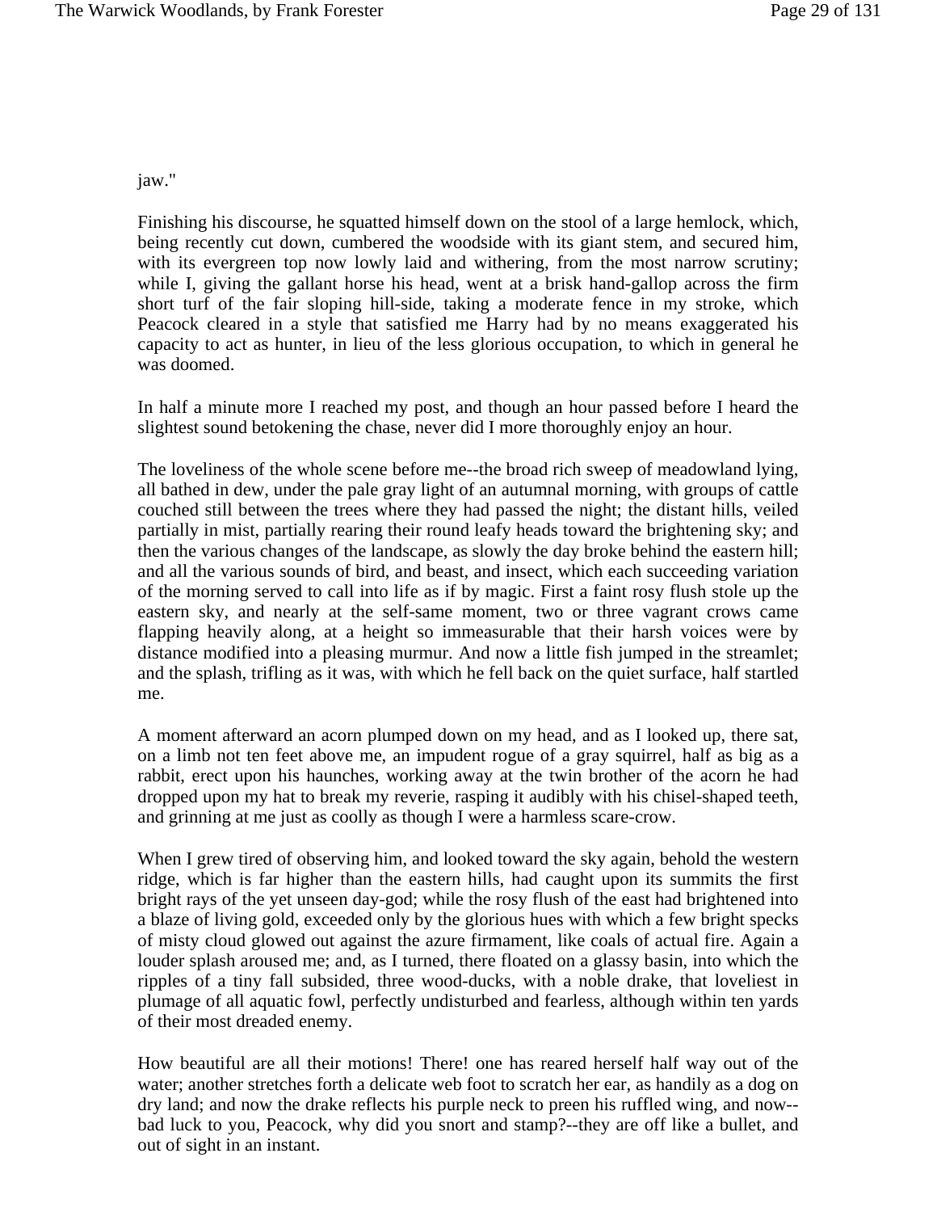jaw."

Finishing his discourse, he squatted himself down on the stool of a large hemlock, which, being recently cut down, cumbered the woodside with its giant stem, and secured him, with its evergreen top now lowly laid and withering, from the most narrow scrutiny; while I, giving the gallant horse his head, went at a brisk hand-gallop across the firm short turf of the fair sloping hill-side, taking a moderate fence in my stroke, which Peacock cleared in a style that satisfied me Harry had by no means exaggerated his capacity to act as hunter, in lieu of the less glorious occupation, to which in general he was doomed.

In half a minute more I reached my post, and though an hour passed before I heard the slightest sound betokening the chase, never did I more thoroughly enjoy an hour.

The loveliness of the whole scene before me--the broad rich sweep of meadowland lying, all bathed in dew, under the pale gray light of an autumnal morning, with groups of cattle couched still between the trees where they had passed the night; the distant hills, veiled partially in mist, partially rearing their round leafy heads toward the brightening sky; and then the various changes of the landscape, as slowly the day broke behind the eastern hill; and all the various sounds of bird, and beast, and insect, which each succeeding variation of the morning served to call into life as if by magic. First a faint rosy flush stole up the eastern sky, and nearly at the self-same moment, two or three vagrant crows came flapping heavily along, at a height so immeasurable that their harsh voices were by distance modified into a pleasing murmur. And now a little fish jumped in the streamlet; and the splash, trifling as it was, with which he fell back on the quiet surface, half startled me.

A moment afterward an acorn plumped down on my head, and as I looked up, there sat, on a limb not ten feet above me, an impudent rogue of a gray squirrel, half as big as a rabbit, erect upon his haunches, working away at the twin brother of the acorn he had dropped upon my hat to break my reverie, rasping it audibly with his chisel-shaped teeth, and grinning at me just as coolly as though I were a harmless scare-crow.

When I grew tired of observing him, and looked toward the sky again, behold the western ridge, which is far higher than the eastern hills, had caught upon its summits the first bright rays of the yet unseen day-god; while the rosy flush of the east had brightened into a blaze of living gold, exceeded only by the glorious hues with which a few bright specks of misty cloud glowed out against the azure firmament, like coals of actual fire. Again a louder splash aroused me; and, as I turned, there floated on a glassy basin, into which the ripples of a tiny fall subsided, three wood-ducks, with a noble drake, that loveliest in plumage of all aquatic fowl, perfectly undisturbed and fearless, although within ten yards of their most dreaded enemy.

How beautiful are all their motions! There! one has reared herself half way out of the water; another stretches forth a delicate web foot to scratch her ear, as handily as a dog on dry land; and now the drake reflects his purple neck to preen his ruffled wing, and now--bad luck to you, Peacock, why did you snort and stamp?--they are off like a bullet, and out of sight in an instant.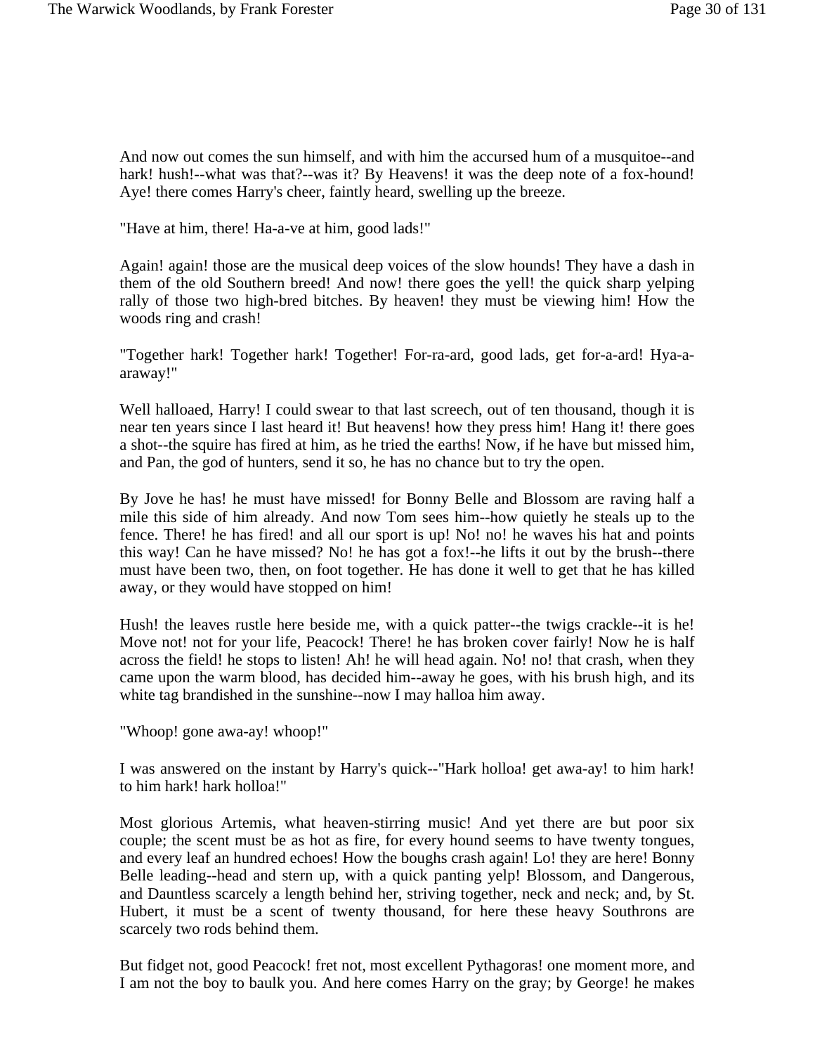And now out comes the sun himself, and with him the accursed hum of a musquitoe--and hark! hush!--what was that?--was it? By Heavens! it was the deep note of a fox-hound! Aye! there comes Harry's cheer, faintly heard, swelling up the breeze.

"Have at him, there! Ha-a-ve at him, good lads!"

Again! again! those are the musical deep voices of the slow hounds! They have a dash in them of the old Southern breed! And now! there goes the yell! the quick sharp yelping rally of those two high-bred bitches. By heaven! they must be viewing him! How the woods ring and crash!

"Together hark! Together hark! Together! For-ra-ard, good lads, get for-a-ard! Hya-a-araway!"

Well halloaed, Harry! I could swear to that last screech, out of ten thousand, though it is near ten years since I last heard it! But heavens! how they press him! Hang it! there goes a shot--the squire has fired at him, as he tried the earths! Now, if he have but missed him, and Pan, the god of hunters, send it so, he has no chance but to try the open.

By Jove he has! he must have missed! for Bonny Belle and Blossom are raving half a mile this side of him already. And now Tom sees him--how quietly he steals up to the fence. There! he has fired! and all our sport is up! No! no! he waves his hat and points this way! Can he have missed? No! he has got a fox!--he lifts it out by the brush--there must have been two, then, on foot together. He has done it well to get that he has killed away, or they would have stopped on him!

Hush! the leaves rustle here beside me, with a quick patter--the twigs crackle--it is he! Move not! not for your life, Peacock! There! he has broken cover fairly! Now he is half across the field! he stops to listen! Ah! he will head again. No! no! that crash, when they came upon the warm blood, has decided him--away he goes, with his brush high, and its white tag brandished in the sunshine--now I may halloa him away.

"Whoop! gone awa-ay! whoop!"

I was answered on the instant by Harry's quick--"Hark holloa! get awa-ay! to him hark! to him hark! hark holloa!"

Most glorious Artemis, what heaven-stirring music! And yet there are but poor six couple; the scent must be as hot as fire, for every hound seems to have twenty tongues, and every leaf an hundred echoes! How the boughs crash again! Lo! they are here! Bonny Belle leading--head and stern up, with a quick panting yelp! Blossom, and Dangerous, and Dauntless scarcely a length behind her, striving together, neck and neck; and, by St. Hubert, it must be a scent of twenty thousand, for here these heavy Southrons are scarcely two rods behind them.

But fidget not, good Peacock! fret not, most excellent Pythagoras! one moment more, and I am not the boy to baulk you. And here comes Harry on the gray; by George! he makes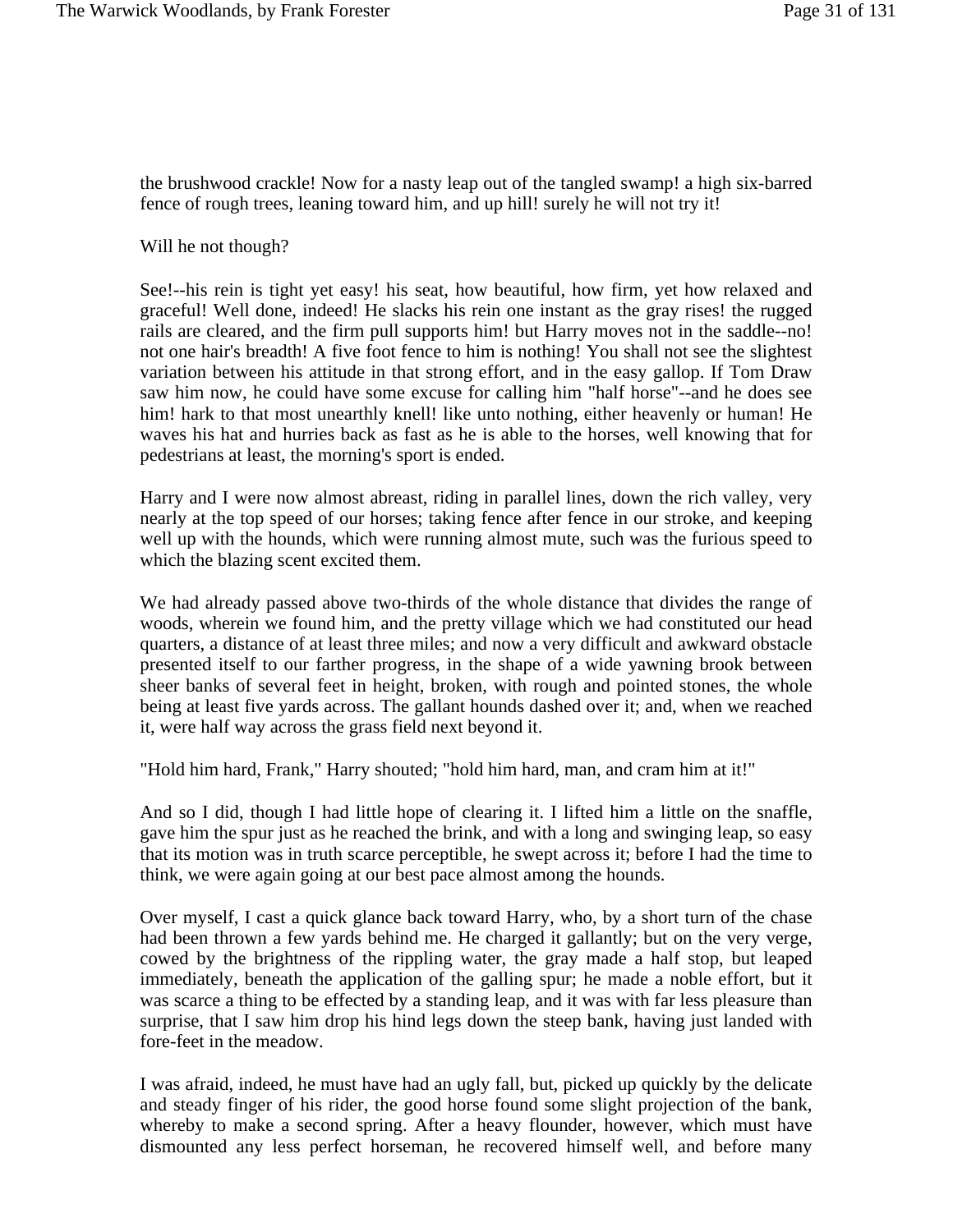the brushwood crackle! Now for a nasty leap out of the tangled swamp! a high six-barred fence of rough trees, leaning toward him, and up hill! surely he will not try it!

Will he not though?

See!--his rein is tight yet easy! his seat, how beautiful, how firm, yet how relaxed and graceful! Well done, indeed! He slacks his rein one instant as the gray rises! the rugged rails are cleared, and the firm pull supports him! but Harry moves not in the saddle--no! not one hair's breadth! A five foot fence to him is nothing! You shall not see the slightest variation between his attitude in that strong effort, and in the easy gallop. If Tom Draw saw him now, he could have some excuse for calling him "half horse"--and he does see him! hark to that most unearthly knell! like unto nothing, either heavenly or human! He waves his hat and hurries back as fast as he is able to the horses, well knowing that for pedestrians at least, the morning's sport is ended.

Harry and I were now almost abreast, riding in parallel lines, down the rich valley, very nearly at the top speed of our horses; taking fence after fence in our stroke, and keeping well up with the hounds, which were running almost mute, such was the furious speed to which the blazing scent excited them.

We had already passed above two-thirds of the whole distance that divides the range of woods, wherein we found him, and the pretty village which we had constituted our head quarters, a distance of at least three miles; and now a very difficult and awkward obstacle presented itself to our farther progress, in the shape of a wide yawning brook between sheer banks of several feet in height, broken, with rough and pointed stones, the whole being at least five yards across. The gallant hounds dashed over it; and, when we reached it, were half way across the grass field next beyond it.

"Hold him hard, Frank," Harry shouted; "hold him hard, man, and cram him at it!"

And so I did, though I had little hope of clearing it. I lifted him a little on the snaffle, gave him the spur just as he reached the brink, and with a long and swinging leap, so easy that its motion was in truth scarce perceptible, he swept across it; before I had the time to think, we were again going at our best pace almost among the hounds.

Over myself, I cast a quick glance back toward Harry, who, by a short turn of the chase had been thrown a few yards behind me. He charged it gallantly; but on the very verge, cowed by the brightness of the rippling water, the gray made a half stop, but leaped immediately, beneath the application of the galling spur; he made a noble effort, but it was scarce a thing to be effected by a standing leap, and it was with far less pleasure than surprise, that I saw him drop his hind legs down the steep bank, having just landed with fore-feet in the meadow.

I was afraid, indeed, he must have had an ugly fall, but, picked up quickly by the delicate and steady finger of his rider, the good horse found some slight projection of the bank, whereby to make a second spring. After a heavy flounder, however, which must have dismounted any less perfect horseman, he recovered himself well, and before many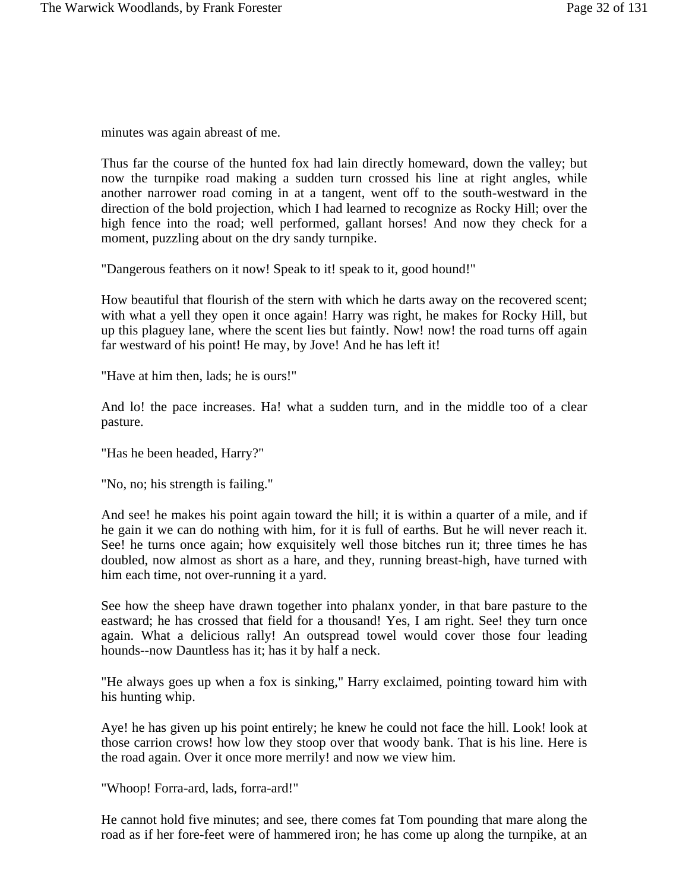minutes was again abreast of me.

Thus far the course of the hunted fox had lain directly homeward, down the valley; but now the turnpike road making a sudden turn crossed his line at right angles, while another narrower road coming in at a tangent, went off to the south-westward in the direction of the bold projection, which I had learned to recognize as Rocky Hill; over the high fence into the road; well performed, gallant horses! And now they check for a moment, puzzling about on the dry sandy turnpike.

"Dangerous feathers on it now! Speak to it! speak to it, good hound!"

How beautiful that flourish of the stern with which he darts away on the recovered scent; with what a yell they open it once again! Harry was right, he makes for Rocky Hill, but up this plaguey lane, where the scent lies but faintly. Now! now! the road turns off again far westward of his point! He may, by Jove! And he has left it!

"Have at him then, lads; he is ours!"

And lo! the pace increases. Ha! what a sudden turn, and in the middle too of a clear pasture.

"Has he been headed, Harry?"

"No, no; his strength is failing."

And see! he makes his point again toward the hill; it is within a quarter of a mile, and if he gain it we can do nothing with him, for it is full of earths. But he will never reach it. See! he turns once again; how exquisitely well those bitches run it; three times he has doubled, now almost as short as a hare, and they, running breast-high, have turned with him each time, not over-running it a yard.

See how the sheep have drawn together into phalanx yonder, in that bare pasture to the eastward; he has crossed that field for a thousand! Yes, I am right. See! they turn once again. What a delicious rally! An outspread towel would cover those four leading hounds--now Dauntless has it; has it by half a neck.

"He always goes up when a fox is sinking," Harry exclaimed, pointing toward him with his hunting whip.

Aye! he has given up his point entirely; he knew he could not face the hill. Look! look at those carrion crows! how low they stoop over that woody bank. That is his line. Here is the road again. Over it once more merrily! and now we view him.

"Whoop! Forra-ard, lads, forra-ard!"

He cannot hold five minutes; and see, there comes fat Tom pounding that mare along the road as if her fore-feet were of hammered iron; he has come up along the turnpike, at an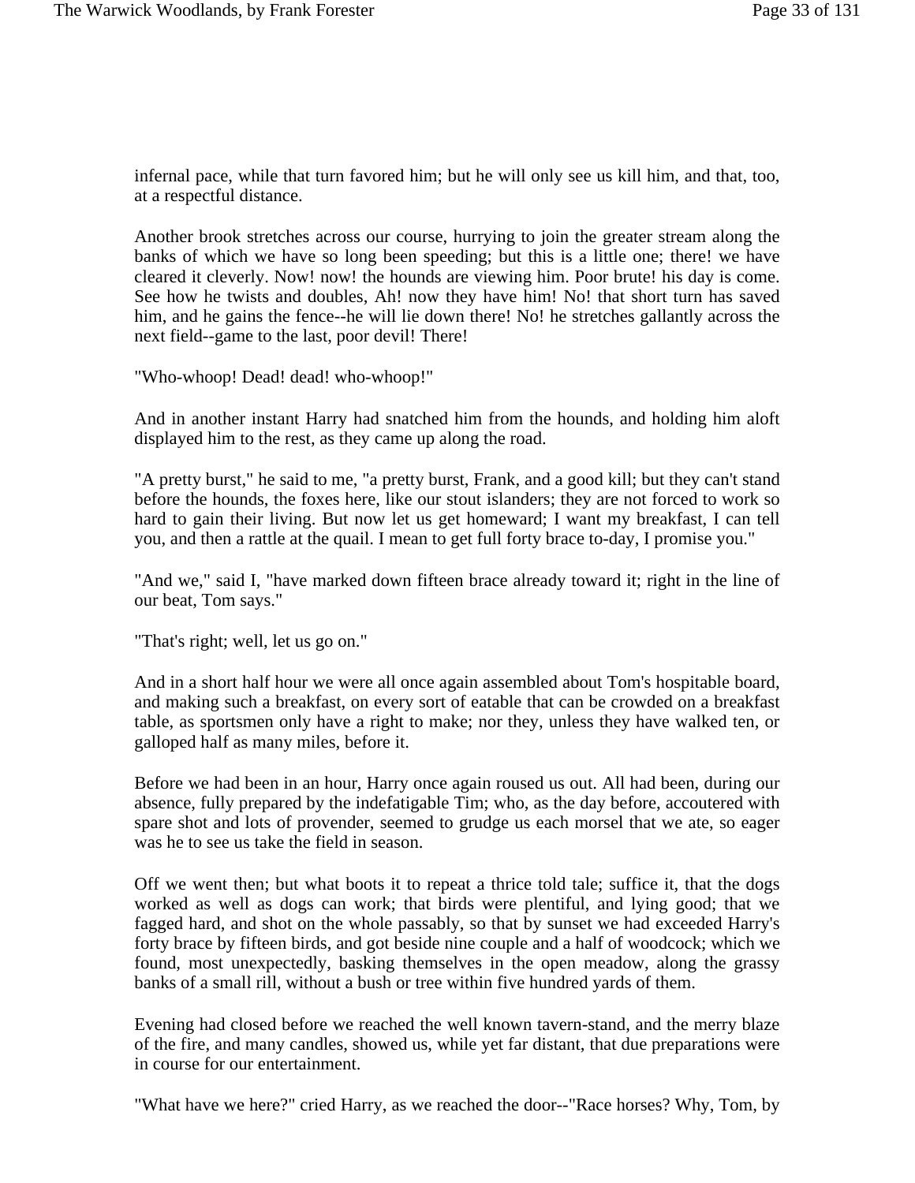infernal pace, while that turn favored him; but he will only see us kill him, and that, too, at a respectful distance.

Another brook stretches across our course, hurrying to join the greater stream along the banks of which we have so long been speeding; but this is a little one; there! we have cleared it cleverly. Now! now! the hounds are viewing him. Poor brute! his day is come. See how he twists and doubles, Ah! now they have him! No! that short turn has saved him, and he gains the fence--he will lie down there! No! he stretches gallantly across the next field--game to the last, poor devil! There!

"Who-whoop! Dead! dead! who-whoop!"

And in another instant Harry had snatched him from the hounds, and holding him aloft displayed him to the rest, as they came up along the road.

"A pretty burst," he said to me, "a pretty burst, Frank, and a good kill; but they can't stand before the hounds, the foxes here, like our stout islanders; they are not forced to work so hard to gain their living. But now let us get homeward; I want my breakfast, I can tell you, and then a rattle at the quail. I mean to get full forty brace to-day, I promise you."

"And we," said I, "have marked down fifteen brace already toward it; right in the line of our beat, Tom says."

"That's right; well, let us go on."

And in a short half hour we were all once again assembled about Tom's hospitable board, and making such a breakfast, on every sort of eatable that can be crowded on a breakfast table, as sportsmen only have a right to make; nor they, unless they have walked ten, or galloped half as many miles, before it.

Before we had been in an hour, Harry once again roused us out. All had been, during our absence, fully prepared by the indefatigable Tim; who, as the day before, accoutered with spare shot and lots of provender, seemed to grudge us each morsel that we ate, so eager was he to see us take the field in season.

Off we went then; but what boots it to repeat a thrice told tale; suffice it, that the dogs worked as well as dogs can work; that birds were plentiful, and lying good; that we fagged hard, and shot on the whole passably, so that by sunset we had exceeded Harry's forty brace by fifteen birds, and got beside nine couple and a half of woodcock; which we found, most unexpectedly, basking themselves in the open meadow, along the grassy banks of a small rill, without a bush or tree within five hundred yards of them.

Evening had closed before we reached the well known tavern-stand, and the merry blaze of the fire, and many candles, showed us, while yet far distant, that due preparations were in course for our entertainment.

"What have we here?" cried Harry, as we reached the door--"Race horses? Why, Tom, by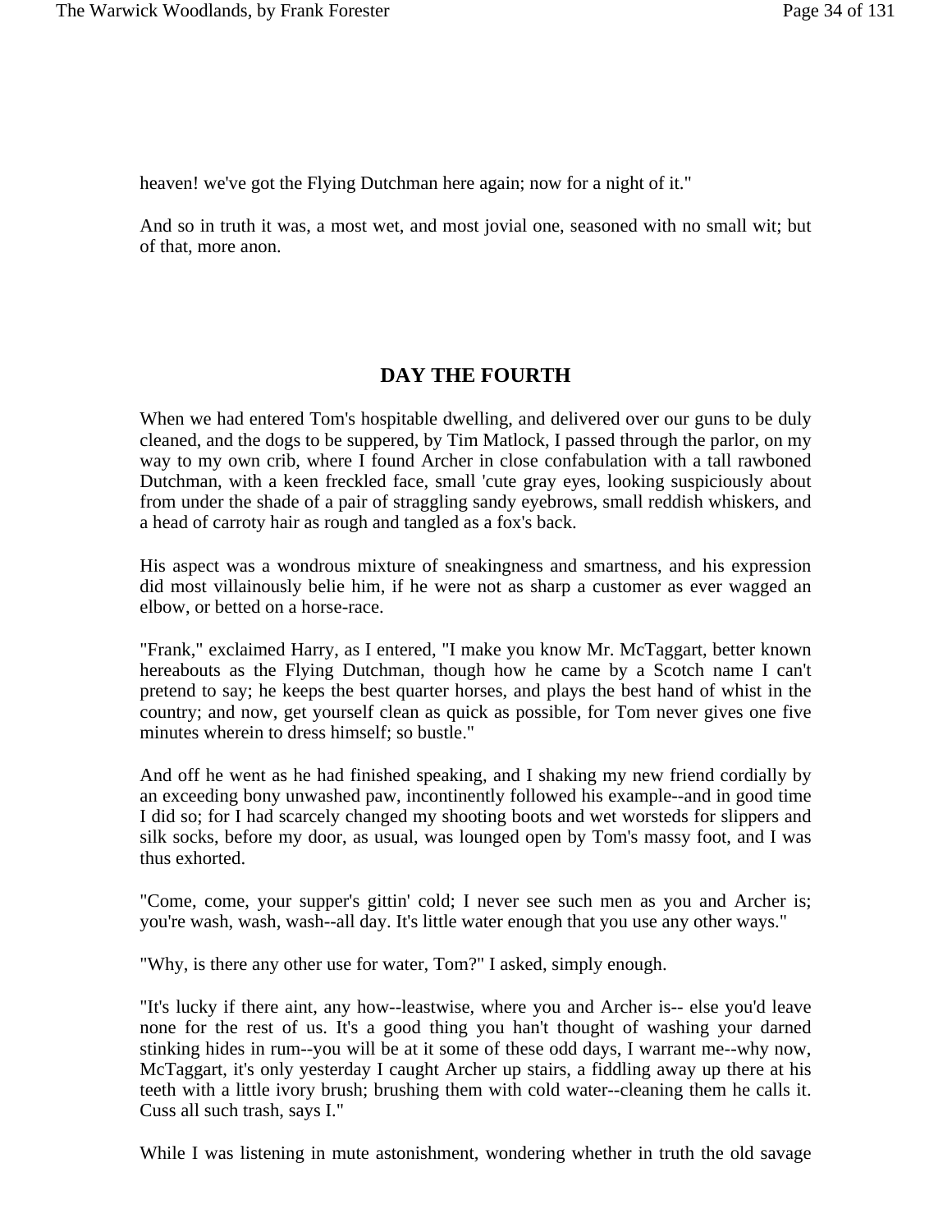heaven! we've got the Flying Dutchman here again; now for a night of it."

And so in truth it was, a most wet, and most jovial one, seasoned with no small wit; but of that, more anon.

## DAY THE FOURTH

When we had entered Tom's hospitable dwelling, and delivered over our guns to be duly cleaned, and the dogs to be suppered, by Tim Matlock, I passed through the parlor, on my way to my own crib, where I found Archer in close confabulation with a tall rawboned Dutchman, with a keen freckled face, small 'cute gray eyes, looking suspiciously about from under the shade of a pair of straggling sandy eyebrows, small reddish whiskers, and a head of carroty hair as rough and tangled as a fox's back.

His aspect was a wondrous mixture of sneakingness and smartness, and his expression did most villainously belie him, if he were not as sharp a customer as ever wagged an elbow, or betted on a horse-race.

"Frank," exclaimed Harry, as I entered, "I make you know Mr. McTaggart, better known hereabouts as the Flying Dutchman, though how he came by a Scotch name I can't pretend to say; he keeps the best quarter horses, and plays the best hand of whist in the country; and now, get yourself clean as quick as possible, for Tom never gives one five minutes wherein to dress himself; so bustle."

And off he went as he had finished speaking, and I shaking my new friend cordially by an exceeding bony unwashed paw, incontinently followed his example--and in good time I did so; for I had scarcely changed my shooting boots and wet worsteds for slippers and silk socks, before my door, as usual, was lounged open by Tom's massy foot, and I was thus exhorted.

"Come, come, your supper's gittin' cold; I never see such men as you and Archer is; you're wash, wash, wash--all day. It's little water enough that you use any other ways."

"Why, is there any other use for water, Tom?" I asked, simply enough.

"It's lucky if there aint, any how--leastwise, where you and Archer is-- else you'd leave none for the rest of us. It's a good thing you han't thought of washing your darned stinking hides in rum--you will be at it some of these odd days, I warrant me--why now, McTaggart, it's only yesterday I caught Archer up stairs, a fiddling away up there at his teeth with a little ivory brush; brushing them with cold water--cleaning them he calls it. Cuss all such trash, says I."

While I was listening in mute astonishment, wondering whether in truth the old savage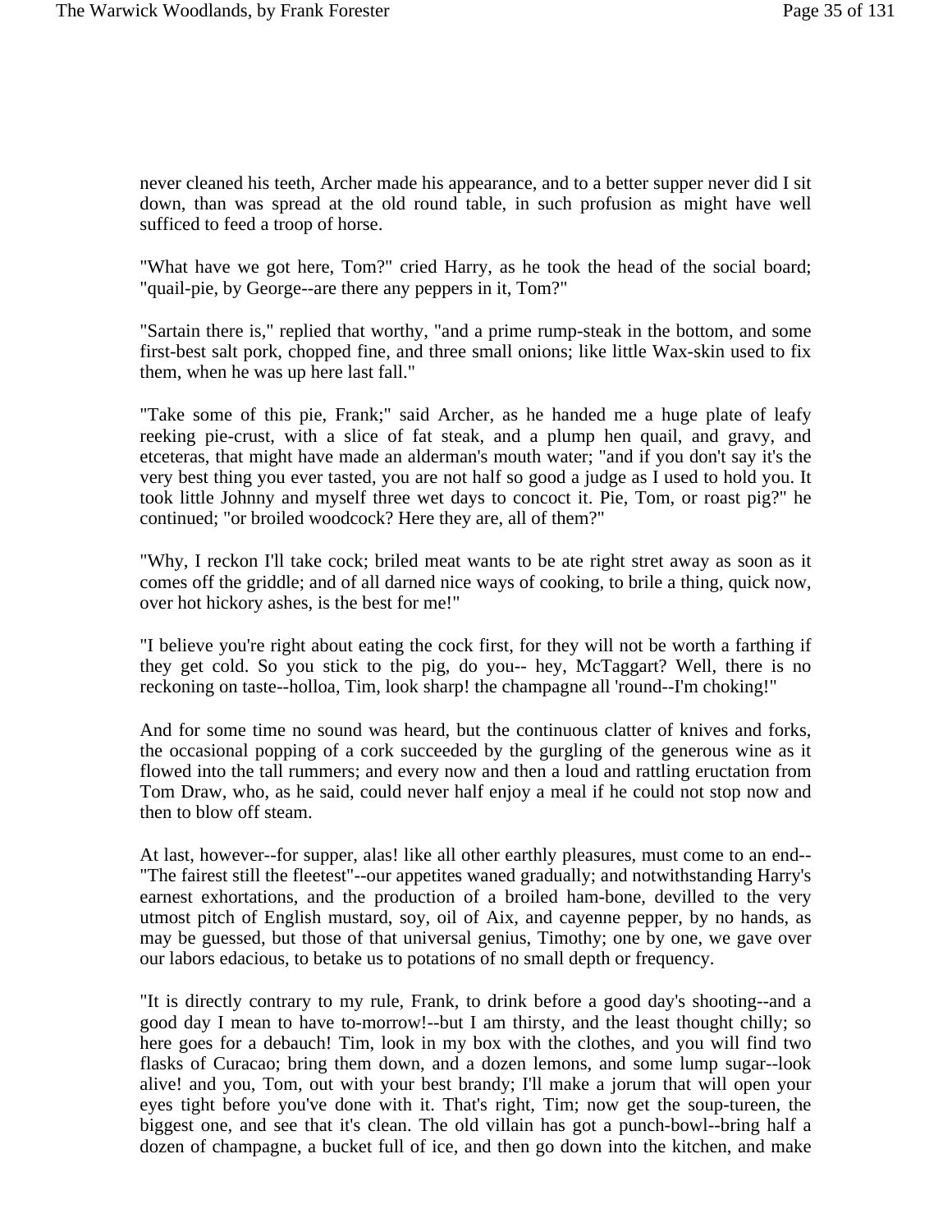never cleaned his teeth, Archer made his appearance, and to a better supper never did I sit down, than was spread at the old round table, in such profusion as might have well sufficed to feed a troop of horse.

"What have we got here, Tom?" cried Harry, as he took the head of the social board; "quail-pie, by George--are there any peppers in it, Tom?"

"Sartain there is," replied that worthy, "and a prime rump-steak in the bottom, and some first-best salt pork, chopped fine, and three small onions; like little Wax-skin used to fix them, when he was up here last fall."

"Take some of this pie, Frank;" said Archer, as he handed me a huge plate of leafy reeking pie-crust, with a slice of fat steak, and a plump hen quail, and gravy, and etceteras, that might have made an alderman's mouth water; "and if you don't say it's the very best thing you ever tasted, you are not half so good a judge as I used to hold you. It took little Johnny and myself three wet days to concoct it. Pie, Tom, or roast pig?" he continued; "or broiled woodcock? Here they are, all of them?"

"Why, I reckon I'll take cock; briled meat wants to be ate right stret away as soon as it comes off the griddle; and of all darned nice ways of cooking, to brile a thing, quick now, over hot hickory ashes, is the best for me!"

"I believe you're right about eating the cock first, for they will not be worth a farthing if they get cold. So you stick to the pig, do you-- hey, McTaggart? Well, there is no reckoning on taste--holloa, Tim, look sharp! the champagne all 'round--I'm choking!"

And for some time no sound was heard, but the continuous clatter of knives and forks, the occasional popping of a cork succeeded by the gurgling of the generous wine as it flowed into the tall rummers; and every now and then a loud and rattling eructation from Tom Draw, who, as he said, could never half enjoy a meal if he could not stop now and then to blow off steam.

At last, however--for supper, alas! like all other earthly pleasures, must come to an end-- "The fairest still the fleetest"--our appetites waned gradually; and notwithstanding Harry's earnest exhortations, and the production of a broiled ham-bone, devilled to the very utmost pitch of English mustard, soy, oil of Aix, and cayenne pepper, by no hands, as may be guessed, but those of that universal genius, Timothy; one by one, we gave over our labors edacious, to betake us to potations of no small depth or frequency.

"It is directly contrary to my rule, Frank, to drink before a good day's shooting--and a good day I mean to have to-morrow!--but I am thirsty, and the least thought chilly; so here goes for a debauch! Tim, look in my box with the clothes, and you will find two flasks of Curacao; bring them down, and a dozen lemons, and some lump sugar--look alive! and you, Tom, out with your best brandy; I'll make a jorum that will open your eyes tight before you've done with it. That's right, Tim; now get the soup-tureen, the biggest one, and see that it's clean. The old villain has got a punch-bowl--bring half a dozen of champagne, a bucket full of ice, and then go down into the kitchen, and make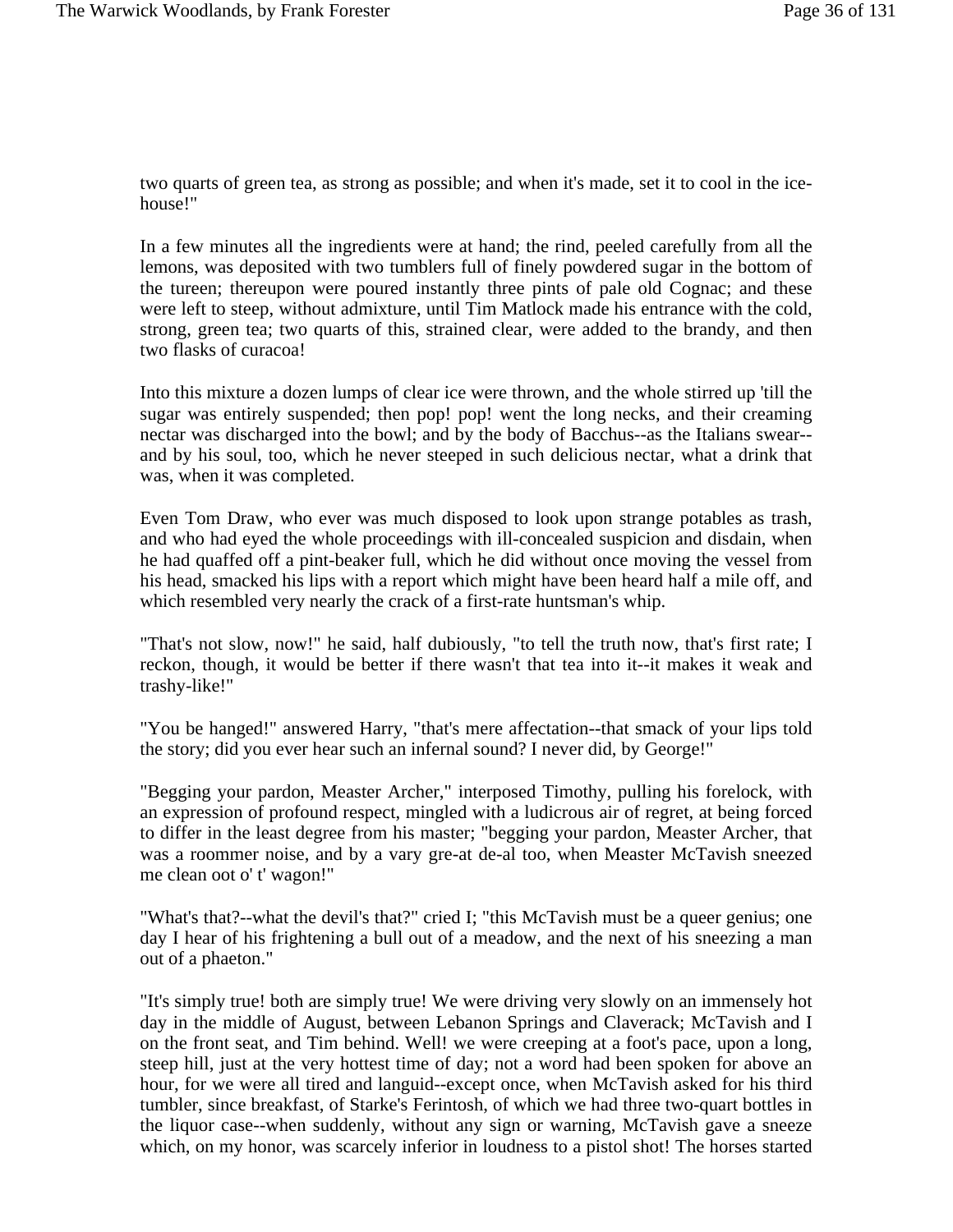two quarts of green tea, as strong as possible; and when it's made, set it to cool in the ice-house!"

In a few minutes all the ingredients were at hand; the rind, peeled carefully from all the lemons, was deposited with two tumblers full of finely powdered sugar in the bottom of the tureen; thereupon were poured instantly three pints of pale old Cognac; and these were left to steep, without admixture, until Tim Matlock made his entrance with the cold, strong, green tea; two quarts of this, strained clear, were added to the brandy, and then two flasks of curacoa!

Into this mixture a dozen lumps of clear ice were thrown, and the whole stirred up 'till the sugar was entirely suspended; then pop! pop! went the long necks, and their creaming nectar was discharged into the bowl; and by the body of Bacchus--as the Italians swear--and by his soul, too, which he never steeped in such delicious nectar, what a drink that was, when it was completed.

Even Tom Draw, who ever was much disposed to look upon strange potables as trash, and who had eyed the whole proceedings with ill-concealed suspicion and disdain, when he had quaffed off a pint-beaker full, which he did without once moving the vessel from his head, smacked his lips with a report which might have been heard half a mile off, and which resembled very nearly the crack of a first-rate huntsman's whip.

"That's not slow, now!" he said, half dubiously, "to tell the truth now, that's first rate; I reckon, though, it would be better if there wasn't that tea into it--it makes it weak and trashy-like!"

"You be hanged!" answered Harry, "that's mere affectation--that smack of your lips told the story; did you ever hear such an infernal sound? I never did, by George!"

"Begging your pardon, Measter Archer," interposed Timothy, pulling his forelock, with an expression of profound respect, mingled with a ludicrous air of regret, at being forced to differ in the least degree from his master; "begging your pardon, Measter Archer, that was a roommer noise, and by a vary gre-at de-al too, when Measter McTavish sneezed me clean oot o' t' wagon!"

"What's that?--what the devil's that?" cried I; "this McTavish must be a queer genius; one day I hear of his frightening a bull out of a meadow, and the next of his sneezing a man out of a phaeton."

"It's simply true! both are simply true! We were driving very slowly on an immensely hot day in the middle of August, between Lebanon Springs and Claverack; McTavish and I on the front seat, and Tim behind. Well! we were creeping at a foot's pace, upon a long, steep hill, just at the very hottest time of day; not a word had been spoken for above an hour, for we were all tired and languid--except once, when McTavish asked for his third tumbler, since breakfast, of Starke's Ferintosh, of which we had three two-quart bottles in the liquor case--when suddenly, without any sign or warning, McTavish gave a sneeze which, on my honor, was scarcely inferior in loudness to a pistol shot! The horses started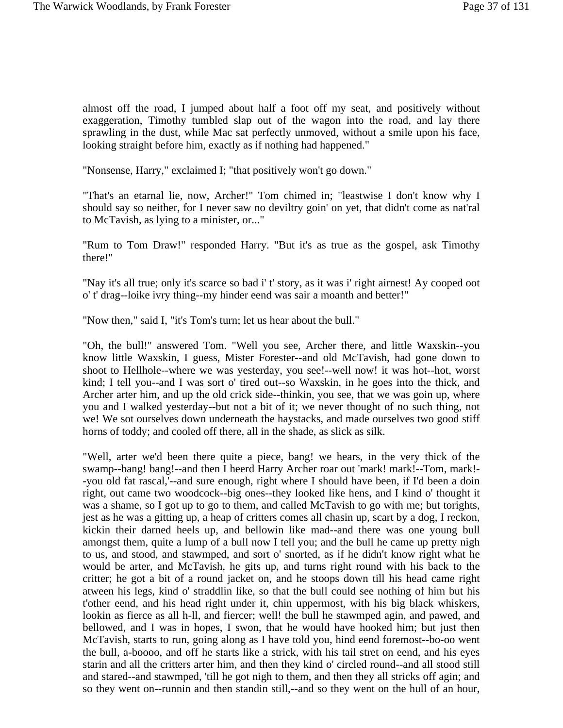almost off the road, I jumped about half a foot off my seat, and positively without exaggeration, Timothy tumbled slap out of the wagon into the road, and lay there sprawling in the dust, while Mac sat perfectly unmoved, without a smile upon his face, looking straight before him, exactly as if nothing had happened."

"Nonsense, Harry," exclaimed I; "that positively won't go down."

"That's an etarnal lie, now, Archer!" Tom chimed in; "leastwise I don't know why I should say so neither, for I never saw no deviltry goin' on yet, that didn't come as nat'ral to McTavish, as lying to a minister, or..."

"Rum to Tom Draw!" responded Harry. "But it's as true as the gospel, ask Timothy there!"

"Nay it's all true; only it's scarce so bad i' t' story, as it was i' right airnest! Ay cooped oot o' t' drag--loike ivry thing--my hinder eend was sair a moanth and better!"

"Now then," said I, "it's Tom's turn; let us hear about the bull."

"Oh, the bull!" answered Tom. "Well you see, Archer there, and little Waxskin--you know little Waxskin, I guess, Mister Forester--and old McTavish, had gone down to shoot to Hellhole--where we was yesterday, you see!--well now! it was hot--hot, worst kind; I tell you--and I was sort o' tired out--so Waxskin, in he goes into the thick, and Archer arter him, and up the old crick side--thinkin, you see, that we was goin up, where you and I walked yesterday--but not a bit of it; we never thought of no such thing, not we! We sot ourselves down underneath the haystacks, and made ourselves two good stiff horns of toddy; and cooled off there, all in the shade, as slick as silk.

"Well, arter we'd been there quite a piece, bang! we hears, in the very thick of the swamp--bang! bang!--and then I heerd Harry Archer roar out 'mark! mark!--Tom, mark!--you old fat rascal,'--and sure enough, right where I should have been, if I'd been a doin right, out came two woodcock--big ones--they looked like hens, and I kind o' thought it was a shame, so I got up to go to them, and called McTavish to go with me; but torights, jest as he was a gitting up, a heap of critters comes all chasin up, scart by a dog, I reckon, kickin their darned heels up, and bellowin like mad--and there was one young bull amongst them, quite a lump of a bull now I tell you; and the bull he came up pretty nigh to us, and stood, and stawmped, and sort o' snorted, as if he didn't know right what he would be arter, and McTavish, he gits up, and turns right round with his back to the critter; he got a bit of a round jacket on, and he stoops down till his head came right atween his legs, kind o' straddlin like, so that the bull could see nothing of him but his t'other eend, and his head right under it, chin uppermost, with his big black whiskers, lookin as fierce as all h-ll, and fiercer; well! the bull he stawmped agin, and pawed, and bellowed, and I was in hopes, I swon, that he would have hooked him; but just then McTavish, starts to run, going along as I have told you, hind eend foremost--bo-oo went the bull, a-boooo, and off he starts like a strick, with his tail stret on eend, and his eyes starin and all the critters arter him, and then they kind o' circled round--and all stood still and stared--and stawmped, 'till he got nigh to them, and then they all stricks off agin; and so they went on--runnin and then standin still,--and so they went on the hull of an hour,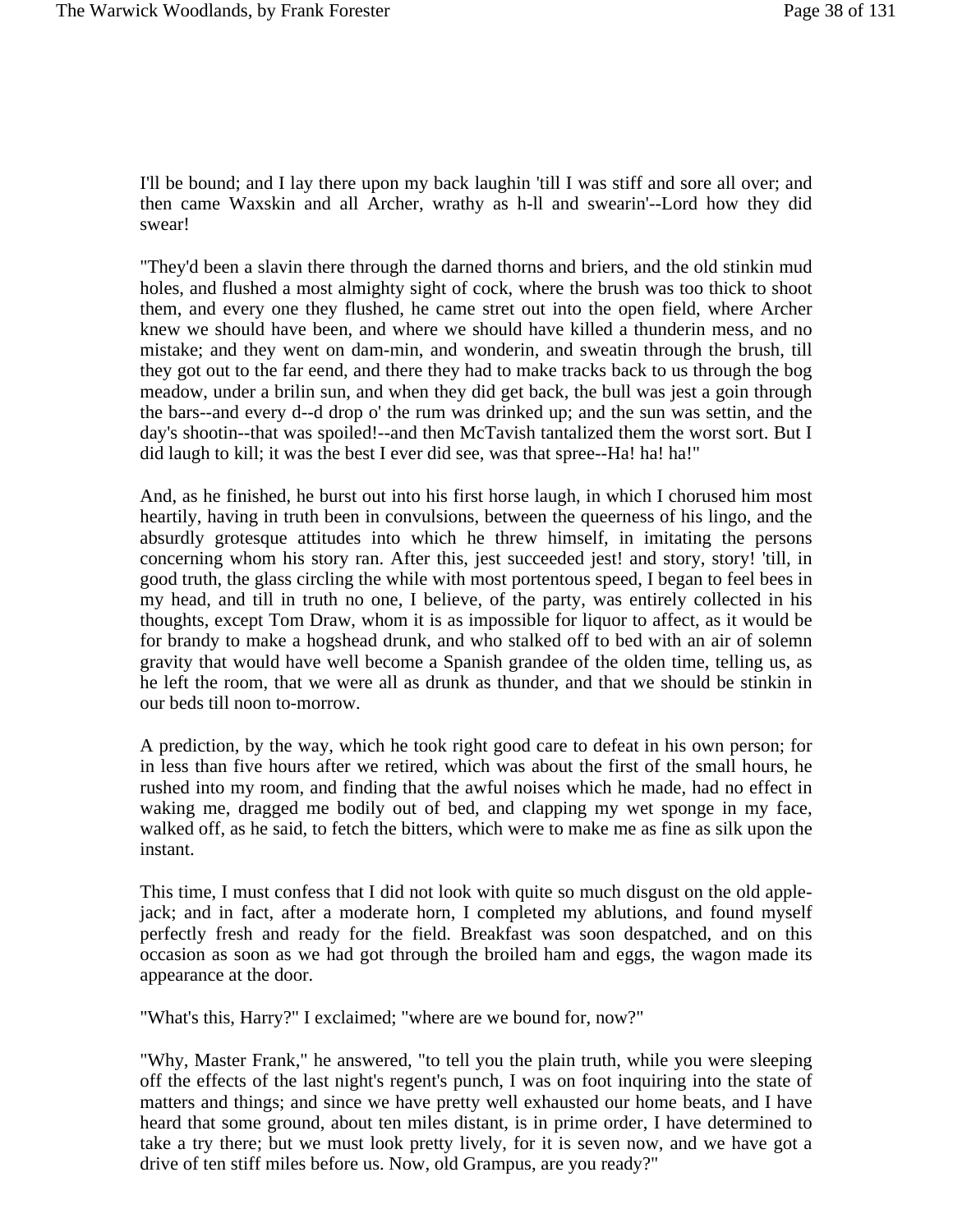I'll be bound; and I lay there upon my back laughin 'till I was stiff and sore all over; and then came Waxskin and all Archer, wrathy as h-ll and swearin'--Lord how they did swear!

"They'd been a slavin there through the darned thorns and briers, and the old stinkin mud holes, and flushed a most almighty sight of cock, where the brush was too thick to shoot them, and every one they flushed, he came stret out into the open field, where Archer knew we should have been, and where we should have killed a thunderin mess, and no mistake; and they went on dam-min, and wonderin, and sweatin through the brush, till they got out to the far eend, and there they had to make tracks back to us through the bog meadow, under a brilin sun, and when they did get back, the bull was jest a goin through the bars--and every d--d drop o' the rum was drinked up; and the sun was settin, and the day's shootin--that was spoiled!--and then McTavish tantalized them the worst sort. But I did laugh to kill; it was the best I ever did see, was that spree--Ha! ha! ha!"

And, as he finished, he burst out into his first horse laugh, in which I chorused him most heartily, having in truth been in convulsions, between the queerness of his lingo, and the absurdly grotesque attitudes into which he threw himself, in imitating the persons concerning whom his story ran. After this, jest succeeded jest! and story, story! 'till, in good truth, the glass circling the while with most portentous speed, I began to feel bees in my head, and till in truth no one, I believe, of the party, was entirely collected in his thoughts, except Tom Draw, whom it is as impossible for liquor to affect, as it would be for brandy to make a hogshead drunk, and who stalked off to bed with an air of solemn gravity that would have well become a Spanish grandee of the olden time, telling us, as he left the room, that we were all as drunk as thunder, and that we should be stinkin in our beds till noon to-morrow.

A prediction, by the way, which he took right good care to defeat in his own person; for in less than five hours after we retired, which was about the first of the small hours, he rushed into my room, and finding that the awful noises which he made, had no effect in waking me, dragged me bodily out of bed, and clapping my wet sponge in my face, walked off, as he said, to fetch the bitters, which were to make me as fine as silk upon the instant.

This time, I must confess that I did not look with quite so much disgust on the old apple-jack; and in fact, after a moderate horn, I completed my ablutions, and found myself perfectly fresh and ready for the field. Breakfast was soon despatched, and on this occasion as soon as we had got through the broiled ham and eggs, the wagon made its appearance at the door.

"What's this, Harry?" I exclaimed; "where are we bound for, now?"

"Why, Master Frank," he answered, "to tell you the plain truth, while you were sleeping off the effects of the last night's regent's punch, I was on foot inquiring into the state of matters and things; and since we have pretty well exhausted our home beats, and I have heard that some ground, about ten miles distant, is in prime order, I have determined to take a try there; but we must look pretty lively, for it is seven now, and we have got a drive of ten stiff miles before us. Now, old Grampus, are you ready?"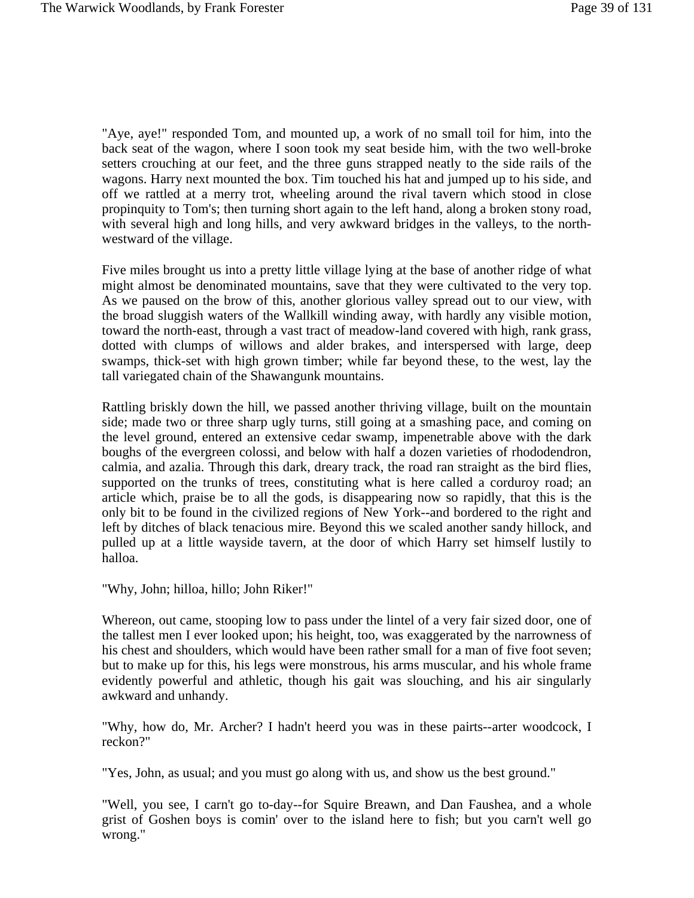"Aye, aye!" responded Tom, and mounted up, a work of no small toil for him, into the back seat of the wagon, where I soon took my seat beside him, with the two well-broke setters crouching at our feet, and the three guns strapped neatly to the side rails of the wagons. Harry next mounted the box. Tim touched his hat and jumped up to his side, and off we rattled at a merry trot, wheeling around the rival tavern which stood in close propinquity to Tom's; then turning short again to the left hand, along a broken stony road, with several high and long hills, and very awkward bridges in the valleys, to the north-westward of the village.

Five miles brought us into a pretty little village lying at the base of another ridge of what might almost be denominated mountains, save that they were cultivated to the very top. As we paused on the brow of this, another glorious valley spread out to our view, with the broad sluggish waters of the Wallkill winding away, with hardly any visible motion, toward the north-east, through a vast tract of meadow-land covered with high, rank grass, dotted with clumps of willows and alder brakes, and interspersed with large, deep swamps, thick-set with high grown timber; while far beyond these, to the west, lay the tall variegated chain of the Shawangunk mountains.

Rattling briskly down the hill, we passed another thriving village, built on the mountain side; made two or three sharp ugly turns, still going at a smashing pace, and coming on the level ground, entered an extensive cedar swamp, impenetrable above with the dark boughs of the evergreen colossi, and below with half a dozen varieties of rhododendron, calmia, and azalia. Through this dark, dreary track, the road ran straight as the bird flies, supported on the trunks of trees, constituting what is here called a corduroy road; an article which, praise be to all the gods, is disappearing now so rapidly, that this is the only bit to be found in the civilized regions of New York--and bordered to the right and left by ditches of black tenacious mire. Beyond this we scaled another sandy hillock, and pulled up at a little wayside tavern, at the door of which Harry set himself lustily to halloa.

"Why, John; hilloa, hillo; John Riker!"

Whereon, out came, stooping low to pass under the lintel of a very fair sized door, one of the tallest men I ever looked upon; his height, too, was exaggerated by the narrowness of his chest and shoulders, which would have been rather small for a man of five foot seven; but to make up for this, his legs were monstrous, his arms muscular, and his whole frame evidently powerful and athletic, though his gait was slouching, and his air singularly awkward and unhandy.

"Why, how do, Mr. Archer? I hadn't heerd you was in these pairts--arter woodcock, I reckon?"

"Yes, John, as usual; and you must go along with us, and show us the best ground."

"Well, you see, I carn't go to-day--for Squire Breawn, and Dan Faushea, and a whole grist of Goshen boys is comin' over to the island here to fish; but you carn't well go wrong."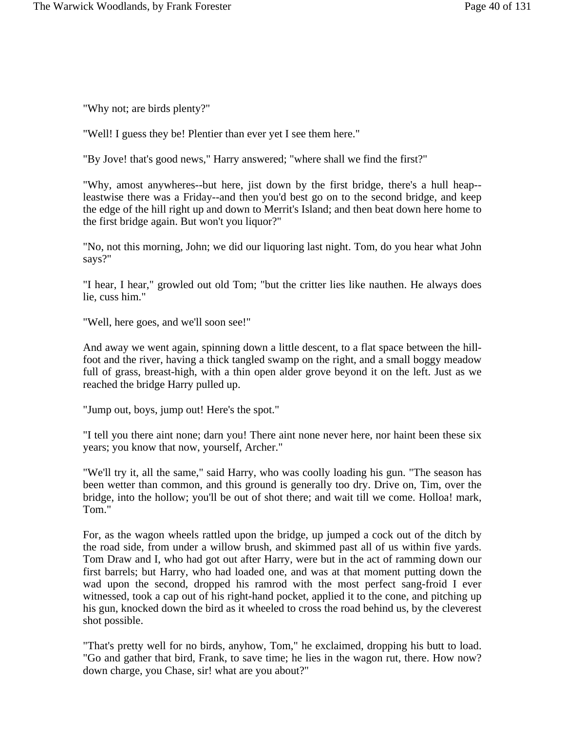"Why not; are birds plenty?"

"Well! I guess they be! Plentier than ever yet I see them here."

"By Jove! that's good news," Harry answered; "where shall we find the first?"

"Why, amost anywheres--but here, jist down by the first bridge, there's a hull heap--leastwise there was a Friday--and then you'd best go on to the second bridge, and keep the edge of the hill right up and down to Merrit's Island; and then beat down here home to the first bridge again. But won't you liquor?"

"No, not this morning, John; we did our liquoring last night. Tom, do you hear what John says?"

"I hear, I hear," growled out old Tom; "but the critter lies like nauthen. He always does lie, cuss him."

"Well, here goes, and we'll soon see!"

And away we went again, spinning down a little descent, to a flat space between the hill-foot and the river, having a thick tangled swamp on the right, and a small boggy meadow full of grass, breast-high, with a thin open alder grove beyond it on the left. Just as we reached the bridge Harry pulled up.

"Jump out, boys, jump out! Here's the spot."

"I tell you there aint none; darn you! There aint none never here, nor haint been these six years; you know that now, yourself, Archer."

"We'll try it, all the same," said Harry, who was coolly loading his gun. "The season has been wetter than common, and this ground is generally too dry. Drive on, Tim, over the bridge, into the hollow; you'll be out of shot there; and wait till we come. Holloa! mark, Tom."

For, as the wagon wheels rattled upon the bridge, up jumped a cock out of the ditch by the road side, from under a willow brush, and skimmed past all of us within five yards. Tom Draw and I, who had got out after Harry, were but in the act of ramming down our first barrels; but Harry, who had loaded one, and was at that moment putting down the wad upon the second, dropped his ramrod with the most perfect sang-froid I ever witnessed, took a cap out of his right-hand pocket, applied it to the cone, and pitching up his gun, knocked down the bird as it wheeled to cross the road behind us, by the cleverest shot possible.

"That's pretty well for no birds, anyhow, Tom," he exclaimed, dropping his butt to load. "Go and gather that bird, Frank, to save time; he lies in the wagon rut, there. How now? down charge, you Chase, sir! what are you about?"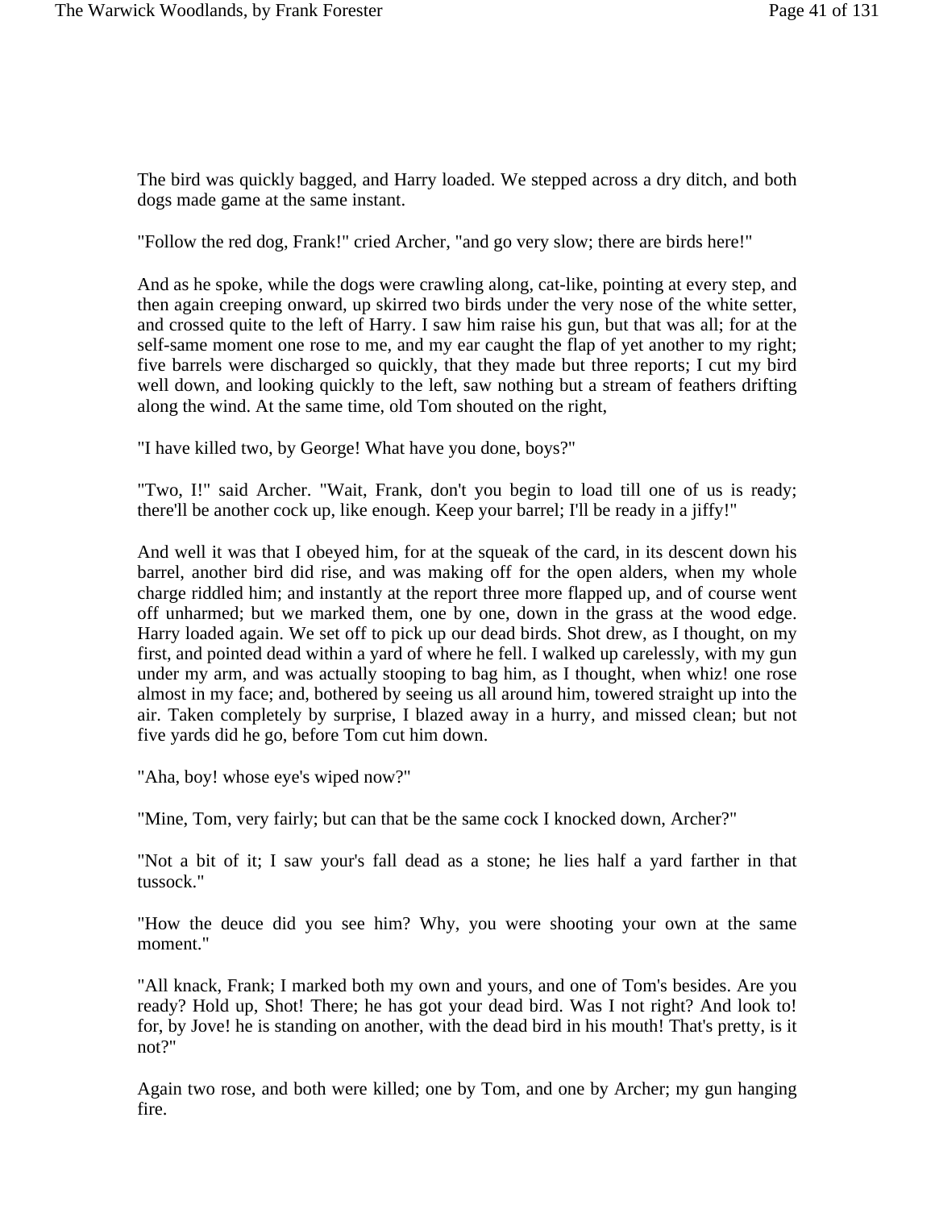The bird was quickly bagged, and Harry loaded. We stepped across a dry ditch, and both dogs made game at the same instant.

"Follow the red dog, Frank!" cried Archer, "and go very slow; there are birds here!"

And as he spoke, while the dogs were crawling along, cat-like, pointing at every step, and then again creeping onward, up skirred two birds under the very nose of the white setter, and crossed quite to the left of Harry. I saw him raise his gun, but that was all; for at the self-same moment one rose to me, and my ear caught the flap of yet another to my right; five barrels were discharged so quickly, that they made but three reports; I cut my bird well down, and looking quickly to the left, saw nothing but a stream of feathers drifting along the wind. At the same time, old Tom shouted on the right,

"I have killed two, by George! What have you done, boys?"

"Two, I!" said Archer. "Wait, Frank, don't you begin to load till one of us is ready; there'll be another cock up, like enough. Keep your barrel; I'll be ready in a jiffy!"

And well it was that I obeyed him, for at the squeak of the card, in its descent down his barrel, another bird did rise, and was making off for the open alders, when my whole charge riddled him; and instantly at the report three more flapped up, and of course went off unharmed; but we marked them, one by one, down in the grass at the wood edge. Harry loaded again. We set off to pick up our dead birds. Shot drew, as I thought, on my first, and pointed dead within a yard of where he fell. I walked up carelessly, with my gun under my arm, and was actually stooping to bag him, as I thought, when whiz! one rose almost in my face; and, bothered by seeing us all around him, towered straight up into the air. Taken completely by surprise, I blazed away in a hurry, and missed clean; but not five yards did he go, before Tom cut him down.

"Aha, boy! whose eye's wiped now?"

"Mine, Tom, very fairly; but can that be the same cock I knocked down, Archer?"

"Not a bit of it; I saw your's fall dead as a stone; he lies half a yard farther in that tussock."

"How the deuce did you see him? Why, you were shooting your own at the same moment."

"All knack, Frank; I marked both my own and yours, and one of Tom's besides. Are you ready? Hold up, Shot! There; he has got your dead bird. Was I not right? And look to! for, by Jove! he is standing on another, with the dead bird in his mouth! That's pretty, is it not?"

Again two rose, and both were killed; one by Tom, and one by Archer; my gun hanging fire.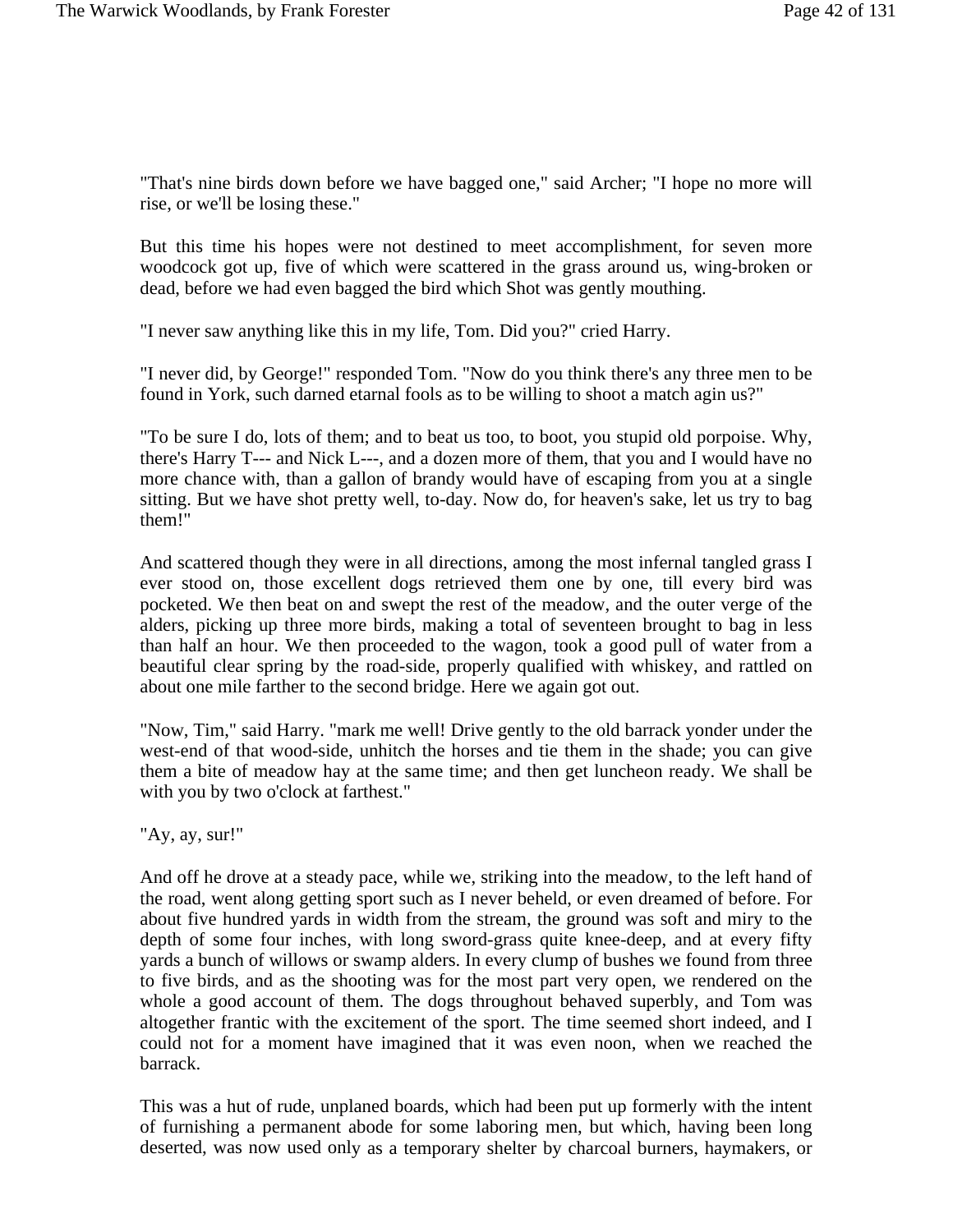"That's nine birds down before we have bagged one," said Archer; "I hope no more will rise, or we'll be losing these."

But this time his hopes were not destined to meet accomplishment, for seven more woodcock got up, five of which were scattered in the grass around us, wing-broken or dead, before we had even bagged the bird which Shot was gently mouthing.

"I never saw anything like this in my life, Tom. Did you?" cried Harry.

"I never did, by George!" responded Tom. "Now do you think there's any three men to be found in York, such darned etarnal fools as to be willing to shoot a match agin us?"

"To be sure I do, lots of them; and to beat us too, to boot, you stupid old porpoise. Why, there's Harry T--- and Nick L---, and a dozen more of them, that you and I would have no more chance with, than a gallon of brandy would have of escaping from you at a single sitting. But we have shot pretty well, to-day. Now do, for heaven's sake, let us try to bag them!"

And scattered though they were in all directions, among the most infernal tangled grass I ever stood on, those excellent dogs retrieved them one by one, till every bird was pocketed. We then beat on and swept the rest of the meadow, and the outer verge of the alders, picking up three more birds, making a total of seventeen brought to bag in less than half an hour. We then proceeded to the wagon, took a good pull of water from a beautiful clear spring by the road-side, properly qualified with whiskey, and rattled on about one mile farther to the second bridge. Here we again got out.

"Now, Tim," said Harry. "mark me well! Drive gently to the old barrack yonder under the west-end of that wood-side, unhitch the horses and tie them in the shade; you can give them a bite of meadow hay at the same time; and then get luncheon ready. We shall be with you by two o'clock at farthest."

"Ay, ay, sur!"

And off he drove at a steady pace, while we, striking into the meadow, to the left hand of the road, went along getting sport such as I never beheld, or even dreamed of before. For about five hundred yards in width from the stream, the ground was soft and miry to the depth of some four inches, with long sword-grass quite knee-deep, and at every fifty yards a bunch of willows or swamp alders. In every clump of bushes we found from three to five birds, and as the shooting was for the most part very open, we rendered on the whole a good account of them. The dogs throughout behaved superbly, and Tom was altogether frantic with the excitement of the sport. The time seemed short indeed, and I could not for a moment have imagined that it was even noon, when we reached the barrack.

This was a hut of rude, unplaned boards, which had been put up formerly with the intent of furnishing a permanent abode for some laboring men, but which, having been long deserted, was now used only as a temporary shelter by charcoal burners, haymakers, or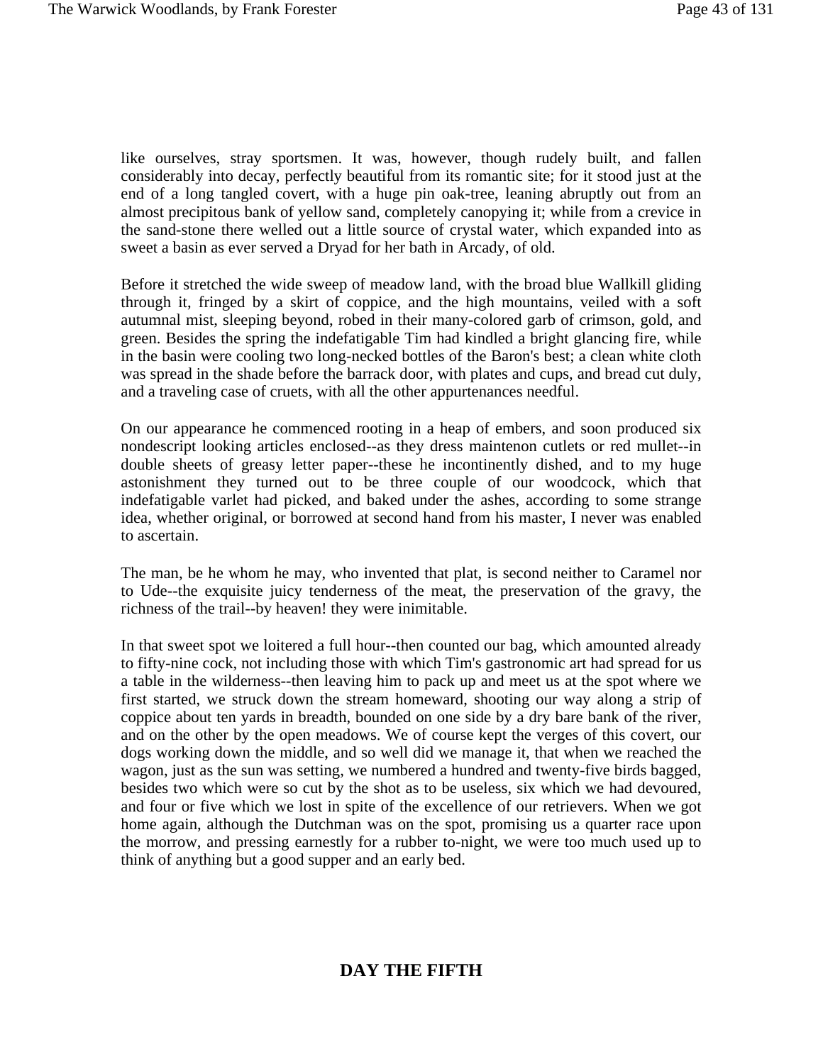like ourselves, stray sportsmen. It was, however, though rudely built, and fallen considerably into decay, perfectly beautiful from its romantic site; for it stood just at the end of a long tangled covert, with a huge pin oak-tree, leaning abruptly out from an almost precipitous bank of yellow sand, completely canopying it; while from a crevice in the sand-stone there welled out a little source of crystal water, which expanded into as sweet a basin as ever served a Dryad for her bath in Arcady, of old.

Before it stretched the wide sweep of meadow land, with the broad blue Wallkill gliding through it, fringed by a skirt of coppice, and the high mountains, veiled with a soft autumnal mist, sleeping beyond, robed in their many-colored garb of crimson, gold, and green. Besides the spring the indefatigable Tim had kindled a bright glancing fire, while in the basin were cooling two long-necked bottles of the Baron's best; a clean white cloth was spread in the shade before the barrack door, with plates and cups, and bread cut duly, and a traveling case of cruets, with all the other appurtenances needful.

On our appearance he commenced rooting in a heap of embers, and soon produced six nondescript looking articles enclosed--as they dress maintenon cutlets or red mullet--in double sheets of greasy letter paper--these he incontinently dished, and to my huge astonishment they turned out to be three couple of our woodcock, which that indefatigable varlet had picked, and baked under the ashes, according to some strange idea, whether original, or borrowed at second hand from his master, I never was enabled to ascertain.

The man, be he whom he may, who invented that plat, is second neither to Caramel nor to Ude--the exquisite juicy tenderness of the meat, the preservation of the gravy, the richness of the trail--by heaven! they were inimitable.

In that sweet spot we loitered a full hour--then counted our bag, which amounted already to fifty-nine cock, not including those with which Tim's gastronomic art had spread for us a table in the wilderness--then leaving him to pack up and meet us at the spot where we first started, we struck down the stream homeward, shooting our way along a strip of coppice about ten yards in breadth, bounded on one side by a dry bare bank of the river, and on the other by the open meadows. We of course kept the verges of this covert, our dogs working down the middle, and so well did we manage it, that when we reached the wagon, just as the sun was setting, we numbered a hundred and twenty-five birds bagged, besides two which were so cut by the shot as to be useless, six which we had devoured, and four or five which we lost in spite of the excellence of our retrievers. When we got home again, although the Dutchman was on the spot, promising us a quarter race upon the morrow, and pressing earnestly for a rubber to-night, we were too much used up to think of anything but a good supper and an early bed.

## DAY THE FIFTH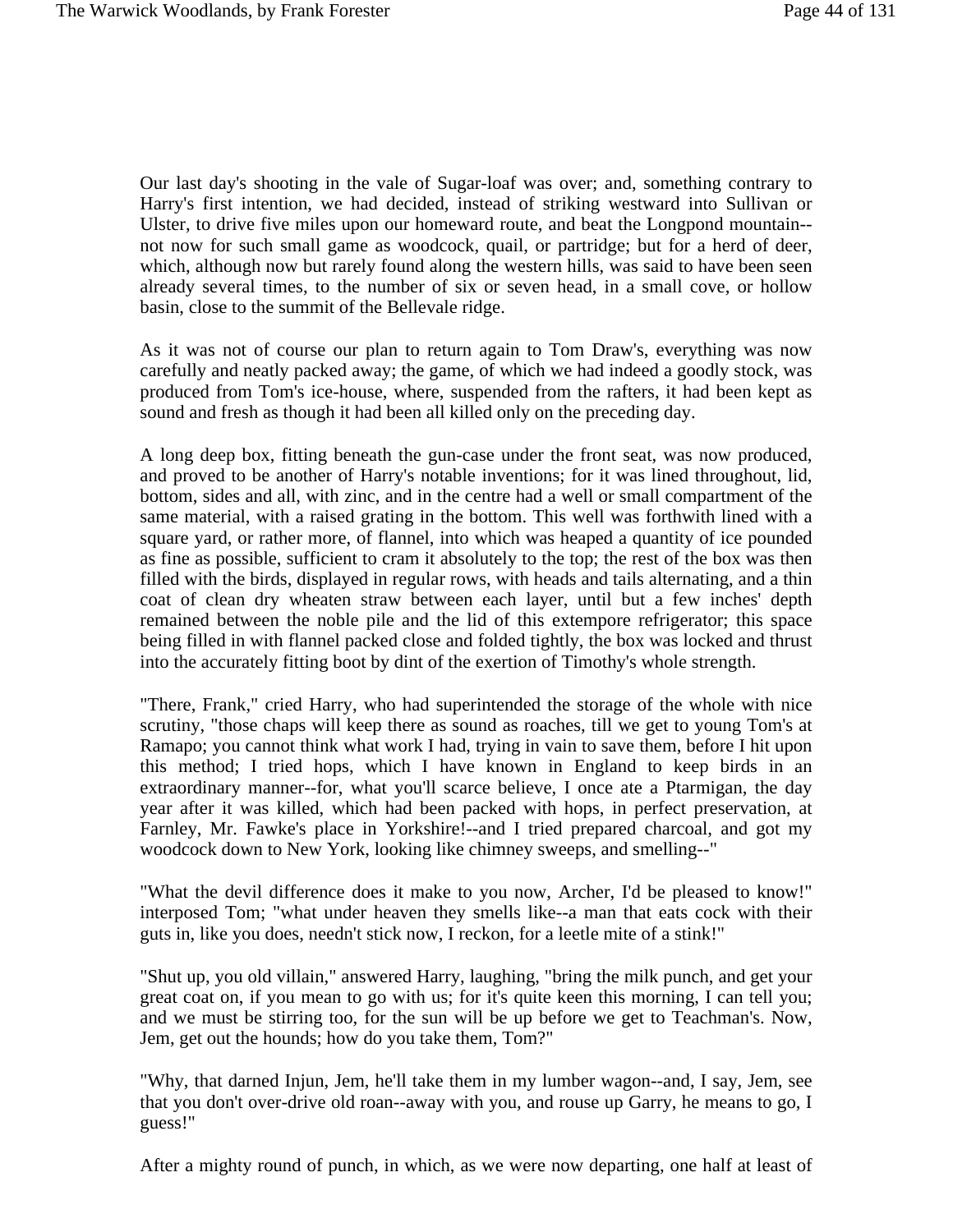Our last day's shooting in the vale of Sugar-loaf was over; and, something contrary to Harry's first intention, we had decided, instead of striking westward into Sullivan or Ulster, to drive five miles upon our homeward route, and beat the Longpond mountain--not now for such small game as woodcock, quail, or partridge; but for a herd of deer, which, although now but rarely found along the western hills, was said to have been seen already several times, to the number of six or seven head, in a small cove, or hollow basin, close to the summit of the Bellevale ridge.

As it was not of course our plan to return again to Tom Draw's, everything was now carefully and neatly packed away; the game, of which we had indeed a goodly stock, was produced from Tom's ice-house, where, suspended from the rafters, it had been kept as sound and fresh as though it had been all killed only on the preceding day.

A long deep box, fitting beneath the gun-case under the front seat, was now produced, and proved to be another of Harry's notable inventions; for it was lined throughout, lid, bottom, sides and all, with zinc, and in the centre had a well or small compartment of the same material, with a raised grating in the bottom. This well was forthwith lined with a square yard, or rather more, of flannel, into which was heaped a quantity of ice pounded as fine as possible, sufficient to cram it absolutely to the top; the rest of the box was then filled with the birds, displayed in regular rows, with heads and tails alternating, and a thin coat of clean dry wheaten straw between each layer, until but a few inches' depth remained between the noble pile and the lid of this extempore refrigerator; this space being filled in with flannel packed close and folded tightly, the box was locked and thrust into the accurately fitting boot by dint of the exertion of Timothy's whole strength.

"There, Frank," cried Harry, who had superintended the storage of the whole with nice scrutiny, "those chaps will keep there as sound as roaches, till we get to young Tom's at Ramapo; you cannot think what work I had, trying in vain to save them, before I hit upon this method; I tried hops, which I have known in England to keep birds in an extraordinary manner--for, what you'll scarce believe, I once ate a Ptarmigan, the day year after it was killed, which had been packed with hops, in perfect preservation, at Farnley, Mr. Fawke's place in Yorkshire!--and I tried prepared charcoal, and got my woodcock down to New York, looking like chimney sweeps, and smelling--"

"What the devil difference does it make to you now, Archer, I'd be pleased to know!" interposed Tom; "what under heaven they smells like--a man that eats cock with their guts in, like you does, needn't stick now, I reckon, for a leetle mite of a stink!"

"Shut up, you old villain," answered Harry, laughing, "bring the milk punch, and get your great coat on, if you mean to go with us; for it's quite keen this morning, I can tell you; and we must be stirring too, for the sun will be up before we get to Teachman's. Now, Jem, get out the hounds; how do you take them, Tom?"

"Why, that darned Injun, Jem, he'll take them in my lumber wagon--and, I say, Jem, see that you don't over-drive old roan--away with you, and rouse up Garry, he means to go, I guess!"

After a mighty round of punch, in which, as we were now departing, one half at least of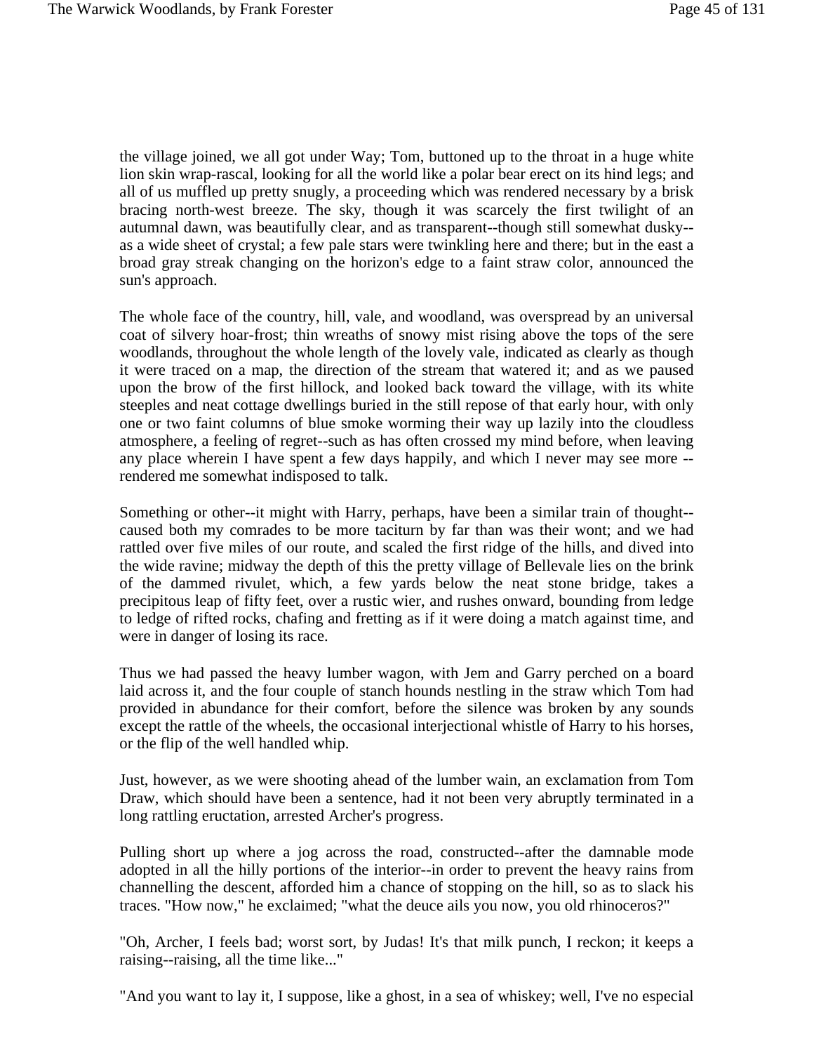the village joined, we all got under Way; Tom, buttoned up to the throat in a huge white lion skin wrap-rascal, looking for all the world like a polar bear erect on its hind legs; and all of us muffled up pretty snugly, a proceeding which was rendered necessary by a brisk bracing north-west breeze. The sky, though it was scarcely the first twilight of an autumnal dawn, was beautifully clear, and as transparent--though still somewhat dusky--as a wide sheet of crystal; a few pale stars were twinkling here and there; but in the east a broad gray streak changing on the horizon's edge to a faint straw color, announced the sun's approach.

The whole face of the country, hill, vale, and woodland, was overspread by an universal coat of silvery hoar-frost; thin wreaths of snowy mist rising above the tops of the sere woodlands, throughout the whole length of the lovely vale, indicated as clearly as though it were traced on a map, the direction of the stream that watered it; and as we paused upon the brow of the first hillock, and looked back toward the village, with its white steeples and neat cottage dwellings buried in the still repose of that early hour, with only one or two faint columns of blue smoke worming their way up lazily into the cloudless atmosphere, a feeling of regret--such as has often crossed my mind before, when leaving any place wherein I have spent a few days happily, and which I never may see more --rendered me somewhat indisposed to talk.

Something or other--it might with Harry, perhaps, have been a similar train of thought--caused both my comrades to be more taciturn by far than was their wont; and we had rattled over five miles of our route, and scaled the first ridge of the hills, and dived into the wide ravine; midway the depth of this the pretty village of Bellevale lies on the brink of the dammed rivulet, which, a few yards below the neat stone bridge, takes a precipitous leap of fifty feet, over a rustic wier, and rushes onward, bounding from ledge to ledge of rifted rocks, chafing and fretting as if it were doing a match against time, and were in danger of losing its race.

Thus we had passed the heavy lumber wagon, with Jem and Garry perched on a board laid across it, and the four couple of stanch hounds nestling in the straw which Tom had provided in abundance for their comfort, before the silence was broken by any sounds except the rattle of the wheels, the occasional interjectional whistle of Harry to his horses, or the flip of the well handled whip.

Just, however, as we were shooting ahead of the lumber wain, an exclamation from Tom Draw, which should have been a sentence, had it not been very abruptly terminated in a long rattling eructation, arrested Archer's progress.

Pulling short up where a jog across the road, constructed--after the damnable mode adopted in all the hilly portions of the interior--in order to prevent the heavy rains from channelling the descent, afforded him a chance of stopping on the hill, so as to slack his traces. "How now," he exclaimed; "what the deuce ails you now, you old rhinoceros?"

"Oh, Archer, I feels bad; worst sort, by Judas! It's that milk punch, I reckon; it keeps a raising--raising, all the time like..."

"And you want to lay it, I suppose, like a ghost, in a sea of whiskey; well, I've no especial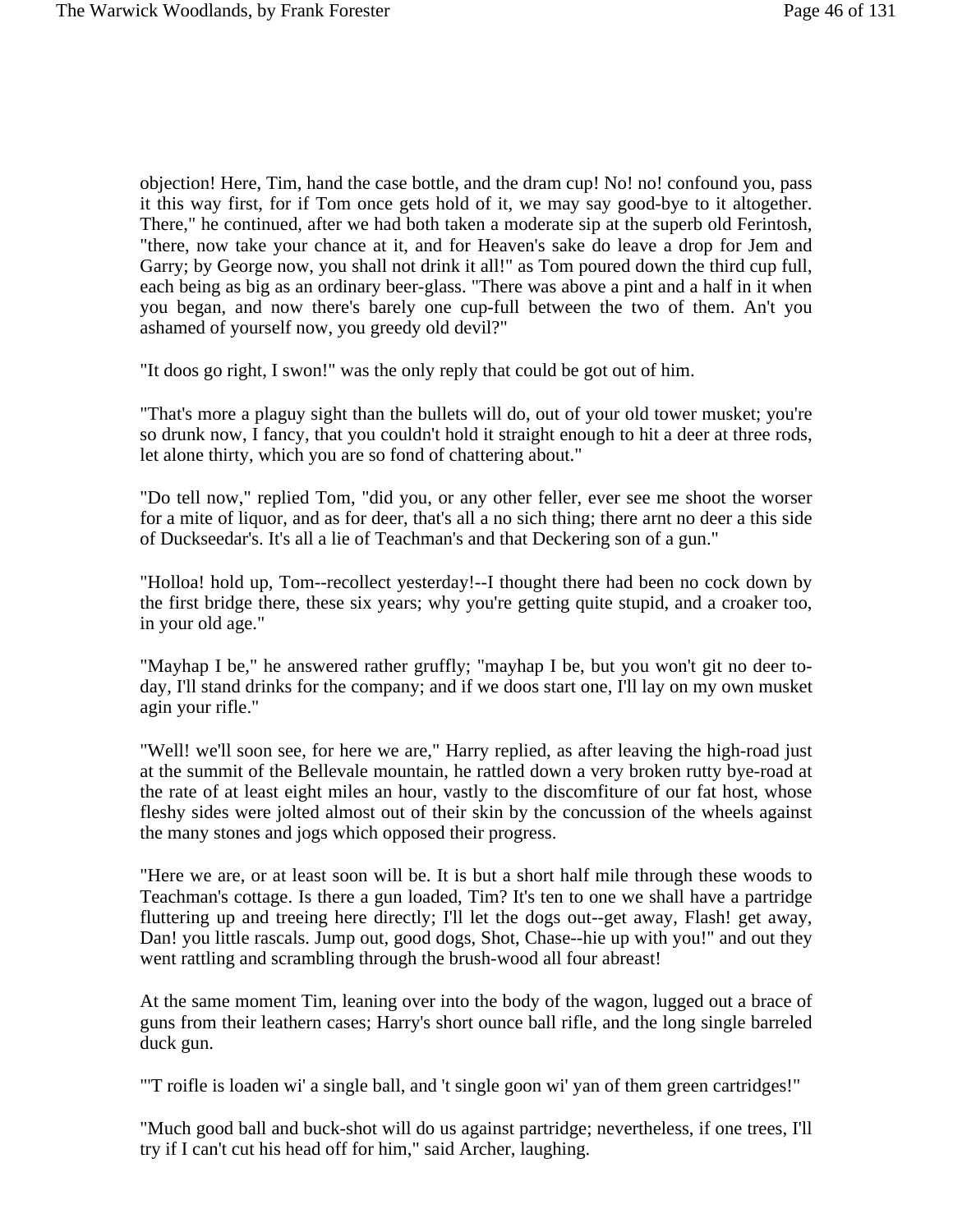objection! Here, Tim, hand the case bottle, and the dram cup! No! no! confound you, pass it this way first, for if Tom once gets hold of it, we may say good-bye to it altogether. There," he continued, after we had both taken a moderate sip at the superb old Ferintosh, "there, now take your chance at it, and for Heaven's sake do leave a drop for Jem and Garry; by George now, you shall not drink it all!" as Tom poured down the third cup full, each being as big as an ordinary beer-glass. "There was above a pint and a half in it when you began, and now there's barely one cup-full between the two of them. An't you ashamed of yourself now, you greedy old devil?"

"It doos go right, I swon!" was the only reply that could be got out of him.

"That's more a plaguy sight than the bullets will do, out of your old tower musket; you're so drunk now, I fancy, that you couldn't hold it straight enough to hit a deer at three rods, let alone thirty, which you are so fond of chattering about."

"Do tell now," replied Tom, "did you, or any other feller, ever see me shoot the worser for a mite of liquor, and as for deer, that's all a no sich thing; there arnt no deer a this side of Duckseedar's. It's all a lie of Teachman's and that Deckering son of a gun."

"Holloa! hold up, Tom--recollect yesterday!--I thought there had been no cock down by the first bridge there, these six years; why you're getting quite stupid, and a croaker too, in your old age."

"Mayhap I be," he answered rather gruffly; "mayhap I be, but you won't git no deer to-day, I'll stand drinks for the company; and if we doos start one, I'll lay on my own musket agin your rifle."

"Well! we'll soon see, for here we are," Harry replied, as after leaving the high-road just at the summit of the Bellevale mountain, he rattled down a very broken rutty bye-road at the rate of at least eight miles an hour, vastly to the discomfiture of our fat host, whose fleshy sides were jolted almost out of their skin by the concussion of the wheels against the many stones and jogs which opposed their progress.

"Here we are, or at least soon will be. It is but a short half mile through these woods to Teachman's cottage. Is there a gun loaded, Tim? It's ten to one we shall have a partridge fluttering up and treeing here directly; I'll let the dogs out--get away, Flash! get away, Dan! you little rascals. Jump out, good dogs, Shot, Chase--hie up with you!" and out they went rattling and scrambling through the brush-wood all four abreast!

At the same moment Tim, leaning over into the body of the wagon, lugged out a brace of guns from their leathern cases; Harry's short ounce ball rifle, and the long single barreled duck gun.

"'T roifle is loaden wi' a single ball, and 't single goon wi' yan of them green cartridges!"

"Much good ball and buck-shot will do us against partridge; nevertheless, if one trees, I'll try if I can't cut his head off for him," said Archer, laughing.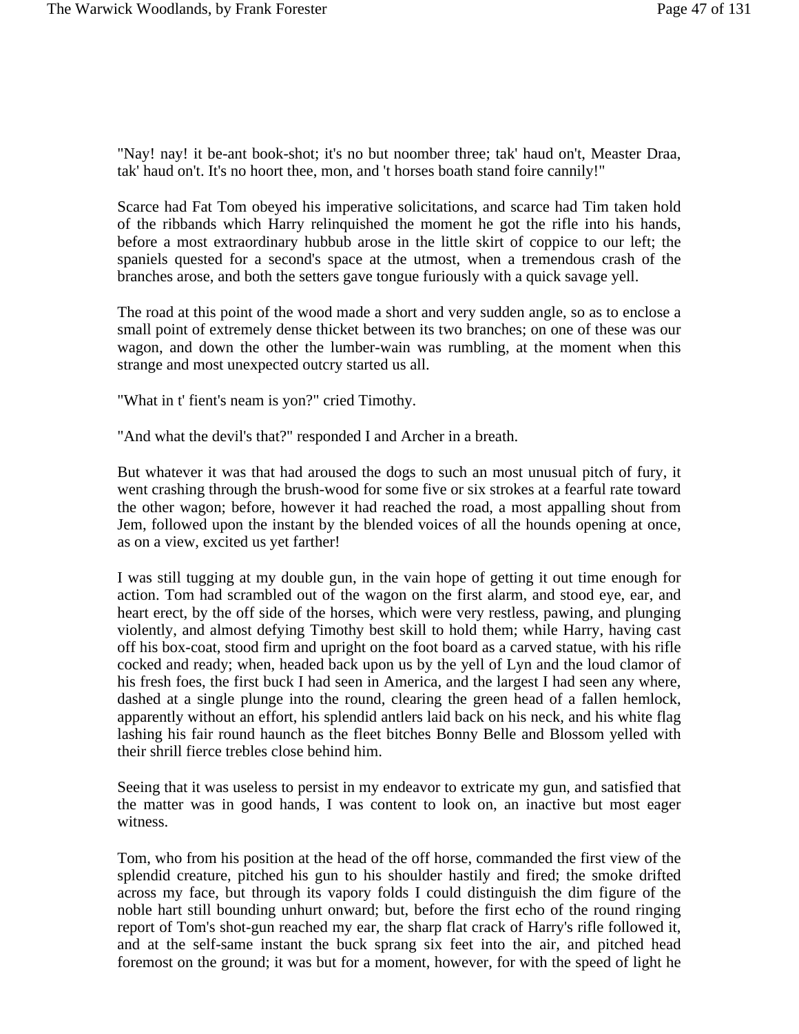"Nay! nay! it be-ant book-shot; it's no but noomber three; tak' haud on't, Measter Draa, tak' haud on't. It's no hoort thee, mon, and 't horses boath stand foire cannily!"

Scarce had Fat Tom obeyed his imperative solicitations, and scarce had Tim taken hold of the ribbands which Harry relinquished the moment he got the rifle into his hands, before a most extraordinary hubbub arose in the little skirt of coppice to our left; the spaniels quested for a second's space at the utmost, when a tremendous crash of the branches arose, and both the setters gave tongue furiously with a quick savage yell.

The road at this point of the wood made a short and very sudden angle, so as to enclose a small point of extremely dense thicket between its two branches; on one of these was our wagon, and down the other the lumber-wain was rumbling, at the moment when this strange and most unexpected outcry started us all.

"What in t' fient's neam is yon?" cried Timothy.

"And what the devil's that?" responded I and Archer in a breath.

But whatever it was that had aroused the dogs to such an most unusual pitch of fury, it went crashing through the brush-wood for some five or six strokes at a fearful rate toward the other wagon; before, however it had reached the road, a most appalling shout from Jem, followed upon the instant by the blended voices of all the hounds opening at once, as on a view, excited us yet farther!

I was still tugging at my double gun, in the vain hope of getting it out time enough for action. Tom had scrambled out of the wagon on the first alarm, and stood eye, ear, and heart erect, by the off side of the horses, which were very restless, pawing, and plunging violently, and almost defying Timothy best skill to hold them; while Harry, having cast off his box-coat, stood firm and upright on the foot board as a carved statue, with his rifle cocked and ready; when, headed back upon us by the yell of Lyn and the loud clamor of his fresh foes, the first buck I had seen in America, and the largest I had seen any where, dashed at a single plunge into the round, clearing the green head of a fallen hemlock, apparently without an effort, his splendid antlers laid back on his neck, and his white flag lashing his fair round haunch as the fleet bitches Bonny Belle and Blossom yelled with their shrill fierce trebles close behind him.

Seeing that it was useless to persist in my endeavor to extricate my gun, and satisfied that the matter was in good hands, I was content to look on, an inactive but most eager witness.

Tom, who from his position at the head of the off horse, commanded the first view of the splendid creature, pitched his gun to his shoulder hastily and fired; the smoke drifted across my face, but through its vapory folds I could distinguish the dim figure of the noble hart still bounding unhurt onward; but, before the first echo of the round ringing report of Tom's shot-gun reached my ear, the sharp flat crack of Harry's rifle followed it, and at the self-same instant the buck sprang six feet into the air, and pitched head foremost on the ground; it was but for a moment, however, for with the speed of light he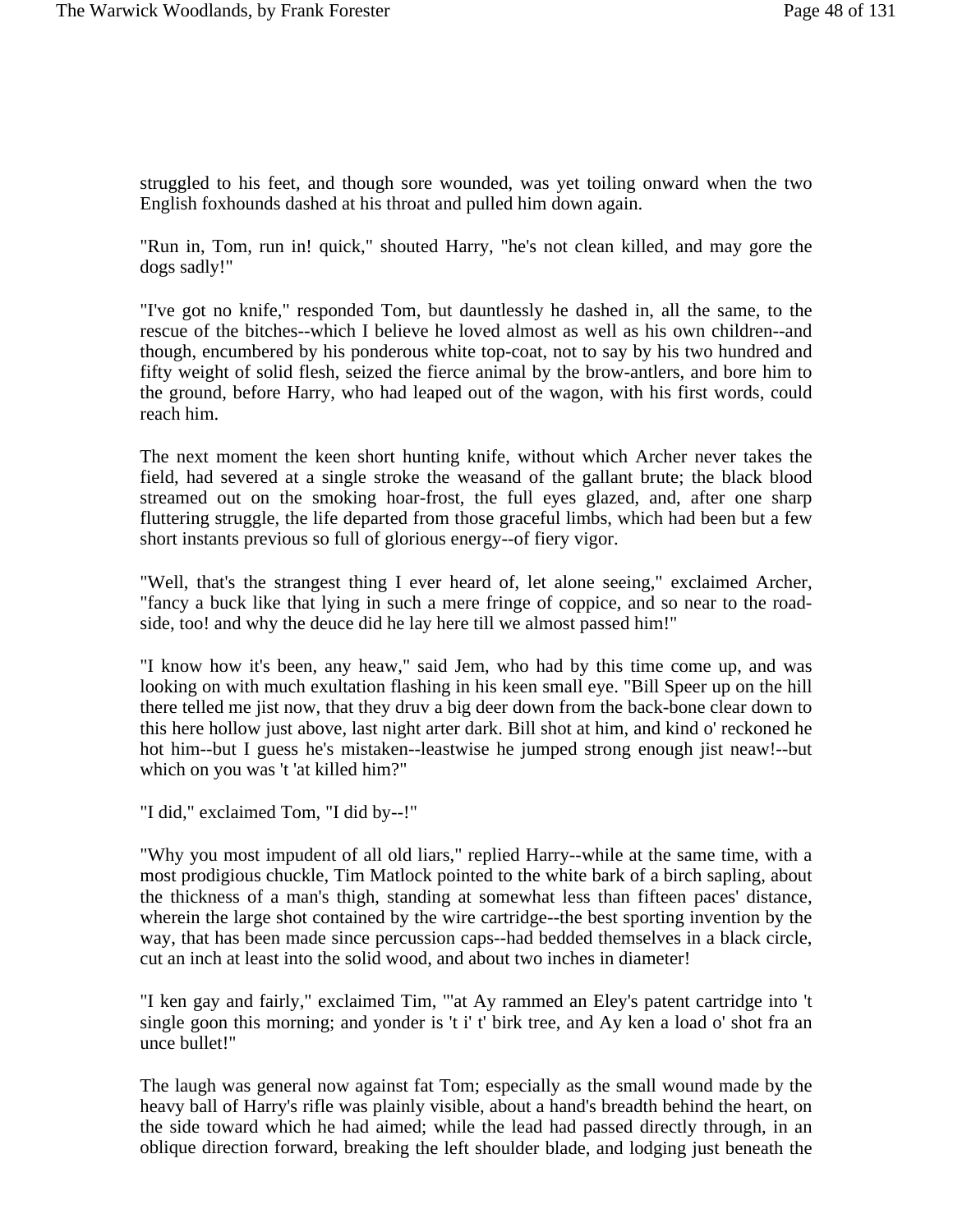struggled to his feet, and though sore wounded, was yet toiling onward when the two English foxhounds dashed at his throat and pulled him down again.

"Run in, Tom, run in! quick," shouted Harry, "he's not clean killed, and may gore the dogs sadly!"

"I've got no knife," responded Tom, but dauntlessly he dashed in, all the same, to the rescue of the bitches--which I believe he loved almost as well as his own children--and though, encumbered by his ponderous white top-coat, not to say by his two hundred and fifty weight of solid flesh, seized the fierce animal by the brow-antlers, and bore him to the ground, before Harry, who had leaped out of the wagon, with his first words, could reach him.

The next moment the keen short hunting knife, without which Archer never takes the field, had severed at a single stroke the weasand of the gallant brute; the black blood streamed out on the smoking hoar-frost, the full eyes glazed, and, after one sharp fluttering struggle, the life departed from those graceful limbs, which had been but a few short instants previous so full of glorious energy--of fiery vigor.

"Well, that's the strangest thing I ever heard of, let alone seeing," exclaimed Archer, "fancy a buck like that lying in such a mere fringe of coppice, and so near to the road-side, too! and why the deuce did he lay here till we almost passed him!"

"I know how it's been, any heaw," said Jem, who had by this time come up, and was looking on with much exultation flashing in his keen small eye. "Bill Speer up on the hill there telled me jist now, that they druv a big deer down from the back-bone clear down to this here hollow just above, last night arter dark. Bill shot at him, and kind o' reckoned he hot him--but I guess he's mistaken--leastwise he jumped strong enough jist neaw!--but which on you was 't 'at killed him?"

"I did," exclaimed Tom, "I did by--!"

"Why you most impudent of all old liars," replied Harry--while at the same time, with a most prodigious chuckle, Tim Matlock pointed to the white bark of a birch sapling, about the thickness of a man's thigh, standing at somewhat less than fifteen paces' distance, wherein the large shot contained by the wire cartridge--the best sporting invention by the way, that has been made since percussion caps--had bedded themselves in a black circle, cut an inch at least into the solid wood, and about two inches in diameter!

"I ken gay and fairly," exclaimed Tim, "'at Ay rammed an Eley's patent cartridge into 't single goon this morning; and yonder is 't i' t' birk tree, and Ay ken a load o' shot fra an unce bullet!"

The laugh was general now against fat Tom; especially as the small wound made by the heavy ball of Harry's rifle was plainly visible, about a hand's breadth behind the heart, on the side toward which he had aimed; while the lead had passed directly through, in an oblique direction forward, breaking the left shoulder blade, and lodging just beneath the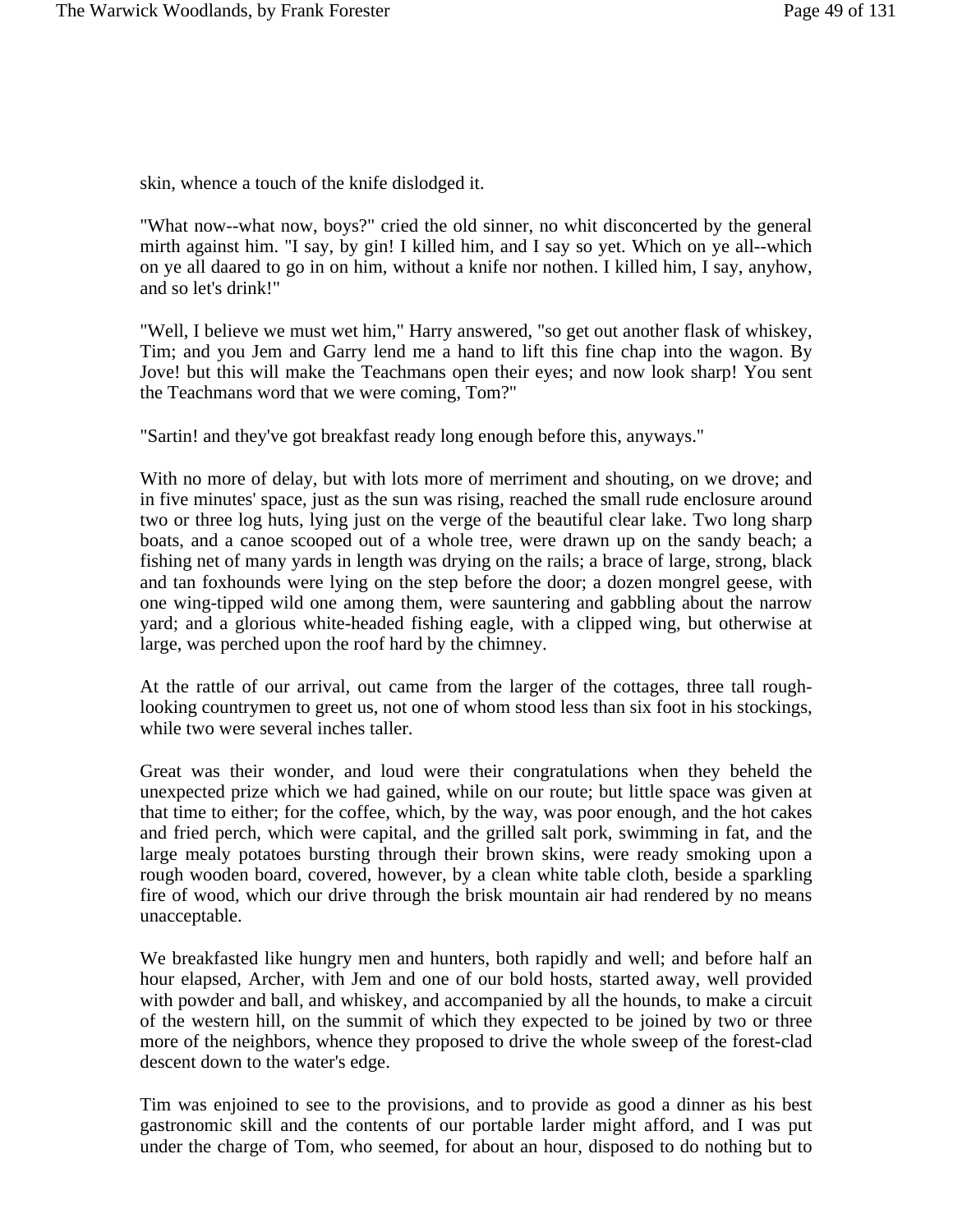skin, whence a touch of the knife dislodged it.

"What now--what now, boys?" cried the old sinner, no whit disconcerted by the general mirth against him. "I say, by gin! I killed him, and I say so yet. Which on ye all--which on ye all daared to go in on him, without a knife nor nothen. I killed him, I say, anyhow, and so let's drink!"

"Well, I believe we must wet him," Harry answered, "so get out another flask of whiskey, Tim; and you Jem and Garry lend me a hand to lift this fine chap into the wagon. By Jove! but this will make the Teachmans open their eyes; and now look sharp! You sent the Teachmans word that we were coming, Tom?"

"Sartin! and they've got breakfast ready long enough before this, anyways."

With no more of delay, but with lots more of merriment and shouting, on we drove; and in five minutes' space, just as the sun was rising, reached the small rude enclosure around two or three log huts, lying just on the verge of the beautiful clear lake. Two long sharp boats, and a canoe scooped out of a whole tree, were drawn up on the sandy beach; a fishing net of many yards in length was drying on the rails; a brace of large, strong, black and tan foxhounds were lying on the step before the door; a dozen mongrel geese, with one wing-tipped wild one among them, were sauntering and gabbling about the narrow yard; and a glorious white-headed fishing eagle, with a clipped wing, but otherwise at large, was perched upon the roof hard by the chimney.

At the rattle of our arrival, out came from the larger of the cottages, three tall rough-looking countrymen to greet us, not one of whom stood less than six foot in his stockings, while two were several inches taller.

Great was their wonder, and loud were their congratulations when they beheld the unexpected prize which we had gained, while on our route; but little space was given at that time to either; for the coffee, which, by the way, was poor enough, and the hot cakes and fried perch, which were capital, and the grilled salt pork, swimming in fat, and the large mealy potatoes bursting through their brown skins, were ready smoking upon a rough wooden board, covered, however, by a clean white table cloth, beside a sparkling fire of wood, which our drive through the brisk mountain air had rendered by no means unacceptable.

We breakfasted like hungry men and hunters, both rapidly and well; and before half an hour elapsed, Archer, with Jem and one of our bold hosts, started away, well provided with powder and ball, and whiskey, and accompanied by all the hounds, to make a circuit of the western hill, on the summit of which they expected to be joined by two or three more of the neighbors, whence they proposed to drive the whole sweep of the forest-clad descent down to the water's edge.

Tim was enjoined to see to the provisions, and to provide as good a dinner as his best gastronomic skill and the contents of our portable larder might afford, and I was put under the charge of Tom, who seemed, for about an hour, disposed to do nothing but to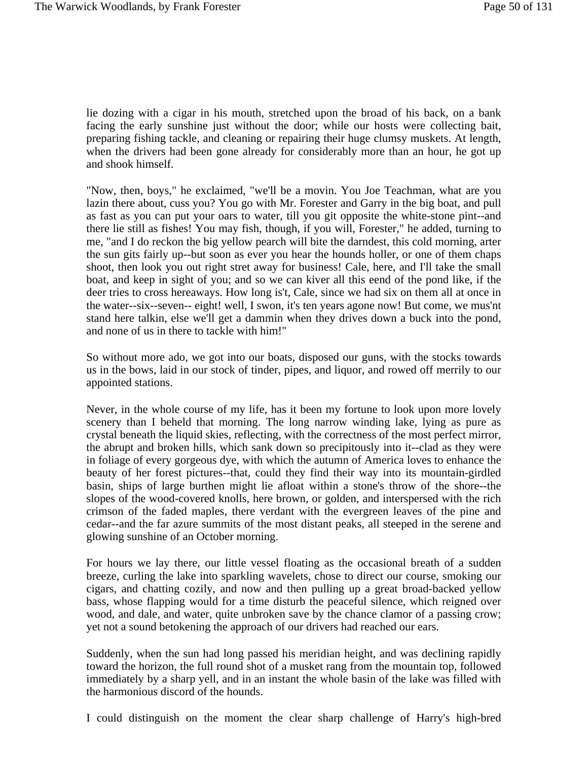lie dozing with a cigar in his mouth, stretched upon the broad of his back, on a bank facing the early sunshine just without the door; while our hosts were collecting bait, preparing fishing tackle, and cleaning or repairing their huge clumsy muskets. At length, when the drivers had been gone already for considerably more than an hour, he got up and shook himself.

"Now, then, boys," he exclaimed, "we'll be a movin. You Joe Teachman, what are you lazin there about, cuss you? You go with Mr. Forester and Garry in the big boat, and pull as fast as you can put your oars to water, till you git opposite the white-stone pint--and there lie still as fishes! You may fish, though, if you will, Forester," he added, turning to me, "and I do reckon the big yellow pearch will bite the darndest, this cold morning, arter the sun gits fairly up--but soon as ever you hear the hounds holler, or one of them chaps shoot, then look you out right stret away for business! Cale, here, and I'll take the small boat, and keep in sight of you; and so we can kiver all this eend of the pond like, if the deer tries to cross hereaways. How long is't, Cale, since we had six on them all at once in the water--six--seven-- eight! well, I swon, it's ten years agone now! But come, we mus'nt stand here talkin, else we'll get a dammin when they drives down a buck into the pond, and none of us in there to tackle with him!"

So without more ado, we got into our boats, disposed our guns, with the stocks towards us in the bows, laid in our stock of tinder, pipes, and liquor, and rowed off merrily to our appointed stations.

Never, in the whole course of my life, has it been my fortune to look upon more lovely scenery than I beheld that morning. The long narrow winding lake, lying as pure as crystal beneath the liquid skies, reflecting, with the correctness of the most perfect mirror, the abrupt and broken hills, which sank down so precipitously into it--clad as they were in foliage of every gorgeous dye, with which the autumn of America loves to enhance the beauty of her forest pictures--that, could they find their way into its mountain-girdled basin, ships of large burthen might lie afloat within a stone's throw of the shore--the slopes of the wood-covered knolls, here brown, or golden, and interspersed with the rich crimson of the faded maples, there verdant with the evergreen leaves of the pine and cedar--and the far azure summits of the most distant peaks, all steeped in the serene and glowing sunshine of an October morning.

For hours we lay there, our little vessel floating as the occasional breath of a sudden breeze, curling the lake into sparkling wavelets, chose to direct our course, smoking our cigars, and chatting cozily, and now and then pulling up a great broad-backed yellow bass, whose flapping would for a time disturb the peaceful silence, which reigned over wood, and dale, and water, quite unbroken save by the chance clamor of a passing crow; yet not a sound betokening the approach of our drivers had reached our ears.

Suddenly, when the sun had long passed his meridian height, and was declining rapidly toward the horizon, the full round shot of a musket rang from the mountain top, followed immediately by a sharp yell, and in an instant the whole basin of the lake was filled with the harmonious discord of the hounds.

I could distinguish on the moment the clear sharp challenge of Harry's high-bred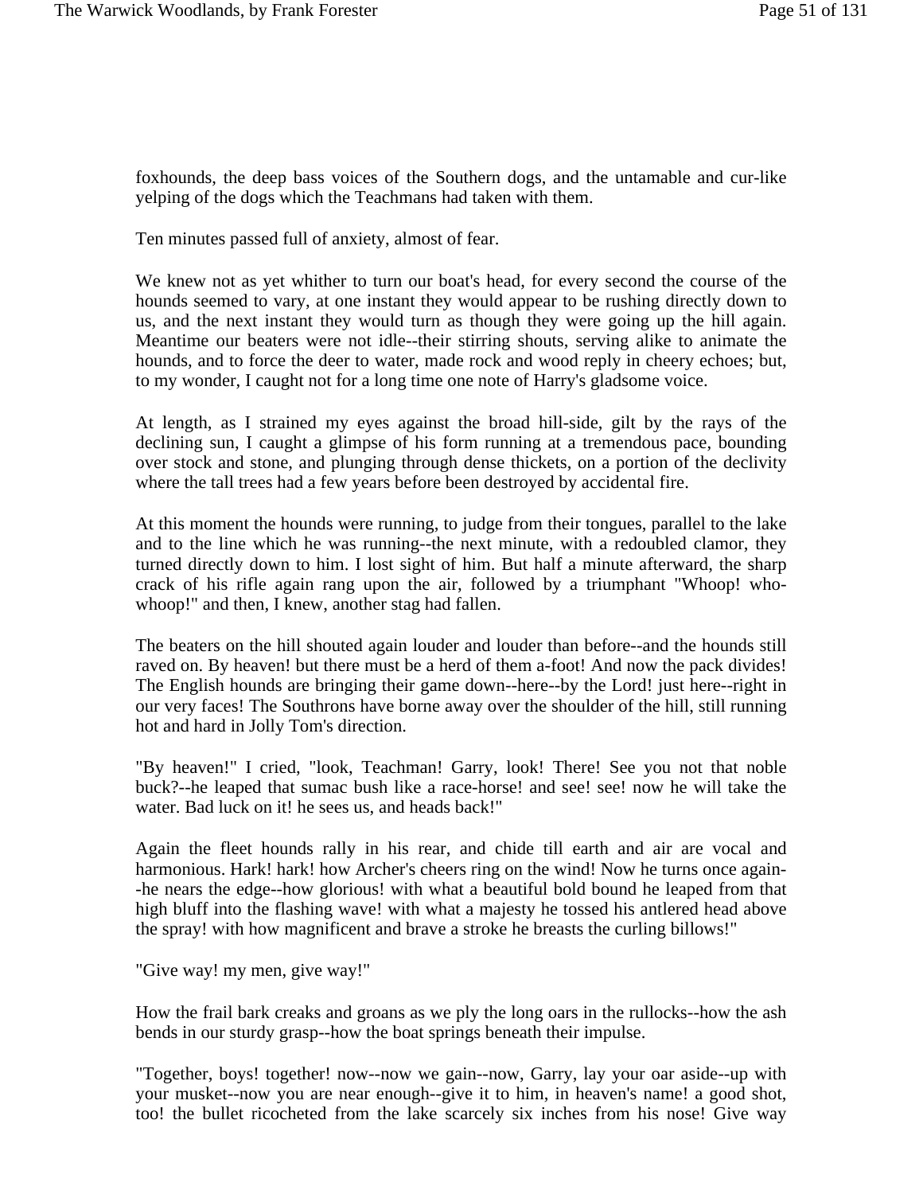foxhounds, the deep bass voices of the Southern dogs, and the untamable and cur-like yelping of the dogs which the Teachmans had taken with them.

Ten minutes passed full of anxiety, almost of fear.

We knew not as yet whither to turn our boat's head, for every second the course of the hounds seemed to vary, at one instant they would appear to be rushing directly down to us, and the next instant they would turn as though they were going up the hill again. Meantime our beaters were not idle--their stirring shouts, serving alike to animate the hounds, and to force the deer to water, made rock and wood reply in cheery echoes; but, to my wonder, I caught not for a long time one note of Harry's gladsome voice.

At length, as I strained my eyes against the broad hill-side, gilt by the rays of the declining sun, I caught a glimpse of his form running at a tremendous pace, bounding over stock and stone, and plunging through dense thickets, on a portion of the declivity where the tall trees had a few years before been destroyed by accidental fire.

At this moment the hounds were running, to judge from their tongues, parallel to the lake and to the line which he was running--the next minute, with a redoubled clamor, they turned directly down to him. I lost sight of him. But half a minute afterward, the sharp crack of his rifle again rang upon the air, followed by a triumphant "Whoop! who-whoop!" and then, I knew, another stag had fallen.

The beaters on the hill shouted again louder and louder than before--and the hounds still raved on. By heaven! but there must be a herd of them a-foot! And now the pack divides! The English hounds are bringing their game down--here--by the Lord! just here--right in our very faces! The Southrons have borne away over the shoulder of the hill, still running hot and hard in Jolly Tom's direction.

"By heaven!" I cried, "look, Teachman! Garry, look! There! See you not that noble buck?--he leaped that sumac bush like a race-horse! and see! see! now he will take the water. Bad luck on it! he sees us, and heads back!"

Again the fleet hounds rally in his rear, and chide till earth and air are vocal and harmonious. Hark! hark! how Archer's cheers ring on the wind! Now he turns once again--he nears the edge--how glorious! with what a beautiful bold bound he leaped from that high bluff into the flashing wave! with what a majesty he tossed his antlered head above the spray! with how magnificent and brave a stroke he breasts the curling billows!"

"Give way! my men, give way!"

How the frail bark creaks and groans as we ply the long oars in the rullocks--how the ash bends in our sturdy grasp--how the boat springs beneath their impulse.

"Together, boys! together! now--now we gain--now, Garry, lay your oar aside--up with your musket--now you are near enough--give it to him, in heaven's name! a good shot, too! the bullet ricocheted from the lake scarcely six inches from his nose! Give way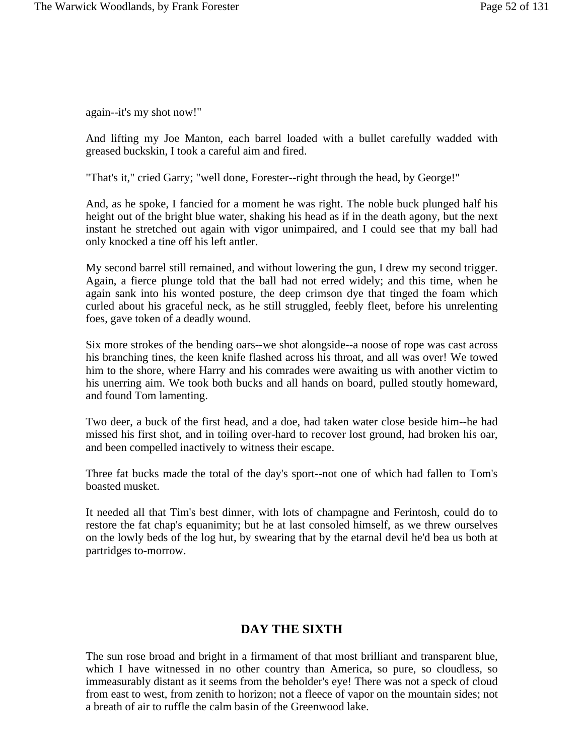again--it's my shot now!"

And lifting my Joe Manton, each barrel loaded with a bullet carefully wadded with greased buckskin, I took a careful aim and fired.

"That's it," cried Garry; "well done, Forester--right through the head, by George!"

And, as he spoke, I fancied for a moment he was right. The noble buck plunged half his height out of the bright blue water, shaking his head as if in the death agony, but the next instant he stretched out again with vigor unimpaired, and I could see that my ball had only knocked a tine off his left antler.

My second barrel still remained, and without lowering the gun, I drew my second trigger. Again, a fierce plunge told that the ball had not erred widely; and this time, when he again sank into his wonted posture, the deep crimson dye that tinged the foam which curled about his graceful neck, as he still struggled, feebly fleet, before his unrelenting foes, gave token of a deadly wound.

Six more strokes of the bending oars--we shot alongside--a noose of rope was cast across his branching tines, the keen knife flashed across his throat, and all was over! We towed him to the shore, where Harry and his comrades were awaiting us with another victim to his unerring aim. We took both bucks and all hands on board, pulled stoutly homeward, and found Tom lamenting.

Two deer, a buck of the first head, and a doe, had taken water close beside him--he had missed his first shot, and in toiling over-hard to recover lost ground, had broken his oar, and been compelled inactively to witness their escape.

Three fat bucks made the total of the day's sport--not one of which had fallen to Tom's boasted musket.

It needed all that Tim's best dinner, with lots of champagne and Ferintosh, could do to restore the fat chap's equanimity; but he at last consoled himself, as we threw ourselves on the lowly beds of the log hut, by swearing that by the etarnal devil he'd bea us both at partridges to-morrow.

## DAY THE SIXTH

The sun rose broad and bright in a firmament of that most brilliant and transparent blue, which I have witnessed in no other country than America, so pure, so cloudless, so immeasurably distant as it seems from the beholder's eye! There was not a speck of cloud from east to west, from zenith to horizon; not a fleece of vapor on the mountain sides; not a breath of air to ruffle the calm basin of the Greenwood lake.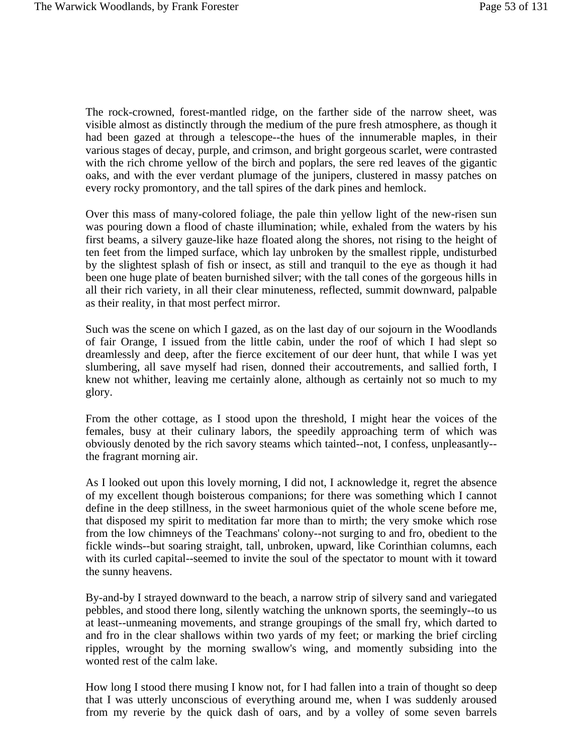The rock-crowned, forest-mantled ridge, on the farther side of the narrow sheet, was visible almost as distinctly through the medium of the pure fresh atmosphere, as though it had been gazed at through a telescope--the hues of the innumerable maples, in their various stages of decay, purple, and crimson, and bright gorgeous scarlet, were contrasted with the rich chrome yellow of the birch and poplars, the sere red leaves of the gigantic oaks, and with the ever verdant plumage of the junipers, clustered in massy patches on every rocky promontory, and the tall spires of the dark pines and hemlock.

Over this mass of many-colored foliage, the pale thin yellow light of the new-risen sun was pouring down a flood of chaste illumination; while, exhaled from the waters by his first beams, a silvery gauze-like haze floated along the shores, not rising to the height of ten feet from the limped surface, which lay unbroken by the smallest ripple, undisturbed by the slightest splash of fish or insect, as still and tranquil to the eye as though it had been one huge plate of beaten burnished silver; with the tall cones of the gorgeous hills in all their rich variety, in all their clear minuteness, reflected, summit downward, palpable as their reality, in that most perfect mirror.

Such was the scene on which I gazed, as on the last day of our sojourn in the Woodlands of fair Orange, I issued from the little cabin, under the roof of which I had slept so dreamlessly and deep, after the fierce excitement of our deer hunt, that while I was yet slumbering, all save myself had risen, donned their accoutrements, and sallied forth, I knew not whither, leaving me certainly alone, although as certainly not so much to my glory.

From the other cottage, as I stood upon the threshold, I might hear the voices of the females, busy at their culinary labors, the speedily approaching term of which was obviously denoted by the rich savory steams which tainted--not, I confess, unpleasantly--the fragrant morning air.

As I looked out upon this lovely morning, I did not, I acknowledge it, regret the absence of my excellent though boisterous companions; for there was something which I cannot define in the deep stillness, in the sweet harmonious quiet of the whole scene before me, that disposed my spirit to meditation far more than to mirth; the very smoke which rose from the low chimneys of the Teachmans' colony--not surging to and fro, obedient to the fickle winds--but soaring straight, tall, unbroken, upward, like Corinthian columns, each with its curled capital--seemed to invite the soul of the spectator to mount with it toward the sunny heavens.

By-and-by I strayed downward to the beach, a narrow strip of silvery sand and variegated pebbles, and stood there long, silently watching the unknown sports, the seemingly--to us at least--unmeaning movements, and strange groupings of the small fry, which darted to and fro in the clear shallows within two yards of my feet; or marking the brief circling ripples, wrought by the morning swallow's wing, and momently subsiding into the wonted rest of the calm lake.

How long I stood there musing I know not, for I had fallen into a train of thought so deep that I was utterly unconscious of everything around me, when I was suddenly aroused from my reverie by the quick dash of oars, and by a volley of some seven barrels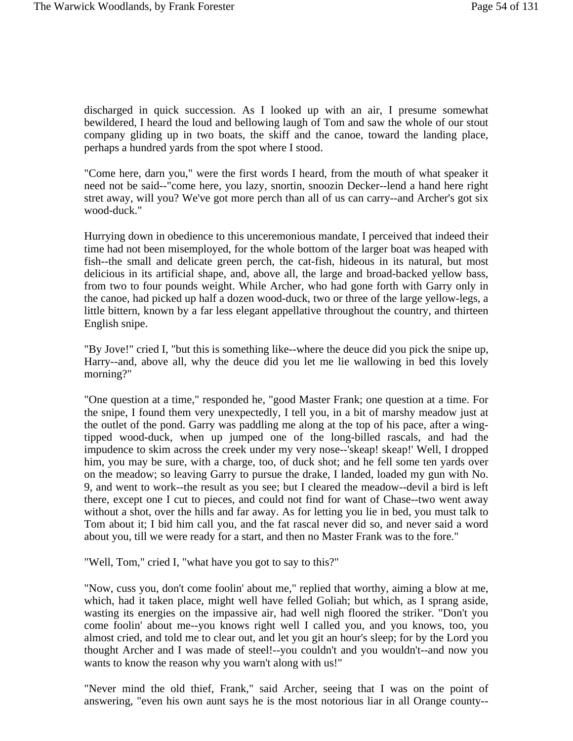discharged in quick succession. As I looked up with an air, I presume somewhat bewildered, I heard the loud and bellowing laugh of Tom and saw the whole of our stout company gliding up in two boats, the skiff and the canoe, toward the landing place, perhaps a hundred yards from the spot where I stood.

"Come here, darn you," were the first words I heard, from the mouth of what speaker it need not be said--"come here, you lazy, snortin, snoozin Decker--lend a hand here right stret away, will you? We've got more perch than all of us can carry--and Archer's got six wood-duck."

Hurrying down in obedience to this unceremonious mandate, I perceived that indeed their time had not been misemployed, for the whole bottom of the larger boat was heaped with fish--the small and delicate green perch, the cat-fish, hideous in its natural, but most delicious in its artificial shape, and, above all, the large and broad-backed yellow bass, from two to four pounds weight. While Archer, who had gone forth with Garry only in the canoe, had picked up half a dozen wood-duck, two or three of the large yellow-legs, a little bittern, known by a far less elegant appellative throughout the country, and thirteen English snipe.

"By Jove!" cried I, "but this is something like--where the deuce did you pick the snipe up, Harry--and, above all, why the deuce did you let me lie wallowing in bed this lovely morning?"

"One question at a time," responded he, "good Master Frank; one question at a time. For the snipe, I found them very unexpectedly, I tell you, in a bit of marshy meadow just at the outlet of the pond. Garry was paddling me along at the top of his pace, after a wing-tipped wood-duck, when up jumped one of the long-billed rascals, and had the impudence to skim across the creek under my very nose--'skeap! skeap!' Well, I dropped him, you may be sure, with a charge, too, of duck shot; and he fell some ten yards over on the meadow; so leaving Garry to pursue the drake, I landed, loaded my gun with No. 9, and went to work--the result as you see; but I cleared the meadow--devil a bird is left there, except one I cut to pieces, and could not find for want of Chase--two went away without a shot, over the hills and far away. As for letting you lie in bed, you must talk to Tom about it; I bid him call you, and the fat rascal never did so, and never said a word about you, till we were ready for a start, and then no Master Frank was to the fore."

"Well, Tom," cried I, "what have you got to say to this?"

"Now, cuss you, don't come foolin' about me," replied that worthy, aiming a blow at me, which, had it taken place, might well have felled Goliah; but which, as I sprang aside, wasting its energies on the impassive air, had well nigh floored the striker. "Don't you come foolin' about me--you knows right well I called you, and you knows, too, you almost cried, and told me to clear out, and let you git an hour's sleep; for by the Lord you thought Archer and I was made of steel!--you couldn't and you wouldn't--and now you wants to know the reason why you warn't along with us!"

"Never mind the old thief, Frank," said Archer, seeing that I was on the point of answering, "even his own aunt says he is the most notorious liar in all Orange county--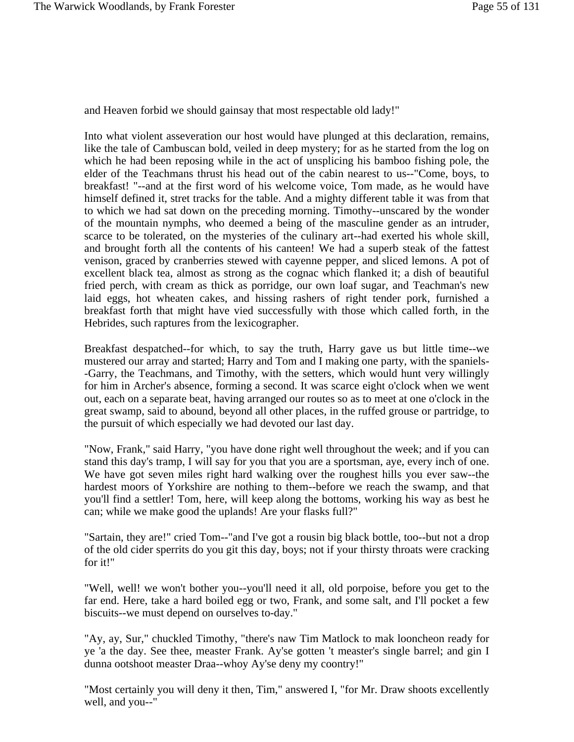and Heaven forbid we should gainsay that most respectable old lady!"

Into what violent asseveration our host would have plunged at this declaration, remains, like the tale of Cambuscan bold, veiled in deep mystery; for as he started from the log on which he had been reposing while in the act of unsplicing his bamboo fishing pole, the elder of the Teachmans thrust his head out of the cabin nearest to us--"Come, boys, to breakfast! "--and at the first word of his welcome voice, Tom made, as he would have himself defined it, stret tracks for the table. And a mighty different table it was from that to which we had sat down on the preceding morning. Timothy--unscared by the wonder of the mountain nymphs, who deemed a being of the masculine gender as an intruder, scarce to be tolerated, on the mysteries of the culinary art--had exerted his whole skill, and brought forth all the contents of his canteen! We had a superb steak of the fattest venison, graced by cranberries stewed with cayenne pepper, and sliced lemons. A pot of excellent black tea, almost as strong as the cognac which flanked it; a dish of beautiful fried perch, with cream as thick as porridge, our own loaf sugar, and Teachman's new laid eggs, hot wheaten cakes, and hissing rashers of right tender pork, furnished a breakfast forth that might have vied successfully with those which called forth, in the Hebrides, such raptures from the lexicographer.

Breakfast despatched--for which, to say the truth, Harry gave us but little time--we mustered our array and started; Harry and Tom and I making one party, with the spaniels--Garry, the Teachmans, and Timothy, with the setters, which would hunt very willingly for him in Archer's absence, forming a second. It was scarce eight o'clock when we went out, each on a separate beat, having arranged our routes so as to meet at one o'clock in the great swamp, said to abound, beyond all other places, in the ruffed grouse or partridge, to the pursuit of which especially we had devoted our last day.

"Now, Frank," said Harry, "you have done right well throughout the week; and if you can stand this day's tramp, I will say for you that you are a sportsman, aye, every inch of one. We have got seven miles right hard walking over the roughest hills you ever saw--the hardest moors of Yorkshire are nothing to them--before we reach the swamp, and that you'll find a settler! Tom, here, will keep along the bottoms, working his way as best he can; while we make good the uplands! Are your flasks full?"

"Sartain, they are!" cried Tom--"and I've got a rousin big black bottle, too--but not a drop of the old cider sperrits do you git this day, boys; not if your thirsty throats were cracking for it!"

"Well, well! we won't bother you--you'll need it all, old porpoise, before you get to the far end. Here, take a hard boiled egg or two, Frank, and some salt, and I'll pocket a few biscuits--we must depend on ourselves to-day."

"Ay, ay, Sur," chuckled Timothy, "there's naw Tim Matlock to mak looncheon ready for ye 'a the day. See thee, measter Frank. Ay'se gotten 't measter's single barrel; and gin I dunna ootshoot measter Draa--whoy Ay'se deny my coontry!"

"Most certainly you will deny it then, Tim," answered I, "for Mr. Draw shoots excellently well, and you--"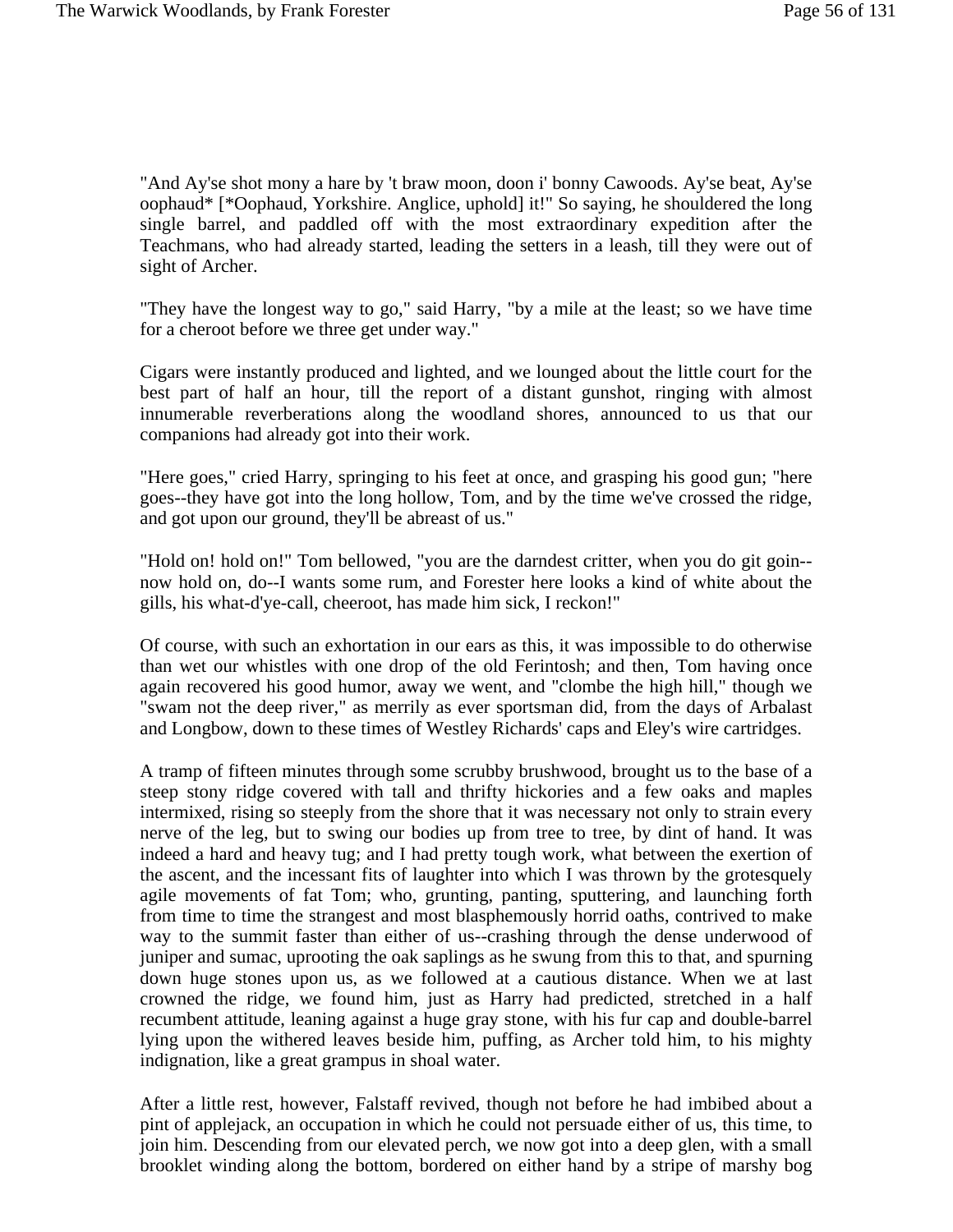"And Ay'se shot mony a hare by 't braw moon, doon i' bonny Cawoods. Ay'se beat, Ay'se oophaud* [*Oophaud, Yorkshire. Anglice, uphold] it!" So saying, he shouldered the long single barrel, and paddled off with the most extraordinary expedition after the Teachmans, who had already started, leading the setters in a leash, till they were out of sight of Archer.

"They have the longest way to go," said Harry, "by a mile at the least; so we have time for a cheroot before we three get under way."

Cigars were instantly produced and lighted, and we lounged about the little court for the best part of half an hour, till the report of a distant gunshot, ringing with almost innumerable reverberations along the woodland shores, announced to us that our companions had already got into their work.

"Here goes," cried Harry, springing to his feet at once, and grasping his good gun; "here goes--they have got into the long hollow, Tom, and by the time we've crossed the ridge, and got upon our ground, they'll be abreast of us."

"Hold on! hold on!" Tom bellowed, "you are the darndest critter, when you do git goin--now hold on, do--I wants some rum, and Forester here looks a kind of white about the gills, his what-d'ye-call, cheeroot, has made him sick, I reckon!"

Of course, with such an exhortation in our ears as this, it was impossible to do otherwise than wet our whistles with one drop of the old Ferintosh; and then, Tom having once again recovered his good humor, away we went, and "clombe the high hill," though we "swam not the deep river," as merrily as ever sportsman did, from the days of Arbalast and Longbow, down to these times of Westley Richards' caps and Eley's wire cartridges.

A tramp of fifteen minutes through some scrubby brushwood, brought us to the base of a steep stony ridge covered with tall and thrifty hickories and a few oaks and maples intermixed, rising so steeply from the shore that it was necessary not only to strain every nerve of the leg, but to swing our bodies up from tree to tree, by dint of hand. It was indeed a hard and heavy tug; and I had pretty tough work, what between the exertion of the ascent, and the incessant fits of laughter into which I was thrown by the grotesquely agile movements of fat Tom; who, grunting, panting, sputtering, and launching forth from time to time the strangest and most blasphemously horrid oaths, contrived to make way to the summit faster than either of us--crashing through the dense underwood of juniper and sumac, uprooting the oak saplings as he swung from this to that, and spurning down huge stones upon us, as we followed at a cautious distance. When we at last crowned the ridge, we found him, just as Harry had predicted, stretched in a half recumbent attitude, leaning against a huge gray stone, with his fur cap and double-barrel lying upon the withered leaves beside him, puffing, as Archer told him, to his mighty indignation, like a great grampus in shoal water.

After a little rest, however, Falstaff revived, though not before he had imbibed about a pint of applejack, an occupation in which he could not persuade either of us, this time, to join him. Descending from our elevated perch, we now got into a deep glen, with a small brooklet winding along the bottom, bordered on either hand by a stripe of marshy bog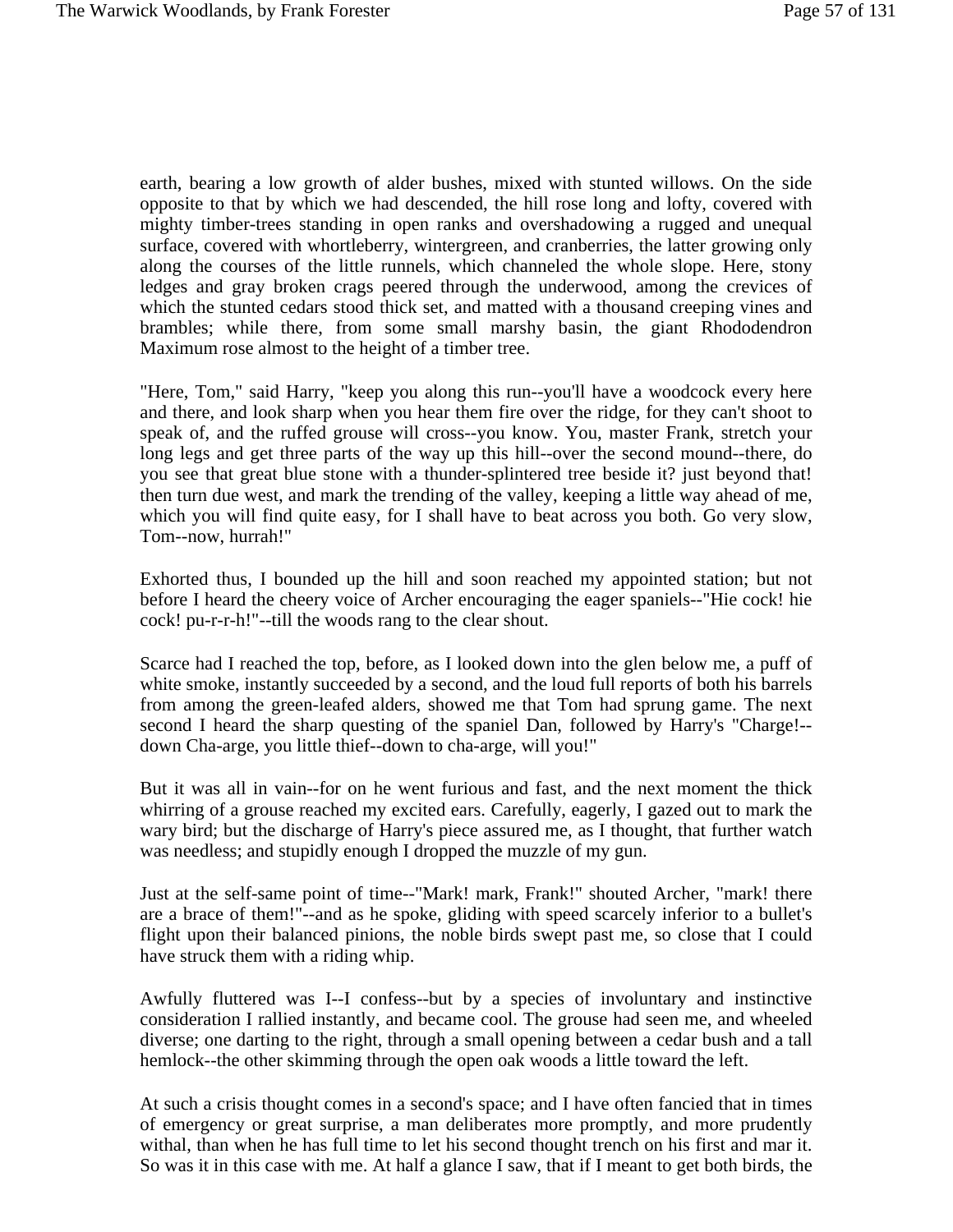earth, bearing a low growth of alder bushes, mixed with stunted willows. On the side opposite to that by which we had descended, the hill rose long and lofty, covered with mighty timber-trees standing in open ranks and overshadowing a rugged and unequal surface, covered with whortleberry, wintergreen, and cranberries, the latter growing only along the courses of the little runnels, which channeled the whole slope. Here, stony ledges and gray broken crags peered through the underwood, among the crevices of which the stunted cedars stood thick set, and matted with a thousand creeping vines and brambles; while there, from some small marshy basin, the giant Rhododendron Maximum rose almost to the height of a timber tree.

"Here, Tom," said Harry, "keep you along this run--you'll have a woodcock every here and there, and look sharp when you hear them fire over the ridge, for they can't shoot to speak of, and the ruffed grouse will cross--you know. You, master Frank, stretch your long legs and get three parts of the way up this hill--over the second mound--there, do you see that great blue stone with a thunder-splintered tree beside it? just beyond that! then turn due west, and mark the trending of the valley, keeping a little way ahead of me, which you will find quite easy, for I shall have to beat across you both. Go very slow, Tom--now, hurrah!"

Exhorted thus, I bounded up the hill and soon reached my appointed station; but not before I heard the cheery voice of Archer encouraging the eager spaniels--"Hie cock! hie cock! pu-r-r-h!"--till the woods rang to the clear shout.

Scarce had I reached the top, before, as I looked down into the glen below me, a puff of white smoke, instantly succeeded by a second, and the loud full reports of both his barrels from among the green-leafed alders, showed me that Tom had sprung game. The next second I heard the sharp questing of the spaniel Dan, followed by Harry's "Charge!--down Cha-arge, you little thief--down to cha-arge, will you!"

But it was all in vain--for on he went furious and fast, and the next moment the thick whirring of a grouse reached my excited ears. Carefully, eagerly, I gazed out to mark the wary bird; but the discharge of Harry's piece assured me, as I thought, that further watch was needless; and stupidly enough I dropped the muzzle of my gun.

Just at the self-same point of time--"Mark! mark, Frank!" shouted Archer, "mark! there are a brace of them!"--and as he spoke, gliding with speed scarcely inferior to a bullet's flight upon their balanced pinions, the noble birds swept past me, so close that I could have struck them with a riding whip.

Awfully fluttered was I--I confess--but by a species of involuntary and instinctive consideration I rallied instantly, and became cool. The grouse had seen me, and wheeled diverse; one darting to the right, through a small opening between a cedar bush and a tall hemlock--the other skimming through the open oak woods a little toward the left.

At such a crisis thought comes in a second's space; and I have often fancied that in times of emergency or great surprise, a man deliberates more promptly, and more prudently withal, than when he has full time to let his second thought trench on his first and mar it. So was it in this case with me. At half a glance I saw, that if I meant to get both birds, the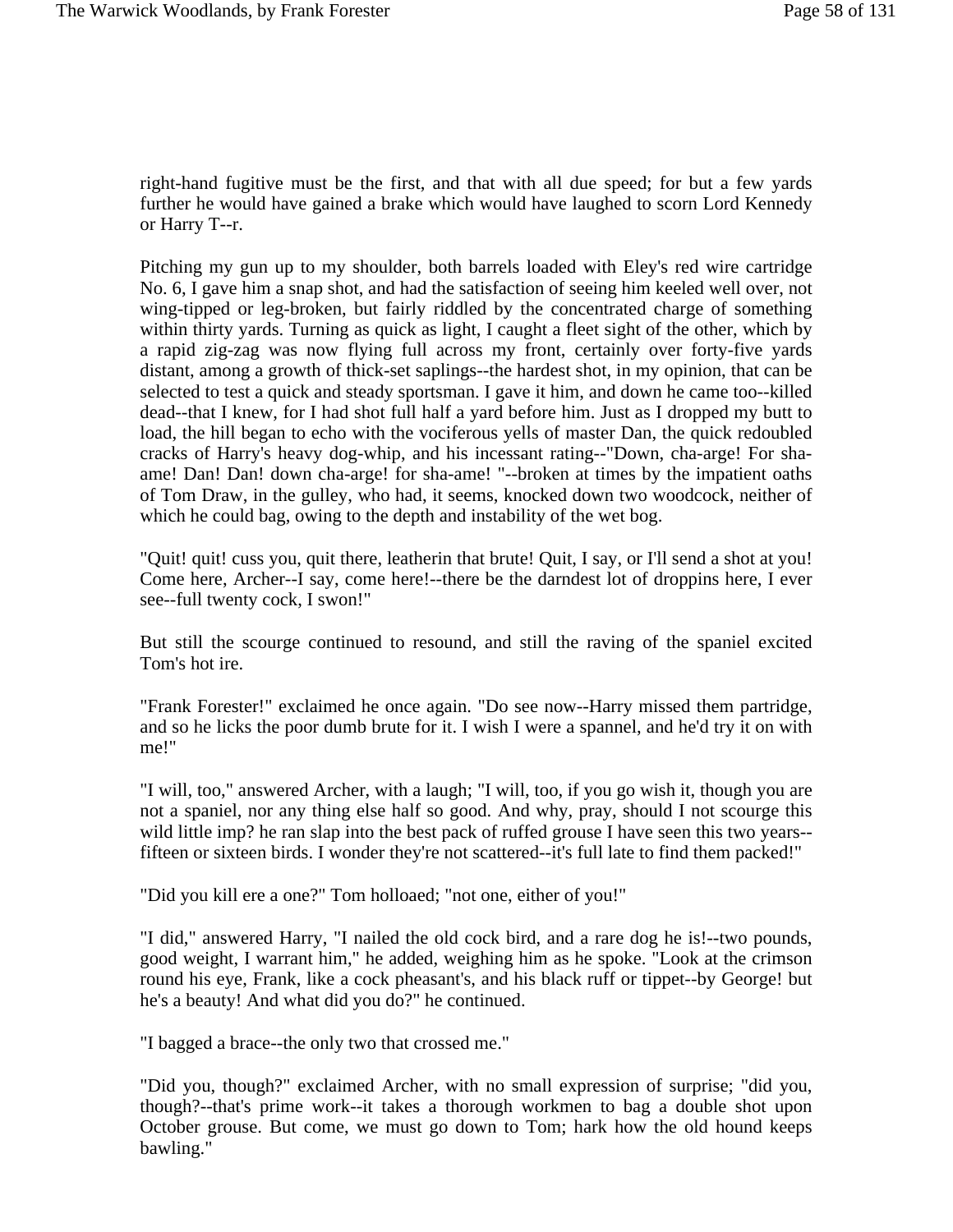right-hand fugitive must be the first, and that with all due speed; for but a few yards further he would have gained a brake which would have laughed to scorn Lord Kennedy or Harry T--r.

Pitching my gun up to my shoulder, both barrels loaded with Eley's red wire cartridge No. 6, I gave him a snap shot, and had the satisfaction of seeing him keeled well over, not wing-tipped or leg-broken, but fairly riddled by the concentrated charge of something within thirty yards. Turning as quick as light, I caught a fleet sight of the other, which by a rapid zig-zag was now flying full across my front, certainly over forty-five yards distant, among a growth of thick-set saplings--the hardest shot, in my opinion, that can be selected to test a quick and steady sportsman. I gave it him, and down he came too--killed dead--that I knew, for I had shot full half a yard before him. Just as I dropped my butt to load, the hill began to echo with the vociferous yells of master Dan, the quick redoubled cracks of Harry's heavy dog-whip, and his incessant rating--"Down, cha-arge! For sha-ame! Dan! Dan! down cha-arge! for sha-ame! "--broken at times by the impatient oaths of Tom Draw, in the gulley, who had, it seems, knocked down two woodcock, neither of which he could bag, owing to the depth and instability of the wet bog.

"Quit! quit! cuss you, quit there, leatherin that brute! Quit, I say, or I'll send a shot at you! Come here, Archer--I say, come here!--there be the darndest lot of droppins here, I ever see--full twenty cock, I swon!"

But still the scourge continued to resound, and still the raving of the spaniel excited Tom's hot ire.

"Frank Forester!" exclaimed he once again. "Do see now--Harry missed them partridge, and so he licks the poor dumb brute for it. I wish I were a spannel, and he'd try it on with me!"

"I will, too," answered Archer, with a laugh; "I will, too, if you go wish it, though you are not a spaniel, nor any thing else half so good. And why, pray, should I not scourge this wild little imp? he ran slap into the best pack of ruffed grouse I have seen this two years--fifteen or sixteen birds. I wonder they're not scattered--it's full late to find them packed!"

"Did you kill ere a one?" Tom holloaed; "not one, either of you!"

"I did," answered Harry, "I nailed the old cock bird, and a rare dog he is!--two pounds, good weight, I warrant him," he added, weighing him as he spoke. "Look at the crimson round his eye, Frank, like a cock pheasant's, and his black ruff or tippet--by George! but he's a beauty! And what did you do?" he continued.

"I bagged a brace--the only two that crossed me."

"Did you, though?" exclaimed Archer, with no small expression of surprise; "did you, though?--that's prime work--it takes a thorough workmen to bag a double shot upon October grouse. But come, we must go down to Tom; hark how the old hound keeps bawling."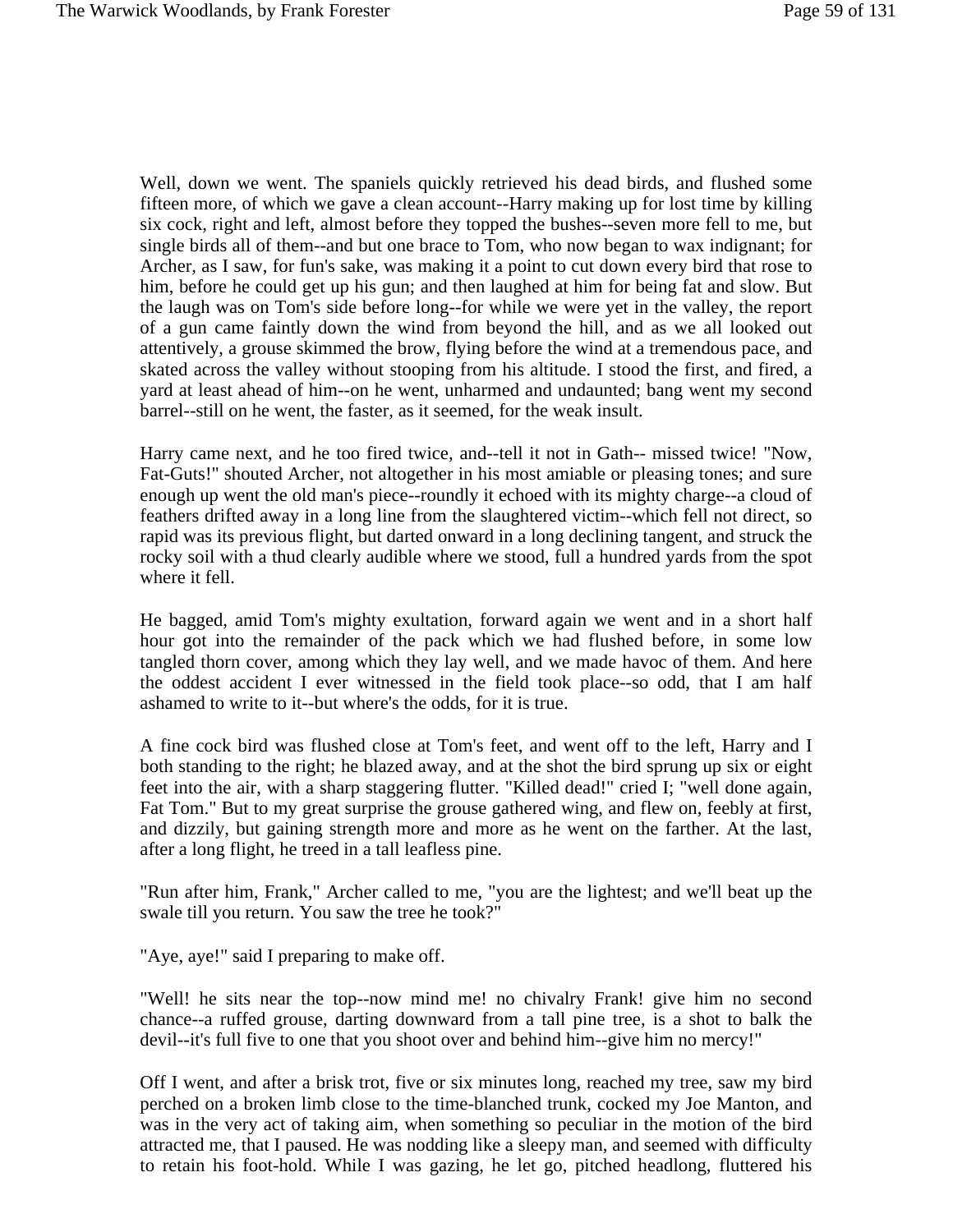Well, down we went. The spaniels quickly retrieved his dead birds, and flushed some fifteen more, of which we gave a clean account--Harry making up for lost time by killing six cock, right and left, almost before they topped the bushes--seven more fell to me, but single birds all of them--and but one brace to Tom, who now began to wax indignant; for Archer, as I saw, for fun's sake, was making it a point to cut down every bird that rose to him, before he could get up his gun; and then laughed at him for being fat and slow. But the laugh was on Tom's side before long--for while we were yet in the valley, the report of a gun came faintly down the wind from beyond the hill, and as we all looked out attentively, a grouse skimmed the brow, flying before the wind at a tremendous pace, and skated across the valley without stooping from his altitude. I stood the first, and fired, a yard at least ahead of him--on he went, unharmed and undaunted; bang went my second barrel--still on he went, the faster, as it seemed, for the weak insult.

Harry came next, and he too fired twice, and--tell it not in Gath-- missed twice! "Now, Fat-Guts!" shouted Archer, not altogether in his most amiable or pleasing tones; and sure enough up went the old man's piece--roundly it echoed with its mighty charge--a cloud of feathers drifted away in a long line from the slaughtered victim--which fell not direct, so rapid was its previous flight, but darted onward in a long declining tangent, and struck the rocky soil with a thud clearly audible where we stood, full a hundred yards from the spot where it fell.

He bagged, amid Tom's mighty exultation, forward again we went and in a short half hour got into the remainder of the pack which we had flushed before, in some low tangled thorn cover, among which they lay well, and we made havoc of them. And here the oddest accident I ever witnessed in the field took place--so odd, that I am half ashamed to write to it--but where's the odds, for it is true.

A fine cock bird was flushed close at Tom's feet, and went off to the left, Harry and I both standing to the right; he blazed away, and at the shot the bird sprung up six or eight feet into the air, with a sharp staggering flutter. "Killed dead!" cried I; "well done again, Fat Tom." But to my great surprise the grouse gathered wing, and flew on, feebly at first, and dizzily, but gaining strength more and more as he went on the farther. At the last, after a long flight, he treed in a tall leafless pine.

"Run after him, Frank," Archer called to me, "you are the lightest; and we'll beat up the swale till you return. You saw the tree he took?"

"Aye, aye!" said I preparing to make off.

"Well! he sits near the top--now mind me! no chivalry Frank! give him no second chance--a ruffed grouse, darting downward from a tall pine tree, is a shot to balk the devil--it's full five to one that you shoot over and behind him--give him no mercy!"

Off I went, and after a brisk trot, five or six minutes long, reached my tree, saw my bird perched on a broken limb close to the time-blanched trunk, cocked my Joe Manton, and was in the very act of taking aim, when something so peculiar in the motion of the bird attracted me, that I paused. He was nodding like a sleepy man, and seemed with difficulty to retain his foot-hold. While I was gazing, he let go, pitched headlong, fluttered his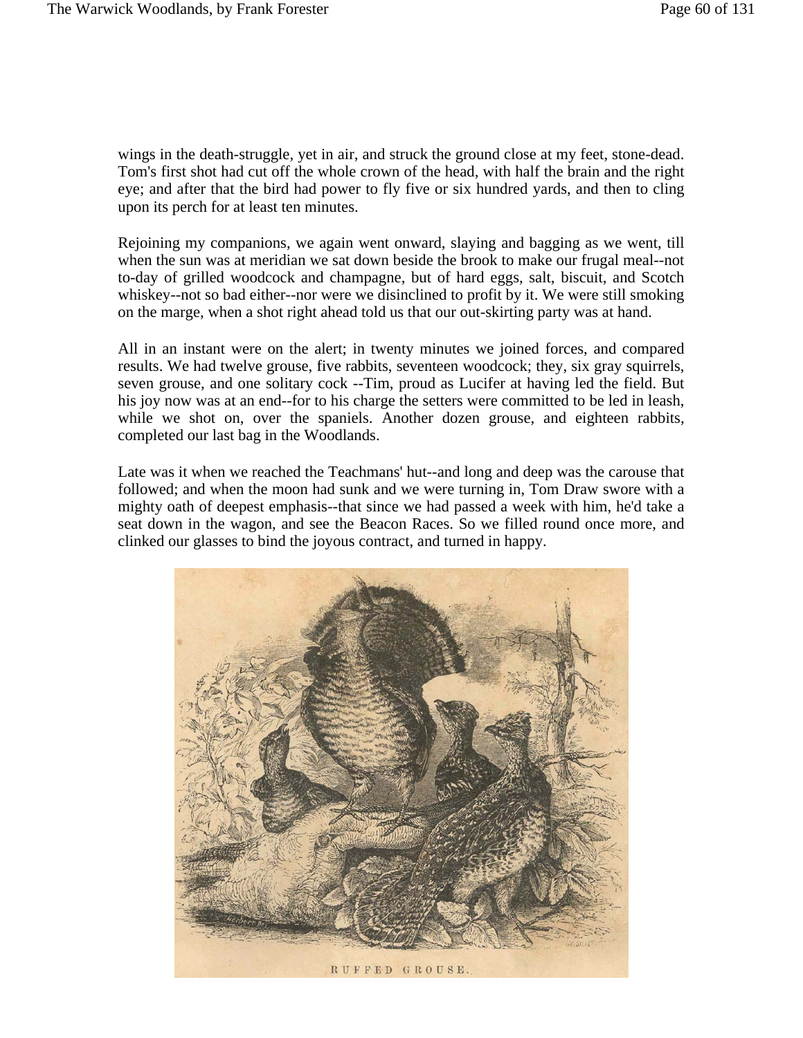wings in the death-struggle, yet in air, and struck the ground close at my feet, stone-dead. Tom's first shot had cut off the whole crown of the head, with half the brain and the right eye; and after that the bird had power to fly five or six hundred yards, and then to cling upon its perch for at least ten minutes.

Rejoining my companions, we again went onward, slaying and bagging as we went, till when the sun was at meridian we sat down beside the brook to make our frugal meal--not to-day of grilled woodcock and champagne, but of hard eggs, salt, biscuit, and Scotch whiskey--not so bad either--nor were we disinclined to profit by it. We were still smoking on the marge, when a shot right ahead told us that our out-skirting party was at hand.

All in an instant were on the alert; in twenty minutes we joined forces, and compared results. We had twelve grouse, five rabbits, seventeen woodcock; they, six gray squirrels, seven grouse, and one solitary cock --Tim, proud as Lucifer at having led the field. But his joy now was at an end--for to his charge the setters were committed to be led in leash, while we shot on, over the spaniels. Another dozen grouse, and eighteen rabbits, completed our last bag in the Woodlands.

Late was it when we reached the Teachmans' hut--and long and deep was the carouse that followed; and when the moon had sunk and we were turning in, Tom Draw swore with a mighty oath of deepest emphasis--that since we had passed a week with him, he'd take a seat down in the wagon, and see the Beacon Races. So we filled round once more, and clinked our glasses to bind the joyous contract, and turned in happy.

RUFFED GROUSE.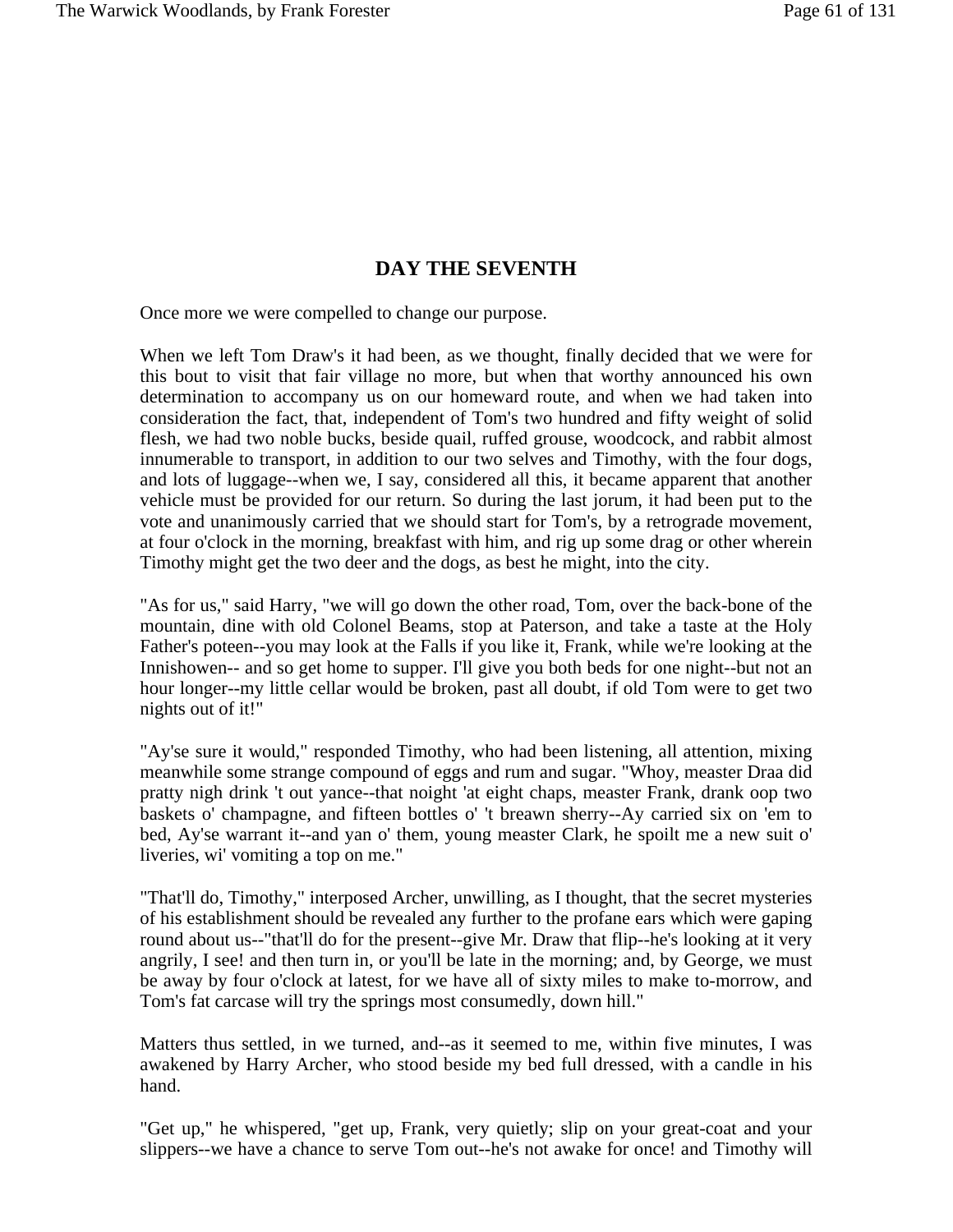## DAY THE SEVENTH

Once more we were compelled to change our purpose.

When we left Tom Draw's it had been, as we thought, finally decided that we were for this bout to visit that fair village no more, but when that worthy announced his own determination to accompany us on our homeward route, and when we had taken into consideration the fact, that, independent of Tom's two hundred and fifty weight of solid flesh, we had two noble bucks, beside quail, ruffed grouse, woodcock, and rabbit almost innumerable to transport, in addition to our two selves and Timothy, with the four dogs, and lots of luggage--when we, I say, considered all this, it became apparent that another vehicle must be provided for our return. So during the last jorum, it had been put to the vote and unanimously carried that we should start for Tom's, by a retrograde movement, at four o'clock in the morning, breakfast with him, and rig up some drag or other wherein Timothy might get the two deer and the dogs, as best he might, into the city.

"As for us," said Harry, "we will go down the other road, Tom, over the back-bone of the mountain, dine with old Colonel Beams, stop at Paterson, and take a taste at the Holy Father's poteen--you may look at the Falls if you like it, Frank, while we're looking at the Innishowen-- and so get home to supper. I'll give you both beds for one night--but not an hour longer--my little cellar would be broken, past all doubt, if old Tom were to get two nights out of it!"

"Ay'se sure it would," responded Timothy, who had been listening, all attention, mixing meanwhile some strange compound of eggs and rum and sugar. "Whoy, measter Draa did pratty nigh drink 't out yance--that noight 'at eight chaps, measter Frank, drank oop two baskets o' champagne, and fifteen bottles o' 't breawn sherry--Ay carried six on 'em to bed, Ay'se warrant it--and yan o' them, young measter Clark, he spoilt me a new suit o' liveries, wi' vomiting a top on me."

"That'll do, Timothy," interposed Archer, unwilling, as I thought, that the secret mysteries of his establishment should be revealed any further to the profane ears which were gaping round about us--"that'll do for the present--give Mr. Draw that flip--he's looking at it very angrily, I see! and then turn in, or you'll be late in the morning; and, by George, we must be away by four o'clock at latest, for we have all of sixty miles to make to-morrow, and Tom's fat carcase will try the springs most consumedly, down hill."

Matters thus settled, in we turned, and--as it seemed to me, within five minutes, I was awakened by Harry Archer, who stood beside my bed full dressed, with a candle in his hand.

"Get up," he whispered, "get up, Frank, very quietly; slip on your great-coat and your slippers--we have a chance to serve Tom out--he's not awake for once! and Timothy will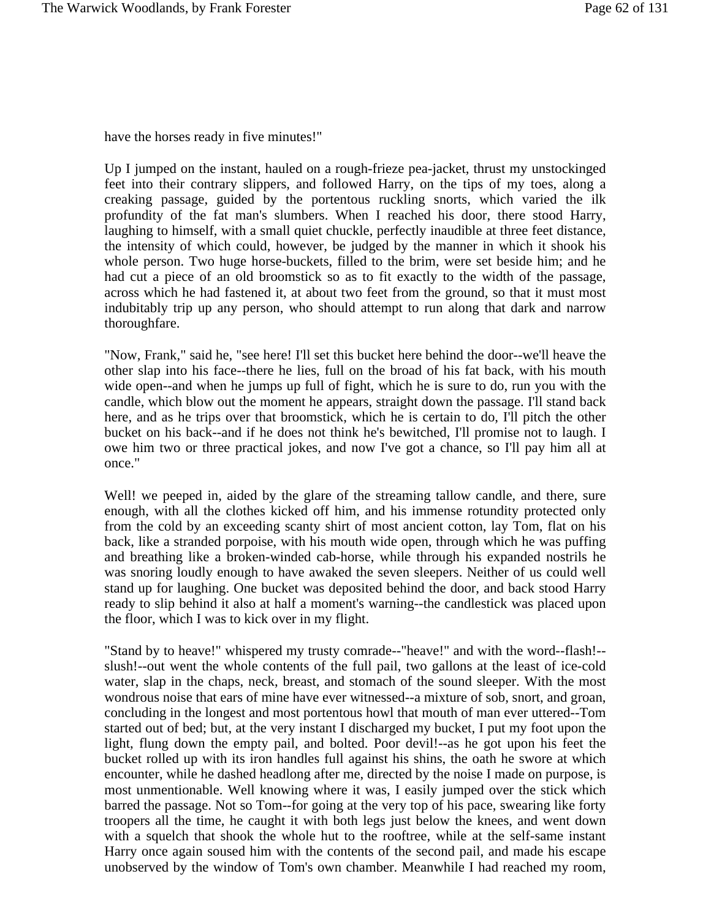have the horses ready in five minutes!"

Up I jumped on the instant, hauled on a rough-frieze pea-jacket, thrust my unstockinged feet into their contrary slippers, and followed Harry, on the tips of my toes, along a creaking passage, guided by the portentous ruckling snorts, which varied the ilk profundity of the fat man's slumbers. When I reached his door, there stood Harry, laughing to himself, with a small quiet chuckle, perfectly inaudible at three feet distance, the intensity of which could, however, be judged by the manner in which it shook his whole person. Two huge horse-buckets, filled to the brim, were set beside him; and he had cut a piece of an old broomstick so as to fit exactly to the width of the passage, across which he had fastened it, at about two feet from the ground, so that it must most indubitably trip up any person, who should attempt to run along that dark and narrow thoroughfare.

"Now, Frank," said he, "see here! I'll set this bucket here behind the door--we'll heave the other slap into his face--there he lies, full on the broad of his fat back, with his mouth wide open--and when he jumps up full of fight, which he is sure to do, run you with the candle, which blow out the moment he appears, straight down the passage. I'll stand back here, and as he trips over that broomstick, which he is certain to do, I'll pitch the other bucket on his back--and if he does not think he's bewitched, I'll promise not to laugh. I owe him two or three practical jokes, and now I've got a chance, so I'll pay him all at once."

Well! we peeped in, aided by the glare of the streaming tallow candle, and there, sure enough, with all the clothes kicked off him, and his immense rotundity protected only from the cold by an exceeding scanty shirt of most ancient cotton, lay Tom, flat on his back, like a stranded porpoise, with his mouth wide open, through which he was puffing and breathing like a broken-winded cab-horse, while through his expanded nostrils he was snoring loudly enough to have awaked the seven sleepers. Neither of us could well stand up for laughing. One bucket was deposited behind the door, and back stood Harry ready to slip behind it also at half a moment's warning--the candlestick was placed upon the floor, which I was to kick over in my flight.

"Stand by to heave!" whispered my trusty comrade--"heave!" and with the word--flash!--slush!--out went the whole contents of the full pail, two gallons at the least of ice-cold water, slap in the chaps, neck, breast, and stomach of the sound sleeper. With the most wondrous noise that ears of mine have ever witnessed--a mixture of sob, snort, and groan, concluding in the longest and most portentous howl that mouth of man ever uttered--Tom started out of bed; but, at the very instant I discharged my bucket, I put my foot upon the light, flung down the empty pail, and bolted. Poor devil!--as he got upon his feet the bucket rolled up with its iron handles full against his shins, the oath he swore at which encounter, while he dashed headlong after me, directed by the noise I made on purpose, is most unmentionable. Well knowing where it was, I easily jumped over the stick which barred the passage. Not so Tom--for going at the very top of his pace, swearing like forty troopers all the time, he caught it with both legs just below the knees, and went down with a squelch that shook the whole hut to the rooftree, while at the self-same instant Harry once again soused him with the contents of the second pail, and made his escape unobserved by the window of Tom's own chamber. Meanwhile I had reached my room,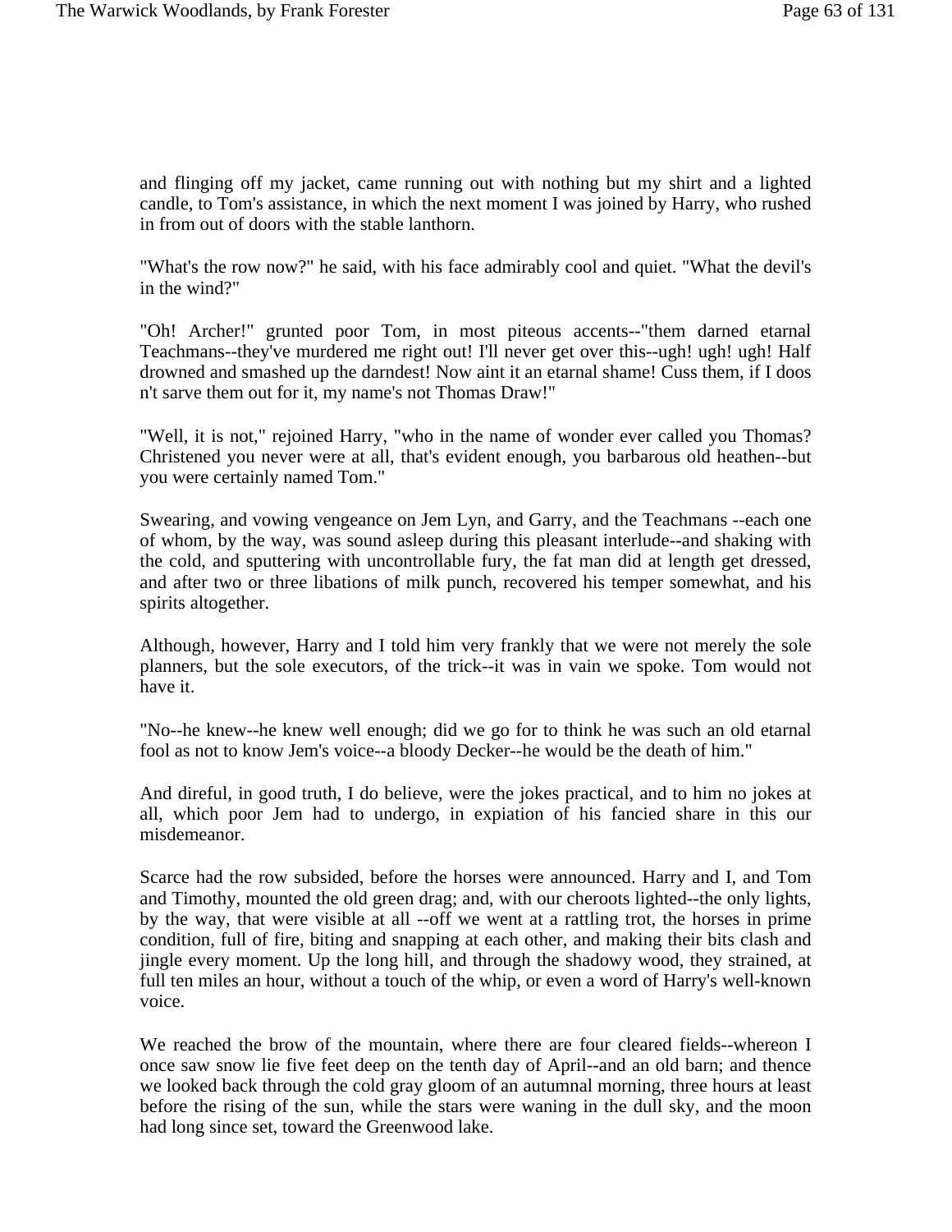and flinging off my jacket, came running out with nothing but my shirt and a lighted candle, to Tom's assistance, in which the next moment I was joined by Harry, who rushed in from out of doors with the stable lanthorn.

"What's the row now?" he said, with his face admirably cool and quiet. "What the devil's in the wind?"

"Oh! Archer!" grunted poor Tom, in most piteous accents--"them darned etarnal Teachmans--they've murdered me right out! I'll never get over this--ugh! ugh! ugh! Half drowned and smashed up the darndest! Now aint it an etarnal shame! Cuss them, if I doos n't sarve them out for it, my name's not Thomas Draw!"

"Well, it is not," rejoined Harry, "who in the name of wonder ever called you Thomas? Christened you never were at all, that's evident enough, you barbarous old heathen--but you were certainly named Tom."

Swearing, and vowing vengeance on Jem Lyn, and Garry, and the Teachmans --each one of whom, by the way, was sound asleep during this pleasant interlude--and shaking with the cold, and sputtering with uncontrollable fury, the fat man did at length get dressed, and after two or three libations of milk punch, recovered his temper somewhat, and his spirits altogether.

Although, however, Harry and I told him very frankly that we were not merely the sole planners, but the sole executors, of the trick--it was in vain we spoke. Tom would not have it.

"No--he knew--he knew well enough; did we go for to think he was such an old etarnal fool as not to know Jem's voice--a bloody Decker--he would be the death of him."

And direful, in good truth, I do believe, were the jokes practical, and to him no jokes at all, which poor Jem had to undergo, in expiation of his fancied share in this our misdemeanor.

Scarce had the row subsided, before the horses were announced. Harry and I, and Tom and Timothy, mounted the old green drag; and, with our cheroots lighted--the only lights, by the way, that were visible at all --off we went at a rattling trot, the horses in prime condition, full of fire, biting and snapping at each other, and making their bits clash and jingle every moment. Up the long hill, and through the shadowy wood, they strained, at full ten miles an hour, without a touch of the whip, or even a word of Harry's well-known voice.

We reached the brow of the mountain, where there are four cleared fields--whereon I once saw snow lie five feet deep on the tenth day of April--and an old barn; and thence we looked back through the cold gray gloom of an autumnal morning, three hours at least before the rising of the sun, while the stars were waning in the dull sky, and the moon had long since set, toward the Greenwood lake.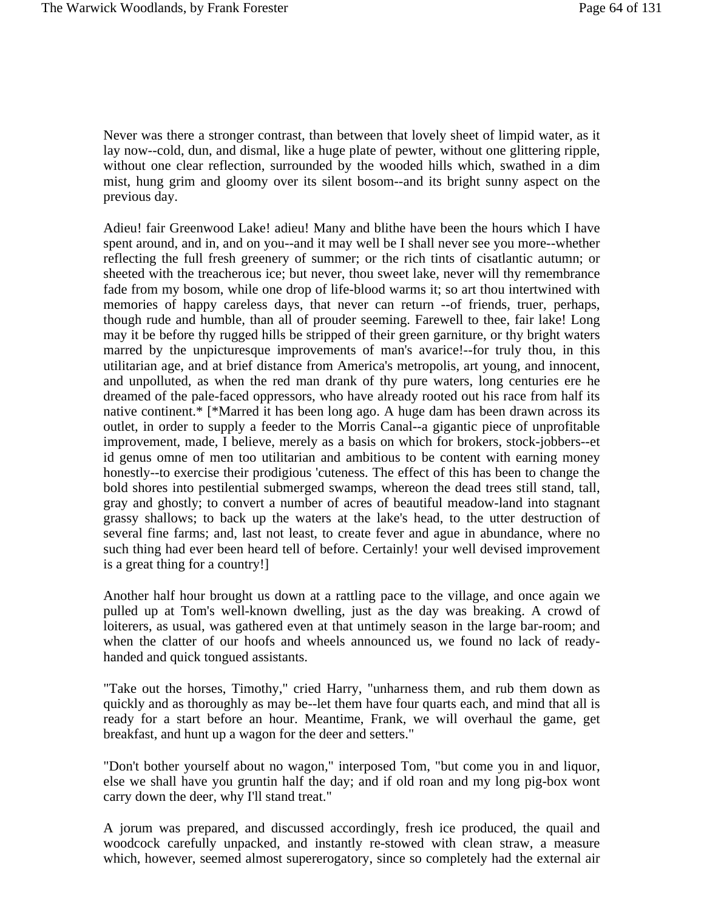Never was there a stronger contrast, than between that lovely sheet of limpid water, as it lay now--cold, dun, and dismal, like a huge plate of pewter, without one glittering ripple, without one clear reflection, surrounded by the wooded hills which, swathed in a dim mist, hung grim and gloomy over its silent bosom--and its bright sunny aspect on the previous day.

Adieu! fair Greenwood Lake! adieu! Many and blithe have been the hours which I have spent around, and in, and on you--and it may well be I shall never see you more--whether reflecting the full fresh greenery of summer; or the rich tints of cisatlantic autumn; or sheeted with the treacherous ice; but never, thou sweet lake, never will thy remembrance fade from my bosom, while one drop of life-blood warms it; so art thou intertwined with memories of happy careless days, that never can return --of friends, truer, perhaps, though rude and humble, than all of prouder seeming. Farewell to thee, fair lake! Long may it be before thy rugged hills be stripped of their green garniture, or thy bright waters marred by the unpicturesque improvements of man's avarice!--for truly thou, in this utilitarian age, and at brief distance from America's metropolis, art young, and innocent, and unpolluted, as when the red man drank of thy pure waters, long centuries ere he dreamed of the pale-faced oppressors, who have already rooted out his race from half its native continent.* [*Marred it has been long ago. A huge dam has been drawn across its outlet, in order to supply a feeder to the Morris Canal--a gigantic piece of unprofitable improvement, made, I believe, merely as a basis on which for brokers, stock-jobbers--et id genus omne of men too utilitarian and ambitious to be content with earning money honestly--to exercise their prodigious 'cuteness. The effect of this has been to change the bold shores into pestilential submerged swamps, whereon the dead trees still stand, tall, gray and ghostly; to convert a number of acres of beautiful meadow-land into stagnant grassy shallows; to back up the waters at the lake's head, to the utter destruction of several fine farms; and, last not least, to create fever and ague in abundance, where no such thing had ever been heard tell of before. Certainly! your well devised improvement is a great thing for a country!]

Another half hour brought us down at a rattling pace to the village, and once again we pulled up at Tom's well-known dwelling, just as the day was breaking. A crowd of loiterers, as usual, was gathered even at that untimely season in the large bar-room; and when the clatter of our hoofs and wheels announced us, we found no lack of ready-handed and quick tongued assistants.

"Take out the horses, Timothy," cried Harry, "unharness them, and rub them down as quickly and as thoroughly as may be--let them have four quarts each, and mind that all is ready for a start before an hour. Meantime, Frank, we will overhaul the game, get breakfast, and hunt up a wagon for the deer and setters."

"Don't bother yourself about no wagon," interposed Tom, "but come you in and liquor, else we shall have you gruntin half the day; and if old roan and my long pig-box wont carry down the deer, why I'll stand treat."

A jorum was prepared, and discussed accordingly, fresh ice produced, the quail and woodcock carefully unpacked, and instantly re-stowed with clean straw, a measure which, however, seemed almost supererogatory, since so completely had the external air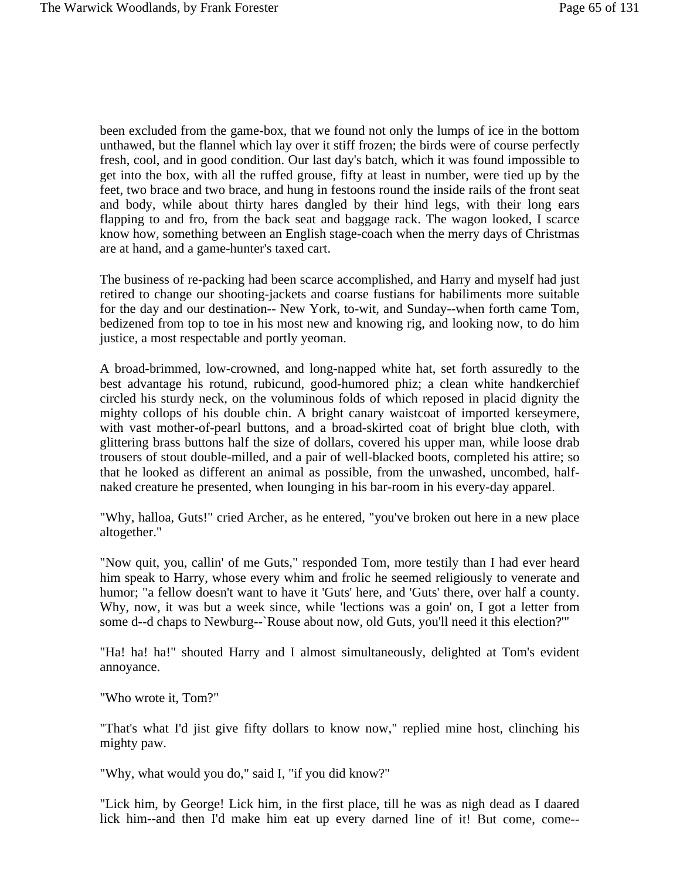been excluded from the game-box, that we found not only the lumps of ice in the bottom unthawed, but the flannel which lay over it stiff frozen; the birds were of course perfectly fresh, cool, and in good condition. Our last day's batch, which it was found impossible to get into the box, with all the ruffed grouse, fifty at least in number, were tied up by the feet, two brace and two brace, and hung in festoons round the inside rails of the front seat and body, while about thirty hares dangled by their hind legs, with their long ears flapping to and fro, from the back seat and baggage rack. The wagon looked, I scarce know how, something between an English stage-coach when the merry days of Christmas are at hand, and a game-hunter's taxed cart.

The business of re-packing had been scarce accomplished, and Harry and myself had just retired to change our shooting-jackets and coarse fustians for habiliments more suitable for the day and our destination-- New York, to-wit, and Sunday--when forth came Tom, bedizened from top to toe in his most new and knowing rig, and looking now, to do him justice, a most respectable and portly yeoman.

A broad-brimmed, low-crowned, and long-napped white hat, set forth assuredly to the best advantage his rotund, rubicund, good-humored phiz; a clean white handkerchief circled his sturdy neck, on the voluminous folds of which reposed in placid dignity the mighty collops of his double chin. A bright canary waistcoat of imported kerseymere, with vast mother-of-pearl buttons, and a broad-skirted coat of bright blue cloth, with glittering brass buttons half the size of dollars, covered his upper man, while loose drab trousers of stout double-milled, and a pair of well-blacked boots, completed his attire; so that he looked as different an animal as possible, from the unwashed, uncombed, half-naked creature he presented, when lounging in his bar-room in his every-day apparel.

"Why, halloa, Guts!" cried Archer, as he entered, "you've broken out here in a new place altogether."

"Now quit, you, callin' of me Guts," responded Tom, more testily than I had ever heard him speak to Harry, whose every whim and frolic he seemed religiously to venerate and humor; "a fellow doesn't want to have it 'Guts' here, and 'Guts' there, over half a county. Why, now, it was but a week since, while 'lections was a goin' on, I got a letter from some d--d chaps to Newburg--`Rouse about now, old Guts, you'll need it this election?'"

"Ha! ha! ha!" shouted Harry and I almost simultaneously, delighted at Tom's evident annoyance.

"Who wrote it, Tom?"

"That's what I'd jist give fifty dollars to know now," replied mine host, clinching his mighty paw.

"Why, what would you do," said I, "if you did know?"

"Lick him, by George! Lick him, in the first place, till he was as nigh dead as I daared lick him--and then I'd make him eat up every darned line of it! But come, come--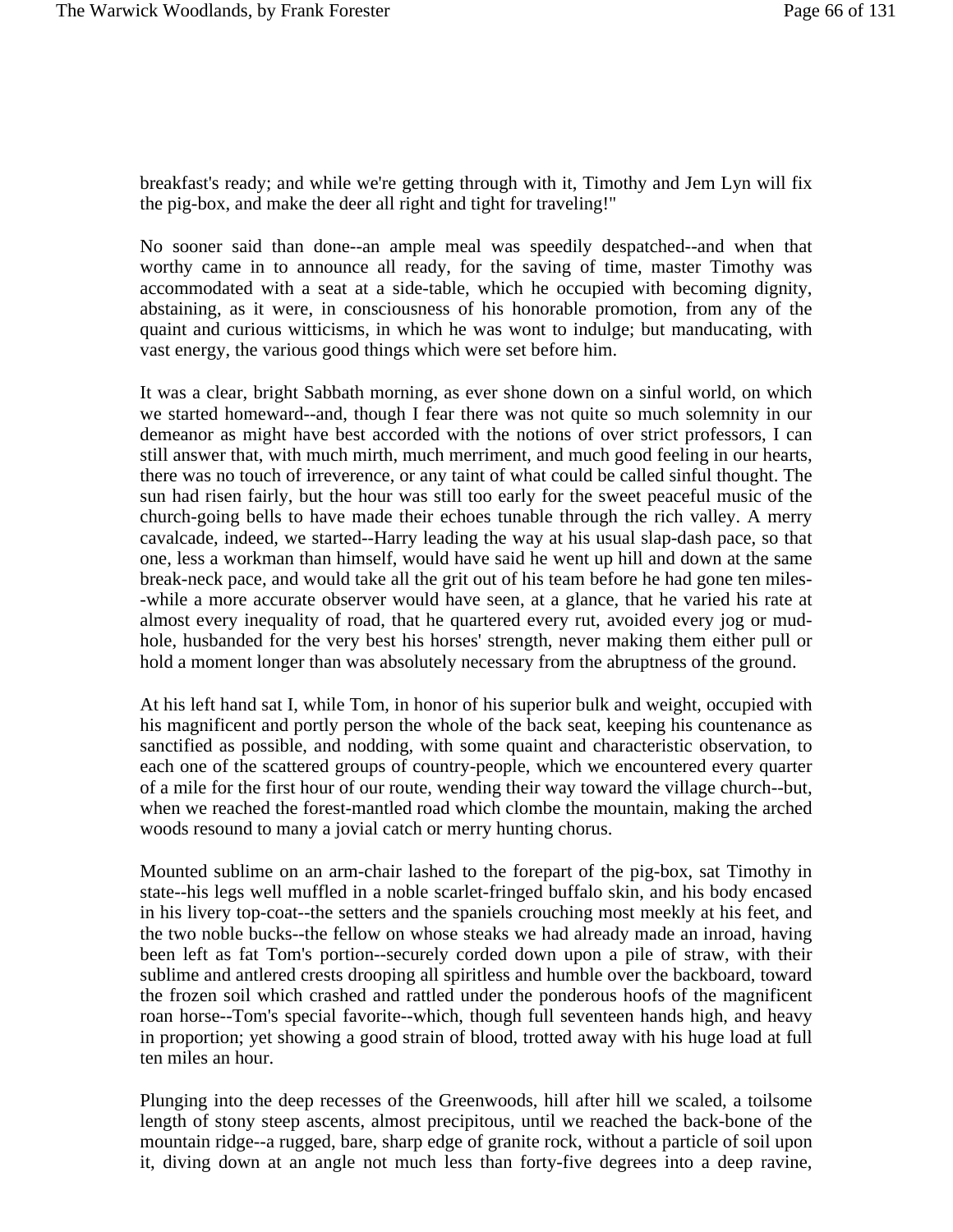breakfast's ready; and while we're getting through with it, Timothy and Jem Lyn will fix the pig-box, and make the deer all right and tight for traveling!"

No sooner said than done--an ample meal was speedily despatched--and when that worthy came in to announce all ready, for the saving of time, master Timothy was accommodated with a seat at a side-table, which he occupied with becoming dignity, abstaining, as it were, in consciousness of his honorable promotion, from any of the quaint and curious witticisms, in which he was wont to indulge; but manducating, with vast energy, the various good things which were set before him.

It was a clear, bright Sabbath morning, as ever shone down on a sinful world, on which we started homeward--and, though I fear there was not quite so much solemnity in our demeanor as might have best accorded with the notions of over strict professors, I can still answer that, with much mirth, much merriment, and much good feeling in our hearts, there was no touch of irreverence, or any taint of what could be called sinful thought. The sun had risen fairly, but the hour was still too early for the sweet peaceful music of the church-going bells to have made their echoes tunable through the rich valley. A merry cavalcade, indeed, we started--Harry leading the way at his usual slap-dash pace, so that one, less a workman than himself, would have said he went up hill and down at the same break-neck pace, and would take all the grit out of his team before he had gone ten miles--while a more accurate observer would have seen, at a glance, that he varied his rate at almost every inequality of road, that he quartered every rut, avoided every jog or mud-hole, husbanded for the very best his horses' strength, never making them either pull or hold a moment longer than was absolutely necessary from the abruptness of the ground.

At his left hand sat I, while Tom, in honor of his superior bulk and weight, occupied with his magnificent and portly person the whole of the back seat, keeping his countenance as sanctified as possible, and nodding, with some quaint and characteristic observation, to each one of the scattered groups of country-people, which we encountered every quarter of a mile for the first hour of our route, wending their way toward the village church--but, when we reached the forest-mantled road which clombe the mountain, making the arched woods resound to many a jovial catch or merry hunting chorus.

Mounted sublime on an arm-chair lashed to the forepart of the pig-box, sat Timothy in state--his legs well muffled in a noble scarlet-fringed buffalo skin, and his body encased in his livery top-coat--the setters and the spaniels crouching most meekly at his feet, and the two noble bucks--the fellow on whose steaks we had already made an inroad, having been left as fat Tom's portion--securely corded down upon a pile of straw, with their sublime and antlered crests drooping all spiritless and humble over the backboard, toward the frozen soil which crashed and rattled under the ponderous hoofs of the magnificent roan horse--Tom's special favorite--which, though full seventeen hands high, and heavy in proportion; yet showing a good strain of blood, trotted away with his huge load at full ten miles an hour.

Plunging into the deep recesses of the Greenwoods, hill after hill we scaled, a toilsome length of stony steep ascents, almost precipitous, until we reached the back-bone of the mountain ridge--a rugged, bare, sharp edge of granite rock, without a particle of soil upon it, diving down at an angle not much less than forty-five degrees into a deep ravine,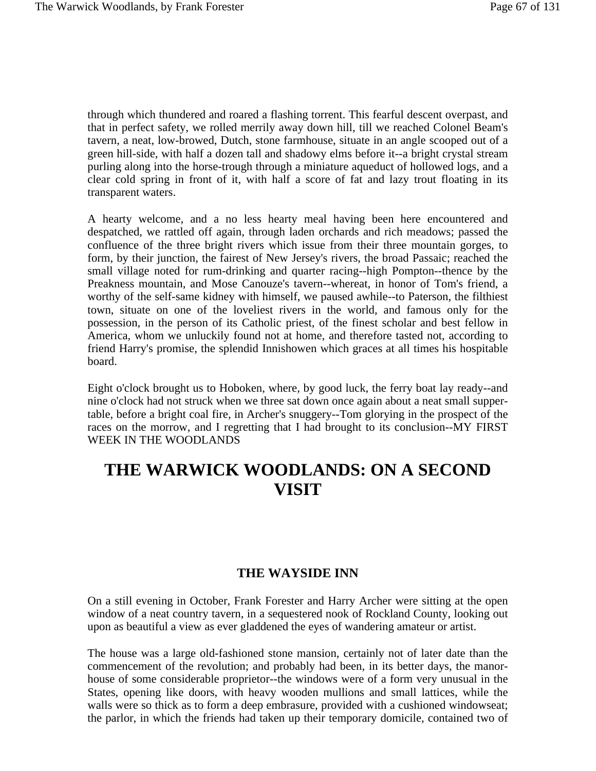through which thundered and roared a flashing torrent. This fearful descent overpast, and that in perfect safety, we rolled merrily away down hill, till we reached Colonel Beam's tavern, a neat, low-browed, Dutch, stone farmhouse, situate in an angle scooped out of a green hill-side, with half a dozen tall and shadowy elms before it--a bright crystal stream purling along into the horse-trough through a miniature aqueduct of hollowed logs, and a clear cold spring in front of it, with half a score of fat and lazy trout floating in its transparent waters.

A hearty welcome, and a no less hearty meal having been here encountered and despatched, we rattled off again, through laden orchards and rich meadows; passed the confluence of the three bright rivers which issue from their three mountain gorges, to form, by their junction, the fairest of New Jersey's rivers, the broad Passaic; reached the small village noted for rum-drinking and quarter racing--high Pompton--thence by the Preakness mountain, and Mose Canouze's tavern--whereat, in honor of Tom's friend, a worthy of the self-same kidney with himself, we paused awhile--to Paterson, the filthiest town, situate on one of the loveliest rivers in the world, and famous only for the possession, in the person of its Catholic priest, of the finest scholar and best fellow in America, whom we unluckily found not at home, and therefore tasted not, according to friend Harry's promise, the splendid Innishowen which graces at all times his hospitable board.

Eight o'clock brought us to Hoboken, where, by good luck, the ferry boat lay ready--and nine o'clock had not struck when we three sat down once again about a neat small supper-table, before a bright coal fire, in Archer's snuggery--Tom glorying in the prospect of the races on the morrow, and I regretting that I had brought to its conclusion--MY FIRST WEEK IN THE WOODLANDS

# THE WARWICK WOODLANDS: ON A SECOND VISIT

### THE WAYSIDE INN

On a still evening in October, Frank Forester and Harry Archer were sitting at the open window of a neat country tavern, in a sequestered nook of Rockland County, looking out upon as beautiful a view as ever gladdened the eyes of wandering amateur or artist.

The house was a large old-fashioned stone mansion, certainly not of later date than the commencement of the revolution; and probably had been, in its better days, the manor-house of some considerable proprietor--the windows were of a form very unusual in the States, opening like doors, with heavy wooden mullions and small lattices, while the walls were so thick as to form a deep embrasure, provided with a cushioned windowseat; the parlor, in which the friends had taken up their temporary domicile, contained two of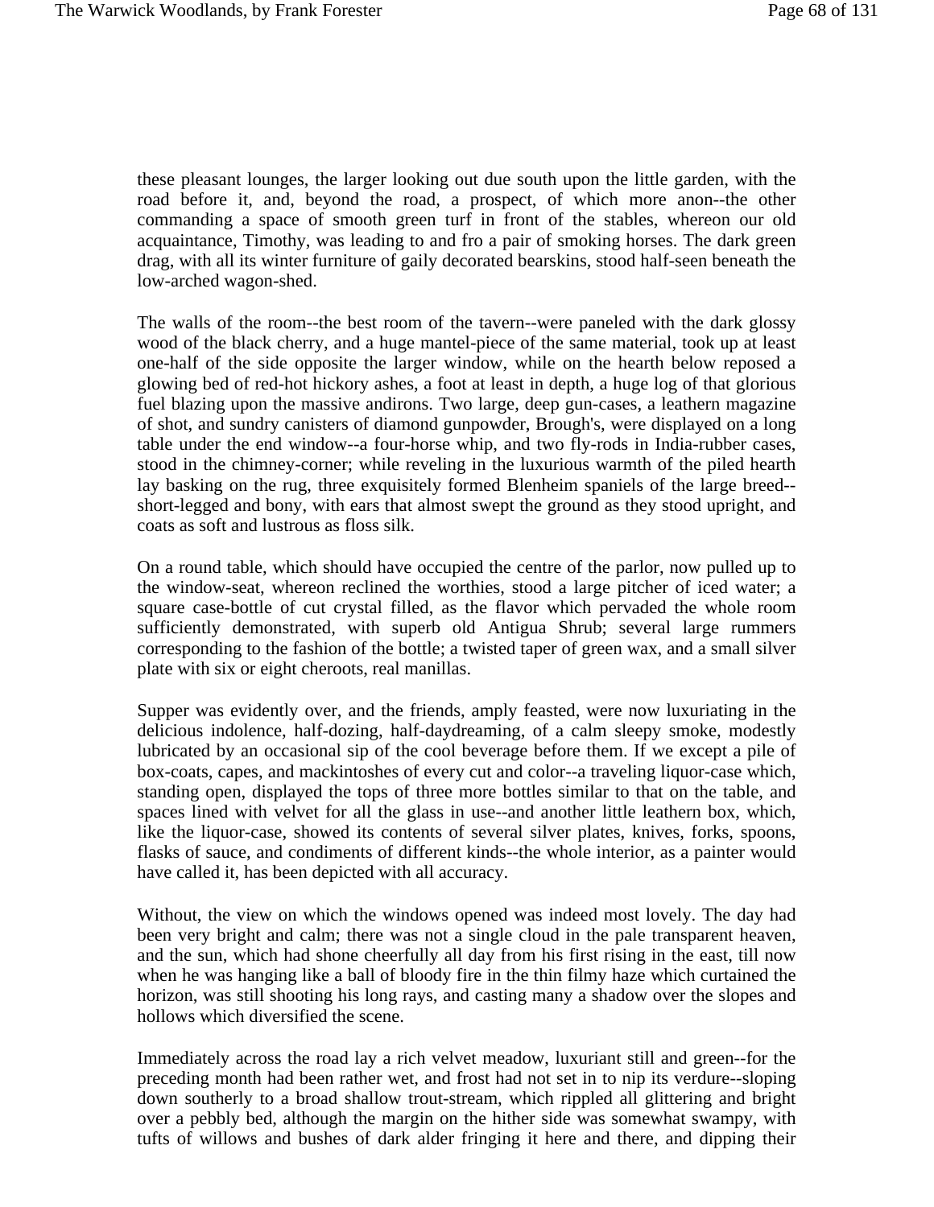these pleasant lounges, the larger looking out due south upon the little garden, with the road before it, and, beyond the road, a prospect, of which more anon--the other commanding a space of smooth green turf in front of the stables, whereon our old acquaintance, Timothy, was leading to and fro a pair of smoking horses. The dark green drag, with all its winter furniture of gaily decorated bearskins, stood half-seen beneath the low-arched wagon-shed.

The walls of the room--the best room of the tavern--were paneled with the dark glossy wood of the black cherry, and a huge mantel-piece of the same material, took up at least one-half of the side opposite the larger window, while on the hearth below reposed a glowing bed of red-hot hickory ashes, a foot at least in depth, a huge log of that glorious fuel blazing upon the massive andirons. Two large, deep gun-cases, a leathern magazine of shot, and sundry canisters of diamond gunpowder, Brough's, were displayed on a long table under the end window--a four-horse whip, and two fly-rods in India-rubber cases, stood in the chimney-corner; while reveling in the luxurious warmth of the piled hearth lay basking on the rug, three exquisitely formed Blenheim spaniels of the large breed--short-legged and bony, with ears that almost swept the ground as they stood upright, and coats as soft and lustrous as floss silk.

On a round table, which should have occupied the centre of the parlor, now pulled up to the window-seat, whereon reclined the worthies, stood a large pitcher of iced water; a square case-bottle of cut crystal filled, as the flavor which pervaded the whole room sufficiently demonstrated, with superb old Antigua Shrub; several large rummers corresponding to the fashion of the bottle; a twisted taper of green wax, and a small silver plate with six or eight cheroots, real manillas.

Supper was evidently over, and the friends, amply feasted, were now luxuriating in the delicious indolence, half-dozing, half-daydreaming, of a calm sleepy smoke, modestly lubricated by an occasional sip of the cool beverage before them. If we except a pile of box-coats, capes, and mackintoshes of every cut and color--a traveling liquor-case which, standing open, displayed the tops of three more bottles similar to that on the table, and spaces lined with velvet for all the glass in use--and another little leathern box, which, like the liquor-case, showed its contents of several silver plates, knives, forks, spoons, flasks of sauce, and condiments of different kinds--the whole interior, as a painter would have called it, has been depicted with all accuracy.

Without, the view on which the windows opened was indeed most lovely. The day had been very bright and calm; there was not a single cloud in the pale transparent heaven, and the sun, which had shone cheerfully all day from his first rising in the east, till now when he was hanging like a ball of bloody fire in the thin filmy haze which curtained the horizon, was still shooting his long rays, and casting many a shadow over the slopes and hollows which diversified the scene.

Immediately across the road lay a rich velvet meadow, luxuriant still and green--for the preceding month had been rather wet, and frost had not set in to nip its verdure--sloping down southerly to a broad shallow trout-stream, which rippled all glittering and bright over a pebbly bed, although the margin on the hither side was somewhat swampy, with tufts of willows and bushes of dark alder fringing it here and there, and dipping their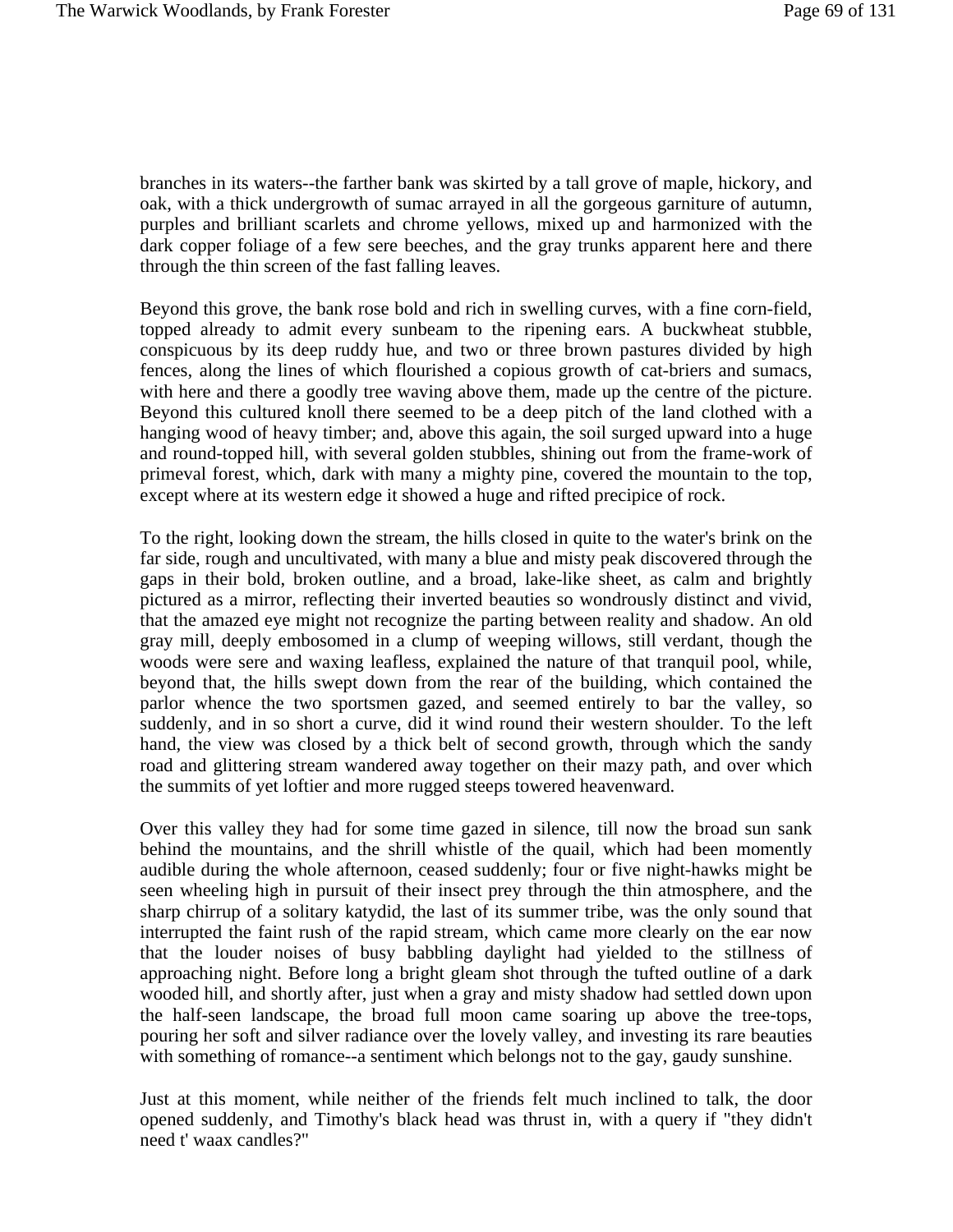branches in its waters--the farther bank was skirted by a tall grove of maple, hickory, and oak, with a thick undergrowth of sumac arrayed in all the gorgeous garniture of autumn, purples and brilliant scarlets and chrome yellows, mixed up and harmonized with the dark copper foliage of a few sere beeches, and the gray trunks apparent here and there through the thin screen of the fast falling leaves.

Beyond this grove, the bank rose bold and rich in swelling curves, with a fine corn-field, topped already to admit every sunbeam to the ripening ears. A buckwheat stubble, conspicuous by its deep ruddy hue, and two or three brown pastures divided by high fences, along the lines of which flourished a copious growth of cat-briers and sumacs, with here and there a goodly tree waving above them, made up the centre of the picture. Beyond this cultured knoll there seemed to be a deep pitch of the land clothed with a hanging wood of heavy timber; and, above this again, the soil surged upward into a huge and round-topped hill, with several golden stubbles, shining out from the frame-work of primeval forest, which, dark with many a mighty pine, covered the mountain to the top, except where at its western edge it showed a huge and rifted precipice of rock.

To the right, looking down the stream, the hills closed in quite to the water's brink on the far side, rough and uncultivated, with many a blue and misty peak discovered through the gaps in their bold, broken outline, and a broad, lake-like sheet, as calm and brightly pictured as a mirror, reflecting their inverted beauties so wondrously distinct and vivid, that the amazed eye might not recognize the parting between reality and shadow. An old gray mill, deeply embosomed in a clump of weeping willows, still verdant, though the woods were sere and waxing leafless, explained the nature of that tranquil pool, while, beyond that, the hills swept down from the rear of the building, which contained the parlor whence the two sportsmen gazed, and seemed entirely to bar the valley, so suddenly, and in so short a curve, did it wind round their western shoulder. To the left hand, the view was closed by a thick belt of second growth, through which the sandy road and glittering stream wandered away together on their mazy path, and over which the summits of yet loftier and more rugged steeps towered heavenward.

Over this valley they had for some time gazed in silence, till now the broad sun sank behind the mountains, and the shrill whistle of the quail, which had been momently audible during the whole afternoon, ceased suddenly; four or five night-hawks might be seen wheeling high in pursuit of their insect prey through the thin atmosphere, and the sharp chirrup of a solitary katydid, the last of its summer tribe, was the only sound that interrupted the faint rush of the rapid stream, which came more clearly on the ear now that the louder noises of busy babbling daylight had yielded to the stillness of approaching night. Before long a bright gleam shot through the tufted outline of a dark wooded hill, and shortly after, just when a gray and misty shadow had settled down upon the half-seen landscape, the broad full moon came soaring up above the tree-tops, pouring her soft and silver radiance over the lovely valley, and investing its rare beauties with something of romance--a sentiment which belongs not to the gay, gaudy sunshine.

Just at this moment, while neither of the friends felt much inclined to talk, the door opened suddenly, and Timothy's black head was thrust in, with a query if "they didn't need t' waax candles?"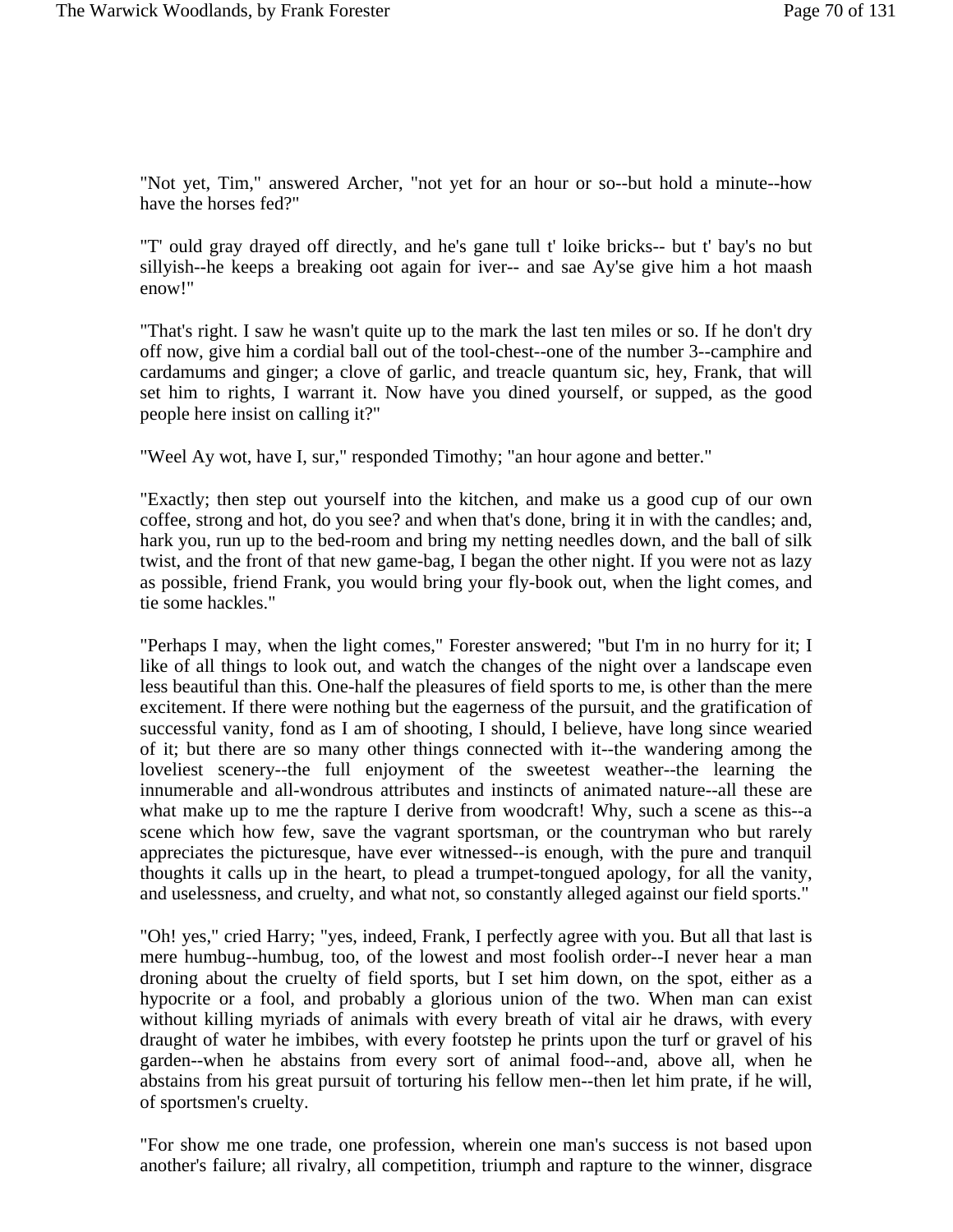"Not yet, Tim," answered Archer, "not yet for an hour or so--but hold a minute--how have the horses fed?"

"T' ould gray drayed off directly, and he's gane tull t' loike bricks-- but t' bay's no but sillyish--he keeps a breaking oot again for iver-- and sae Ay'se give him a hot maash enow!"

"That's right. I saw he wasn't quite up to the mark the last ten miles or so. If he don't dry off now, give him a cordial ball out of the tool-chest--one of the number 3--camphire and cardamums and ginger; a clove of garlic, and treacle quantum sic, hey, Frank, that will set him to rights, I warrant it. Now have you dined yourself, or supped, as the good people here insist on calling it?"

"Weel Ay wot, have I, sur," responded Timothy; "an hour agone and better."

"Exactly; then step out yourself into the kitchen, and make us a good cup of our own coffee, strong and hot, do you see? and when that's done, bring it in with the candles; and, hark you, run up to the bed-room and bring my netting needles down, and the ball of silk twist, and the front of that new game-bag, I began the other night. If you were not as lazy as possible, friend Frank, you would bring your fly-book out, when the light comes, and tie some hackles."

"Perhaps I may, when the light comes," Forester answered; "but I'm in no hurry for it; I like of all things to look out, and watch the changes of the night over a landscape even less beautiful than this. One-half the pleasures of field sports to me, is other than the mere excitement. If there were nothing but the eagerness of the pursuit, and the gratification of successful vanity, fond as I am of shooting, I should, I believe, have long since wearied of it; but there are so many other things connected with it--the wandering among the loveliest scenery--the full enjoyment of the sweetest weather--the learning the innumerable and all-wondrous attributes and instincts of animated nature--all these are what make up to me the rapture I derive from woodcraft! Why, such a scene as this--a scene which how few, save the vagrant sportsman, or the countryman who but rarely appreciates the picturesque, have ever witnessed--is enough, with the pure and tranquil thoughts it calls up in the heart, to plead a trumpet-tongued apology, for all the vanity, and uselessness, and cruelty, and what not, so constantly alleged against our field sports."

"Oh! yes," cried Harry; "yes, indeed, Frank, I perfectly agree with you. But all that last is mere humbug--humbug, too, of the lowest and most foolish order--I never hear a man droning about the cruelty of field sports, but I set him down, on the spot, either as a hypocrite or a fool, and probably a glorious union of the two. When man can exist without killing myriads of animals with every breath of vital air he draws, with every draught of water he imbibes, with every footstep he prints upon the turf or gravel of his garden--when he abstains from every sort of animal food--and, above all, when he abstains from his great pursuit of torturing his fellow men--then let him prate, if he will, of sportsmen's cruelty.

"For show me one trade, one profession, wherein one man's success is not based upon another's failure; all rivalry, all competition, triumph and rapture to the winner, disgrace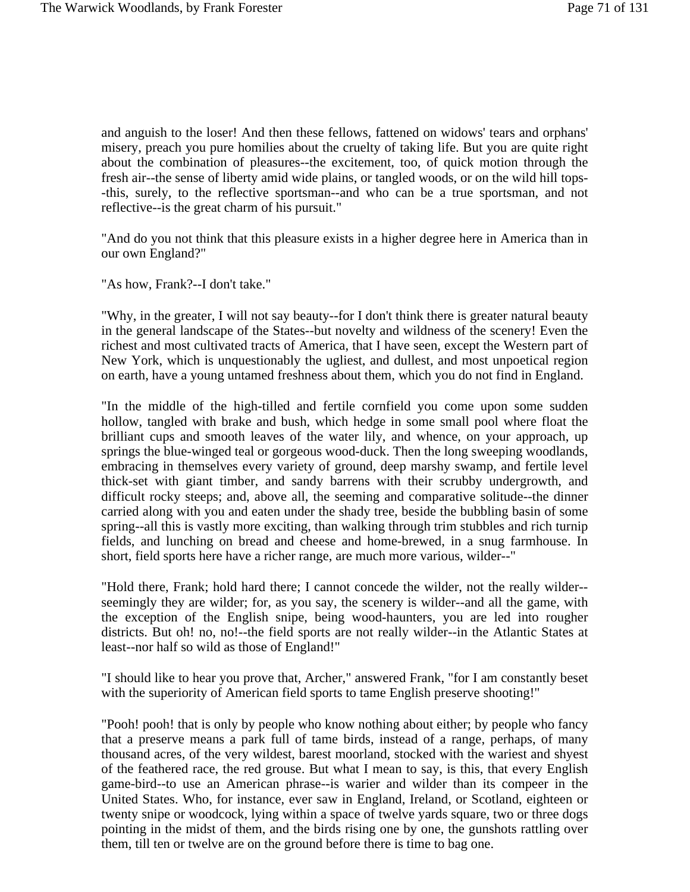and anguish to the loser! And then these fellows, fattened on widows' tears and orphans' misery, preach you pure homilies about the cruelty of taking life. But you are quite right about the combination of pleasures--the excitement, too, of quick motion through the fresh air--the sense of liberty amid wide plains, or tangled woods, or on the wild hill tops--this, surely, to the reflective sportsman--and who can be a true sportsman, and not reflective--is the great charm of his pursuit."

"And do you not think that this pleasure exists in a higher degree here in America than in our own England?"

"As how, Frank?--I don't take."

"Why, in the greater, I will not say beauty--for I don't think there is greater natural beauty in the general landscape of the States--but novelty and wildness of the scenery! Even the richest and most cultivated tracts of America, that I have seen, except the Western part of New York, which is unquestionably the ugliest, and dullest, and most unpoetical region on earth, have a young untamed freshness about them, which you do not find in England.

"In the middle of the high-tilled and fertile cornfield you come upon some sudden hollow, tangled with brake and bush, which hedge in some small pool where float the brilliant cups and smooth leaves of the water lily, and whence, on your approach, up springs the blue-winged teal or gorgeous wood-duck. Then the long sweeping woodlands, embracing in themselves every variety of ground, deep marshy swamp, and fertile level thick-set with giant timber, and sandy barrens with their scrubby undergrowth, and difficult rocky steeps; and, above all, the seeming and comparative solitude--the dinner carried along with you and eaten under the shady tree, beside the bubbling basin of some spring--all this is vastly more exciting, than walking through trim stubbles and rich turnip fields, and lunching on bread and cheese and home-brewed, in a snug farmhouse. In short, field sports here have a richer range, are much more various, wilder--"

"Hold there, Frank; hold hard there; I cannot concede the wilder, not the really wilder--seemingly they are wilder; for, as you say, the scenery is wilder--and all the game, with the exception of the English snipe, being wood-haunters, you are led into rougher districts. But oh! no, no!--the field sports are not really wilder--in the Atlantic States at least--nor half so wild as those of England!"

"I should like to hear you prove that, Archer," answered Frank, "for I am constantly beset with the superiority of American field sports to tame English preserve shooting!"

"Pooh! pooh! that is only by people who know nothing about either; by people who fancy that a preserve means a park full of tame birds, instead of a range, perhaps, of many thousand acres, of the very wildest, barest moorland, stocked with the wariest and shyest of the feathered race, the red grouse. But what I mean to say, is this, that every English game-bird--to use an American phrase--is warier and wilder than its compeer in the United States. Who, for instance, ever saw in England, Ireland, or Scotland, eighteen or twenty snipe or woodcock, lying within a space of twelve yards square, two or three dogs pointing in the midst of them, and the birds rising one by one, the gunshots rattling over them, till ten or twelve are on the ground before there is time to bag one.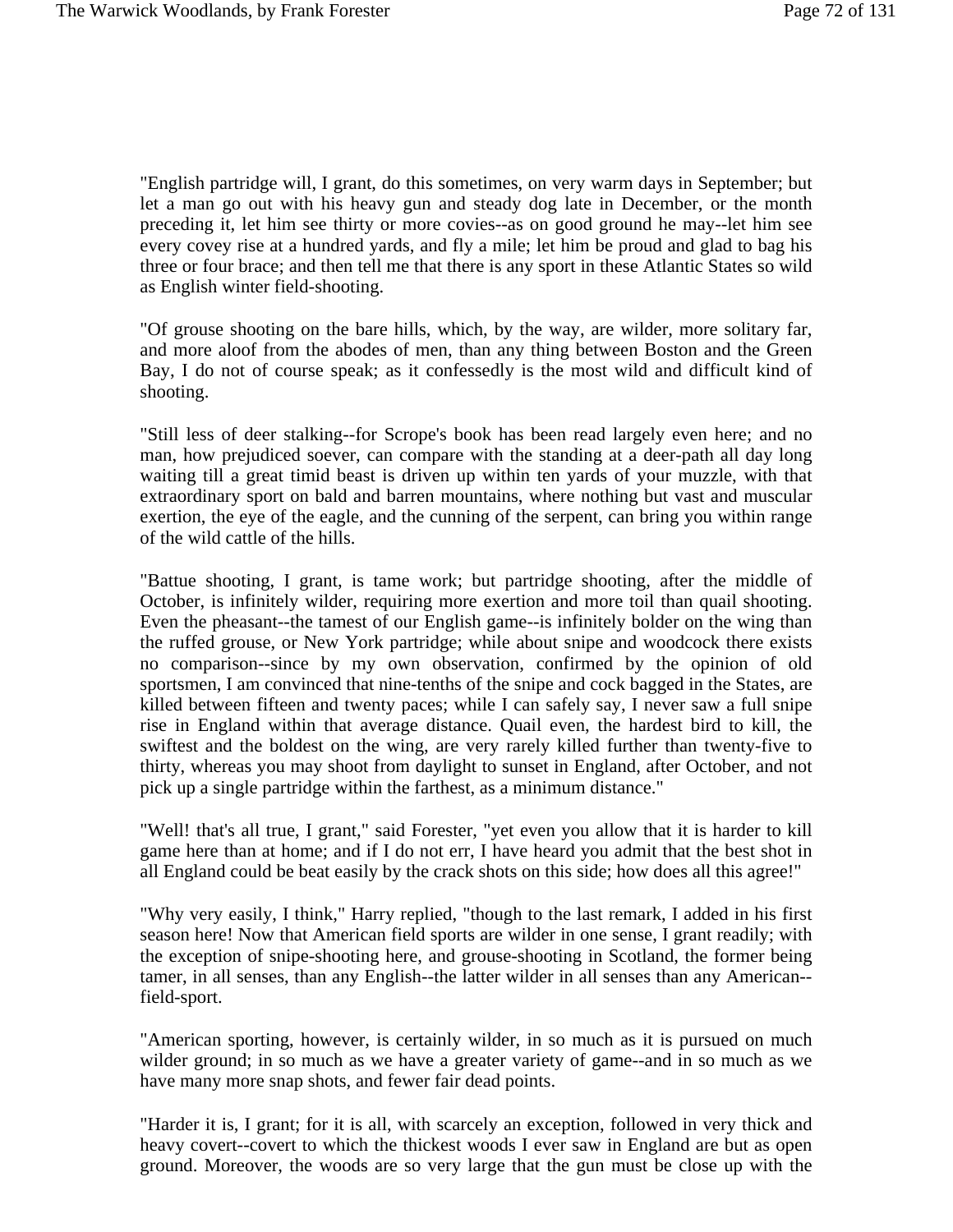"English partridge will, I grant, do this sometimes, on very warm days in September; but let a man go out with his heavy gun and steady dog late in December, or the month preceding it, let him see thirty or more covies--as on good ground he may--let him see every covey rise at a hundred yards, and fly a mile; let him be proud and glad to bag his three or four brace; and then tell me that there is any sport in these Atlantic States so wild as English winter field-shooting.

"Of grouse shooting on the bare hills, which, by the way, are wilder, more solitary far, and more aloof from the abodes of men, than any thing between Boston and the Green Bay, I do not of course speak; as it confessedly is the most wild and difficult kind of shooting.

"Still less of deer stalking--for Scrope's book has been read largely even here; and no man, how prejudiced soever, can compare with the standing at a deer-path all day long waiting till a great timid beast is driven up within ten yards of your muzzle, with that extraordinary sport on bald and barren mountains, where nothing but vast and muscular exertion, the eye of the eagle, and the cunning of the serpent, can bring you within range of the wild cattle of the hills.

"Battue shooting, I grant, is tame work; but partridge shooting, after the middle of October, is infinitely wilder, requiring more exertion and more toil than quail shooting. Even the pheasant--the tamest of our English game--is infinitely bolder on the wing than the ruffed grouse, or New York partridge; while about snipe and woodcock there exists no comparison--since by my own observation, confirmed by the opinion of old sportsmen, I am convinced that nine-tenths of the snipe and cock bagged in the States, are killed between fifteen and twenty paces; while I can safely say, I never saw a full snipe rise in England within that average distance. Quail even, the hardest bird to kill, the swiftest and the boldest on the wing, are very rarely killed further than twenty-five to thirty, whereas you may shoot from daylight to sunset in England, after October, and not pick up a single partridge within the farthest, as a minimum distance."

"Well! that's all true, I grant," said Forester, "yet even you allow that it is harder to kill game here than at home; and if I do not err, I have heard you admit that the best shot in all England could be beat easily by the crack shots on this side; how does all this agree!"

"Why very easily, I think," Harry replied, "though to the last remark, I added in his first season here! Now that American field sports are wilder in one sense, I grant readily; with the exception of snipe-shooting here, and grouse-shooting in Scotland, the former being tamer, in all senses, than any English--the latter wilder in all senses than any American--field-sport.

"American sporting, however, is certainly wilder, in so much as it is pursued on much wilder ground; in so much as we have a greater variety of game--and in so much as we have many more snap shots, and fewer fair dead points.

"Harder it is, I grant; for it is all, with scarcely an exception, followed in very thick and heavy covert--covert to which the thickest woods I ever saw in England are but as open ground. Moreover, the woods are so very large that the gun must be close up with the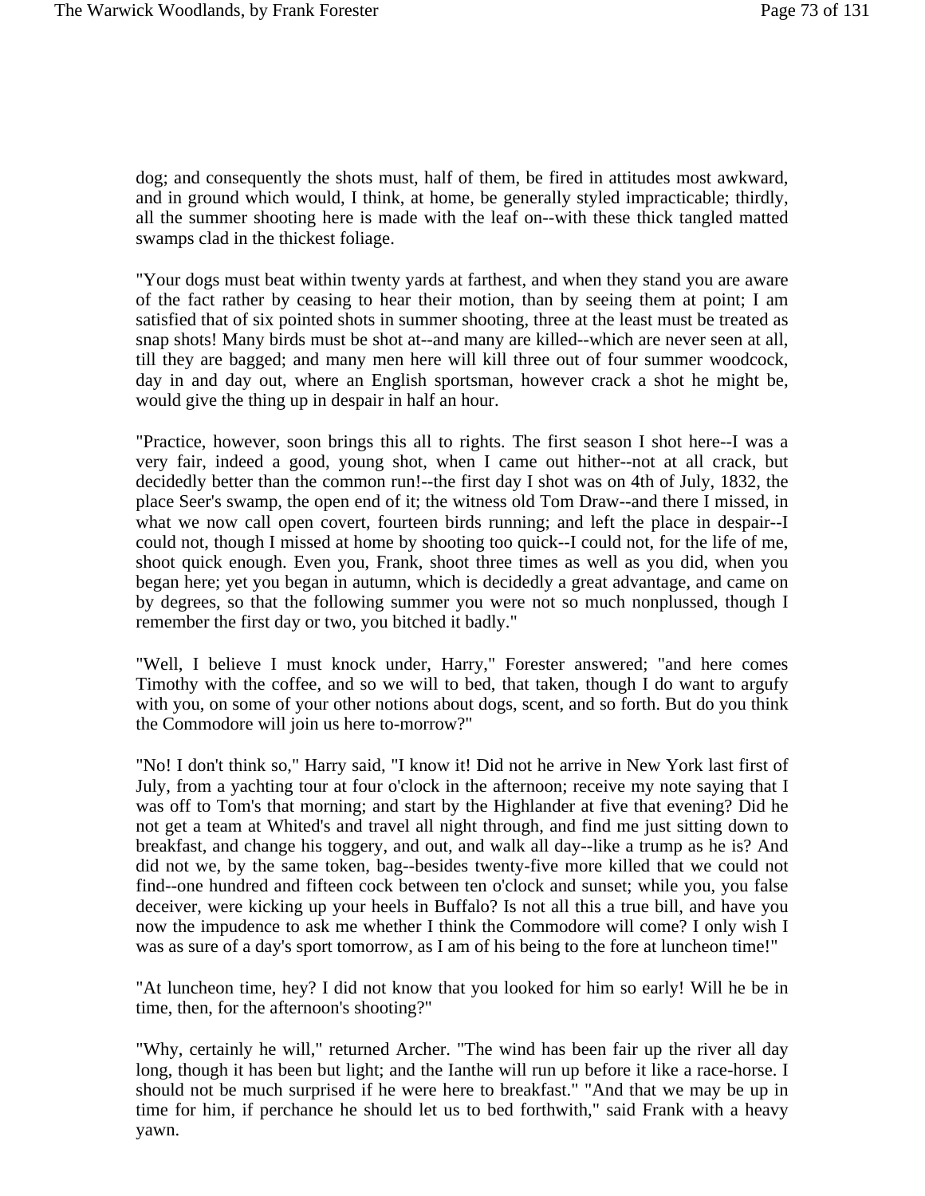dog; and consequently the shots must, half of them, be fired in attitudes most awkward, and in ground which would, I think, at home, be generally styled impracticable; thirdly, all the summer shooting here is made with the leaf on--with these thick tangled matted swamps clad in the thickest foliage.

"Your dogs must beat within twenty yards at farthest, and when they stand you are aware of the fact rather by ceasing to hear their motion, than by seeing them at point; I am satisfied that of six pointed shots in summer shooting, three at the least must be treated as snap shots! Many birds must be shot at--and many are killed--which are never seen at all, till they are bagged; and many men here will kill three out of four summer woodcock, day in and day out, where an English sportsman, however crack a shot he might be, would give the thing up in despair in half an hour.

"Practice, however, soon brings this all to rights. The first season I shot here--I was a very fair, indeed a good, young shot, when I came out hither--not at all crack, but decidedly better than the common run!--the first day I shot was on 4th of July, 1832, the place Seer's swamp, the open end of it; the witness old Tom Draw--and there I missed, in what we now call open covert, fourteen birds running; and left the place in despair--I could not, though I missed at home by shooting too quick--I could not, for the life of me, shoot quick enough. Even you, Frank, shoot three times as well as you did, when you began here; yet you began in autumn, which is decidedly a great advantage, and came on by degrees, so that the following summer you were not so much nonplussed, though I remember the first day or two, you bitched it badly."

"Well, I believe I must knock under, Harry," Forester answered; "and here comes Timothy with the coffee, and so we will to bed, that taken, though I do want to argufy with you, on some of your other notions about dogs, scent, and so forth. But do you think the Commodore will join us here to-morrow?"

"No! I don't think so," Harry said, "I know it! Did not he arrive in New York last first of July, from a yachting tour at four o'clock in the afternoon; receive my note saying that I was off to Tom's that morning; and start by the Highlander at five that evening? Did he not get a team at Whited's and travel all night through, and find me just sitting down to breakfast, and change his toggery, and out, and walk all day--like a trump as he is? And did not we, by the same token, bag--besides twenty-five more killed that we could not find--one hundred and fifteen cock between ten o'clock and sunset; while you, you false deceiver, were kicking up your heels in Buffalo? Is not all this a true bill, and have you now the impudence to ask me whether I think the Commodore will come? I only wish I was as sure of a day's sport tomorrow, as I am of his being to the fore at luncheon time!"

"At luncheon time, hey? I did not know that you looked for him so early! Will he be in time, then, for the afternoon's shooting?"

"Why, certainly he will," returned Archer. "The wind has been fair up the river all day long, though it has been but light; and the Ianthe will run up before it like a race-horse. I should not be much surprised if he were here to breakfast." "And that we may be up in time for him, if perchance he should let us to bed forthwith," said Frank with a heavy yawn.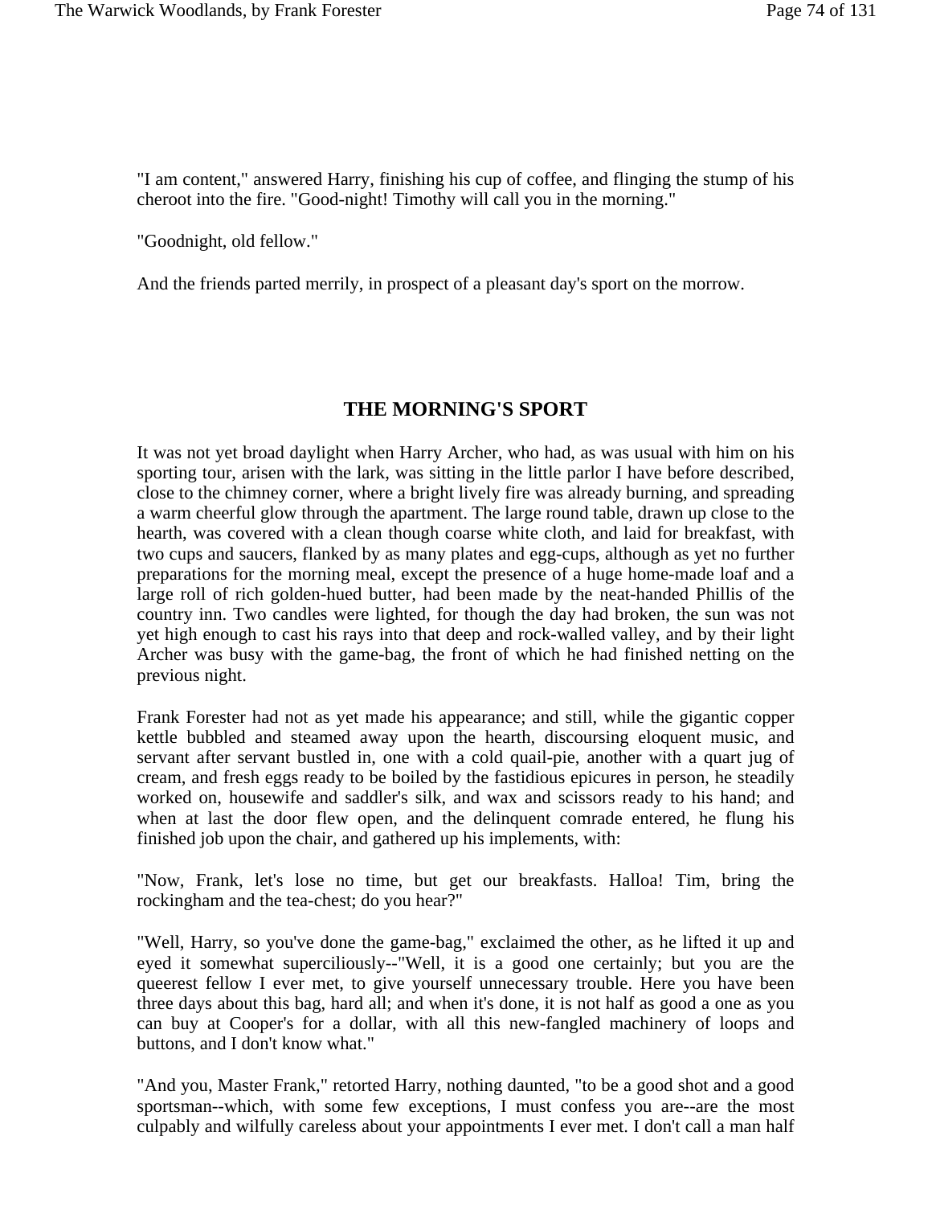"I am content," answered Harry, finishing his cup of coffee, and flinging the stump of his cheroot into the fire. "Good-night! Timothy will call you in the morning."

"Goodnight, old fellow."

And the friends parted merrily, in prospect of a pleasant day's sport on the morrow.

## THE MORNING'S SPORT

It was not yet broad daylight when Harry Archer, who had, as was usual with him on his sporting tour, arisen with the lark, was sitting in the little parlor I have before described, close to the chimney corner, where a bright lively fire was already burning, and spreading a warm cheerful glow through the apartment. The large round table, drawn up close to the hearth, was covered with a clean though coarse white cloth, and laid for breakfast, with two cups and saucers, flanked by as many plates and egg-cups, although as yet no further preparations for the morning meal, except the presence of a huge home-made loaf and a large roll of rich golden-hued butter, had been made by the neat-handed Phillis of the country inn. Two candles were lighted, for though the day had broken, the sun was not yet high enough to cast his rays into that deep and rock-walled valley, and by their light Archer was busy with the game-bag, the front of which he had finished netting on the previous night.

Frank Forester had not as yet made his appearance; and still, while the gigantic copper kettle bubbled and steamed away upon the hearth, discoursing eloquent music, and servant after servant bustled in, one with a cold quail-pie, another with a quart jug of cream, and fresh eggs ready to be boiled by the fastidious epicures in person, he steadily worked on, housewife and saddler's silk, and wax and scissors ready to his hand; and when at last the door flew open, and the delinquent comrade entered, he flung his finished job upon the chair, and gathered up his implements, with:

"Now, Frank, let's lose no time, but get our breakfasts. Halloa! Tim, bring the rockingham and the tea-chest; do you hear?"

"Well, Harry, so you've done the game-bag," exclaimed the other, as he lifted it up and eyed it somewhat superciliously--"Well, it is a good one certainly; but you are the queerest fellow I ever met, to give yourself unnecessary trouble. Here you have been three days about this bag, hard all; and when it's done, it is not half as good a one as you can buy at Cooper's for a dollar, with all this new-fangled machinery of loops and buttons, and I don't know what."

"And you, Master Frank," retorted Harry, nothing daunted, "to be a good shot and a good sportsman--which, with some few exceptions, I must confess you are--are the most culpably and wilfully careless about your appointments I ever met. I don't call a man half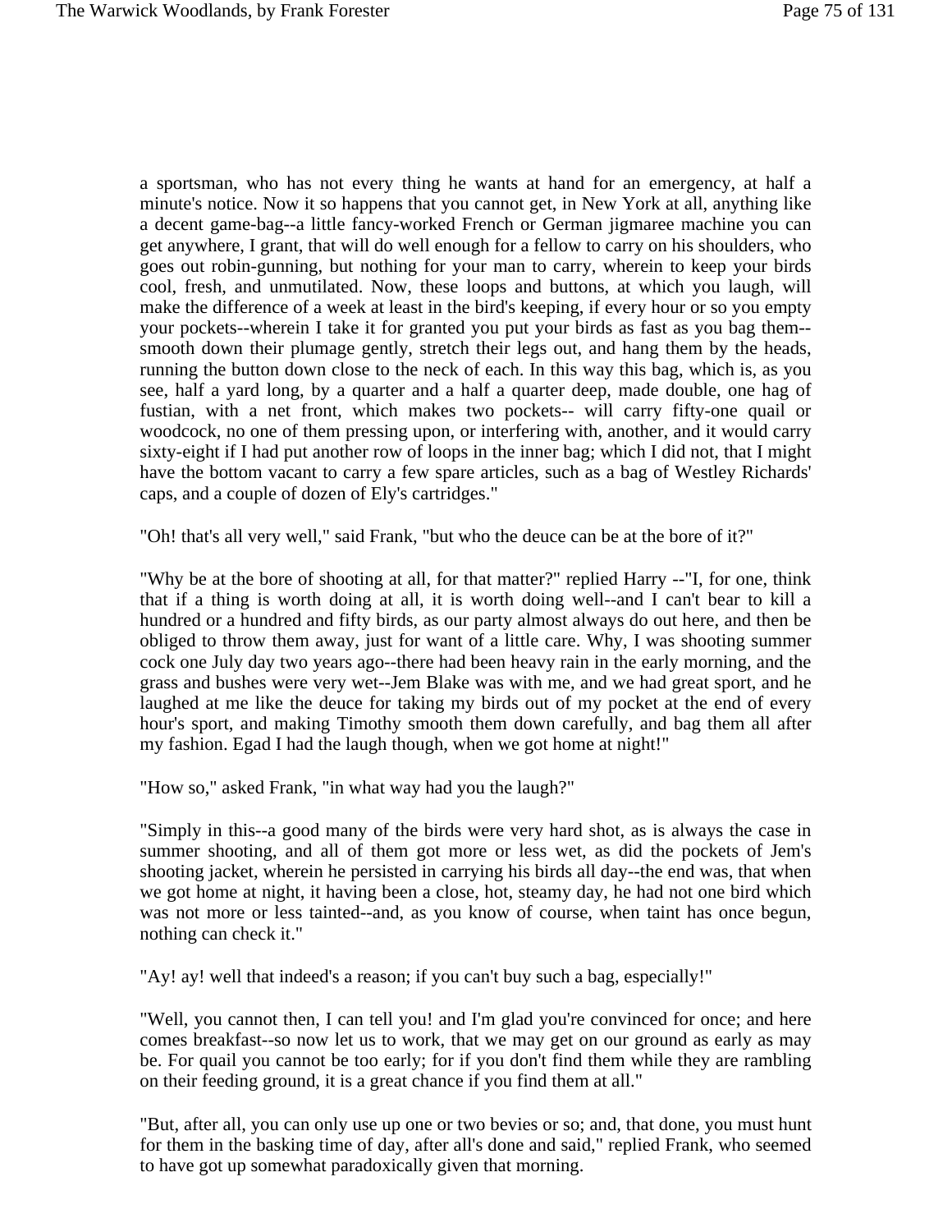a sportsman, who has not every thing he wants at hand for an emergency, at half a minute's notice. Now it so happens that you cannot get, in New York at all, anything like a decent game-bag--a little fancy-worked French or German jigmaree machine you can get anywhere, I grant, that will do well enough for a fellow to carry on his shoulders, who goes out robin-gunning, but nothing for your man to carry, wherein to keep your birds cool, fresh, and unmutilated. Now, these loops and buttons, at which you laugh, will make the difference of a week at least in the bird's keeping, if every hour or so you empty your pockets--wherein I take it for granted you put your birds as fast as you bag them--smooth down their plumage gently, stretch their legs out, and hang them by the heads, running the button down close to the neck of each. In this way this bag, which is, as you see, half a yard long, by a quarter and a half a quarter deep, made double, one hag of fustian, with a net front, which makes two pockets-- will carry fifty-one quail or woodcock, no one of them pressing upon, or interfering with, another, and it would carry sixty-eight if I had put another row of loops in the inner bag; which I did not, that I might have the bottom vacant to carry a few spare articles, such as a bag of Westley Richards' caps, and a couple of dozen of Ely's cartridges."

"Oh! that's all very well," said Frank, "but who the deuce can be at the bore of it?"

"Why be at the bore of shooting at all, for that matter?" replied Harry --"I, for one, think that if a thing is worth doing at all, it is worth doing well--and I can't bear to kill a hundred or a hundred and fifty birds, as our party almost always do out here, and then be obliged to throw them away, just for want of a little care. Why, I was shooting summer cock one July day two years ago--there had been heavy rain in the early morning, and the grass and bushes were very wet--Jem Blake was with me, and we had great sport, and he laughed at me like the deuce for taking my birds out of my pocket at the end of every hour's sport, and making Timothy smooth them down carefully, and bag them all after my fashion. Egad I had the laugh though, when we got home at night!"

"How so," asked Frank, "in what way had you the laugh?"

"Simply in this--a good many of the birds were very hard shot, as is always the case in summer shooting, and all of them got more or less wet, as did the pockets of Jem's shooting jacket, wherein he persisted in carrying his birds all day--the end was, that when we got home at night, it having been a close, hot, steamy day, he had not one bird which was not more or less tainted--and, as you know of course, when taint has once begun, nothing can check it."

"Ay! ay! well that indeed's a reason; if you can't buy such a bag, especially!"

"Well, you cannot then, I can tell you! and I'm glad you're convinced for once; and here comes breakfast--so now let us to work, that we may get on our ground as early as may be. For quail you cannot be too early; for if you don't find them while they are rambling on their feeding ground, it is a great chance if you find them at all."

"But, after all, you can only use up one or two bevies or so; and, that done, you must hunt for them in the basking time of day, after all's done and said," replied Frank, who seemed to have got up somewhat paradoxically given that morning.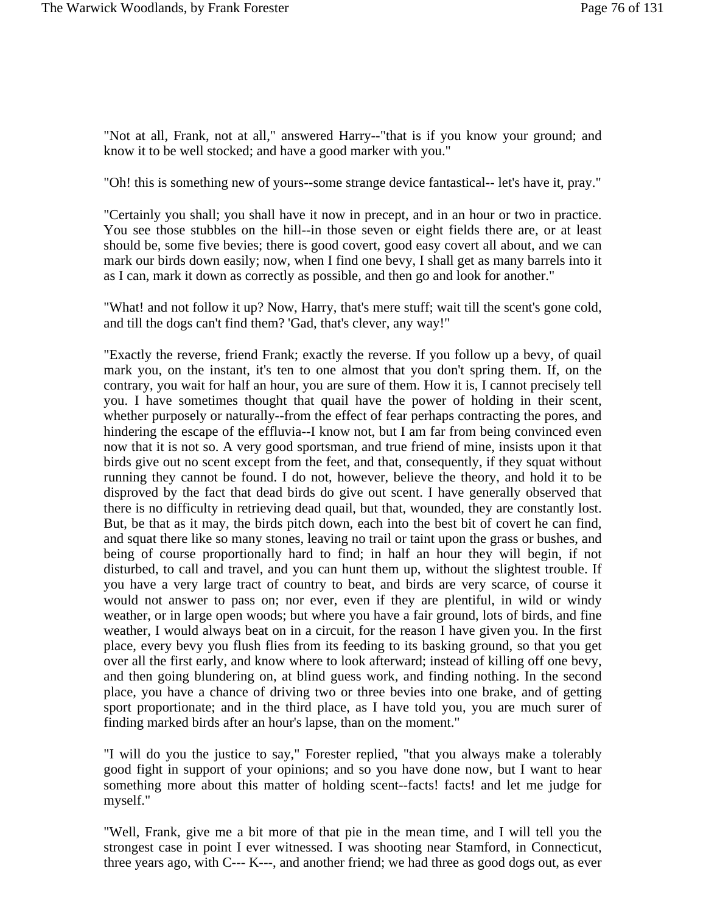"Not at all, Frank, not at all," answered Harry--"that is if you know your ground; and know it to be well stocked; and have a good marker with you."

"Oh! this is something new of yours--some strange device fantastical-- let's have it, pray."

"Certainly you shall; you shall have it now in precept, and in an hour or two in practice. You see those stubbles on the hill--in those seven or eight fields there are, or at least should be, some five bevies; there is good covert, good easy covert all about, and we can mark our birds down easily; now, when I find one bevy, I shall get as many barrels into it as I can, mark it down as correctly as possible, and then go and look for another."

"What! and not follow it up? Now, Harry, that's mere stuff; wait till the scent's gone cold, and till the dogs can't find them? 'Gad, that's clever, any way!"

"Exactly the reverse, friend Frank; exactly the reverse. If you follow up a bevy, of quail mark you, on the instant, it's ten to one almost that you don't spring them. If, on the contrary, you wait for half an hour, you are sure of them. How it is, I cannot precisely tell you. I have sometimes thought that quail have the power of holding in their scent, whether purposely or naturally--from the effect of fear perhaps contracting the pores, and hindering the escape of the effluvia--I know not, but I am far from being convinced even now that it is not so. A very good sportsman, and true friend of mine, insists upon it that birds give out no scent except from the feet, and that, consequently, if they squat without running they cannot be found. I do not, however, believe the theory, and hold it to be disproved by the fact that dead birds do give out scent. I have generally observed that there is no difficulty in retrieving dead quail, but that, wounded, they are constantly lost. But, be that as it may, the birds pitch down, each into the best bit of covert he can find, and squat there like so many stones, leaving no trail or taint upon the grass or bushes, and being of course proportionally hard to find; in half an hour they will begin, if not disturbed, to call and travel, and you can hunt them up, without the slightest trouble. If you have a very large tract of country to beat, and birds are very scarce, of course it would not answer to pass on; nor ever, even if they are plentiful, in wild or windy weather, or in large open woods; but where you have a fair ground, lots of birds, and fine weather, I would always beat on in a circuit, for the reason I have given you. In the first place, every bevy you flush flies from its feeding to its basking ground, so that you get over all the first early, and know where to look afterward; instead of killing off one bevy, and then going blundering on, at blind guess work, and finding nothing. In the second place, you have a chance of driving two or three bevies into one brake, and of getting sport proportionate; and in the third place, as I have told you, you are much surer of finding marked birds after an hour's lapse, than on the moment."

"I will do you the justice to say," Forester replied, "that you always make a tolerably good fight in support of your opinions; and so you have done now, but I want to hear something more about this matter of holding scent--facts! facts! and let me judge for myself."

"Well, Frank, give me a bit more of that pie in the mean time, and I will tell you the strongest case in point I ever witnessed. I was shooting near Stamford, in Connecticut, three years ago, with C--- K---, and another friend; we had three as good dogs out, as ever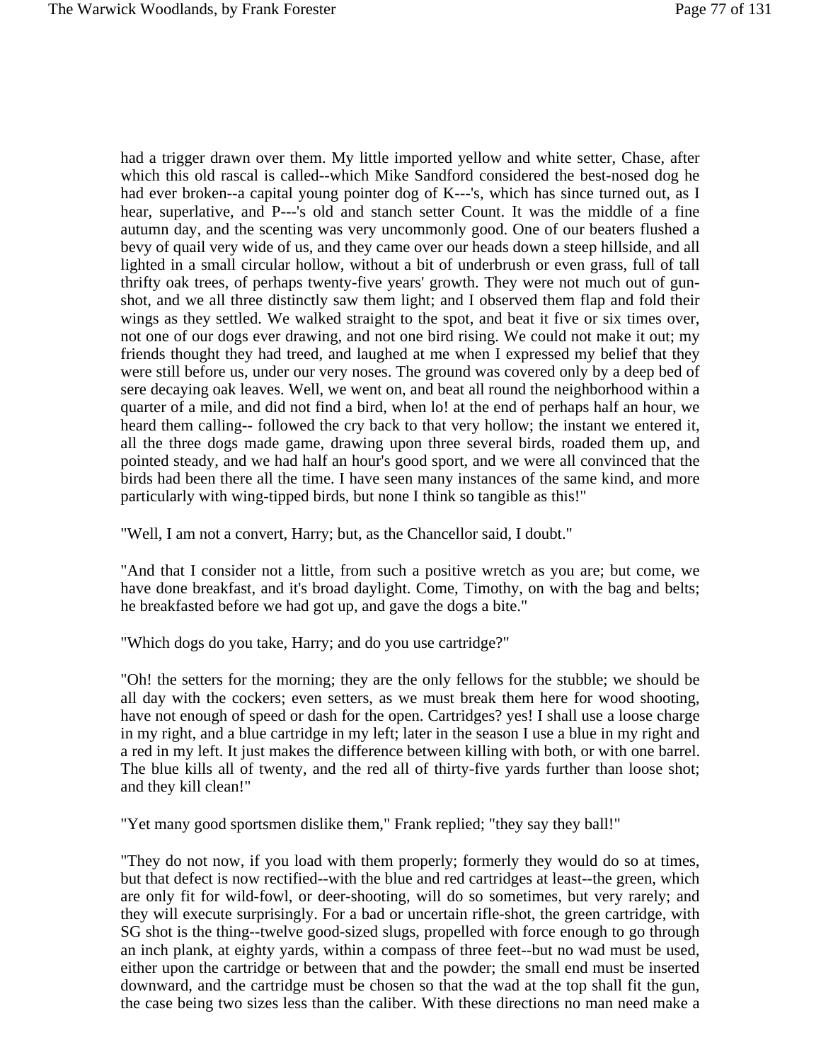had a trigger drawn over them. My little imported yellow and white setter, Chase, after which this old rascal is called--which Mike Sandford considered the best-nosed dog he had ever broken--a capital young pointer dog of K---'s, which has since turned out, as I hear, superlative, and P---'s old and stanch setter Count. It was the middle of a fine autumn day, and the scenting was very uncommonly good. One of our beaters flushed a bevy of quail very wide of us, and they came over our heads down a steep hillside, and all lighted in a small circular hollow, without a bit of underbrush or even grass, full of tall thrifty oak trees, of perhaps twenty-five years' growth. They were not much out of gun-shot, and we all three distinctly saw them light; and I observed them flap and fold their wings as they settled. We walked straight to the spot, and beat it five or six times over, not one of our dogs ever drawing, and not one bird rising. We could not make it out; my friends thought they had treed, and laughed at me when I expressed my belief that they were still before us, under our very noses. The ground was covered only by a deep bed of sere decaying oak leaves. Well, we went on, and beat all round the neighborhood within a quarter of a mile, and did not find a bird, when lo! at the end of perhaps half an hour, we heard them calling-- followed the cry back to that very hollow; the instant we entered it, all the three dogs made game, drawing upon three several birds, roaded them up, and pointed steady, and we had half an hour's good sport, and we were all convinced that the birds had been there all the time. I have seen many instances of the same kind, and more particularly with wing-tipped birds, but none I think so tangible as this!"

"Well, I am not a convert, Harry; but, as the Chancellor said, I doubt."

"And that I consider not a little, from such a positive wretch as you are; but come, we have done breakfast, and it's broad daylight. Come, Timothy, on with the bag and belts; he breakfasted before we had got up, and gave the dogs a bite."

"Which dogs do you take, Harry; and do you use cartridge?"

"Oh! the setters for the morning; they are the only fellows for the stubble; we should be all day with the cockers; even setters, as we must break them here for wood shooting, have not enough of speed or dash for the open. Cartridges? yes! I shall use a loose charge in my right, and a blue cartridge in my left; later in the season I use a blue in my right and a red in my left. It just makes the difference between killing with both, or with one barrel. The blue kills all of twenty, and the red all of thirty-five yards further than loose shot; and they kill clean!"

"Yet many good sportsmen dislike them," Frank replied; "they say they ball!"

"They do not now, if you load with them properly; formerly they would do so at times, but that defect is now rectified--with the blue and red cartridges at least--the green, which are only fit for wild-fowl, or deer-shooting, will do so sometimes, but very rarely; and they will execute surprisingly. For a bad or uncertain rifle-shot, the green cartridge, with SG shot is the thing--twelve good-sized slugs, propelled with force enough to go through an inch plank, at eighty yards, within a compass of three feet--but no wad must be used, either upon the cartridge or between that and the powder; the small end must be inserted downward, and the cartridge must be chosen so that the wad at the top shall fit the gun, the case being two sizes less than the caliber. With these directions no man need make a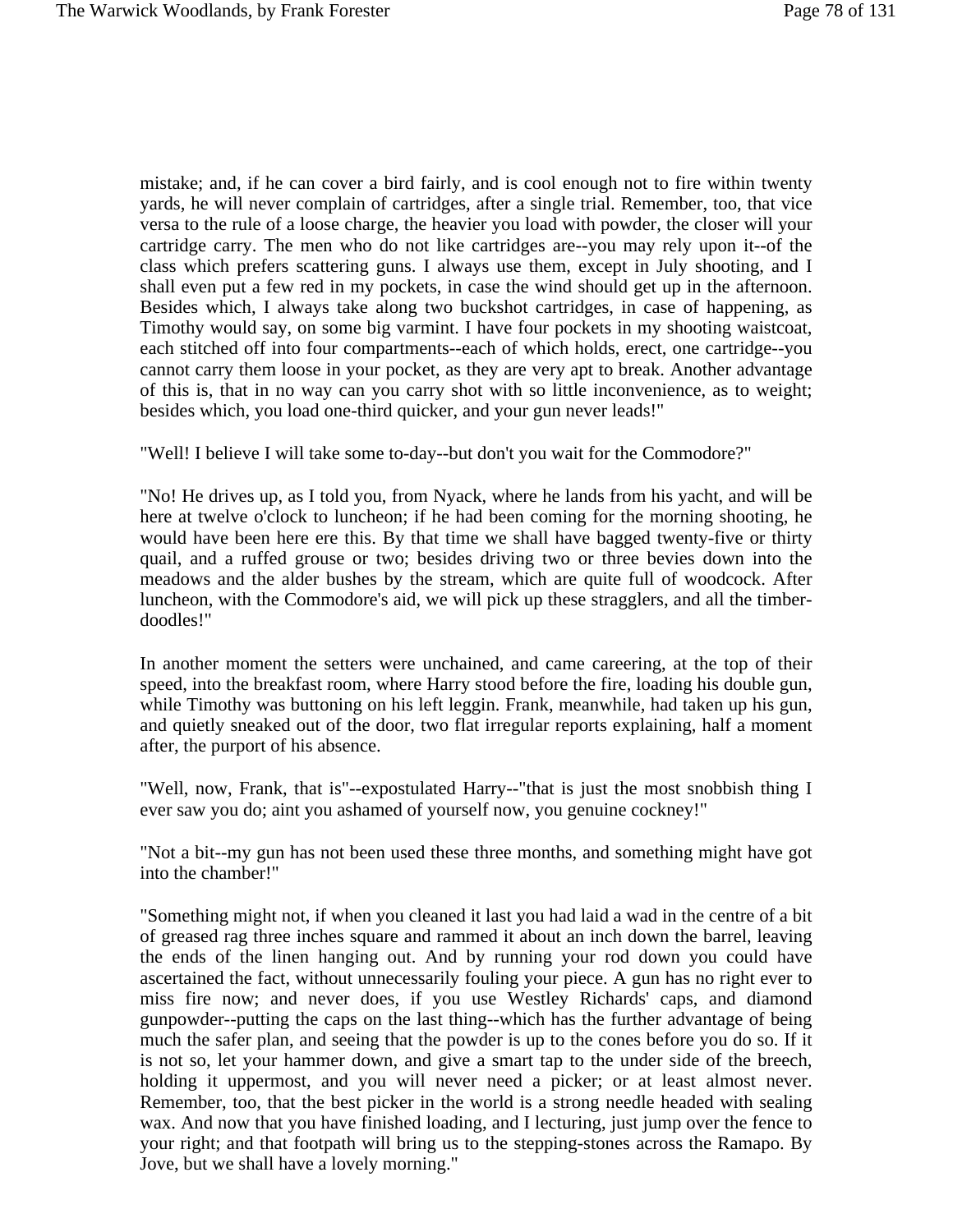mistake; and, if he can cover a bird fairly, and is cool enough not to fire within twenty yards, he will never complain of cartridges, after a single trial. Remember, too, that vice versa to the rule of a loose charge, the heavier you load with powder, the closer will your cartridge carry. The men who do not like cartridges are--you may rely upon it--of the class which prefers scattering guns. I always use them, except in July shooting, and I shall even put a few red in my pockets, in case the wind should get up in the afternoon. Besides which, I always take along two buckshot cartridges, in case of happening, as Timothy would say, on some big varmint. I have four pockets in my shooting waistcoat, each stitched off into four compartments--each of which holds, erect, one cartridge--you cannot carry them loose in your pocket, as they are very apt to break. Another advantage of this is, that in no way can you carry shot with so little inconvenience, as to weight; besides which, you load one-third quicker, and your gun never leads!"

"Well! I believe I will take some to-day--but don't you wait for the Commodore?"

"No! He drives up, as I told you, from Nyack, where he lands from his yacht, and will be here at twelve o'clock to luncheon; if he had been coming for the morning shooting, he would have been here ere this. By that time we shall have bagged twenty-five or thirty quail, and a ruffed grouse or two; besides driving two or three bevies down into the meadows and the alder bushes by the stream, which are quite full of woodcock. After luncheon, with the Commodore's aid, we will pick up these stragglers, and all the timber-doodles!"

In another moment the setters were unchained, and came careering, at the top of their speed, into the breakfast room, where Harry stood before the fire, loading his double gun, while Timothy was buttoning on his left leggin. Frank, meanwhile, had taken up his gun, and quietly sneaked out of the door, two flat irregular reports explaining, half a moment after, the purport of his absence.

"Well, now, Frank, that is"--expostulated Harry--"that is just the most snobbish thing I ever saw you do; aint you ashamed of yourself now, you genuine cockney!"

"Not a bit--my gun has not been used these three months, and something might have got into the chamber!"

"Something might not, if when you cleaned it last you had laid a wad in the centre of a bit of greased rag three inches square and rammed it about an inch down the barrel, leaving the ends of the linen hanging out. And by running your rod down you could have ascertained the fact, without unnecessarily fouling your piece. A gun has no right ever to miss fire now; and never does, if you use Westley Richards' caps, and diamond gunpowder--putting the caps on the last thing--which has the further advantage of being much the safer plan, and seeing that the powder is up to the cones before you do so. If it is not so, let your hammer down, and give a smart tap to the under side of the breech, holding it uppermost, and you will never need a picker; or at least almost never. Remember, too, that the best picker in the world is a strong needle headed with sealing wax. And now that you have finished loading, and I lecturing, just jump over the fence to your right; and that footpath will bring us to the stepping-stones across the Ramapo. By Jove, but we shall have a lovely morning."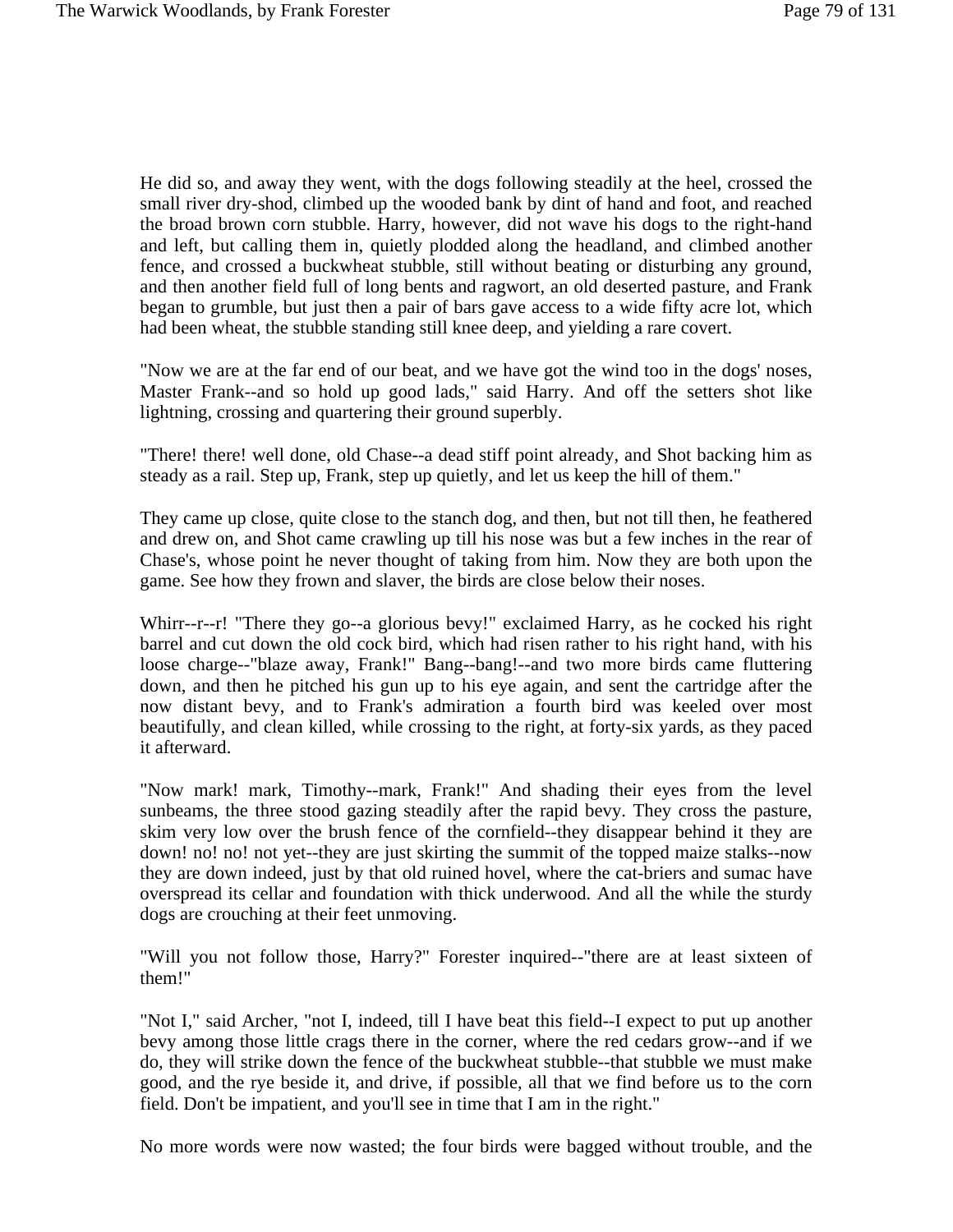He did so, and away they went, with the dogs following steadily at the heel, crossed the small river dry-shod, climbed up the wooded bank by dint of hand and foot, and reached the broad brown corn stubble. Harry, however, did not wave his dogs to the right-hand and left, but calling them in, quietly plodded along the headland, and climbed another fence, and crossed a buckwheat stubble, still without beating or disturbing any ground, and then another field full of long bents and ragwort, an old deserted pasture, and Frank began to grumble, but just then a pair of bars gave access to a wide fifty acre lot, which had been wheat, the stubble standing still knee deep, and yielding a rare covert.

"Now we are at the far end of our beat, and we have got the wind too in the dogs' noses, Master Frank--and so hold up good lads," said Harry. And off the setters shot like lightning, crossing and quartering their ground superbly.

"There! there! well done, old Chase--a dead stiff point already, and Shot backing him as steady as a rail. Step up, Frank, step up quietly, and let us keep the hill of them."

They came up close, quite close to the stanch dog, and then, but not till then, he feathered and drew on, and Shot came crawling up till his nose was but a few inches in the rear of Chase's, whose point he never thought of taking from him. Now they are both upon the game. See how they frown and slaver, the birds are close below their noses.

Whirr--r--r! "There they go--a glorious bevy!" exclaimed Harry, as he cocked his right barrel and cut down the old cock bird, which had risen rather to his right hand, with his loose charge--"blaze away, Frank!" Bang--bang!--and two more birds came fluttering down, and then he pitched his gun up to his eye again, and sent the cartridge after the now distant bevy, and to Frank's admiration a fourth bird was keeled over most beautifully, and clean killed, while crossing to the right, at forty-six yards, as they paced it afterward.

"Now mark! mark, Timothy--mark, Frank!" And shading their eyes from the level sunbeams, the three stood gazing steadily after the rapid bevy. They cross the pasture, skim very low over the brush fence of the cornfield--they disappear behind it they are down! no! no! not yet--they are just skirting the summit of the topped maize stalks--now they are down indeed, just by that old ruined hovel, where the cat-briers and sumac have overspread its cellar and foundation with thick underwood. And all the while the sturdy dogs are crouching at their feet unmoving.

"Will you not follow those, Harry?" Forester inquired--"there are at least sixteen of them!"

"Not I," said Archer, "not I, indeed, till I have beat this field--I expect to put up another bevy among those little crags there in the corner, where the red cedars grow--and if we do, they will strike down the fence of the buckwheat stubble--that stubble we must make good, and the rye beside it, and drive, if possible, all that we find before us to the corn field. Don't be impatient, and you'll see in time that I am in the right."

No more words were now wasted; the four birds were bagged without trouble, and the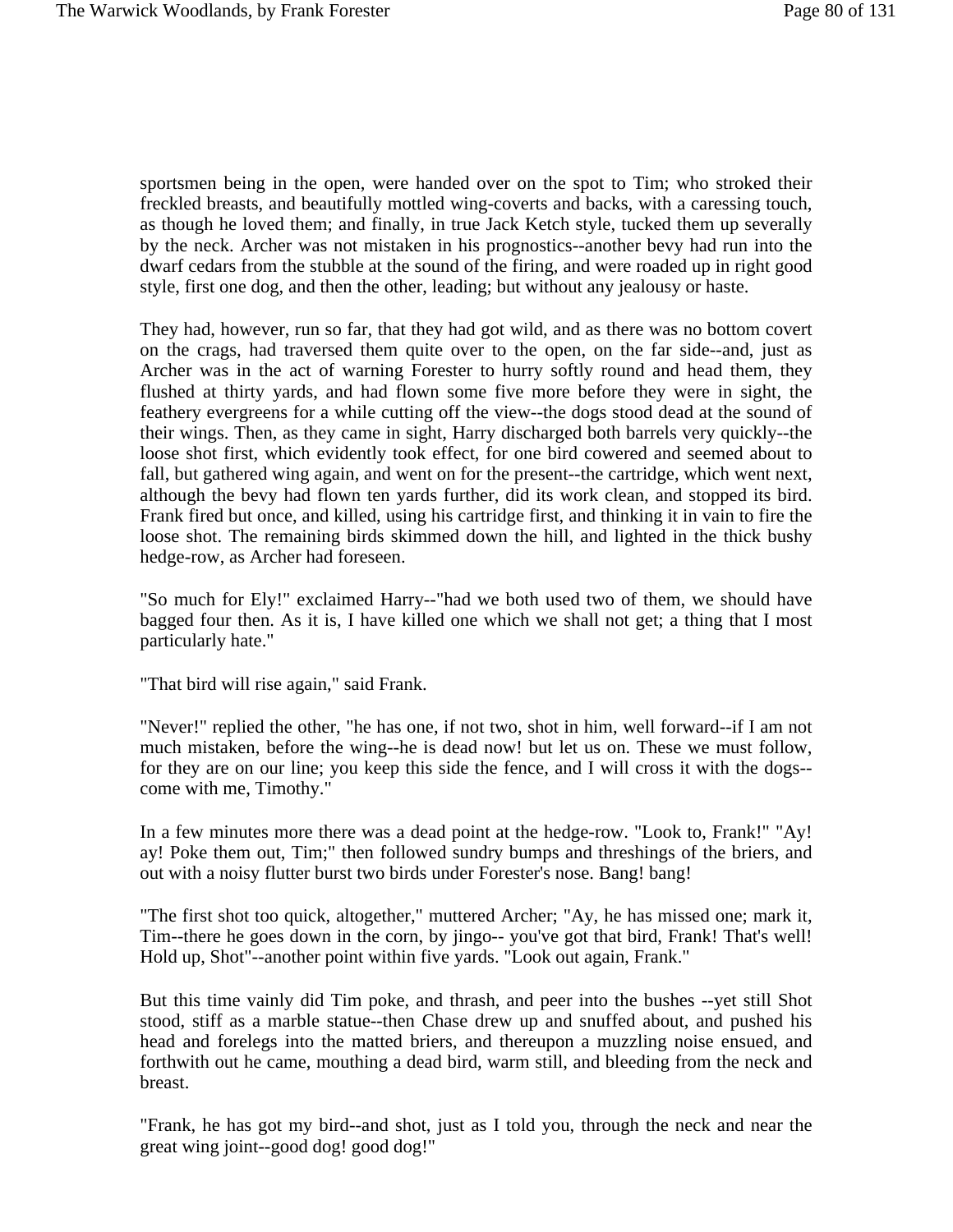sportsmen being in the open, were handed over on the spot to Tim; who stroked their freckled breasts, and beautifully mottled wing-coverts and backs, with a caressing touch, as though he loved them; and finally, in true Jack Ketch style, tucked them up severally by the neck. Archer was not mistaken in his prognostics--another bevy had run into the dwarf cedars from the stubble at the sound of the firing, and were roaded up in right good style, first one dog, and then the other, leading; but without any jealousy or haste.

They had, however, run so far, that they had got wild, and as there was no bottom covert on the crags, had traversed them quite over to the open, on the far side--and, just as Archer was in the act of warning Forester to hurry softly round and head them, they flushed at thirty yards, and had flown some five more before they were in sight, the feathery evergreens for a while cutting off the view--the dogs stood dead at the sound of their wings. Then, as they came in sight, Harry discharged both barrels very quickly--the loose shot first, which evidently took effect, for one bird cowered and seemed about to fall, but gathered wing again, and went on for the present--the cartridge, which went next, although the bevy had flown ten yards further, did its work clean, and stopped its bird. Frank fired but once, and killed, using his cartridge first, and thinking it in vain to fire the loose shot. The remaining birds skimmed down the hill, and lighted in the thick bushy hedge-row, as Archer had foreseen.

"So much for Ely!" exclaimed Harry--"had we both used two of them, we should have bagged four then. As it is, I have killed one which we shall not get; a thing that I most particularly hate."

"That bird will rise again," said Frank.

"Never!" replied the other, "he has one, if not two, shot in him, well forward--if I am not much mistaken, before the wing--he is dead now! but let us on. These we must follow, for they are on our line; you keep this side the fence, and I will cross it with the dogs--come with me, Timothy."

In a few minutes more there was a dead point at the hedge-row. "Look to, Frank!" "Ay! ay! Poke them out, Tim;" then followed sundry bumps and threshings of the briers, and out with a noisy flutter burst two birds under Forester's nose. Bang! bang!

"The first shot too quick, altogether," muttered Archer; "Ay, he has missed one; mark it, Tim--there he goes down in the corn, by jingo-- you've got that bird, Frank! That's well! Hold up, Shot"--another point within five yards. "Look out again, Frank."

But this time vainly did Tim poke, and thrash, and peer into the bushes --yet still Shot stood, stiff as a marble statue--then Chase drew up and snuffed about, and pushed his head and forelegs into the matted briers, and thereupon a muzzling noise ensued, and forthwith out he came, mouthing a dead bird, warm still, and bleeding from the neck and breast.

"Frank, he has got my bird--and shot, just as I told you, through the neck and near the great wing joint--good dog! good dog!"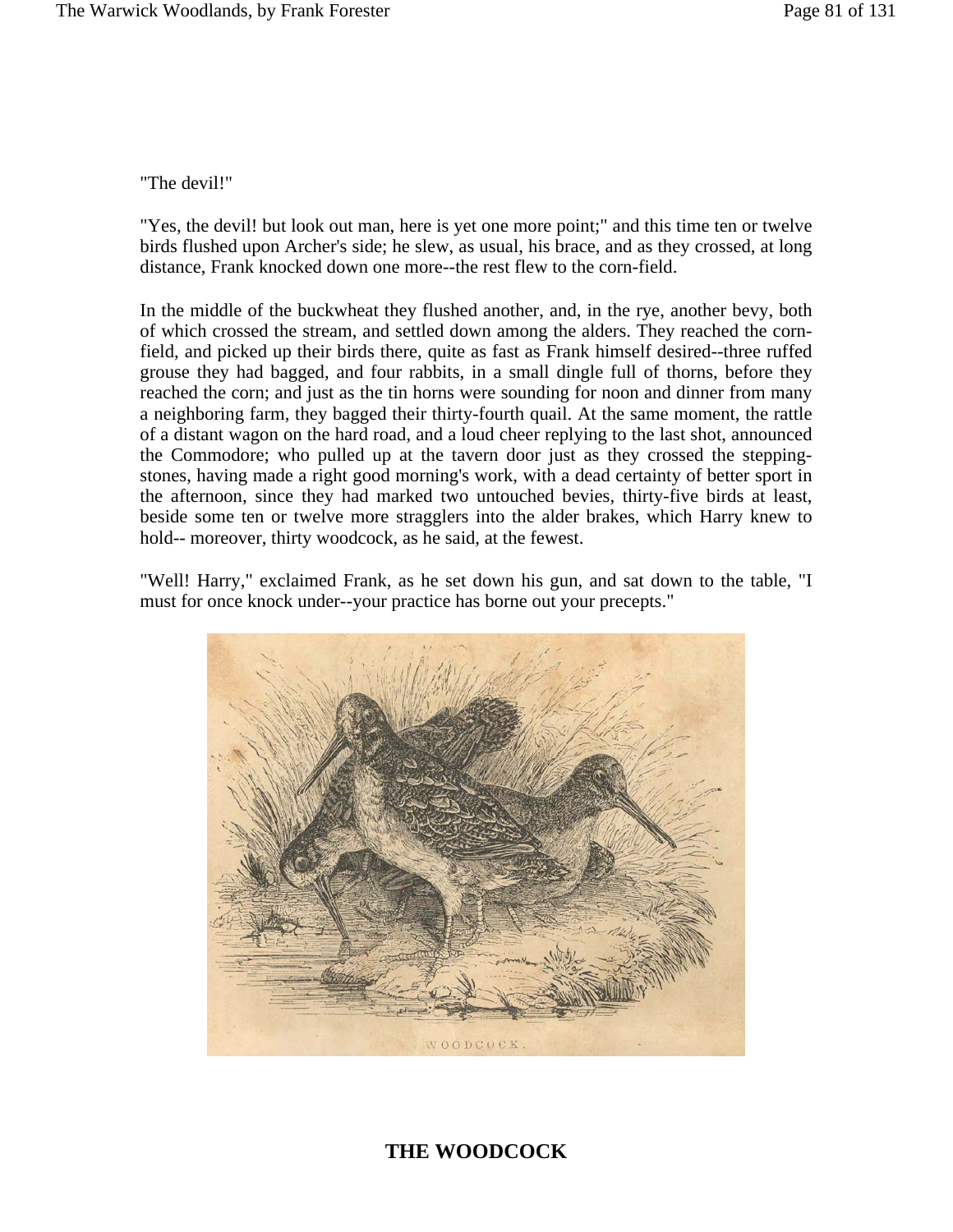"The devil!"

"Yes, the devil! but look out man, here is yet one more point;" and this time ten or twelve birds flushed upon Archer's side; he slew, as usual, his brace, and as they crossed, at long distance, Frank knocked down one more--the rest flew to the corn-field.

In the middle of the buckwheat they flushed another, and, in the rye, another bevy, both of which crossed the stream, and settled down among the alders. They reached the corn-field, and picked up their birds there, quite as fast as Frank himself desired--three ruffed grouse they had bagged, and four rabbits, in a small dingle full of thorns, before they reached the corn; and just as the tin horns were sounding for noon and dinner from many a neighboring farm, they bagged their thirty-fourth quail. At the same moment, the rattle of a distant wagon on the hard road, and a loud cheer replying to the last shot, announced the Commodore; who pulled up at the tavern door just as they crossed the stepping-stones, having made a right good morning's work, with a dead certainty of better sport in the afternoon, since they had marked two untouched bevies, thirty-five birds at least, beside some ten or twelve more stragglers into the alder brakes, which Harry knew to hold-- moreover, thirty woodcock, as he said, at the fewest.

"Well! Harry," exclaimed Frank, as he set down his gun, and sat down to the table, "I must for once knock under--your practice has borne out your precepts."

WOODCOCK.

## THE WOODCOCK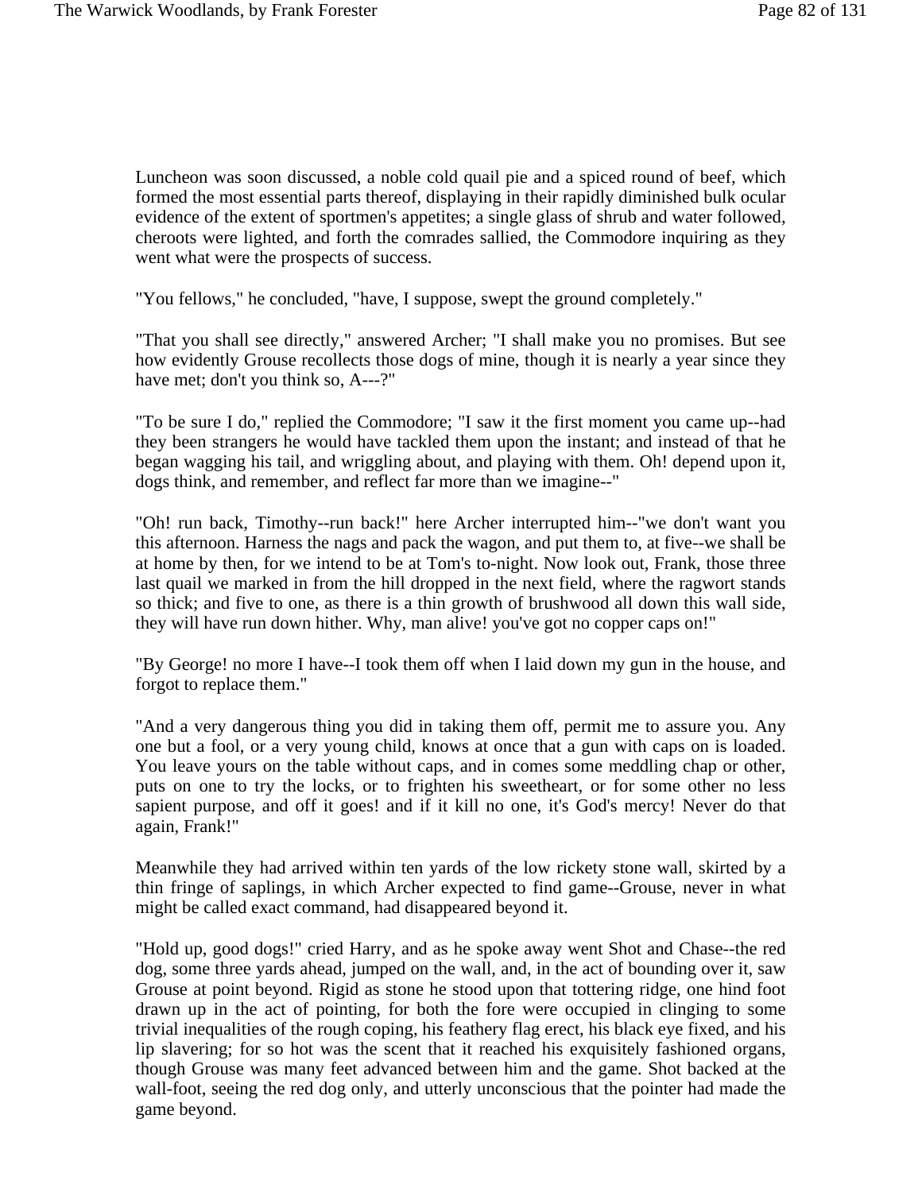Luncheon was soon discussed, a noble cold quail pie and a spiced round of beef, which formed the most essential parts thereof, displaying in their rapidly diminished bulk ocular evidence of the extent of sportmen's appetites; a single glass of shrub and water followed, cheroots were lighted, and forth the comrades sallied, the Commodore inquiring as they went what were the prospects of success.

"You fellows," he concluded, "have, I suppose, swept the ground completely."

"That you shall see directly," answered Archer; "I shall make you no promises. But see how evidently Grouse recollects those dogs of mine, though it is nearly a year since they have met; don't you think so, A---?"

"To be sure I do," replied the Commodore; "I saw it the first moment you came up--had they been strangers he would have tackled them upon the instant; and instead of that he began wagging his tail, and wriggling about, and playing with them. Oh! depend upon it, dogs think, and remember, and reflect far more than we imagine--"

"Oh! run back, Timothy--run back!" here Archer interrupted him--"we don't want you this afternoon. Harness the nags and pack the wagon, and put them to, at five--we shall be at home by then, for we intend to be at Tom's to-night. Now look out, Frank, those three last quail we marked in from the hill dropped in the next field, where the ragwort stands so thick; and five to one, as there is a thin growth of brushwood all down this wall side, they will have run down hither. Why, man alive! you've got no copper caps on!"

"By George! no more I have--I took them off when I laid down my gun in the house, and forgot to replace them."

"And a very dangerous thing you did in taking them off, permit me to assure you. Any one but a fool, or a very young child, knows at once that a gun with caps on is loaded. You leave yours on the table without caps, and in comes some meddling chap or other, puts on one to try the locks, or to frighten his sweetheart, or for some other no less sapient purpose, and off it goes! and if it kill no one, it's God's mercy! Never do that again, Frank!"

Meanwhile they had arrived within ten yards of the low rickety stone wall, skirted by a thin fringe of saplings, in which Archer expected to find game--Grouse, never in what might be called exact command, had disappeared beyond it.

"Hold up, good dogs!" cried Harry, and as he spoke away went Shot and Chase--the red dog, some three yards ahead, jumped on the wall, and, in the act of bounding over it, saw Grouse at point beyond. Rigid as stone he stood upon that tottering ridge, one hind foot drawn up in the act of pointing, for both the fore were occupied in clinging to some trivial inequalities of the rough coping, his feathery flag erect, his black eye fixed, and his lip slavering; for so hot was the scent that it reached his exquisitely fashioned organs, though Grouse was many feet advanced between him and the game. Shot backed at the wall-foot, seeing the red dog only, and utterly unconscious that the pointer had made the game beyond.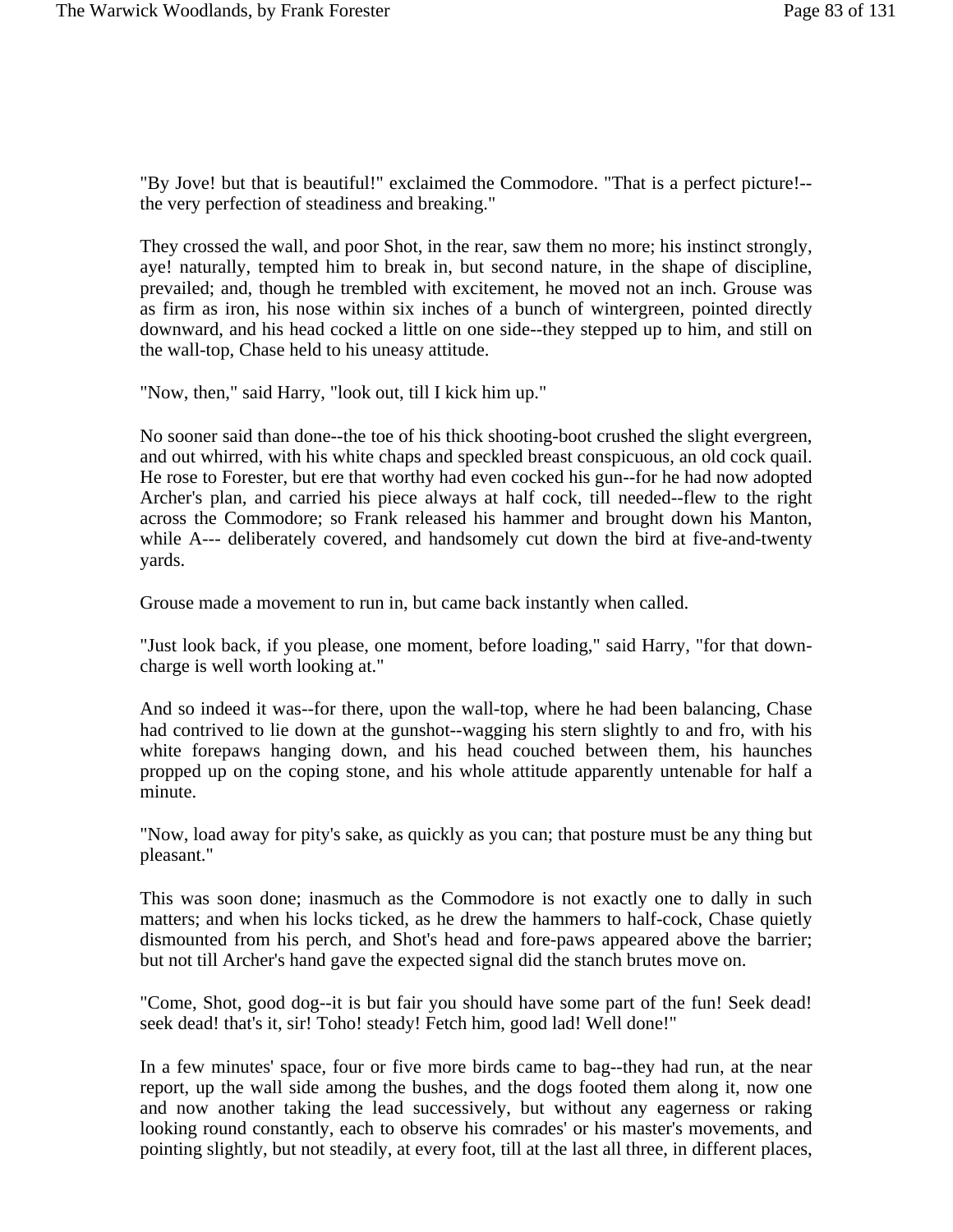"By Jove! but that is beautiful!" exclaimed the Commodore. "That is a perfect picture!--the very perfection of steadiness and breaking."

They crossed the wall, and poor Shot, in the rear, saw them no more; his instinct strongly, aye! naturally, tempted him to break in, but second nature, in the shape of discipline, prevailed; and, though he trembled with excitement, he moved not an inch. Grouse was as firm as iron, his nose within six inches of a bunch of wintergreen, pointed directly downward, and his head cocked a little on one side--they stepped up to him, and still on the wall-top, Chase held to his uneasy attitude.

"Now, then," said Harry, "look out, till I kick him up."

No sooner said than done--the toe of his thick shooting-boot crushed the slight evergreen, and out whirred, with his white chaps and speckled breast conspicuous, an old cock quail. He rose to Forester, but ere that worthy had even cocked his gun--for he had now adopted Archer's plan, and carried his piece always at half cock, till needed--flew to the right across the Commodore; so Frank released his hammer and brought down his Manton, while A--- deliberately covered, and handsomely cut down the bird at five-and-twenty yards.

Grouse made a movement to run in, but came back instantly when called.

"Just look back, if you please, one moment, before loading," said Harry, "for that down-charge is well worth looking at."

And so indeed it was--for there, upon the wall-top, where he had been balancing, Chase had contrived to lie down at the gunshot--wagging his stern slightly to and fro, with his white forepaws hanging down, and his head couched between them, his haunches propped up on the coping stone, and his whole attitude apparently untenable for half a minute.

"Now, load away for pity's sake, as quickly as you can; that posture must be any thing but pleasant."

This was soon done; inasmuch as the Commodore is not exactly one to dally in such matters; and when his locks ticked, as he drew the hammers to half-cock, Chase quietly dismounted from his perch, and Shot's head and fore-paws appeared above the barrier; but not till Archer's hand gave the expected signal did the stanch brutes move on.

"Come, Shot, good dog--it is but fair you should have some part of the fun! Seek dead! seek dead! that's it, sir! Toho! steady! Fetch him, good lad! Well done!"

In a few minutes' space, four or five more birds came to bag--they had run, at the near report, up the wall side among the bushes, and the dogs footed them along it, now one and now another taking the lead successively, but without any eagerness or raking looking round constantly, each to observe his comrades' or his master's movements, and pointing slightly, but not steadily, at every foot, till at the last all three, in different places,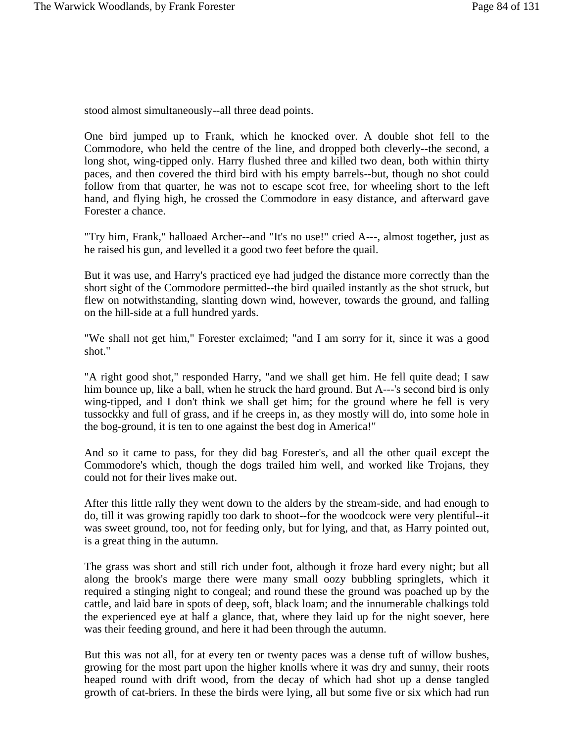stood almost simultaneously--all three dead points.

One bird jumped up to Frank, which he knocked over. A double shot fell to the Commodore, who held the centre of the line, and dropped both cleverly--the second, a long shot, wing-tipped only. Harry flushed three and killed two dean, both within thirty paces, and then covered the third bird with his empty barrels--but, though no shot could follow from that quarter, he was not to escape scot free, for wheeling short to the left hand, and flying high, he crossed the Commodore in easy distance, and afterward gave Forester a chance.

"Try him, Frank," halloaed Archer--and "It's no use!" cried A---, almost together, just as he raised his gun, and levelled it a good two feet before the quail.

But it was use, and Harry's practiced eye had judged the distance more correctly than the short sight of the Commodore permitted--the bird quailed instantly as the shot struck, but flew on notwithstanding, slanting down wind, however, towards the ground, and falling on the hill-side at a full hundred yards.

"We shall not get him," Forester exclaimed; "and I am sorry for it, since it was a good shot."

"A right good shot," responded Harry, "and we shall get him. He fell quite dead; I saw him bounce up, like a ball, when he struck the hard ground. But A---'s second bird is only wing-tipped, and I don't think we shall get him; for the ground where he fell is very tussockky and full of grass, and if he creeps in, as they mostly will do, into some hole in the bog-ground, it is ten to one against the best dog in America!"

And so it came to pass, for they did bag Forester's, and all the other quail except the Commodore's which, though the dogs trailed him well, and worked like Trojans, they could not for their lives make out.

After this little rally they went down to the alders by the stream-side, and had enough to do, till it was growing rapidly too dark to shoot--for the woodcock were very plentiful--it was sweet ground, too, not for feeding only, but for lying, and that, as Harry pointed out, is a great thing in the autumn.

The grass was short and still rich under foot, although it froze hard every night; but all along the brook's marge there were many small oozy bubbling springlets, which it required a stinging night to congeal; and round these the ground was poached up by the cattle, and laid bare in spots of deep, soft, black loam; and the innumerable chalkings told the experienced eye at half a glance, that, where they laid up for the night soever, here was their feeding ground, and here it had been through the autumn.

But this was not all, for at every ten or twenty paces was a dense tuft of willow bushes, growing for the most part upon the higher knolls where it was dry and sunny, their roots heaped round with drift wood, from the decay of which had shot up a dense tangled growth of cat-briers. In these the birds were lying, all but some five or six which had run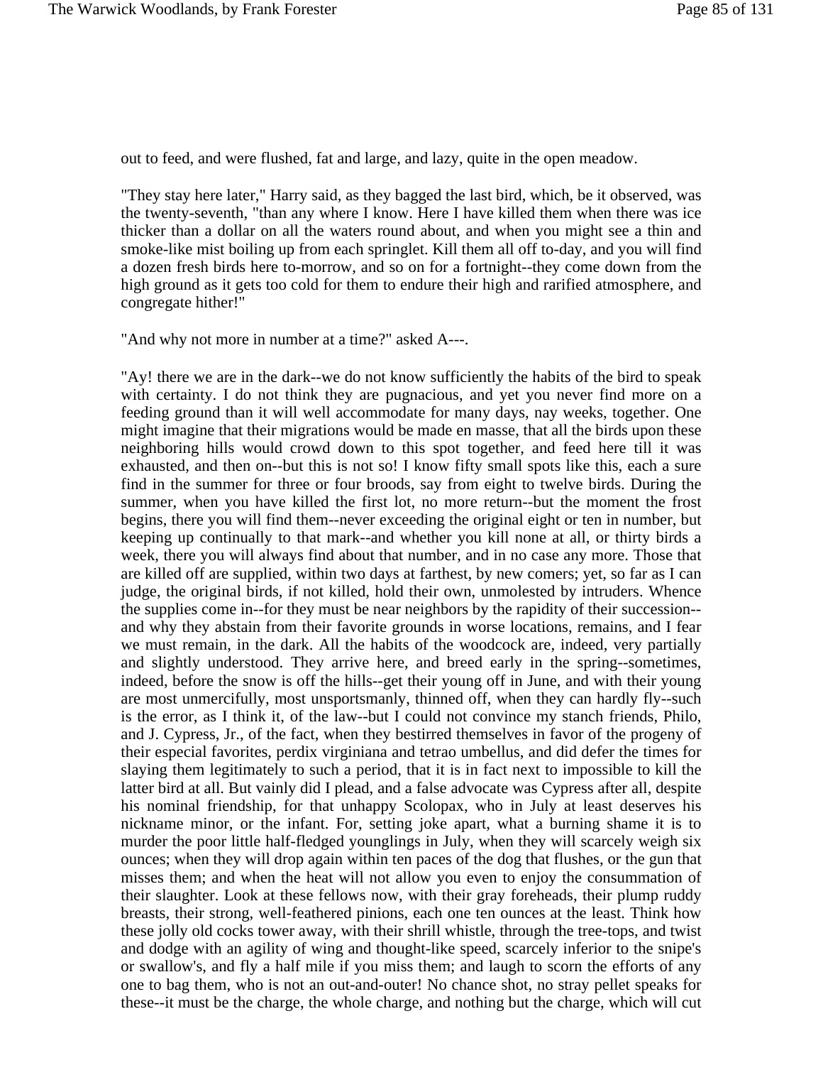out to feed, and were flushed, fat and large, and lazy, quite in the open meadow.

"They stay here later," Harry said, as they bagged the last bird, which, be it observed, was the twenty-seventh, "than any where I know. Here I have killed them when there was ice thicker than a dollar on all the waters round about, and when you might see a thin and smoke-like mist boiling up from each springlet. Kill them all off to-day, and you will find a dozen fresh birds here to-morrow, and so on for a fortnight--they come down from the high ground as it gets too cold for them to endure their high and rarified atmosphere, and congregate hither!"

"And why not more in number at a time?" asked A---.

"Ay! there we are in the dark--we do not know sufficiently the habits of the bird to speak with certainty. I do not think they are pugnacious, and yet you never find more on a feeding ground than it will well accommodate for many days, nay weeks, together. One might imagine that their migrations would be made en masse, that all the birds upon these neighboring hills would crowd down to this spot together, and feed here till it was exhausted, and then on--but this is not so! I know fifty small spots like this, each a sure find in the summer for three or four broods, say from eight to twelve birds. During the summer, when you have killed the first lot, no more return--but the moment the frost begins, there you will find them--never exceeding the original eight or ten in number, but keeping up continually to that mark--and whether you kill none at all, or thirty birds a week, there you will always find about that number, and in no case any more. Those that are killed off are supplied, within two days at farthest, by new comers; yet, so far as I can judge, the original birds, if not killed, hold their own, unmolested by intruders. Whence the supplies come in--for they must be near neighbors by the rapidity of their succession--and why they abstain from their favorite grounds in worse locations, remains, and I fear we must remain, in the dark. All the habits of the woodcock are, indeed, very partially and slightly understood. They arrive here, and breed early in the spring--sometimes, indeed, before the snow is off the hills--get their young off in June, and with their young are most unmercifully, most unsportsmanly, thinned off, when they can hardly fly--such is the error, as I think it, of the law--but I could not convince my stanch friends, Philo, and J. Cypress, Jr., of the fact, when they bestirred themselves in favor of the progeny of their especial favorites, perdix virginiana and tetrao umbellus, and did defer the times for slaying them legitimately to such a period, that it is in fact next to impossible to kill the latter bird at all. But vainly did I plead, and a false advocate was Cypress after all, despite his nominal friendship, for that unhappy Scolopax, who in July at least deserves his nickname minor, or the infant. For, setting joke apart, what a burning shame it is to murder the poor little half-fledged younglings in July, when they will scarcely weigh six ounces; when they will drop again within ten paces of the dog that flushes, or the gun that misses them; and when the heat will not allow you even to enjoy the consummation of their slaughter. Look at these fellows now, with their gray foreheads, their plump ruddy breasts, their strong, well-feathered pinions, each one ten ounces at the least. Think how these jolly old cocks tower away, with their shrill whistle, through the tree-tops, and twist and dodge with an agility of wing and thought-like speed, scarcely inferior to the snipe's or swallow's, and fly a half mile if you miss them; and laugh to scorn the efforts of any one to bag them, who is not an out-and-outer! No chance shot, no stray pellet speaks for these--it must be the charge, the whole charge, and nothing but the charge, which will cut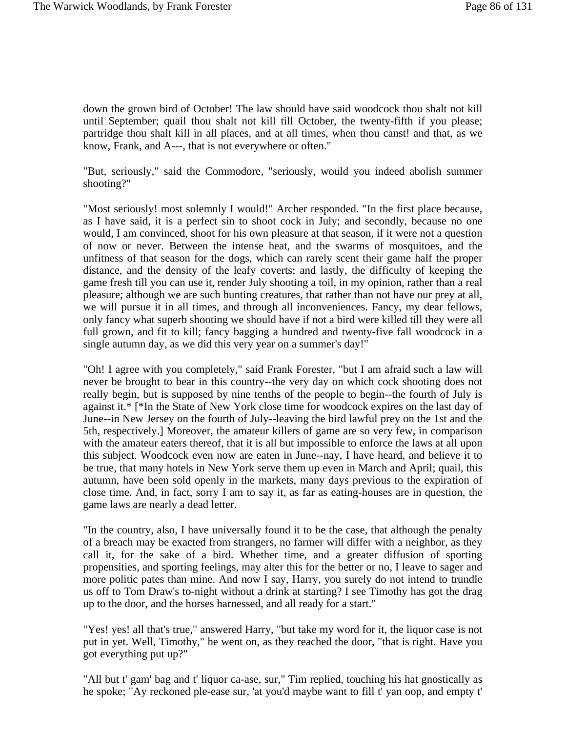down the grown bird of October! The law should have said woodcock thou shalt not kill until September; quail thou shalt not kill till October, the twenty-fifth if you please; partridge thou shalt kill in all places, and at all times, when thou canst! and that, as we know, Frank, and A---, that is not everywhere or often."

"But, seriously," said the Commodore, "seriously, would you indeed abolish summer shooting?"

"Most seriously! most solemnly I would!" Archer responded. "In the first place because, as I have said, it is a perfect sin to shoot cock in July; and secondly, because no one would, I am convinced, shoot for his own pleasure at that season, if it were not a question of now or never. Between the intense heat, and the swarms of mosquitoes, and the unfitness of that season for the dogs, which can rarely scent their game half the proper distance, and the density of the leafy coverts; and lastly, the difficulty of keeping the game fresh till you can use it, render July shooting a toil, in my opinion, rather than a real pleasure; although we are such hunting creatures, that rather than not have our prey at all, we will pursue it in all times, and through all inconveniences. Fancy, my dear fellows, only fancy what superb shooting we should have if not a bird were killed till they were all full grown, and fit to kill; fancy bagging a hundred and twenty-five fall woodcock in a single autumn day, as we did this very year on a summer's day!"

"Oh! I agree with you completely," said Frank Forester, "but I am afraid such a law will never be brought to bear in this country--the very day on which cock shooting does not really begin, but is supposed by nine tenths of the people to begin--the fourth of July is against it.* [*In the State of New York close time for woodcock expires on the last day of June--in New Jersey on the fourth of July--leaving the bird lawful prey on the 1st and the 5th, respectively.] Moreover, the amateur killers of game are so very few, in comparison with the amateur eaters thereof, that it is all but impossible to enforce the laws at all upon this subject. Woodcock even now are eaten in June--nay, I have heard, and believe it to be true, that many hotels in New York serve them up even in March and April; quail, this autumn, have been sold openly in the markets, many days previous to the expiration of close time. And, in fact, sorry I am to say it, as far as eating-houses are in question, the game laws are nearly a dead letter.

"In the country, also, I have universally found it to be the case, that although the penalty of a breach may be exacted from strangers, no farmer will differ with a neighbor, as they call it, for the sake of a bird. Whether time, and a greater diffusion of sporting propensities, and sporting feelings, may alter this for the better or no, I leave to sager and more politic pates than mine. And now I say, Harry, you surely do not intend to trundle us off to Tom Draw's to-night without a drink at starting? I see Timothy has got the drag up to the door, and the horses harnessed, and all ready for a start."

"Yes! yes! all that's true," answered Harry, "but take my word for it, the liquor case is not put in yet. Well, Timothy," he went on, as they reached the door, "that is right. Have you got everything put up?"

"All but t' gam' bag and t' liquor ca-ase, sur," Tim replied, touching his hat gnostically as he spoke; "Ay reckoned ple-ease sur, 'at you'd maybe want to fill t' yan oop, and empty t'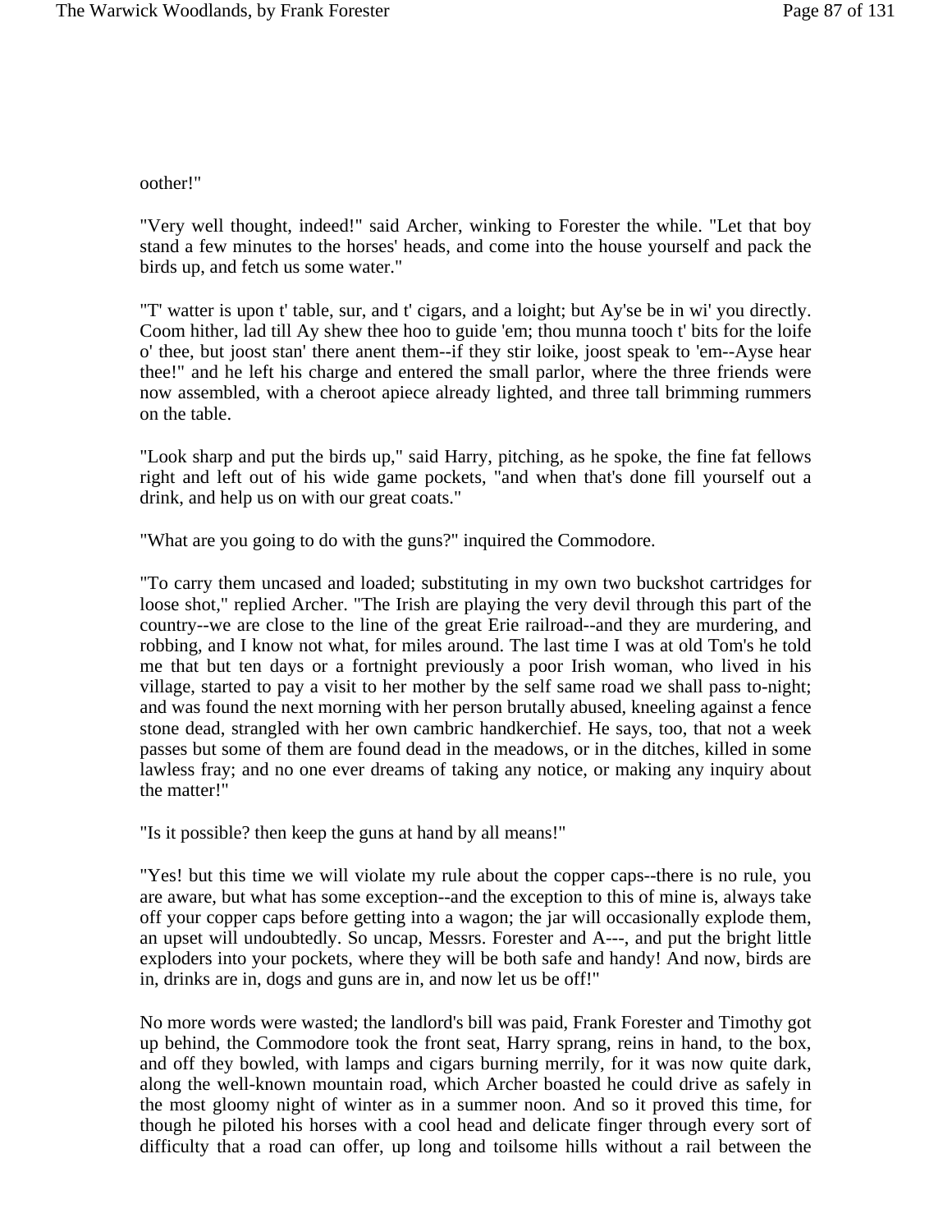oother!"

"Very well thought, indeed!" said Archer, winking to Forester the while. "Let that boy stand a few minutes to the horses' heads, and come into the house yourself and pack the birds up, and fetch us some water."

"T' watter is upon t' table, sur, and t' cigars, and a loight; but Ay'se be in wi' you directly. Coom hither, lad till Ay shew thee hoo to guide 'em; thou munna tooch t' bits for the loife o' thee, but joost stan' there anent them--if they stir loike, joost speak to 'em--Ayse hear thee!" and he left his charge and entered the small parlor, where the three friends were now assembled, with a cheroot apiece already lighted, and three tall brimming rummers on the table.

"Look sharp and put the birds up," said Harry, pitching, as he spoke, the fine fat fellows right and left out of his wide game pockets, "and when that's done fill yourself out a drink, and help us on with our great coats."

"What are you going to do with the guns?" inquired the Commodore.

"To carry them uncased and loaded; substituting in my own two buckshot cartridges for loose shot," replied Archer. "The Irish are playing the very devil through this part of the country--we are close to the line of the great Erie railroad--and they are murdering, and robbing, and I know not what, for miles around. The last time I was at old Tom's he told me that but ten days or a fortnight previously a poor Irish woman, who lived in his village, started to pay a visit to her mother by the self same road we shall pass to-night; and was found the next morning with her person brutally abused, kneeling against a fence stone dead, strangled with her own cambric handkerchief. He says, too, that not a week passes but some of them are found dead in the meadows, or in the ditches, killed in some lawless fray; and no one ever dreams of taking any notice, or making any inquiry about the matter!"

"Is it possible? then keep the guns at hand by all means!"

"Yes! but this time we will violate my rule about the copper caps--there is no rule, you are aware, but what has some exception--and the exception to this of mine is, always take off your copper caps before getting into a wagon; the jar will occasionally explode them, an upset will undoubtedly. So uncap, Messrs. Forester and A---, and put the bright little exploders into your pockets, where they will be both safe and handy! And now, birds are in, drinks are in, dogs and guns are in, and now let us be off!"

No more words were wasted; the landlord's bill was paid, Frank Forester and Timothy got up behind, the Commodore took the front seat, Harry sprang, reins in hand, to the box, and off they bowled, with lamps and cigars burning merrily, for it was now quite dark, along the well-known mountain road, which Archer boasted he could drive as safely in the most gloomy night of winter as in a summer noon. And so it proved this time, for though he piloted his horses with a cool head and delicate finger through every sort of difficulty that a road can offer, up long and toilsome hills without a rail between the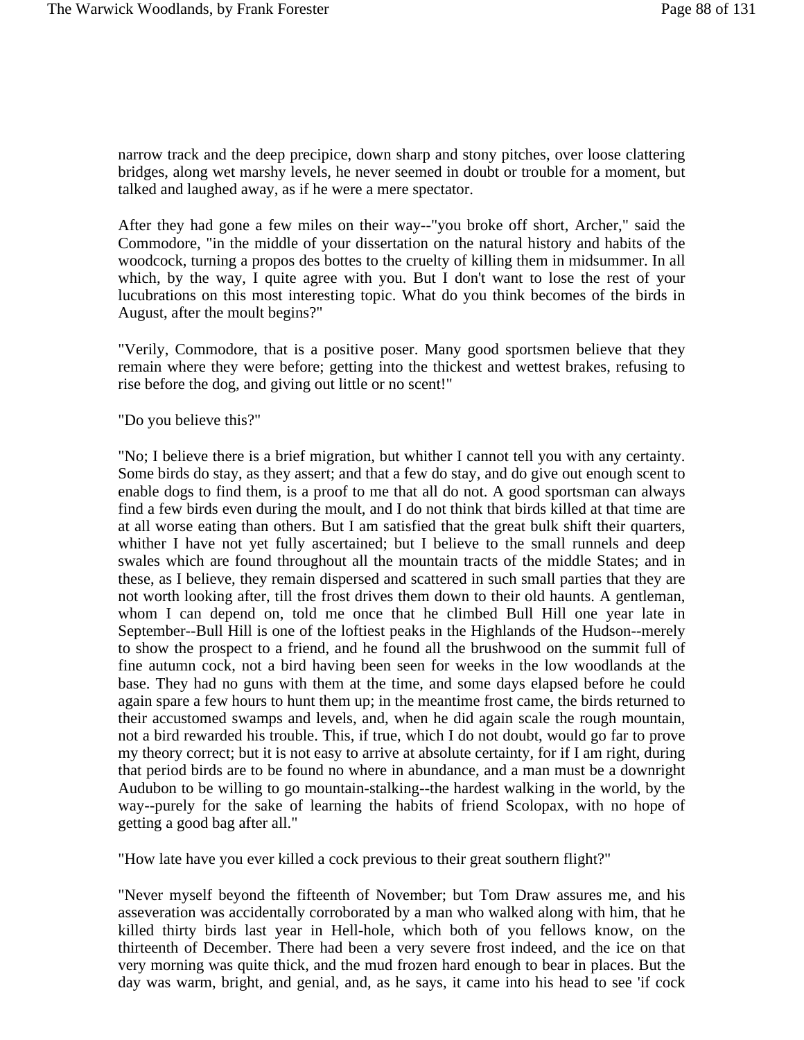narrow track and the deep precipice, down sharp and stony pitches, over loose clattering bridges, along wet marshy levels, he never seemed in doubt or trouble for a moment, but talked and laughed away, as if he were a mere spectator.

After they had gone a few miles on their way--"you broke off short, Archer," said the Commodore, "in the middle of your dissertation on the natural history and habits of the woodcock, turning a propos des bottes to the cruelty of killing them in midsummer. In all which, by the way, I quite agree with you. But I don't want to lose the rest of your lucubrations on this most interesting topic. What do you think becomes of the birds in August, after the moult begins?"

"Verily, Commodore, that is a positive poser. Many good sportsmen believe that they remain where they were before; getting into the thickest and wettest brakes, refusing to rise before the dog, and giving out little or no scent!"

"Do you believe this?"

"No; I believe there is a brief migration, but whither I cannot tell you with any certainty. Some birds do stay, as they assert; and that a few do stay, and do give out enough scent to enable dogs to find them, is a proof to me that all do not. A good sportsman can always find a few birds even during the moult, and I do not think that birds killed at that time are at all worse eating than others. But I am satisfied that the great bulk shift their quarters, whither I have not yet fully ascertained; but I believe to the small runnels and deep swales which are found throughout all the mountain tracts of the middle States; and in these, as I believe, they remain dispersed and scattered in such small parties that they are not worth looking after, till the frost drives them down to their old haunts. A gentleman, whom I can depend on, told me once that he climbed Bull Hill one year late in September--Bull Hill is one of the loftiest peaks in the Highlands of the Hudson--merely to show the prospect to a friend, and he found all the brushwood on the summit full of fine autumn cock, not a bird having been seen for weeks in the low woodlands at the base. They had no guns with them at the time, and some days elapsed before he could again spare a few hours to hunt them up; in the meantime frost came, the birds returned to their accustomed swamps and levels, and, when he did again scale the rough mountain, not a bird rewarded his trouble. This, if true, which I do not doubt, would go far to prove my theory correct; but it is not easy to arrive at absolute certainty, for if I am right, during that period birds are to be found no where in abundance, and a man must be a downright Audubon to be willing to go mountain-stalking--the hardest walking in the world, by the way--purely for the sake of learning the habits of friend Scolopax, with no hope of getting a good bag after all."

"How late have you ever killed a cock previous to their great southern flight?"

"Never myself beyond the fifteenth of November; but Tom Draw assures me, and his asseveration was accidentally corroborated by a man who walked along with him, that he killed thirty birds last year in Hell-hole, which both of you fellows know, on the thirteenth of December. There had been a very severe frost indeed, and the ice on that very morning was quite thick, and the mud frozen hard enough to bear in places. But the day was warm, bright, and genial, and, as he says, it came into his head to see 'if cock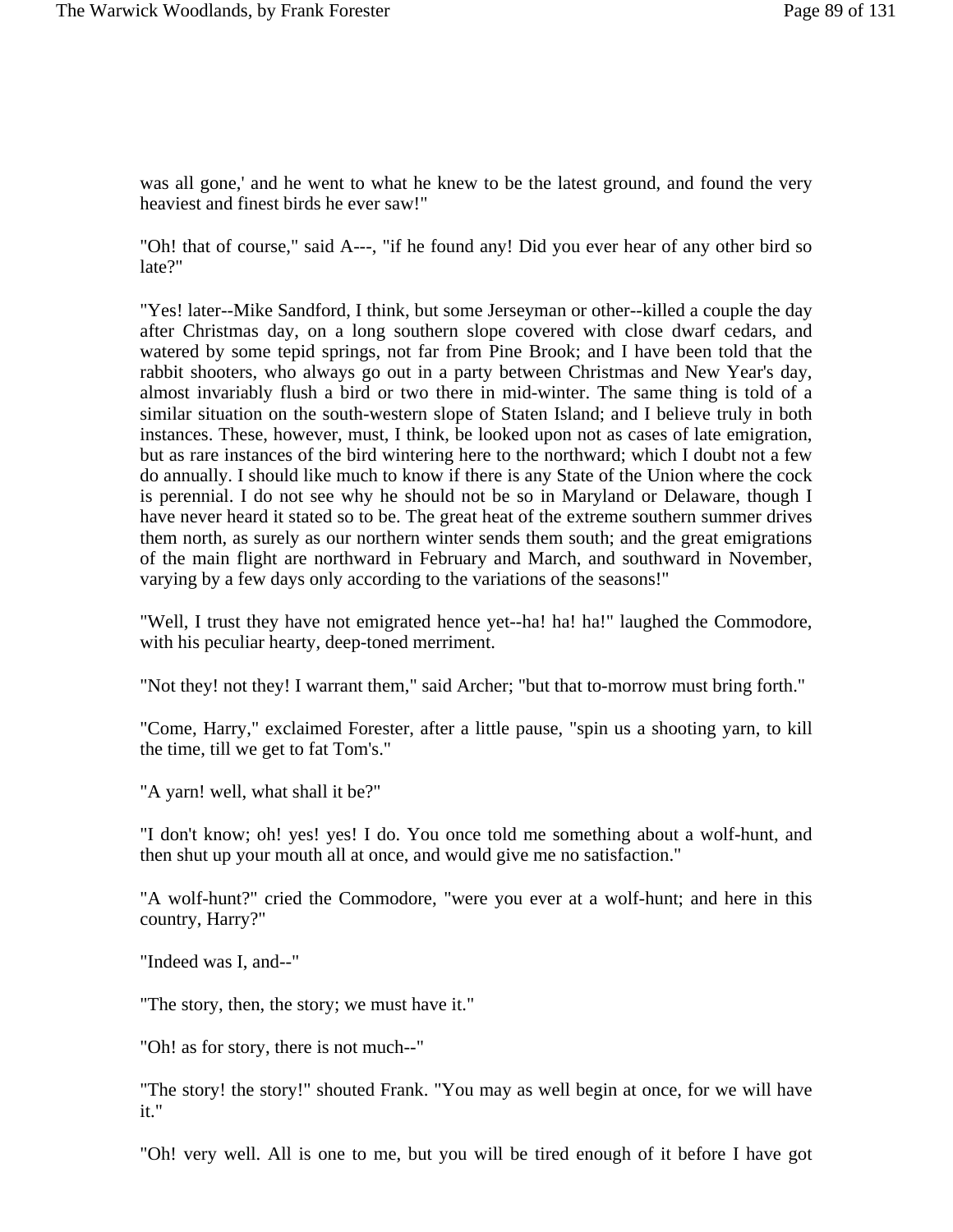was all gone,' and he went to what he knew to be the latest ground, and found the very heaviest and finest birds he ever saw!"

"Oh! that of course," said A---, "if he found any! Did you ever hear of any other bird so late?"

"Yes! later--Mike Sandford, I think, but some Jerseyman or other--killed a couple the day after Christmas day, on a long southern slope covered with close dwarf cedars, and watered by some tepid springs, not far from Pine Brook; and I have been told that the rabbit shooters, who always go out in a party between Christmas and New Year's day, almost invariably flush a bird or two there in mid-winter. The same thing is told of a similar situation on the south-western slope of Staten Island; and I believe truly in both instances. These, however, must, I think, be looked upon not as cases of late emigration, but as rare instances of the bird wintering here to the northward; which I doubt not a few do annually. I should like much to know if there is any State of the Union where the cock is perennial. I do not see why he should not be so in Maryland or Delaware, though I have never heard it stated so to be. The great heat of the extreme southern summer drives them north, as surely as our northern winter sends them south; and the great emigrations of the main flight are northward in February and March, and southward in November, varying by a few days only according to the variations of the seasons!"

"Well, I trust they have not emigrated hence yet--ha! ha! ha!" laughed the Commodore, with his peculiar hearty, deep-toned merriment.

"Not they! not they! I warrant them," said Archer; "but that to-morrow must bring forth."

"Come, Harry," exclaimed Forester, after a little pause, "spin us a shooting yarn, to kill the time, till we get to fat Tom's."

"A yarn! well, what shall it be?"

"I don't know; oh! yes! yes! I do. You once told me something about a wolf-hunt, and then shut up your mouth all at once, and would give me no satisfaction."

"A wolf-hunt?" cried the Commodore, "were you ever at a wolf-hunt; and here in this country, Harry?"

"Indeed was I, and--"

"The story, then, the story; we must have it."

"Oh! as for story, there is not much--"

"The story! the story!" shouted Frank. "You may as well begin at once, for we will have it."

"Oh! very well. All is one to me, but you will be tired enough of it before I have got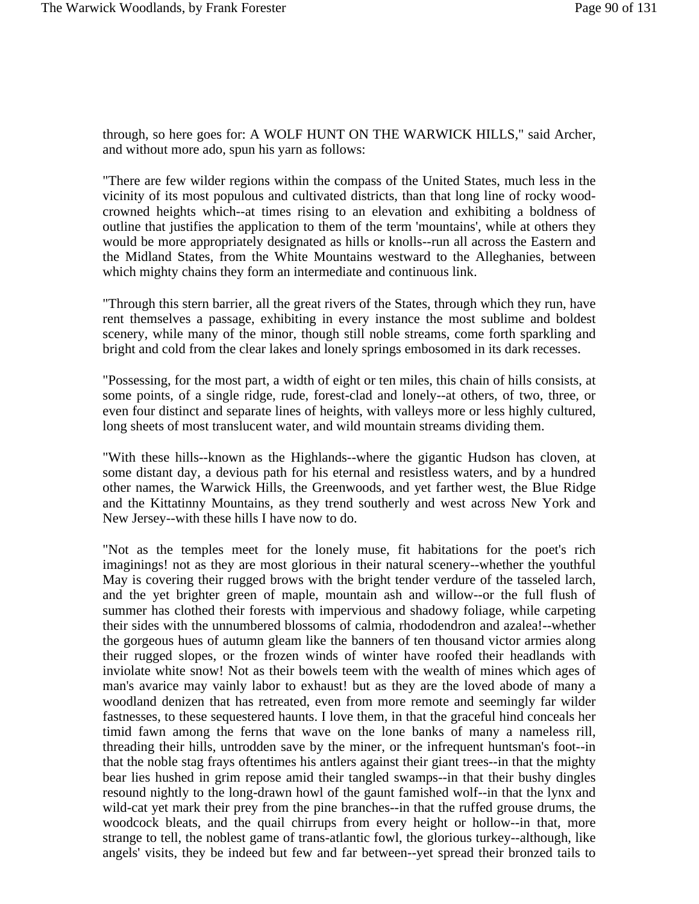through, so here goes for: A WOLF HUNT ON THE WARWICK HILLS," said Archer, and without more ado, spun his yarn as follows:

"There are few wilder regions within the compass of the United States, much less in the vicinity of its most populous and cultivated districts, than that long line of rocky wood-crowned heights which--at times rising to an elevation and exhibiting a boldness of outline that justifies the application to them of the term 'mountains', while at others they would be more appropriately designated as hills or knolls--run all across the Eastern and the Midland States, from the White Mountains westward to the Alleghanies, between which mighty chains they form an intermediate and continuous link.

"Through this stern barrier, all the great rivers of the States, through which they run, have rent themselves a passage, exhibiting in every instance the most sublime and boldest scenery, while many of the minor, though still noble streams, come forth sparkling and bright and cold from the clear lakes and lonely springs embosomed in its dark recesses.

"Possessing, for the most part, a width of eight or ten miles, this chain of hills consists, at some points, of a single ridge, rude, forest-clad and lonely--at others, of two, three, or even four distinct and separate lines of heights, with valleys more or less highly cultured, long sheets of most translucent water, and wild mountain streams dividing them.

"With these hills--known as the Highlands--where the gigantic Hudson has cloven, at some distant day, a devious path for his eternal and resistless waters, and by a hundred other names, the Warwick Hills, the Greenwoods, and yet farther west, the Blue Ridge and the Kittatinny Mountains, as they trend southerly and west across New York and New Jersey--with these hills I have now to do.

"Not as the temples meet for the lonely muse, fit habitations for the poet's rich imaginings! not as they are most glorious in their natural scenery--whether the youthful May is covering their rugged brows with the bright tender verdure of the tasseled larch, and the yet brighter green of maple, mountain ash and willow--or the full flush of summer has clothed their forests with impervious and shadowy foliage, while carpeting their sides with the unnumbered blossoms of calmia, rhododendron and azalea!--whether the gorgeous hues of autumn gleam like the banners of ten thousand victor armies along their rugged slopes, or the frozen winds of winter have roofed their headlands with inviolate white snow! Not as their bowels teem with the wealth of mines which ages of man's avarice may vainly labor to exhaust! but as they are the loved abode of many a woodland denizen that has retreated, even from more remote and seemingly far wilder fastnesses, to these sequestered haunts. I love them, in that the graceful hind conceals her timid fawn among the ferns that wave on the lone banks of many a nameless rill, threading their hills, untrodden save by the miner, or the infrequent huntsman's foot--in that the noble stag frays oftentimes his antlers against their giant trees--in that the mighty bear lies hushed in grim repose amid their tangled swamps--in that their bushy dingles resound nightly to the long-drawn howl of the gaunt famished wolf--in that the lynx and wild-cat yet mark their prey from the pine branches--in that the ruffed grouse drums, the woodcock bleats, and the quail chirrups from every height or hollow--in that, more strange to tell, the noblest game of trans-atlantic fowl, the glorious turkey--although, like angels' visits, they be indeed but few and far between--yet spread their bronzed tails to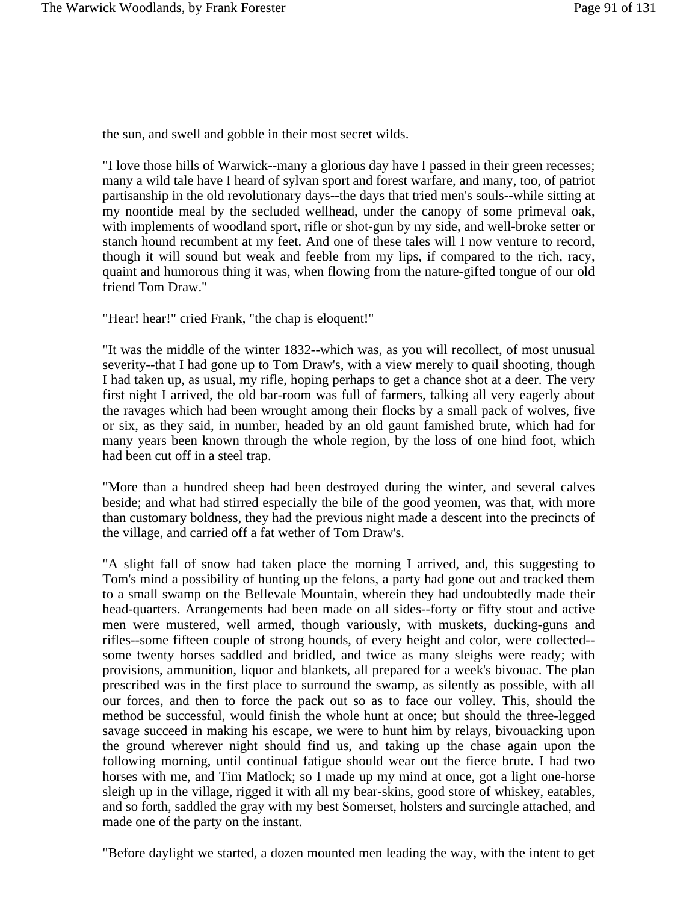the sun, and swell and gobble in their most secret wilds.

"I love those hills of Warwick--many a glorious day have I passed in their green recesses; many a wild tale have I heard of sylvan sport and forest warfare, and many, too, of patriot partisanship in the old revolutionary days--the days that tried men's souls--while sitting at my noontide meal by the secluded wellhead, under the canopy of some primeval oak, with implements of woodland sport, rifle or shot-gun by my side, and well-broke setter or stanch hound recumbent at my feet. And one of these tales will I now venture to record, though it will sound but weak and feeble from my lips, if compared to the rich, racy, quaint and humorous thing it was, when flowing from the nature-gifted tongue of our old friend Tom Draw."

"Hear! hear!" cried Frank, "the chap is eloquent!"

"It was the middle of the winter 1832--which was, as you will recollect, of most unusual severity--that I had gone up to Tom Draw's, with a view merely to quail shooting, though I had taken up, as usual, my rifle, hoping perhaps to get a chance shot at a deer. The very first night I arrived, the old bar-room was full of farmers, talking all very eagerly about the ravages which had been wrought among their flocks by a small pack of wolves, five or six, as they said, in number, headed by an old gaunt famished brute, which had for many years been known through the whole region, by the loss of one hind foot, which had been cut off in a steel trap.

"More than a hundred sheep had been destroyed during the winter, and several calves beside; and what had stirred especially the bile of the good yeomen, was that, with more than customary boldness, they had the previous night made a descent into the precincts of the village, and carried off a fat wether of Tom Draw's.

"A slight fall of snow had taken place the morning I arrived, and, this suggesting to Tom's mind a possibility of hunting up the felons, a party had gone out and tracked them to a small swamp on the Bellevale Mountain, wherein they had undoubtedly made their head-quarters. Arrangements had been made on all sides--forty or fifty stout and active men were mustered, well armed, though variously, with muskets, ducking-guns and rifles--some fifteen couple of strong hounds, of every height and color, were collected--some twenty horses saddled and bridled, and twice as many sleighs were ready; with provisions, ammunition, liquor and blankets, all prepared for a week's bivouac. The plan prescribed was in the first place to surround the swamp, as silently as possible, with all our forces, and then to force the pack out so as to face our volley. This, should the method be successful, would finish the whole hunt at once; but should the three-legged savage succeed in making his escape, we were to hunt him by relays, bivouacking upon the ground wherever night should find us, and taking up the chase again upon the following morning, until continual fatigue should wear out the fierce brute. I had two horses with me, and Tim Matlock; so I made up my mind at once, got a light one-horse sleigh up in the village, rigged it with all my bear-skins, good store of whiskey, eatables, and so forth, saddled the gray with my best Somerset, holsters and surcingle attached, and made one of the party on the instant.

"Before daylight we started, a dozen mounted men leading the way, with the intent to get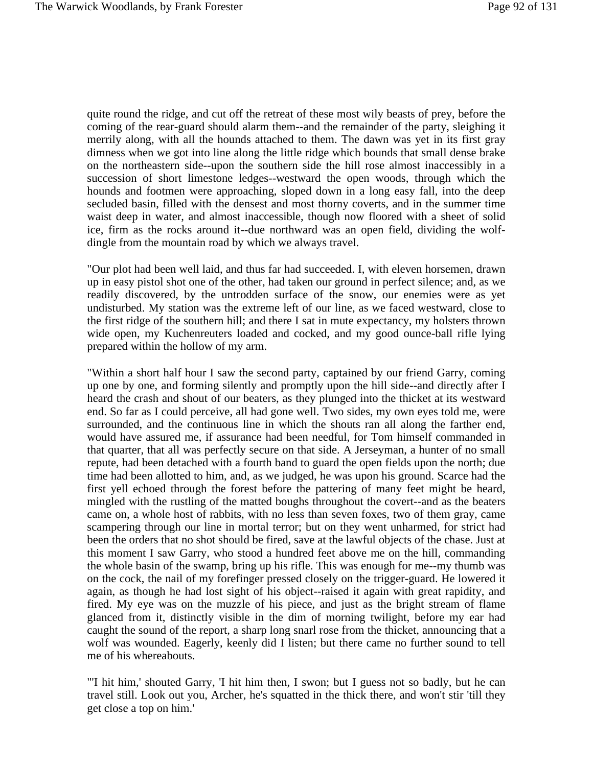quite round the ridge, and cut off the retreat of these most wily beasts of prey, before the coming of the rear-guard should alarm them--and the remainder of the party, sleighing it merrily along, with all the hounds attached to them. The dawn was yet in its first gray dimness when we got into line along the little ridge which bounds that small dense brake on the northeastern side--upon the southern side the hill rose almost inaccessibly in a succession of short limestone ledges--westward the open woods, through which the hounds and footmen were approaching, sloped down in a long easy fall, into the deep secluded basin, filled with the densest and most thorny coverts, and in the summer time waist deep in water, and almost inaccessible, though now floored with a sheet of solid ice, firm as the rocks around it--due northward was an open field, dividing the wolf-dingle from the mountain road by which we always travel.

"Our plot had been well laid, and thus far had succeeded. I, with eleven horsemen, drawn up in easy pistol shot one of the other, had taken our ground in perfect silence; and, as we readily discovered, by the untrodden surface of the snow, our enemies were as yet undisturbed. My station was the extreme left of our line, as we faced westward, close to the first ridge of the southern hill; and there I sat in mute expectancy, my holsters thrown wide open, my Kuchenreuters loaded and cocked, and my good ounce-ball rifle lying prepared within the hollow of my arm.

"Within a short half hour I saw the second party, captained by our friend Garry, coming up one by one, and forming silently and promptly upon the hill side--and directly after I heard the crash and shout of our beaters, as they plunged into the thicket at its westward end. So far as I could perceive, all had gone well. Two sides, my own eyes told me, were surrounded, and the continuous line in which the shouts ran all along the farther end, would have assured me, if assurance had been needful, for Tom himself commanded in that quarter, that all was perfectly secure on that side. A Jerseyman, a hunter of no small repute, had been detached with a fourth band to guard the open fields upon the north; due time had been allotted to him, and, as we judged, he was upon his ground. Scarce had the first yell echoed through the forest before the pattering of many feet might be heard, mingled with the rustling of the matted boughs throughout the covert--and as the beaters came on, a whole host of rabbits, with no less than seven foxes, two of them gray, came scampering through our line in mortal terror; but on they went unharmed, for strict had been the orders that no shot should be fired, save at the lawful objects of the chase. Just at this moment I saw Garry, who stood a hundred feet above me on the hill, commanding the whole basin of the swamp, bring up his rifle. This was enough for me--my thumb was on the cock, the nail of my forefinger pressed closely on the trigger-guard. He lowered it again, as though he had lost sight of his object--raised it again with great rapidity, and fired. My eye was on the muzzle of his piece, and just as the bright stream of flame glanced from it, distinctly visible in the dim of morning twilight, before my ear had caught the sound of the report, a sharp long snarl rose from the thicket, announcing that a wolf was wounded. Eagerly, keenly did I listen; but there came no further sound to tell me of his whereabouts.

"'I hit him,' shouted Garry, 'I hit him then, I swon; but I guess not so badly, but he can travel still. Look out you, Archer, he's squatted in the thick there, and won't stir 'till they get close a top on him.'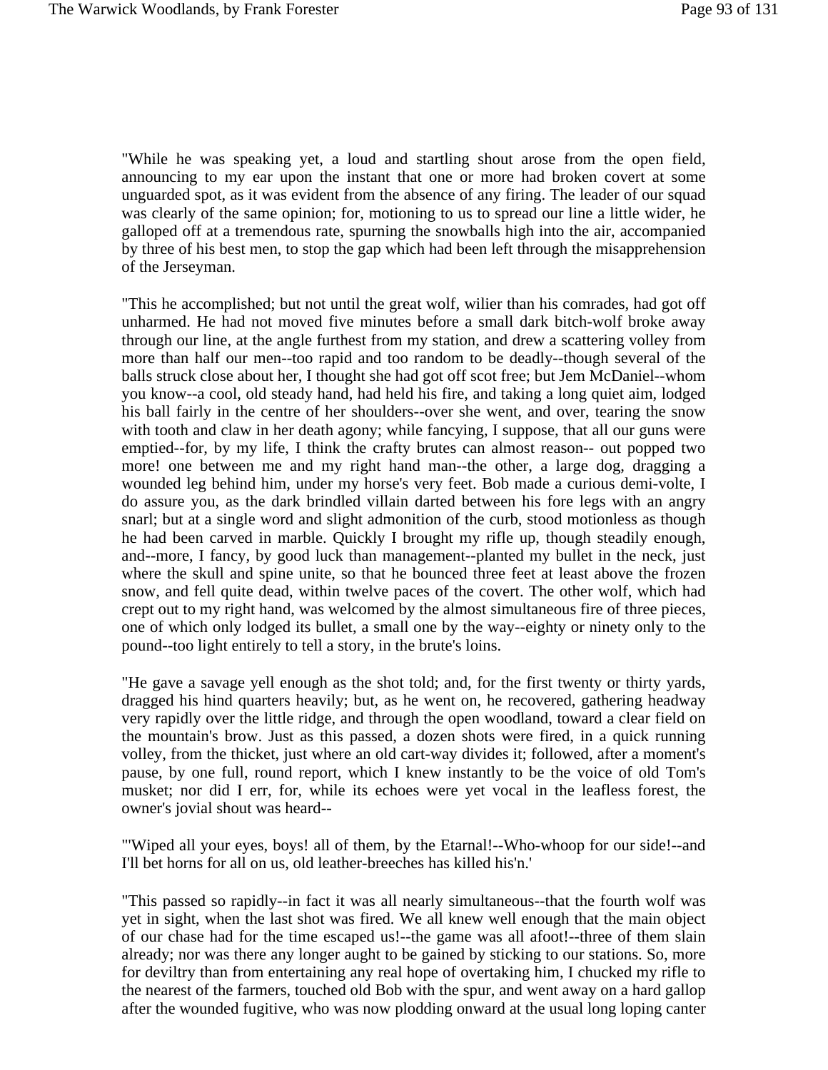"While he was speaking yet, a loud and startling shout arose from the open field, announcing to my ear upon the instant that one or more had broken covert at some unguarded spot, as it was evident from the absence of any firing. The leader of our squad was clearly of the same opinion; for, motioning to us to spread our line a little wider, he galloped off at a tremendous rate, spurning the snowballs high into the air, accompanied by three of his best men, to stop the gap which had been left through the misapprehension of the Jerseyman.

"This he accomplished; but not until the great wolf, wilier than his comrades, had got off unharmed. He had not moved five minutes before a small dark bitch-wolf broke away through our line, at the angle furthest from my station, and drew a scattering volley from more than half our men--too rapid and too random to be deadly--though several of the balls struck close about her, I thought she had got off scot free; but Jem McDaniel--whom you know--a cool, old steady hand, had held his fire, and taking a long quiet aim, lodged his ball fairly in the centre of her shoulders--over she went, and over, tearing the snow with tooth and claw in her death agony; while fancying, I suppose, that all our guns were emptied--for, by my life, I think the crafty brutes can almost reason-- out popped two more! one between me and my right hand man--the other, a large dog, dragging a wounded leg behind him, under my horse's very feet. Bob made a curious demi-volte, I do assure you, as the dark brindled villain darted between his fore legs with an angry snarl; but at a single word and slight admonition of the curb, stood motionless as though he had been carved in marble. Quickly I brought my rifle up, though steadily enough, and--more, I fancy, by good luck than management--planted my bullet in the neck, just where the skull and spine unite, so that he bounced three feet at least above the frozen snow, and fell quite dead, within twelve paces of the covert. The other wolf, which had crept out to my right hand, was welcomed by the almost simultaneous fire of three pieces, one of which only lodged its bullet, a small one by the way--eighty or ninety only to the pound--too light entirely to tell a story, in the brute's loins.

"He gave a savage yell enough as the shot told; and, for the first twenty or thirty yards, dragged his hind quarters heavily; but, as he went on, he recovered, gathering headway very rapidly over the little ridge, and through the open woodland, toward a clear field on the mountain's brow. Just as this passed, a dozen shots were fired, in a quick running volley, from the thicket, just where an old cart-way divides it; followed, after a moment's pause, by one full, round report, which I knew instantly to be the voice of old Tom's musket; nor did I err, for, while its echoes were yet vocal in the leafless forest, the owner's jovial shout was heard--

"'Wiped all your eyes, boys! all of them, by the Etarnal!--Who-whoop for our side!--and I'll bet horns for all on us, old leather-breeches has killed his'n.'

"This passed so rapidly--in fact it was all nearly simultaneous--that the fourth wolf was yet in sight, when the last shot was fired. We all knew well enough that the main object of our chase had for the time escaped us!--the game was all afoot!--three of them slain already; nor was there any longer aught to be gained by sticking to our stations. So, more for deviltry than from entertaining any real hope of overtaking him, I chucked my rifle to the nearest of the farmers, touched old Bob with the spur, and went away on a hard gallop after the wounded fugitive, who was now plodding onward at the usual long loping canter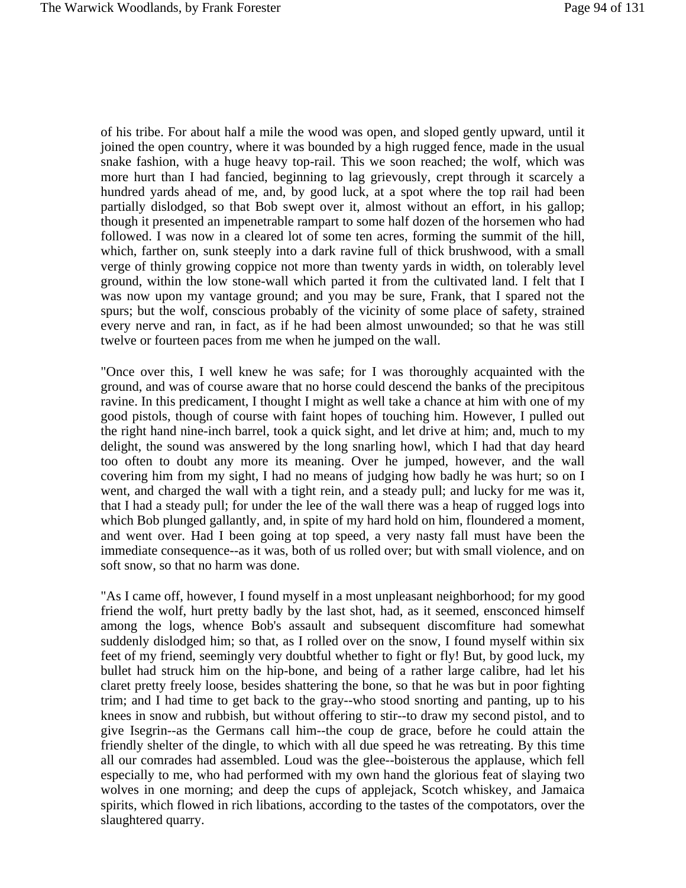of his tribe. For about half a mile the wood was open, and sloped gently upward, until it joined the open country, where it was bounded by a high rugged fence, made in the usual snake fashion, with a huge heavy top-rail. This we soon reached; the wolf, which was more hurt than I had fancied, beginning to lag grievously, crept through it scarcely a hundred yards ahead of me, and, by good luck, at a spot where the top rail had been partially dislodged, so that Bob swept over it, almost without an effort, in his gallop; though it presented an impenetrable rampart to some half dozen of the horsemen who had followed. I was now in a cleared lot of some ten acres, forming the summit of the hill, which, farther on, sunk steeply into a dark ravine full of thick brushwood, with a small verge of thinly growing coppice not more than twenty yards in width, on tolerably level ground, within the low stone-wall which parted it from the cultivated land. I felt that I was now upon my vantage ground; and you may be sure, Frank, that I spared not the spurs; but the wolf, conscious probably of the vicinity of some place of safety, strained every nerve and ran, in fact, as if he had been almost unwounded; so that he was still twelve or fourteen paces from me when he jumped on the wall.

"Once over this, I well knew he was safe; for I was thoroughly acquainted with the ground, and was of course aware that no horse could descend the banks of the precipitous ravine. In this predicament, I thought I might as well take a chance at him with one of my good pistols, though of course with faint hopes of touching him. However, I pulled out the right hand nine-inch barrel, took a quick sight, and let drive at him; and, much to my delight, the sound was answered by the long snarling howl, which I had that day heard too often to doubt any more its meaning. Over he jumped, however, and the wall covering him from my sight, I had no means of judging how badly he was hurt; so on I went, and charged the wall with a tight rein, and a steady pull; and lucky for me was it, that I had a steady pull; for under the lee of the wall there was a heap of rugged logs into which Bob plunged gallantly, and, in spite of my hard hold on him, floundered a moment, and went over. Had I been going at top speed, a very nasty fall must have been the immediate consequence--as it was, both of us rolled over; but with small violence, and on soft snow, so that no harm was done.

"As I came off, however, I found myself in a most unpleasant neighborhood; for my good friend the wolf, hurt pretty badly by the last shot, had, as it seemed, ensconced himself among the logs, whence Bob's assault and subsequent discomfiture had somewhat suddenly dislodged him; so that, as I rolled over on the snow, I found myself within six feet of my friend, seemingly very doubtful whether to fight or fly! But, by good luck, my bullet had struck him on the hip-bone, and being of a rather large calibre, had let his claret pretty freely loose, besides shattering the bone, so that he was but in poor fighting trim; and I had time to get back to the gray--who stood snorting and panting, up to his knees in snow and rubbish, but without offering to stir--to draw my second pistol, and to give Isegrin--as the Germans call him--the coup de grace, before he could attain the friendly shelter of the dingle, to which with all due speed he was retreating. By this time all our comrades had assembled. Loud was the glee--boisterous the applause, which fell especially to me, who had performed with my own hand the glorious feat of slaying two wolves in one morning; and deep the cups of applejack, Scotch whiskey, and Jamaica spirits, which flowed in rich libations, according to the tastes of the compotators, over the slaughtered quarry.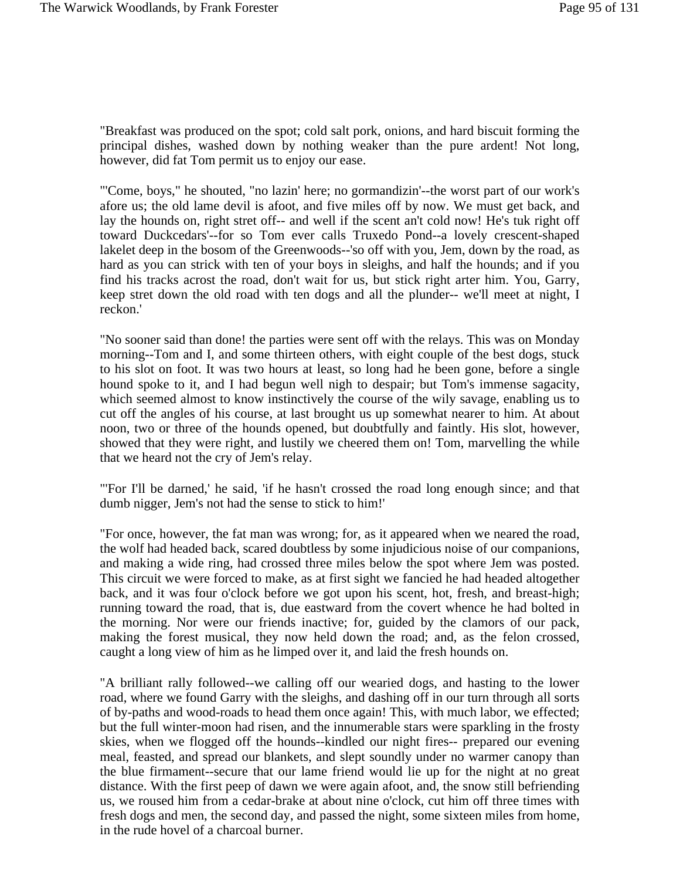"Breakfast was produced on the spot; cold salt pork, onions, and hard biscuit forming the principal dishes, washed down by nothing weaker than the pure ardent! Not long, however, did fat Tom permit us to enjoy our ease.

"'Come, boys," he shouted, "no lazin' here; no gormandizin'--the worst part of our work's afore us; the old lame devil is afoot, and five miles off by now. We must get back, and lay the hounds on, right stret off-- and well if the scent an't cold now! He's tuk right off toward Duckcedars'--for so Tom ever calls Truxedo Pond--a lovely crescent-shaped lakelet deep in the bosom of the Greenwoods--'so off with you, Jem, down by the road, as hard as you can strick with ten of your boys in sleighs, and half the hounds; and if you find his tracks acrost the road, don't wait for us, but stick right arter him. You, Garry, keep stret down the old road with ten dogs and all the plunder-- we'll meet at night, I reckon.'

"No sooner said than done! the parties were sent off with the relays. This was on Monday morning--Tom and I, and some thirteen others, with eight couple of the best dogs, stuck to his slot on foot. It was two hours at least, so long had he been gone, before a single hound spoke to it, and I had begun well nigh to despair; but Tom's immense sagacity, which seemed almost to know instinctively the course of the wily savage, enabling us to cut off the angles of his course, at last brought us up somewhat nearer to him. At about noon, two or three of the hounds opened, but doubtfully and faintly. His slot, however, showed that they were right, and lustily we cheered them on! Tom, marvelling the while that we heard not the cry of Jem's relay.

"'For I'll be darned,' he said, 'if he hasn't crossed the road long enough since; and that dumb nigger, Jem's not had the sense to stick to him!'

"For once, however, the fat man was wrong; for, as it appeared when we neared the road, the wolf had headed back, scared doubtless by some injudicious noise of our companions, and making a wide ring, had crossed three miles below the spot where Jem was posted. This circuit we were forced to make, as at first sight we fancied he had headed altogether back, and it was four o'clock before we got upon his scent, hot, fresh, and breast-high; running toward the road, that is, due eastward from the covert whence he had bolted in the morning. Nor were our friends inactive; for, guided by the clamors of our pack, making the forest musical, they now held down the road; and, as the felon crossed, caught a long view of him as he limped over it, and laid the fresh hounds on.

"A brilliant rally followed--we calling off our wearied dogs, and hasting to the lower road, where we found Garry with the sleighs, and dashing off in our turn through all sorts of by-paths and wood-roads to head them once again! This, with much labor, we effected; but the full winter-moon had risen, and the innumerable stars were sparkling in the frosty skies, when we flogged off the hounds--kindled our night fires-- prepared our evening meal, feasted, and spread our blankets, and slept soundly under no warmer canopy than the blue firmament--secure that our lame friend would lie up for the night at no great distance. With the first peep of dawn we were again afoot, and, the snow still befriending us, we roused him from a cedar-brake at about nine o'clock, cut him off three times with fresh dogs and men, the second day, and passed the night, some sixteen miles from home, in the rude hovel of a charcoal burner.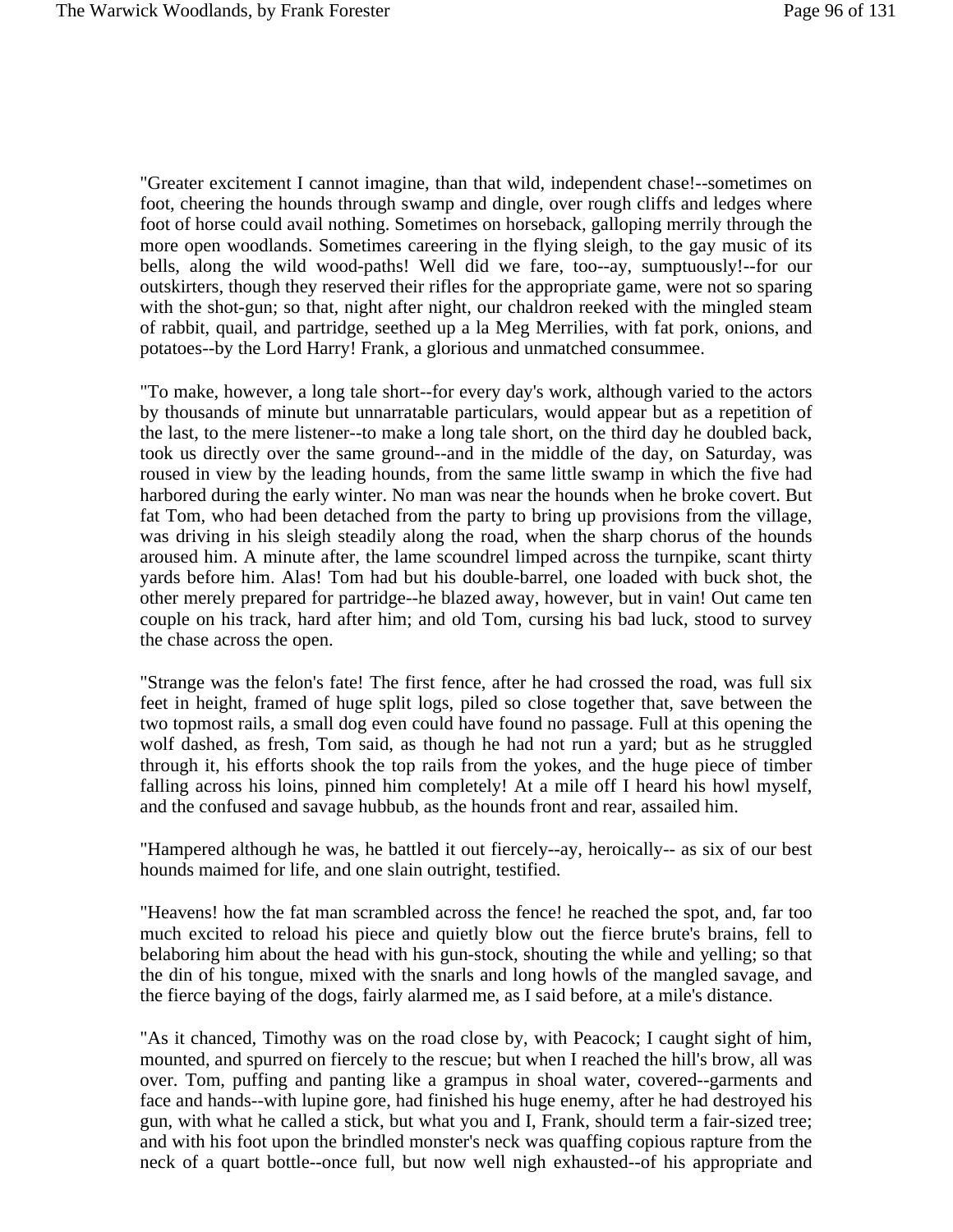"Greater excitement I cannot imagine, than that wild, independent chase!--sometimes on foot, cheering the hounds through swamp and dingle, over rough cliffs and ledges where foot of horse could avail nothing. Sometimes on horseback, galloping merrily through the more open woodlands. Sometimes careering in the flying sleigh, to the gay music of its bells, along the wild wood-paths! Well did we fare, too--ay, sumptuously!--for our outskirters, though they reserved their rifles for the appropriate game, were not so sparing with the shot-gun; so that, night after night, our chaldron reeked with the mingled steam of rabbit, quail, and partridge, seethed up a la Meg Merrilies, with fat pork, onions, and potatoes--by the Lord Harry! Frank, a glorious and unmatched consummee.

"To make, however, a long tale short--for every day's work, although varied to the actors by thousands of minute but unnarratable particulars, would appear but as a repetition of the last, to the mere listener--to make a long tale short, on the third day he doubled back, took us directly over the same ground--and in the middle of the day, on Saturday, was roused in view by the leading hounds, from the same little swamp in which the five had harbored during the early winter. No man was near the hounds when he broke covert. But fat Tom, who had been detached from the party to bring up provisions from the village, was driving in his sleigh steadily along the road, when the sharp chorus of the hounds aroused him. A minute after, the lame scoundrel limped across the turnpike, scant thirty yards before him. Alas! Tom had but his double-barrel, one loaded with buck shot, the other merely prepared for partridge--he blazed away, however, but in vain! Out came ten couple on his track, hard after him; and old Tom, cursing his bad luck, stood to survey the chase across the open.

"Strange was the felon's fate! The first fence, after he had crossed the road, was full six feet in height, framed of huge split logs, piled so close together that, save between the two topmost rails, a small dog even could have found no passage. Full at this opening the wolf dashed, as fresh, Tom said, as though he had not run a yard; but as he struggled through it, his efforts shook the top rails from the yokes, and the huge piece of timber falling across his loins, pinned him completely! At a mile off I heard his howl myself, and the confused and savage hubbub, as the hounds front and rear, assailed him.

"Hampered although he was, he battled it out fiercely--ay, heroically-- as six of our best hounds maimed for life, and one slain outright, testified.

"Heavens! how the fat man scrambled across the fence! he reached the spot, and, far too much excited to reload his piece and quietly blow out the fierce brute's brains, fell to belaboring him about the head with his gun-stock, shouting the while and yelling; so that the din of his tongue, mixed with the snarls and long howls of the mangled savage, and the fierce baying of the dogs, fairly alarmed me, as I said before, at a mile's distance.

"As it chanced, Timothy was on the road close by, with Peacock; I caught sight of him, mounted, and spurred on fiercely to the rescue; but when I reached the hill's brow, all was over. Tom, puffing and panting like a grampus in shoal water, covered--garments and face and hands--with lupine gore, had finished his huge enemy, after he had destroyed his gun, with what he called a stick, but what you and I, Frank, should term a fair-sized tree; and with his foot upon the brindled monster's neck was quaffing copious rapture from the neck of a quart bottle--once full, but now well nigh exhausted--of his appropriate and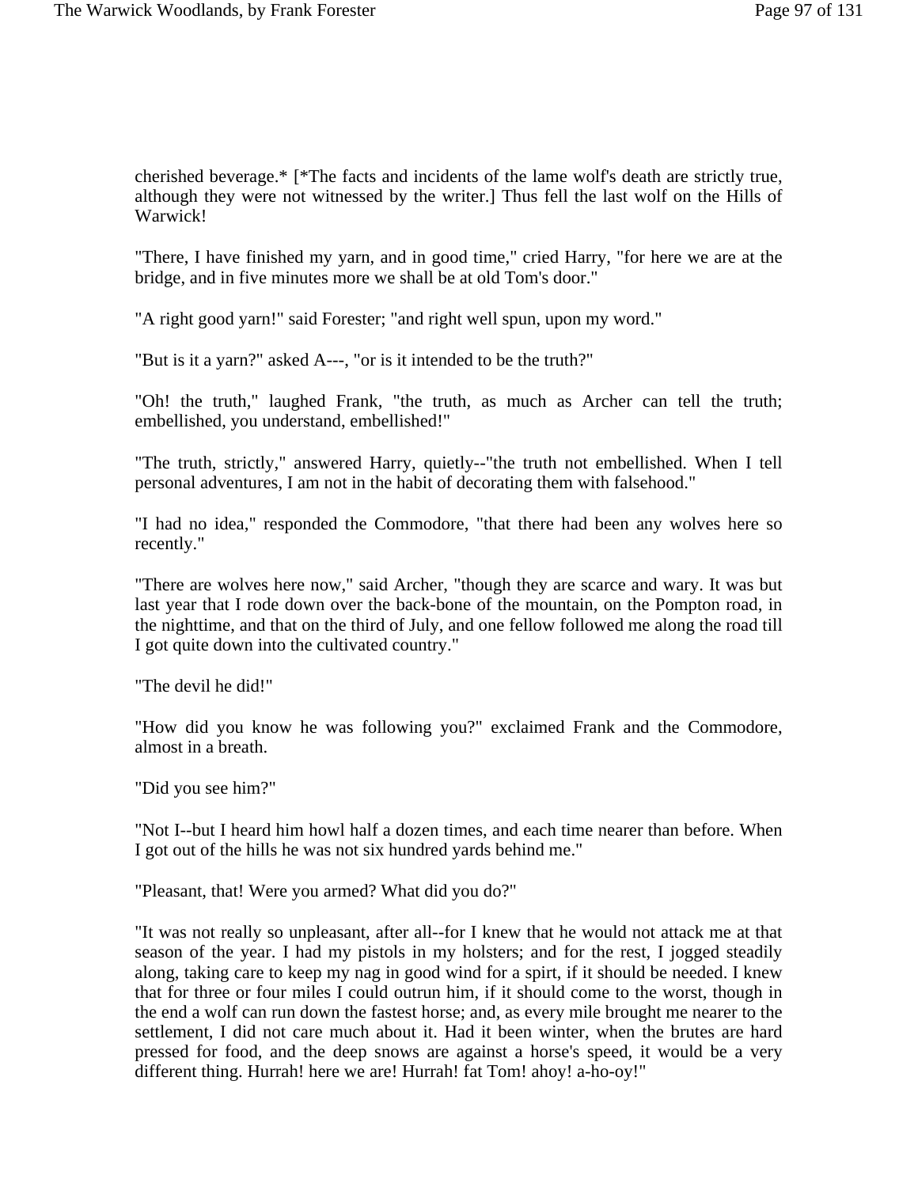cherished beverage.* [*The facts and incidents of the lame wolf's death are strictly true, although they were not witnessed by the writer.] Thus fell the last wolf on the Hills of Warwick!

"There, I have finished my yarn, and in good time," cried Harry, "for here we are at the bridge, and in five minutes more we shall be at old Tom's door."

"A right good yarn!" said Forester; "and right well spun, upon my word."

"But is it a yarn?" asked A---, "or is it intended to be the truth?"

"Oh! the truth," laughed Frank, "the truth, as much as Archer can tell the truth; embellished, you understand, embellished!"

"The truth, strictly," answered Harry, quietly--"the truth not embellished. When I tell personal adventures, I am not in the habit of decorating them with falsehood."

"I had no idea," responded the Commodore, "that there had been any wolves here so recently."

"There are wolves here now," said Archer, "though they are scarce and wary. It was but last year that I rode down over the back-bone of the mountain, on the Pompton road, in the nighttime, and that on the third of July, and one fellow followed me along the road till I got quite down into the cultivated country."

"The devil he did!"

"How did you know he was following you?" exclaimed Frank and the Commodore, almost in a breath.

"Did you see him?"

"Not I--but I heard him howl half a dozen times, and each time nearer than before. When I got out of the hills he was not six hundred yards behind me."

"Pleasant, that! Were you armed? What did you do?"

"It was not really so unpleasant, after all--for I knew that he would not attack me at that season of the year. I had my pistols in my holsters; and for the rest, I jogged steadily along, taking care to keep my nag in good wind for a spirt, if it should be needed. I knew that for three or four miles I could outrun him, if it should come to the worst, though in the end a wolf can run down the fastest horse; and, as every mile brought me nearer to the settlement, I did not care much about it. Had it been winter, when the brutes are hard pressed for food, and the deep snows are against a horse's speed, it would be a very different thing. Hurrah! here we are! Hurrah! fat Tom! ahoy! a-ho-oy!"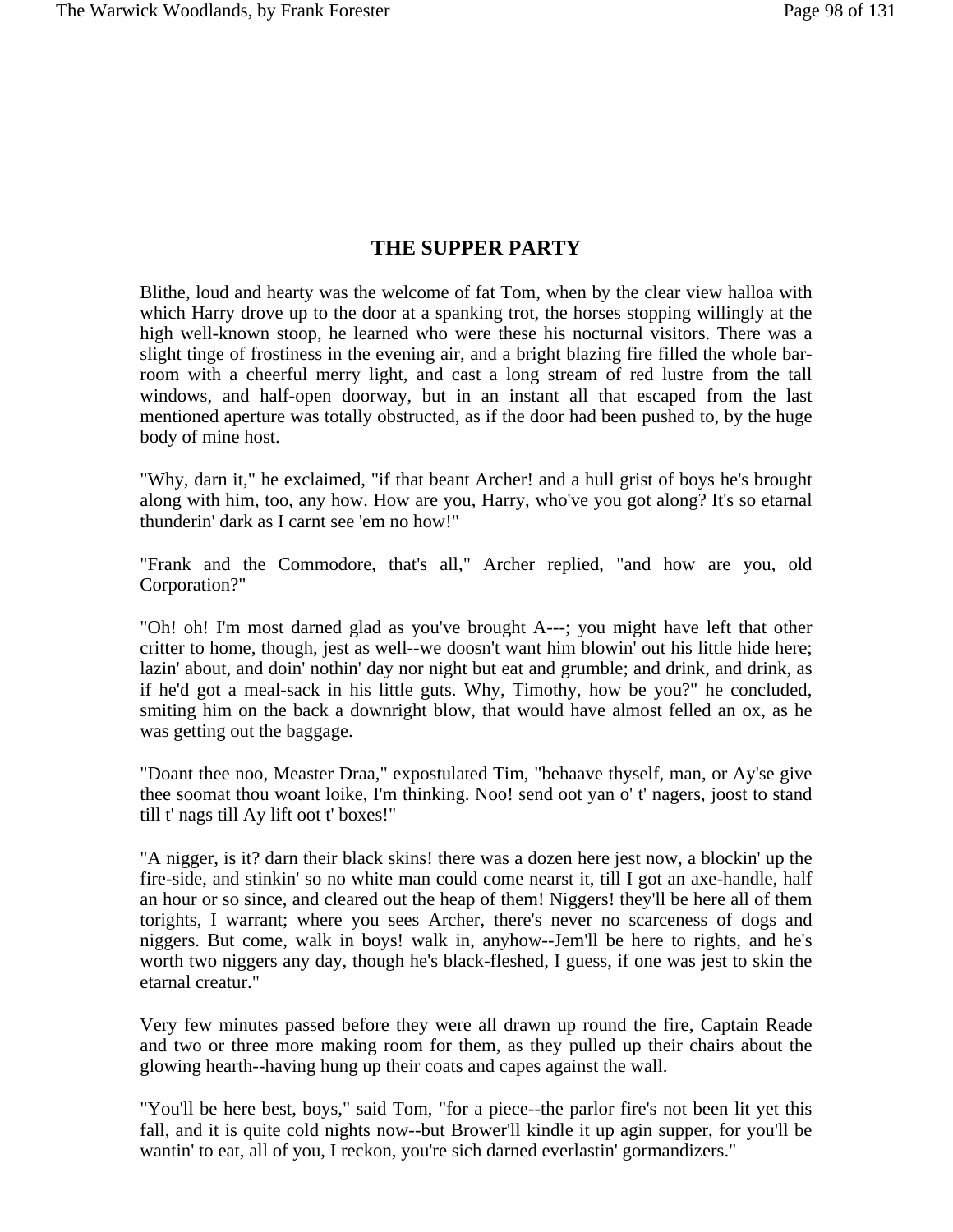## THE SUPPER PARTY

Blithe, loud and hearty was the welcome of fat Tom, when by the clear view halloa with which Harry drove up to the door at a spanking trot, the horses stopping willingly at the high well-known stoop, he learned who were these his nocturnal visitors. There was a slight tinge of frostiness in the evening air, and a bright blazing fire filled the whole bar-room with a cheerful merry light, and cast a long stream of red lustre from the tall windows, and half-open doorway, but in an instant all that escaped from the last mentioned aperture was totally obstructed, as if the door had been pushed to, by the huge body of mine host.

"Why, darn it," he exclaimed, "if that beant Archer! and a hull grist of boys he's brought along with him, too, any how. How are you, Harry, who've you got along? It's so etarnal thunderin' dark as I carnt see 'em no how!"

"Frank and the Commodore, that's all," Archer replied, "and how are you, old Corporation?"

"Oh! oh! I'm most darned glad as you've brought A---; you might have left that other critter to home, though, jest as well--we doesn't want him blowin' out his little hide here; lazin' about, and doin' nothin' day nor night but eat and grumble; and drink, and drink, as if he'd got a meal-sack in his little guts. Why, Timothy, how be you?" he concluded, smiting him on the back a downright blow, that would have almost felled an ox, as he was getting out the baggage.

"Doant thee noo, Measter Draa," expostulated Tim, "behaave thyself, man, or Ay'se give thee soomat thou woant loike, I'm thinking. Noo! send oot yan o' t' nagers, joost to stand till t' nags till Ay lift oot t' boxes!"

"A nigger, is it? darn their black skins! there was a dozen here jest now, a blockin' up the fire-side, and stinkin' so no white man could come nearst it, till I got an axe-handle, half an hour or so since, and cleared out the heap of them! Niggers! they'll be here all of them torights, I warrant; where you sees Archer, there's never no scarceness of dogs and niggers. But come, walk in boys! walk in, anyhow--Jem'll be here to rights, and he's worth two niggers any day, though he's black-fleshed, I guess, if one was jest to skin the etarnal creatur."

Very few minutes passed before they were all drawn up round the fire, Captain Reade and two or three more making room for them, as they pulled up their chairs about the glowing hearth--having hung up their coats and capes against the wall.

"You'll be here best, boys," said Tom, "for a piece--the parlor fire's not been lit yet this fall, and it is quite cold nights now--but Brower'll kindle it up agin supper, for you'll be wantin' to eat, all of you, I reckon, you're sich darned everlastin' gormandizers."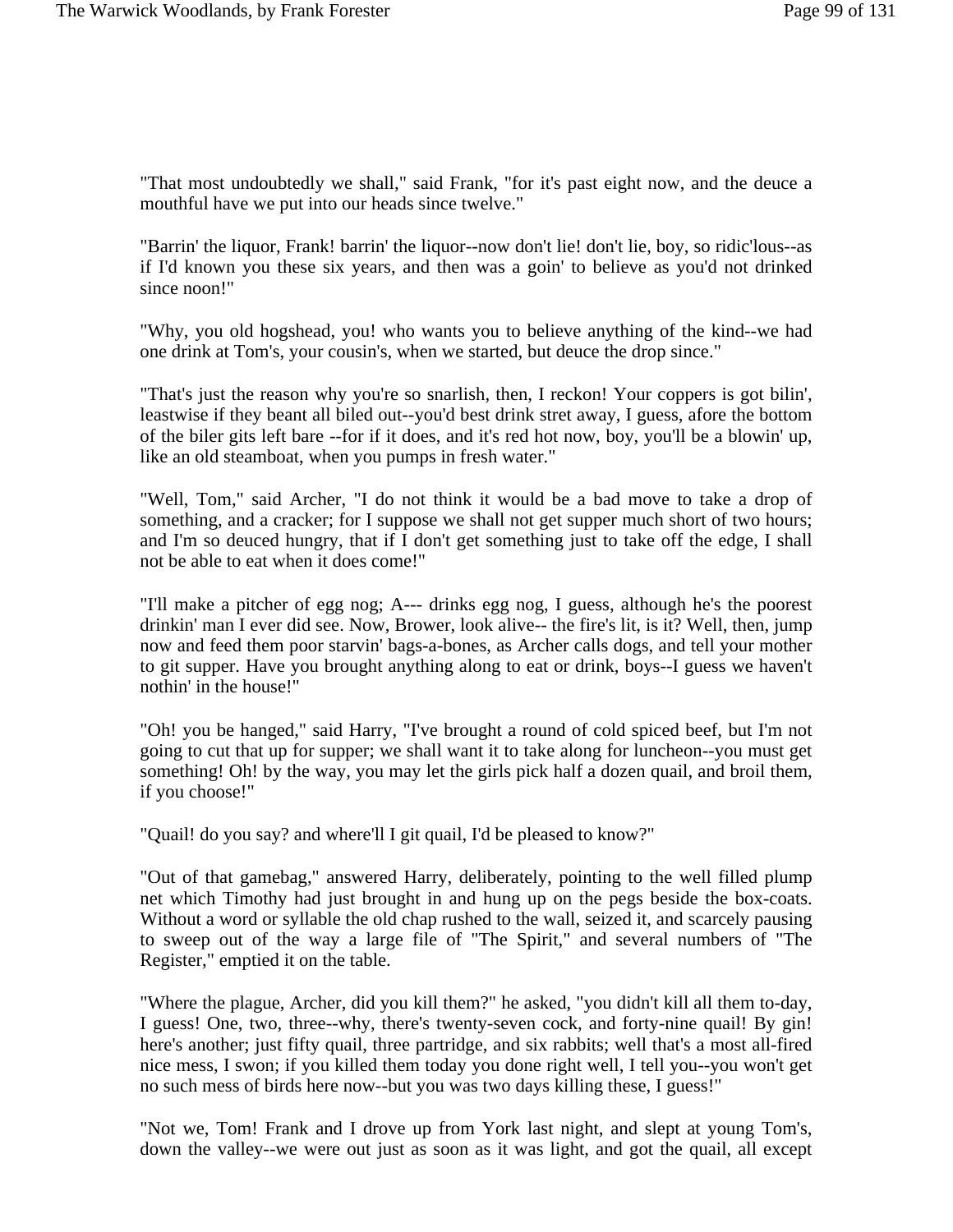"That most undoubtedly we shall," said Frank, "for it's past eight now, and the deuce a mouthful have we put into our heads since twelve."

"Barrin' the liquor, Frank! barrin' the liquor--now don't lie! don't lie, boy, so ridic'lous--as if I'd known you these six years, and then was a goin' to believe as you'd not drinked since noon!"

"Why, you old hogshead, you! who wants you to believe anything of the kind--we had one drink at Tom's, your cousin's, when we started, but deuce the drop since."

"That's just the reason why you're so snarlish, then, I reckon! Your coppers is got bilin', leastwise if they beant all biled out--you'd best drink stret away, I guess, afore the bottom of the biler gits left bare --for if it does, and it's red hot now, boy, you'll be a blowin' up, like an old steamboat, when you pumps in fresh water."

"Well, Tom," said Archer, "I do not think it would be a bad move to take a drop of something, and a cracker; for I suppose we shall not get supper much short of two hours; and I'm so deuced hungry, that if I don't get something just to take off the edge, I shall not be able to eat when it does come!"

"I'll make a pitcher of egg nog; A--- drinks egg nog, I guess, although he's the poorest drinkin' man I ever did see. Now, Brower, look alive-- the fire's lit, is it? Well, then, jump now and feed them poor starvin' bags-a-bones, as Archer calls dogs, and tell your mother to git supper. Have you brought anything along to eat or drink, boys--I guess we haven't nothin' in the house!"

"Oh! you be hanged," said Harry, "I've brought a round of cold spiced beef, but I'm not going to cut that up for supper; we shall want it to take along for luncheon--you must get something! Oh! by the way, you may let the girls pick half a dozen quail, and broil them, if you choose!"

"Quail! do you say? and where'll I git quail, I'd be pleased to know?"

"Out of that gamebag," answered Harry, deliberately, pointing to the well filled plump net which Timothy had just brought in and hung up on the pegs beside the box-coats. Without a word or syllable the old chap rushed to the wall, seized it, and scarcely pausing to sweep out of the way a large file of "The Spirit," and several numbers of "The Register," emptied it on the table.

"Where the plague, Archer, did you kill them?" he asked, "you didn't kill all them to-day, I guess! One, two, three--why, there's twenty-seven cock, and forty-nine quail! By gin! here's another; just fifty quail, three partridge, and six rabbits; well that's a most all-fired nice mess, I swon; if you killed them today you done right well, I tell you--you won't get no such mess of birds here now--but you was two days killing these, I guess!"

"Not we, Tom! Frank and I drove up from York last night, and slept at young Tom's, down the valley--we were out just as soon as it was light, and got the quail, all except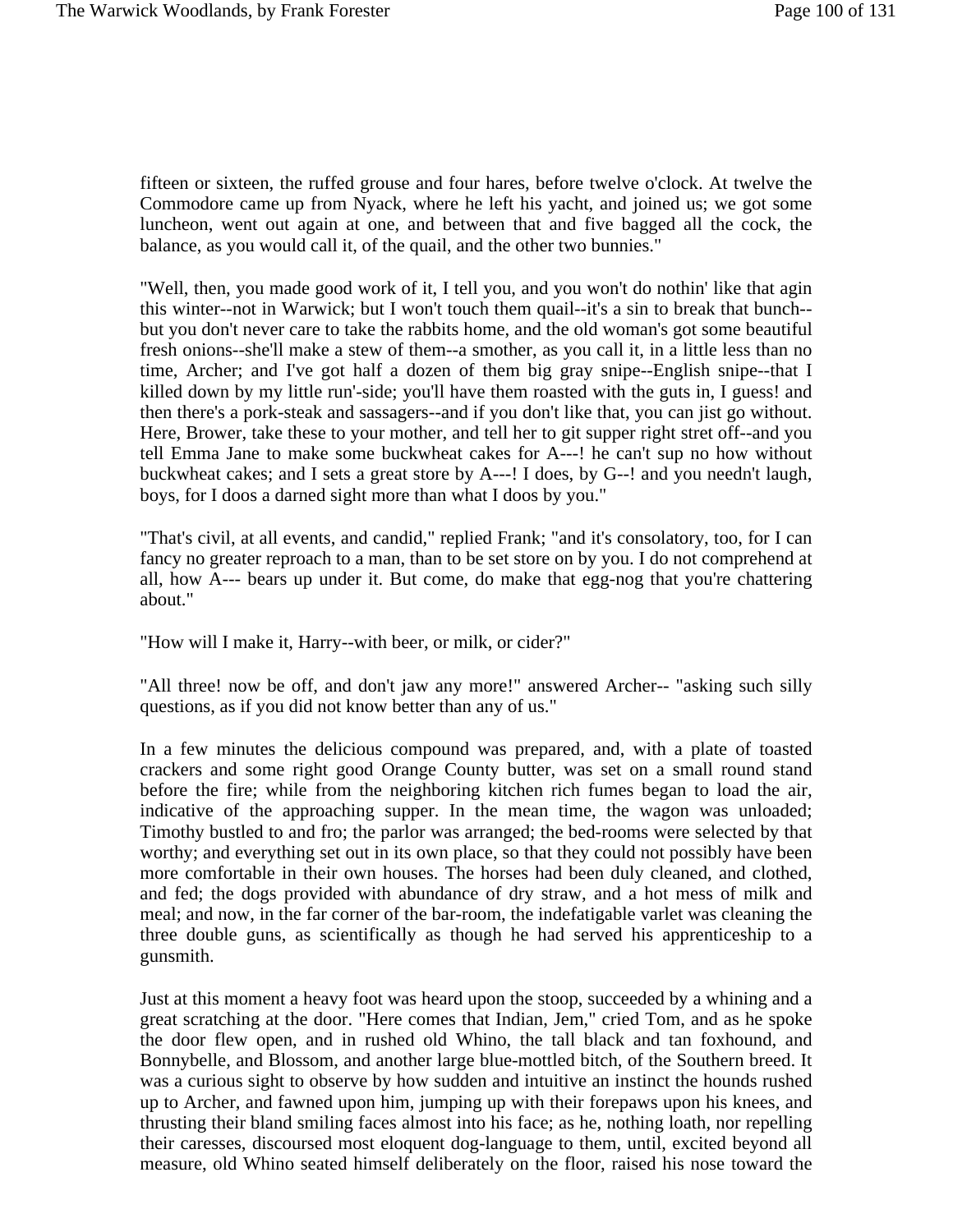fifteen or sixteen, the ruffed grouse and four hares, before twelve o'clock. At twelve the Commodore came up from Nyack, where he left his yacht, and joined us; we got some luncheon, went out again at one, and between that and five bagged all the cock, the balance, as you would call it, of the quail, and the other two bunnies."

"Well, then, you made good work of it, I tell you, and you won't do nothin' like that agin this winter--not in Warwick; but I won't touch them quail--it's a sin to break that bunch--but you don't never care to take the rabbits home, and the old woman's got some beautiful fresh onions--she'll make a stew of them--a smother, as you call it, in a little less than no time, Archer; and I've got half a dozen of them big gray snipe--English snipe--that I killed down by my little run'-side; you'll have them roasted with the guts in, I guess! and then there's a pork-steak and sassagers--and if you don't like that, you can jist go without. Here, Brower, take these to your mother, and tell her to git supper right stret off--and you tell Emma Jane to make some buckwheat cakes for A---! he can't sup no how without buckwheat cakes; and I sets a great store by A---! I does, by G--! and you needn't laugh, boys, for I doos a darned sight more than what I doos by you."

"That's civil, at all events, and candid," replied Frank; "and it's consolatory, too, for I can fancy no greater reproach to a man, than to be set store on by you. I do not comprehend at all, how A--- bears up under it. But come, do make that egg-nog that you're chattering about."

"How will I make it, Harry--with beer, or milk, or cider?"

"All three! now be off, and don't jaw any more!" answered Archer-- "asking such silly questions, as if you did not know better than any of us."

In a few minutes the delicious compound was prepared, and, with a plate of toasted crackers and some right good Orange County butter, was set on a small round stand before the fire; while from the neighboring kitchen rich fumes began to load the air, indicative of the approaching supper. In the mean time, the wagon was unloaded; Timothy bustled to and fro; the parlor was arranged; the bed-rooms were selected by that worthy; and everything set out in its own place, so that they could not possibly have been more comfortable in their own houses. The horses had been duly cleaned, and clothed, and fed; the dogs provided with abundance of dry straw, and a hot mess of milk and meal; and now, in the far corner of the bar-room, the indefatigable varlet was cleaning the three double guns, as scientifically as though he had served his apprenticeship to a gunsmith.

Just at this moment a heavy foot was heard upon the stoop, succeeded by a whining and a great scratching at the door. "Here comes that Indian, Jem," cried Tom, and as he spoke the door flew open, and in rushed old Whino, the tall black and tan foxhound, and Bonnybelle, and Blossom, and another large blue-mottled bitch, of the Southern breed. It was a curious sight to observe by how sudden and intuitive an instinct the hounds rushed up to Archer, and fawned upon him, jumping up with their forepaws upon his knees, and thrusting their bland smiling faces almost into his face; as he, nothing loath, nor repelling their caresses, discoursed most eloquent dog-language to them, until, excited beyond all measure, old Whino seated himself deliberately on the floor, raised his nose toward the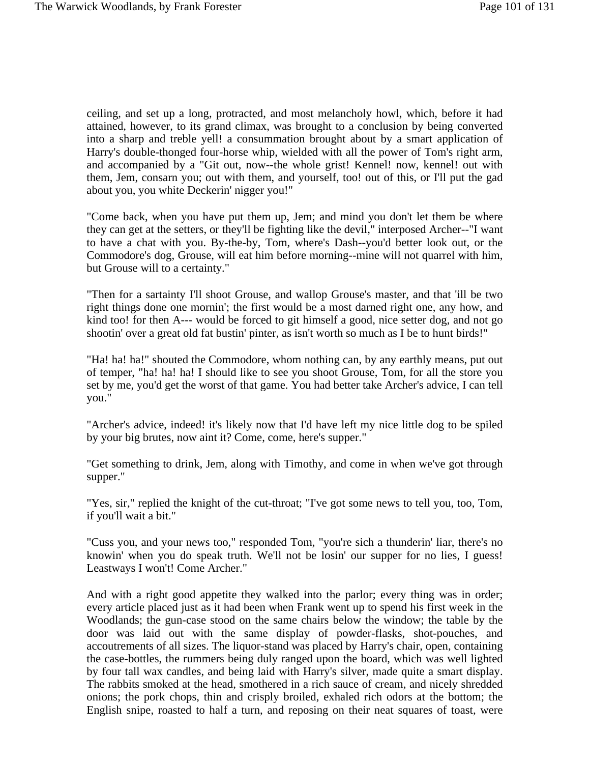ceiling, and set up a long, protracted, and most melancholy howl, which, before it had attained, however, to its grand climax, was brought to a conclusion by being converted into a sharp and treble yell! a consummation brought about by a smart application of Harry's double-thonged four-horse whip, wielded with all the power of Tom's right arm, and accompanied by a "Git out, now--the whole grist! Kennel! now, kennel! out with them, Jem, consarn you; out with them, and yourself, too! out of this, or I'll put the gad about you, you white Deckerin' nigger you!"

"Come back, when you have put them up, Jem; and mind you don't let them be where they can get at the setters, or they'll be fighting like the devil," interposed Archer--"I want to have a chat with you. By-the-by, Tom, where's Dash--you'd better look out, or the Commodore's dog, Grouse, will eat him before morning--mine will not quarrel with him, but Grouse will to a certainty."

"Then for a sartainty I'll shoot Grouse, and wallop Grouse's master, and that 'ill be two right things done one mornin'; the first would be a most darned right one, any how, and kind too! for then A--- would be forced to git himself a good, nice setter dog, and not go shootin' over a great old fat bustin' pinter, as isn't worth so much as I be to hunt birds!"

"Ha! ha! ha!" shouted the Commodore, whom nothing can, by any earthly means, put out of temper, "ha! ha! ha! I should like to see you shoot Grouse, Tom, for all the store you set by me, you'd get the worst of that game. You had better take Archer's advice, I can tell you."

"Archer's advice, indeed! it's likely now that I'd have left my nice little dog to be spiled by your big brutes, now aint it? Come, come, here's supper."

"Get something to drink, Jem, along with Timothy, and come in when we've got through supper."

"Yes, sir," replied the knight of the cut-throat; "I've got some news to tell you, too, Tom, if you'll wait a bit."

"Cuss you, and your news too," responded Tom, "you're sich a thunderin' liar, there's no knowin' when you do speak truth. We'll not be losin' our supper for no lies, I guess! Leastways I won't! Come Archer."

And with a right good appetite they walked into the parlor; every thing was in order; every article placed just as it had been when Frank went up to spend his first week in the Woodlands; the gun-case stood on the same chairs below the window; the table by the door was laid out with the same display of powder-flasks, shot-pouches, and accoutrements of all sizes. The liquor-stand was placed by Harry's chair, open, containing the case-bottles, the rummers being duly ranged upon the board, which was well lighted by four tall wax candles, and being laid with Harry's silver, made quite a smart display. The rabbits smoked at the head, smothered in a rich sauce of cream, and nicely shredded onions; the pork chops, thin and crisply broiled, exhaled rich odors at the bottom; the English snipe, roasted to half a turn, and reposing on their neat squares of toast, were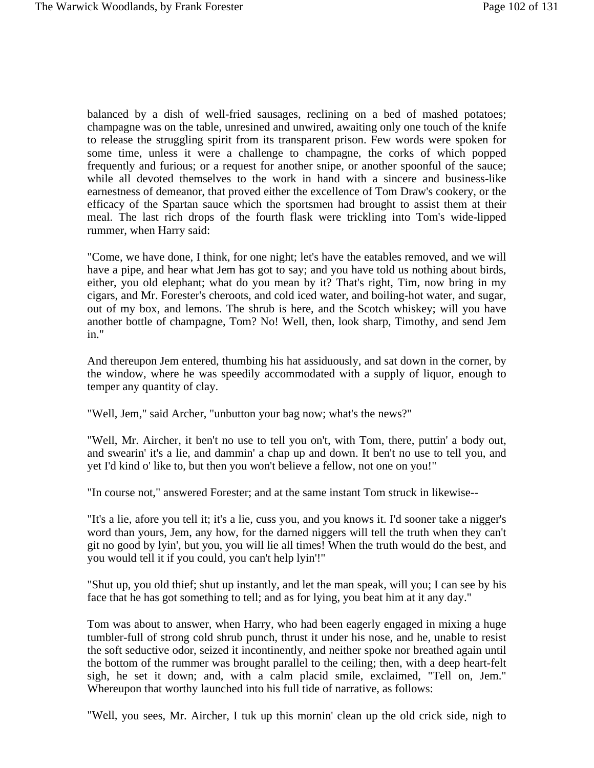balanced by a dish of well-fried sausages, reclining on a bed of mashed potatoes; champagne was on the table, unresined and unwired, awaiting only one touch of the knife to release the struggling spirit from its transparent prison. Few words were spoken for some time, unless it were a challenge to champagne, the corks of which popped frequently and furious; or a request for another snipe, or another spoonful of the sauce; while all devoted themselves to the work in hand with a sincere and business-like earnestness of demeanor, that proved either the excellence of Tom Draw's cookery, or the efficacy of the Spartan sauce which the sportsmen had brought to assist them at their meal. The last rich drops of the fourth flask were trickling into Tom's wide-lipped rummer, when Harry said:

"Come, we have done, I think, for one night; let's have the eatables removed, and we will have a pipe, and hear what Jem has got to say; and you have told us nothing about birds, either, you old elephant; what do you mean by it? That's right, Tim, now bring in my cigars, and Mr. Forester's cheroots, and cold iced water, and boiling-hot water, and sugar, out of my box, and lemons. The shrub is here, and the Scotch whiskey; will you have another bottle of champagne, Tom? No! Well, then, look sharp, Timothy, and send Jem in."

And thereupon Jem entered, thumbing his hat assiduously, and sat down in the corner, by the window, where he was speedily accommodated with a supply of liquor, enough to temper any quantity of clay.

"Well, Jem," said Archer, "unbutton your bag now; what's the news?"

"Well, Mr. Aircher, it ben't no use to tell you on't, with Tom, there, puttin' a body out, and swearin' it's a lie, and dammin' a chap up and down. It ben't no use to tell you, and yet I'd kind o' like to, but then you won't believe a fellow, not one on you!"

"In course not," answered Forester; and at the same instant Tom struck in likewise--

"It's a lie, afore you tell it; it's a lie, cuss you, and you knows it. I'd sooner take a nigger's word than yours, Jem, any how, for the darned niggers will tell the truth when they can't git no good by lyin', but you, you will lie all times! When the truth would do the best, and you would tell it if you could, you can't help lyin'!"

"Shut up, you old thief; shut up instantly, and let the man speak, will you; I can see by his face that he has got something to tell; and as for lying, you beat him at it any day."

Tom was about to answer, when Harry, who had been eagerly engaged in mixing a huge tumbler-full of strong cold shrub punch, thrust it under his nose, and he, unable to resist the soft seductive odor, seized it incontinently, and neither spoke nor breathed again until the bottom of the rummer was brought parallel to the ceiling; then, with a deep heart-felt sigh, he set it down; and, with a calm placid smile, exclaimed, "Tell on, Jem." Whereupon that worthy launched into his full tide of narrative, as follows:

"Well, you sees, Mr. Aircher, I tuk up this mornin' clean up the old crick side, nigh to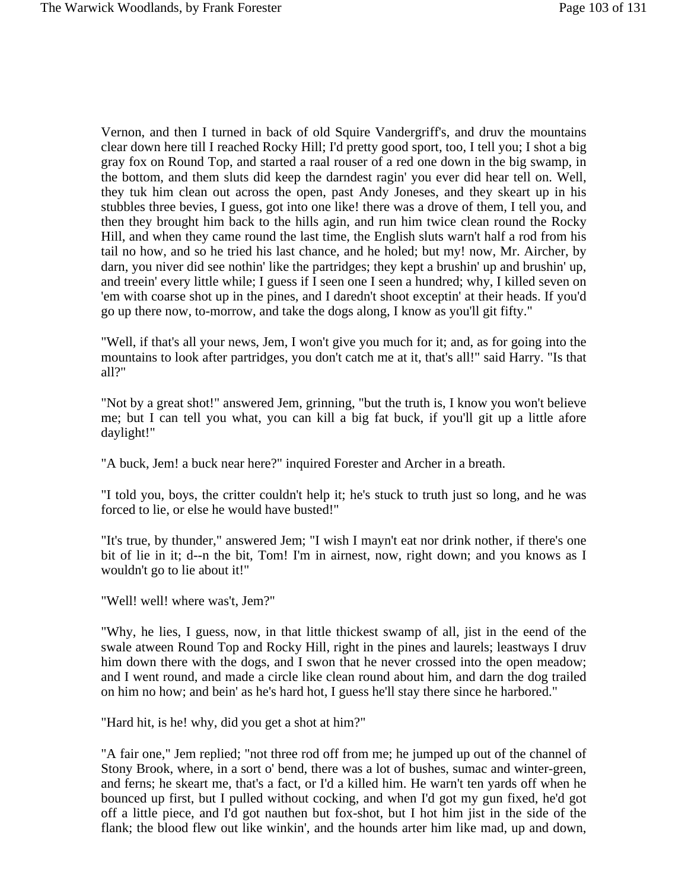Vernon, and then I turned in back of old Squire Vandergriff's, and druv the mountains clear down here till I reached Rocky Hill; I'd pretty good sport, too, I tell you; I shot a big gray fox on Round Top, and started a raal rouser of a red one down in the big swamp, in the bottom, and them sluts did keep the darndest ragin' you ever did hear tell on. Well, they tuk him clean out across the open, past Andy Joneses, and they skeart up in his stubbles three bevies, I guess, got into one like! there was a drove of them, I tell you, and then they brought him back to the hills agin, and run him twice clean round the Rocky Hill, and when they came round the last time, the English sluts warn't half a rod from his tail no how, and so he tried his last chance, and he holed; but my! now, Mr. Aircher, by darn, you niver did see nothin' like the partridges; they kept a brushin' up and brushin' up, and treein' every little while; I guess if I seen one I seen a hundred; why, I killed seven on 'em with coarse shot up in the pines, and I daredn't shoot exceptin' at their heads. If you'd go up there now, to-morrow, and take the dogs along, I know as you'll git fifty."

"Well, if that's all your news, Jem, I won't give you much for it; and, as for going into the mountains to look after partridges, you don't catch me at it, that's all!" said Harry. "Is that all?"

"Not by a great shot!" answered Jem, grinning, "but the truth is, I know you won't believe me; but I can tell you what, you can kill a big fat buck, if you'll git up a little afore daylight!"

"A buck, Jem! a buck near here?" inquired Forester and Archer in a breath.

"I told you, boys, the critter couldn't help it; he's stuck to truth just so long, and he was forced to lie, or else he would have busted!"

"It's true, by thunder," answered Jem; "I wish I mayn't eat nor drink nother, if there's one bit of lie in it; d--n the bit, Tom! I'm in airnest, now, right down; and you knows as I wouldn't go to lie about it!"

"Well! well! where was't, Jem?"

"Why, he lies, I guess, now, in that little thickest swamp of all, jist in the eend of the swale atween Round Top and Rocky Hill, right in the pines and laurels; leastways I druv him down there with the dogs, and I swon that he never crossed into the open meadow; and I went round, and made a circle like clean round about him, and darn the dog trailed on him no how; and bein' as he's hard hot, I guess he'll stay there since he harbored."

"Hard hit, is he! why, did you get a shot at him?"

"A fair one," Jem replied; "not three rod off from me; he jumped up out of the channel of Stony Brook, where, in a sort o' bend, there was a lot of bushes, sumac and winter-green, and ferns; he skeart me, that's a fact, or I'd a killed him. He warn't ten yards off when he bounced up first, but I pulled without cocking, and when I'd got my gun fixed, he'd got off a little piece, and I'd got nauthen but fox-shot, but I hot him jist in the side of the flank; the blood flew out like winkin', and the hounds arter him like mad, up and down,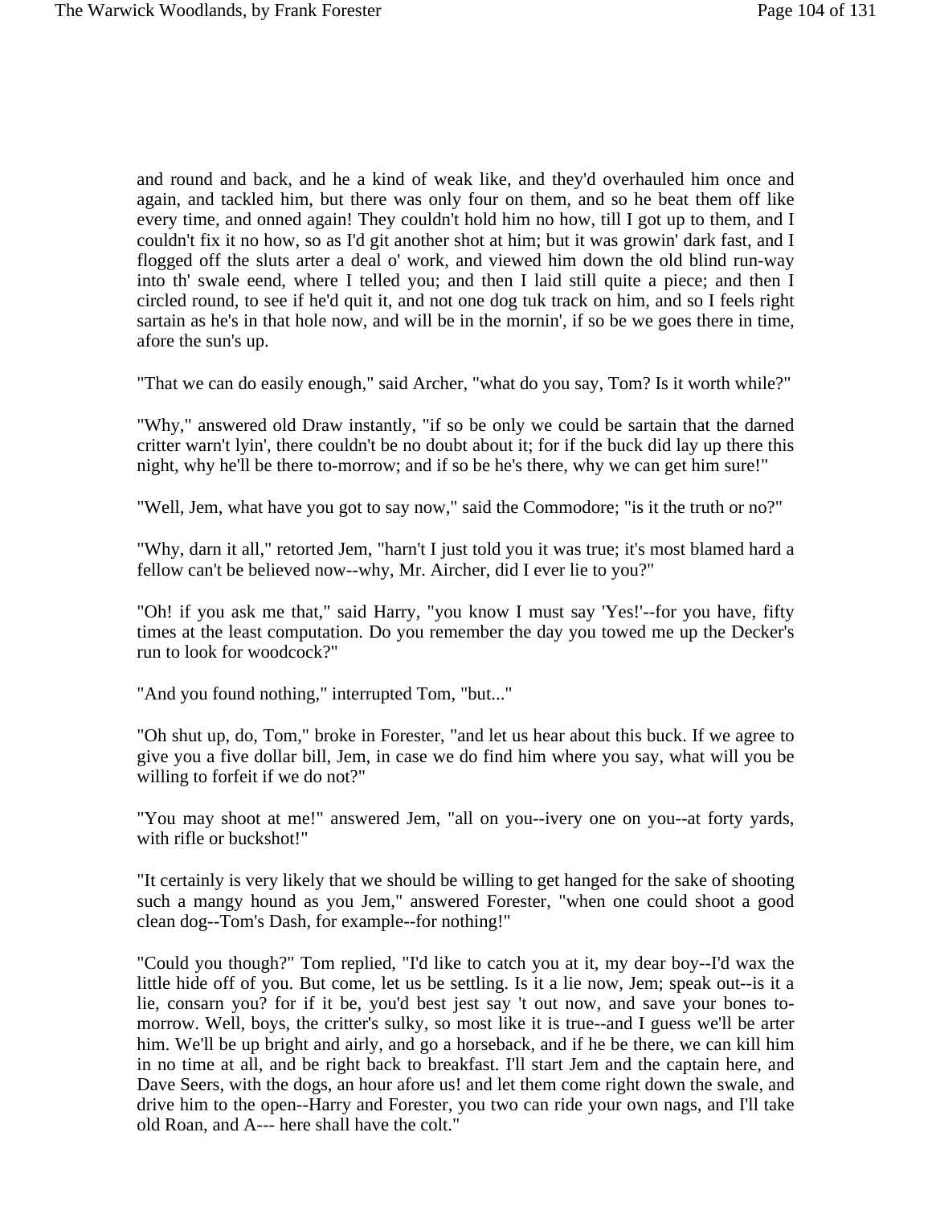and round and back, and he a kind of weak like, and they'd overhauled him once and again, and tackled him, but there was only four on them, and so he beat them off like every time, and onned again! They couldn't hold him no how, till I got up to them, and I couldn't fix it no how, so as I'd git another shot at him; but it was growin' dark fast, and I flogged off the sluts arter a deal o' work, and viewed him down the old blind run-way into th' swale eend, where I telled you; and then I laid still quite a piece; and then I circled round, to see if he'd quit it, and not one dog tuk track on him, and so I feels right sartain as he's in that hole now, and will be in the mornin', if so be we goes there in time, afore the sun's up.

"That we can do easily enough," said Archer, "what do you say, Tom? Is it worth while?"

"Why," answered old Draw instantly, "if so be only we could be sartain that the darned critter warn't lyin', there couldn't be no doubt about it; for if the buck did lay up there this night, why he'll be there to-morrow; and if so be he's there, why we can get him sure!"

"Well, Jem, what have you got to say now," said the Commodore; "is it the truth or no?"

"Why, darn it all," retorted Jem, "harn't I just told you it was true; it's most blamed hard a fellow can't be believed now--why, Mr. Aircher, did I ever lie to you?"

"Oh! if you ask me that," said Harry, "you know I must say 'Yes!'--for you have, fifty times at the least computation. Do you remember the day you towed me up the Decker's run to look for woodcock?"

"And you found nothing," interrupted Tom, "but..."

"Oh shut up, do, Tom," broke in Forester, "and let us hear about this buck. If we agree to give you a five dollar bill, Jem, in case we do find him where you say, what will you be willing to forfeit if we do not?"

"You may shoot at me!" answered Jem, "all on you--ivery one on you--at forty yards, with rifle or buckshot!"

"It certainly is very likely that we should be willing to get hanged for the sake of shooting such a mangy hound as you Jem," answered Forester, "when one could shoot a good clean dog--Tom's Dash, for example--for nothing!"

"Could you though?" Tom replied, "I'd like to catch you at it, my dear boy--I'd wax the little hide off of you. But come, let us be settling. Is it a lie now, Jem; speak out--is it a lie, consarn you? for if it be, you'd best jest say 't out now, and save your bones to-morrow. Well, boys, the critter's sulky, so most like it is true--and I guess we'll be arter him. We'll be up bright and airly, and go a horseback, and if he be there, we can kill him in no time at all, and be right back to breakfast. I'll start Jem and the captain here, and Dave Seers, with the dogs, an hour afore us! and let them come right down the swale, and drive him to the open--Harry and Forester, you two can ride your own nags, and I'll take old Roan, and A--- here shall have the colt."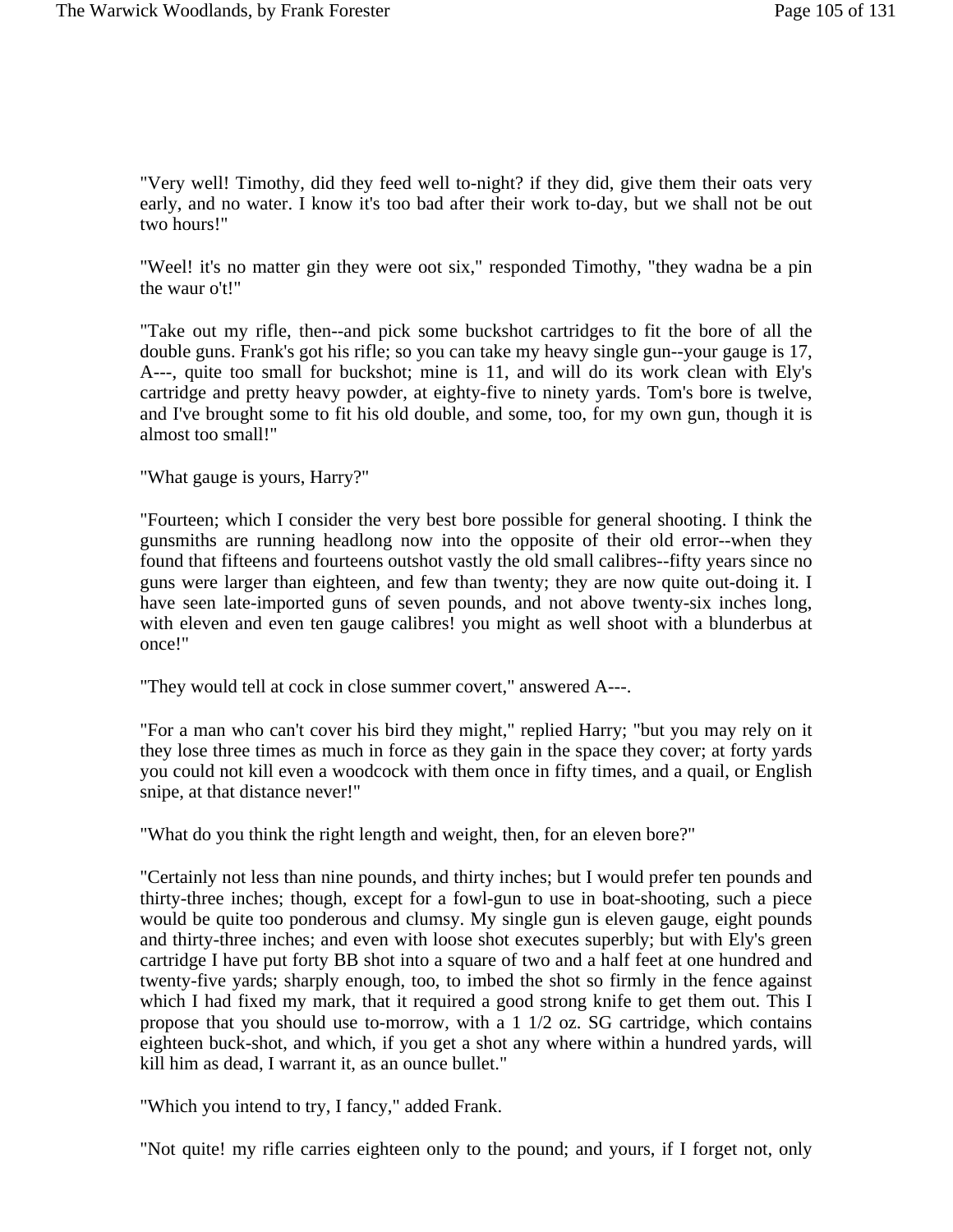"Very well! Timothy, did they feed well to-night? if they did, give them their oats very early, and no water. I know it's too bad after their work to-day, but we shall not be out two hours!"

"Weel! it's no matter gin they were oot six," responded Timothy, "they wadna be a pin the waur o't!"

"Take out my rifle, then--and pick some buckshot cartridges to fit the bore of all the double guns. Frank's got his rifle; so you can take my heavy single gun--your gauge is 17, A---, quite too small for buckshot; mine is 11, and will do its work clean with Ely's cartridge and pretty heavy powder, at eighty-five to ninety yards. Tom's bore is twelve, and I've brought some to fit his old double, and some, too, for my own gun, though it is almost too small!"

"What gauge is yours, Harry?"

"Fourteen; which I consider the very best bore possible for general shooting. I think the gunsmiths are running headlong now into the opposite of their old error--when they found that fifteens and fourteens outshot vastly the old small calibres--fifty years since no guns were larger than eighteen, and few than twenty; they are now quite out-doing it. I have seen late-imported guns of seven pounds, and not above twenty-six inches long, with eleven and even ten gauge calibres! you might as well shoot with a blunderbus at once!"

"They would tell at cock in close summer covert," answered A---.

"For a man who can't cover his bird they might," replied Harry; "but you may rely on it they lose three times as much in force as they gain in the space they cover; at forty yards you could not kill even a woodcock with them once in fifty times, and a quail, or English snipe, at that distance never!"

"What do you think the right length and weight, then, for an eleven bore?"

"Certainly not less than nine pounds, and thirty inches; but I would prefer ten pounds and thirty-three inches; though, except for a fowl-gun to use in boat-shooting, such a piece would be quite too ponderous and clumsy. My single gun is eleven gauge, eight pounds and thirty-three inches; and even with loose shot executes superbly; but with Ely's green cartridge I have put forty BB shot into a square of two and a half feet at one hundred and twenty-five yards; sharply enough, too, to imbed the shot so firmly in the fence against which I had fixed my mark, that it required a good strong knife to get them out. This I propose that you should use to-morrow, with a 1 1/2 oz. SG cartridge, which contains eighteen buck-shot, and which, if you get a shot any where within a hundred yards, will kill him as dead, I warrant it, as an ounce bullet."

"Which you intend to try, I fancy," added Frank.

"Not quite! my rifle carries eighteen only to the pound; and yours, if I forget not, only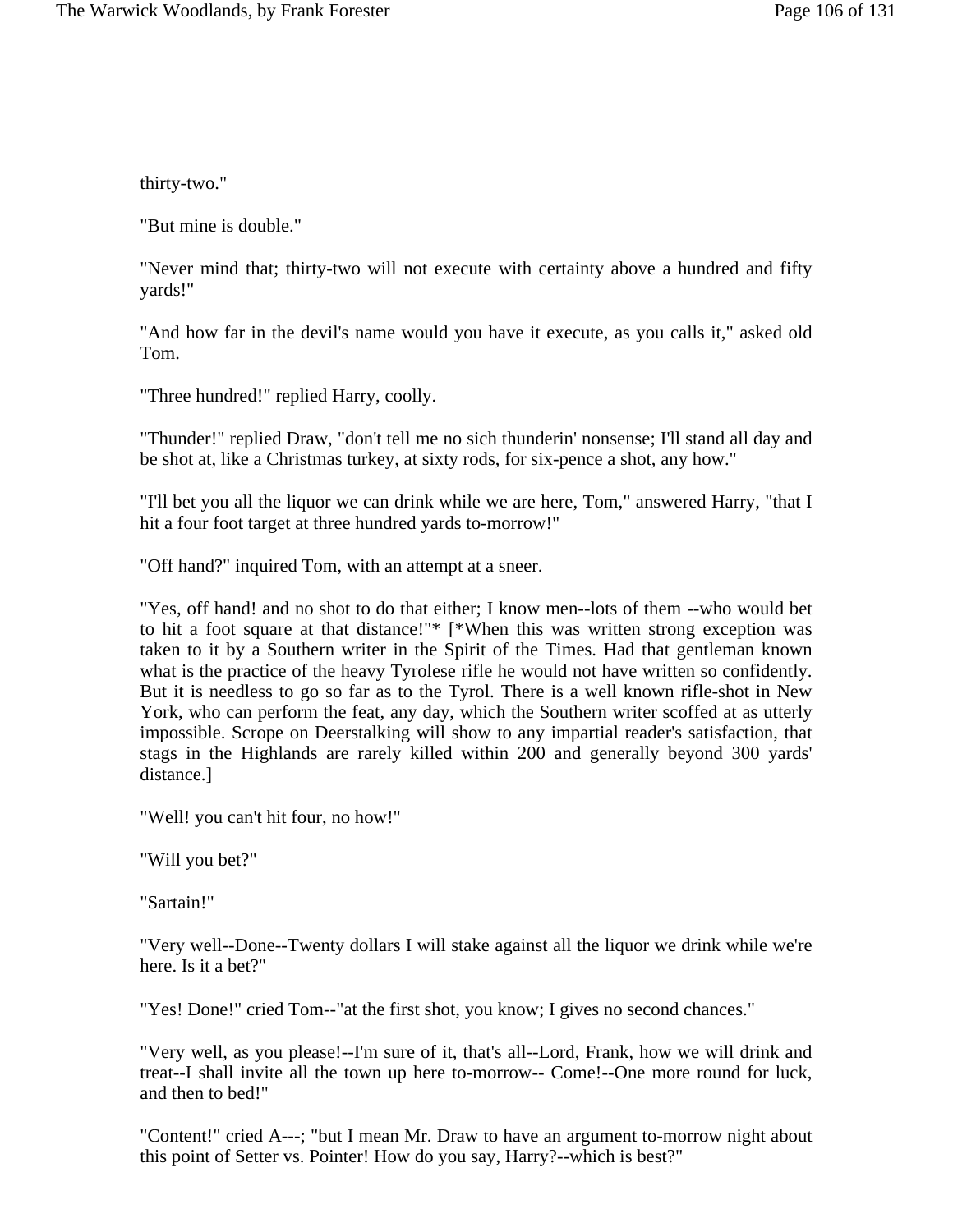thirty-two."

"But mine is double."

"Never mind that; thirty-two will not execute with certainty above a hundred and fifty yards!"

"And how far in the devil's name would you have it execute, as you calls it," asked old Tom.

"Three hundred!" replied Harry, coolly.

"Thunder!" replied Draw, "don't tell me no sich thunderin' nonsense; I'll stand all day and be shot at, like a Christmas turkey, at sixty rods, for six-pence a shot, any how."

"I'll bet you all the liquor we can drink while we are here, Tom," answered Harry, "that I hit a four foot target at three hundred yards to-morrow!"

"Off hand?" inquired Tom, with an attempt at a sneer.

"Yes, off hand! and no shot to do that either; I know men--lots of them --who would bet to hit a foot square at that distance!"* [*When this was written strong exception was taken to it by a Southern writer in the Spirit of the Times. Had that gentleman known what is the practice of the heavy Tyrolese rifle he would not have written so confidently. But it is needless to go so far as to the Tyrol. There is a well known rifle-shot in New York, who can perform the feat, any day, which the Southern writer scoffed at as utterly impossible. Scrope on Deerstalking will show to any impartial reader's satisfaction, that stags in the Highlands are rarely killed within 200 and generally beyond 300 yards' distance.]

"Well! you can't hit four, no how!"

"Will you bet?"

"Sartain!"

"Very well--Done--Twenty dollars I will stake against all the liquor we drink while we're here. Is it a bet?"

"Yes! Done!" cried Tom--"at the first shot, you know; I gives no second chances."

"Very well, as you please!--I'm sure of it, that's all--Lord, Frank, how we will drink and treat--I shall invite all the town up here to-morrow-- Come!--One more round for luck, and then to bed!"

"Content!" cried A---; "but I mean Mr. Draw to have an argument to-morrow night about this point of Setter vs. Pointer! How do you say, Harry?--which is best?"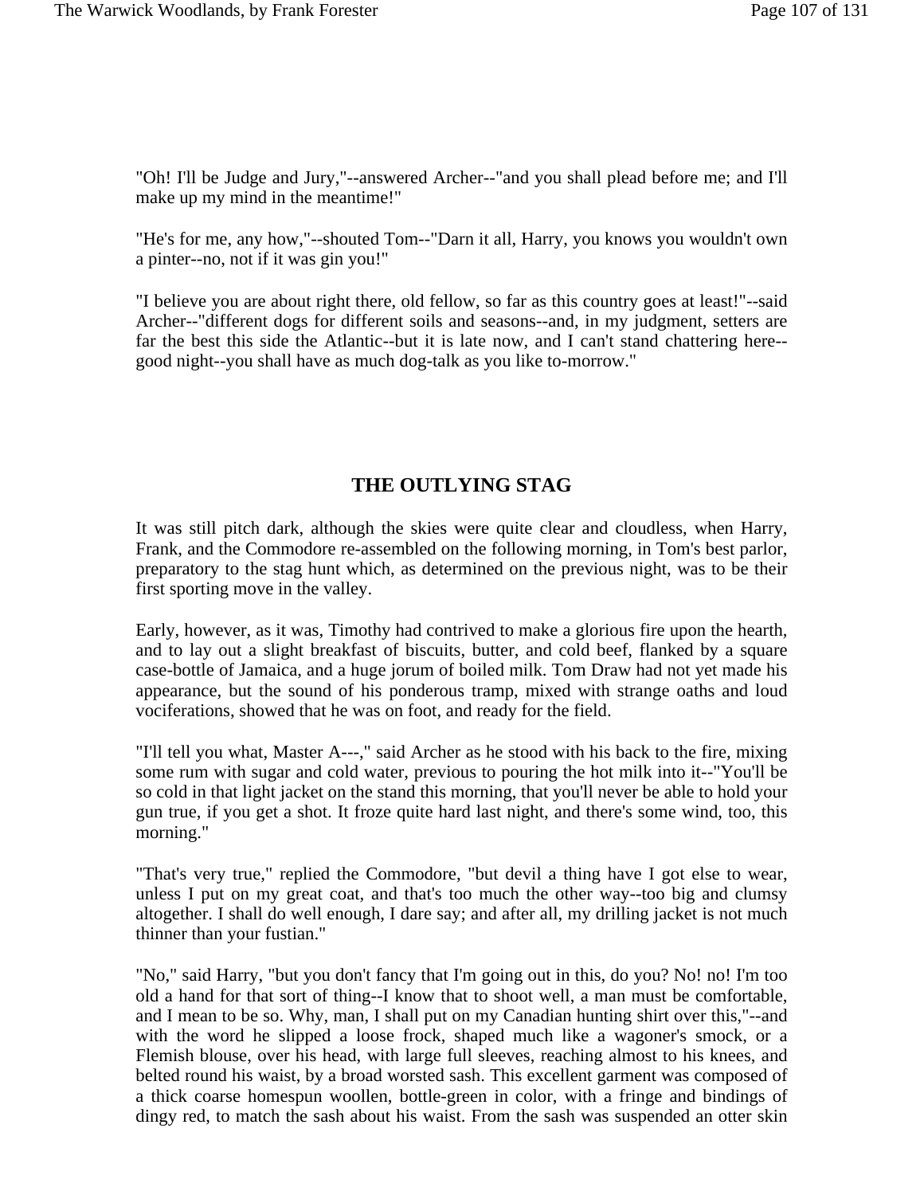"Oh! I'll be Judge and Jury,"--answered Archer--"and you shall plead before me; and I'll make up my mind in the meantime!"

"He's for me, any how,"--shouted Tom--"Darn it all, Harry, you knows you wouldn't own a pinter--no, not if it was gin you!"

"I believe you are about right there, old fellow, so far as this country goes at least!"--said Archer--"different dogs for different soils and seasons--and, in my judgment, setters are far the best this side the Atlantic--but it is late now, and I can't stand chattering here--good night--you shall have as much dog-talk as you like to-morrow."

## THE OUTLYING STAG

It was still pitch dark, although the skies were quite clear and cloudless, when Harry, Frank, and the Commodore re-assembled on the following morning, in Tom's best parlor, preparatory to the stag hunt which, as determined on the previous night, was to be their first sporting move in the valley.

Early, however, as it was, Timothy had contrived to make a glorious fire upon the hearth, and to lay out a slight breakfast of biscuits, butter, and cold beef, flanked by a square case-bottle of Jamaica, and a huge jorum of boiled milk. Tom Draw had not yet made his appearance, but the sound of his ponderous tramp, mixed with strange oaths and loud vociferations, showed that he was on foot, and ready for the field.

"I'll tell you what, Master A---," said Archer as he stood with his back to the fire, mixing some rum with sugar and cold water, previous to pouring the hot milk into it--"You'll be so cold in that light jacket on the stand this morning, that you'll never be able to hold your gun true, if you get a shot. It froze quite hard last night, and there's some wind, too, this morning."

"That's very true," replied the Commodore, "but devil a thing have I got else to wear, unless I put on my great coat, and that's too much the other way--too big and clumsy altogether. I shall do well enough, I dare say; and after all, my drilling jacket is not much thinner than your fustian."

"No," said Harry, "but you don't fancy that I'm going out in this, do you? No! no! I'm too old a hand for that sort of thing--I know that to shoot well, a man must be comfortable, and I mean to be so. Why, man, I shall put on my Canadian hunting shirt over this,"--and with the word he slipped a loose frock, shaped much like a wagoner's smock, or a Flemish blouse, over his head, with large full sleeves, reaching almost to his knees, and belted round his waist, by a broad worsted sash. This excellent garment was composed of a thick coarse homespun woollen, bottle-green in color, with a fringe and bindings of dingy red, to match the sash about his waist. From the sash was suspended an otter skin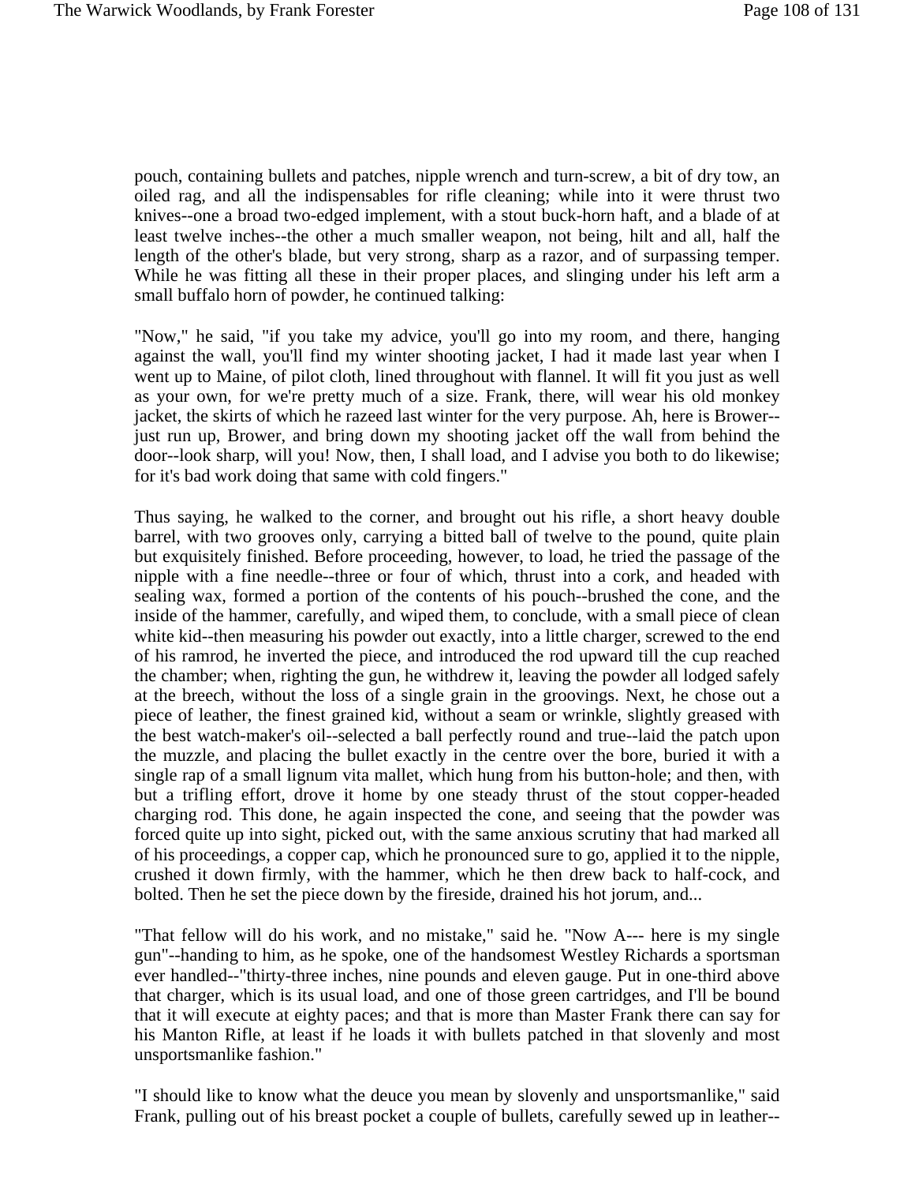pouch, containing bullets and patches, nipple wrench and turn-screw, a bit of dry tow, an oiled rag, and all the indispensables for rifle cleaning; while into it were thrust two knives--one a broad two-edged implement, with a stout buck-horn haft, and a blade of at least twelve inches--the other a much smaller weapon, not being, hilt and all, half the length of the other's blade, but very strong, sharp as a razor, and of surpassing temper. While he was fitting all these in their proper places, and slinging under his left arm a small buffalo horn of powder, he continued talking:

"Now," he said, "if you take my advice, you'll go into my room, and there, hanging against the wall, you'll find my winter shooting jacket, I had it made last year when I went up to Maine, of pilot cloth, lined throughout with flannel. It will fit you just as well as your own, for we're pretty much of a size. Frank, there, will wear his old monkey jacket, the skirts of which he razeed last winter for the very purpose. Ah, here is Brower--just run up, Brower, and bring down my shooting jacket off the wall from behind the door--look sharp, will you! Now, then, I shall load, and I advise you both to do likewise; for it's bad work doing that same with cold fingers."

Thus saying, he walked to the corner, and brought out his rifle, a short heavy double barrel, with two grooves only, carrying a bitted ball of twelve to the pound, quite plain but exquisitely finished. Before proceeding, however, to load, he tried the passage of the nipple with a fine needle--three or four of which, thrust into a cork, and headed with sealing wax, formed a portion of the contents of his pouch--brushed the cone, and the inside of the hammer, carefully, and wiped them, to conclude, with a small piece of clean white kid--then measuring his powder out exactly, into a little charger, screwed to the end of his ramrod, he inverted the piece, and introduced the rod upward till the cup reached the chamber; when, righting the gun, he withdrew it, leaving the powder all lodged safely at the breech, without the loss of a single grain in the groovings. Next, he chose out a piece of leather, the finest grained kid, without a seam or wrinkle, slightly greased with the best watch-maker's oil--selected a ball perfectly round and true--laid the patch upon the muzzle, and placing the bullet exactly in the centre over the bore, buried it with a single rap of a small lignum vita mallet, which hung from his button-hole; and then, with but a trifling effort, drove it home by one steady thrust of the stout copper-headed charging rod. This done, he again inspected the cone, and seeing that the powder was forced quite up into sight, picked out, with the same anxious scrutiny that had marked all of his proceedings, a copper cap, which he pronounced sure to go, applied it to the nipple, crushed it down firmly, with the hammer, which he then drew back to half-cock, and bolted. Then he set the piece down by the fireside, drained his hot jorum, and...

"That fellow will do his work, and no mistake," said he. "Now A--- here is my single gun"--handing to him, as he spoke, one of the handsomest Westley Richards a sportsman ever handled--"thirty-three inches, nine pounds and eleven gauge. Put in one-third above that charger, which is its usual load, and one of those green cartridges, and I'll be bound that it will execute at eighty paces; and that is more than Master Frank there can say for his Manton Rifle, at least if he loads it with bullets patched in that slovenly and most unsportsmanlike fashion."

"I should like to know what the deuce you mean by slovenly and unsportsmanlike," said Frank, pulling out of his breast pocket a couple of bullets, carefully sewed up in leather--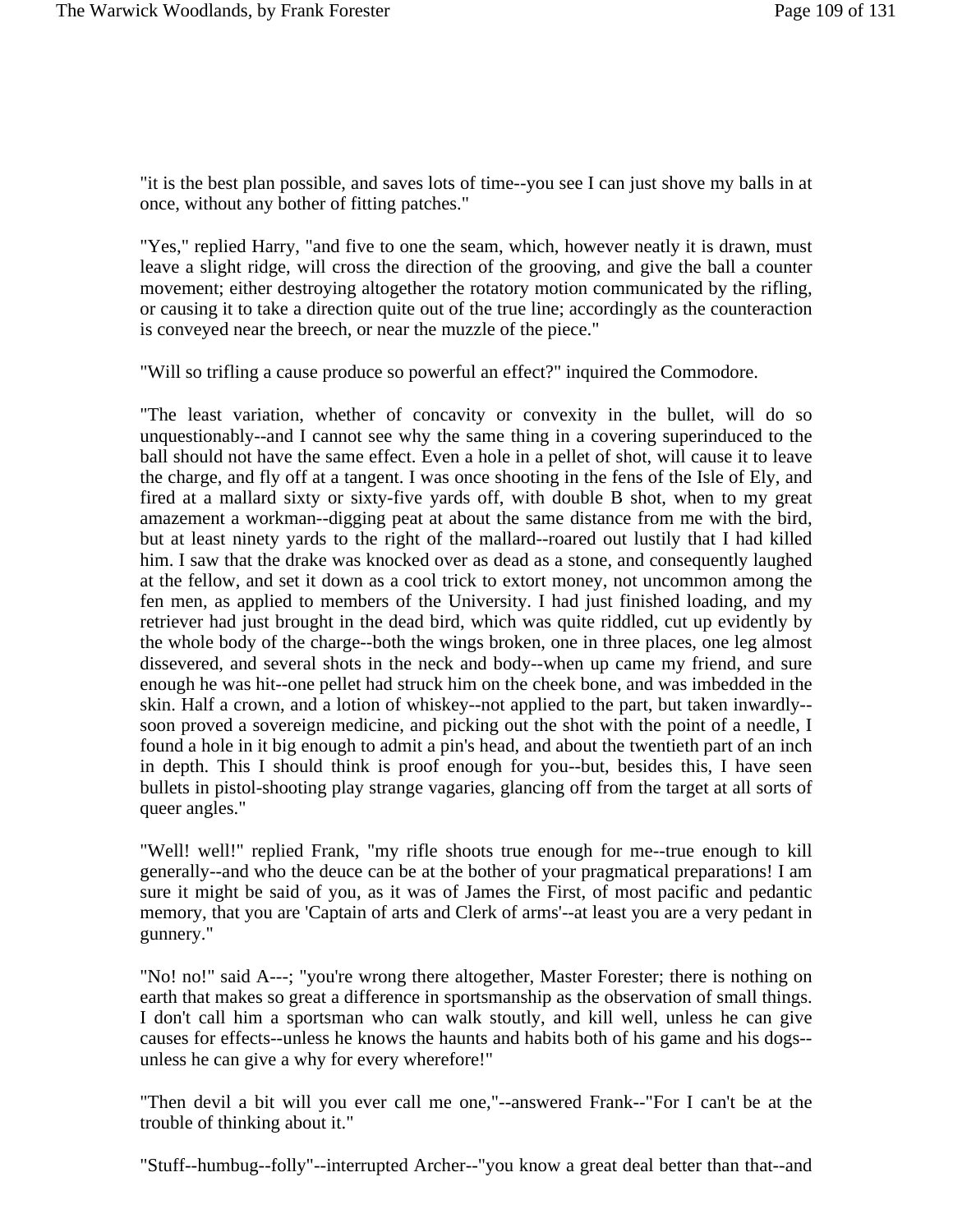"it is the best plan possible, and saves lots of time--you see I can just shove my balls in at once, without any bother of fitting patches."

"Yes," replied Harry, "and five to one the seam, which, however neatly it is drawn, must leave a slight ridge, will cross the direction of the grooving, and give the ball a counter movement; either destroying altogether the rotatory motion communicated by the rifling, or causing it to take a direction quite out of the true line; accordingly as the counteraction is conveyed near the breech, or near the muzzle of the piece."

"Will so trifling a cause produce so powerful an effect?" inquired the Commodore.

"The least variation, whether of concavity or convexity in the bullet, will do so unquestionably--and I cannot see why the same thing in a covering superinduced to the ball should not have the same effect. Even a hole in a pellet of shot, will cause it to leave the charge, and fly off at a tangent. I was once shooting in the fens of the Isle of Ely, and fired at a mallard sixty or sixty-five yards off, with double B shot, when to my great amazement a workman--digging peat at about the same distance from me with the bird, but at least ninety yards to the right of the mallard--roared out lustily that I had killed him. I saw that the drake was knocked over as dead as a stone, and consequently laughed at the fellow, and set it down as a cool trick to extort money, not uncommon among the fen men, as applied to members of the University. I had just finished loading, and my retriever had just brought in the dead bird, which was quite riddled, cut up evidently by the whole body of the charge--both the wings broken, one in three places, one leg almost dissevered, and several shots in the neck and body--when up came my friend, and sure enough he was hit--one pellet had struck him on the cheek bone, and was imbedded in the skin. Half a crown, and a lotion of whiskey--not applied to the part, but taken inwardly--soon proved a sovereign medicine, and picking out the shot with the point of a needle, I found a hole in it big enough to admit a pin's head, and about the twentieth part of an inch in depth. This I should think is proof enough for you--but, besides this, I have seen bullets in pistol-shooting play strange vagaries, glancing off from the target at all sorts of queer angles."

"Well! well!" replied Frank, "my rifle shoots true enough for me--true enough to kill generally--and who the deuce can be at the bother of your pragmatical preparations! I am sure it might be said of you, as it was of James the First, of most pacific and pedantic memory, that you are 'Captain of arts and Clerk of arms'--at least you are a very pedant in gunnery."

"No! no!" said A---; "you're wrong there altogether, Master Forester; there is nothing on earth that makes so great a difference in sportsmanship as the observation of small things. I don't call him a sportsman who can walk stoutly, and kill well, unless he can give causes for effects--unless he knows the haunts and habits both of his game and his dogs--unless he can give a why for every wherefore!"

"Then devil a bit will you ever call me one,"--answered Frank--"For I can't be at the trouble of thinking about it."

"Stuff--humbug--folly"--interrupted Archer--"you know a great deal better than that--and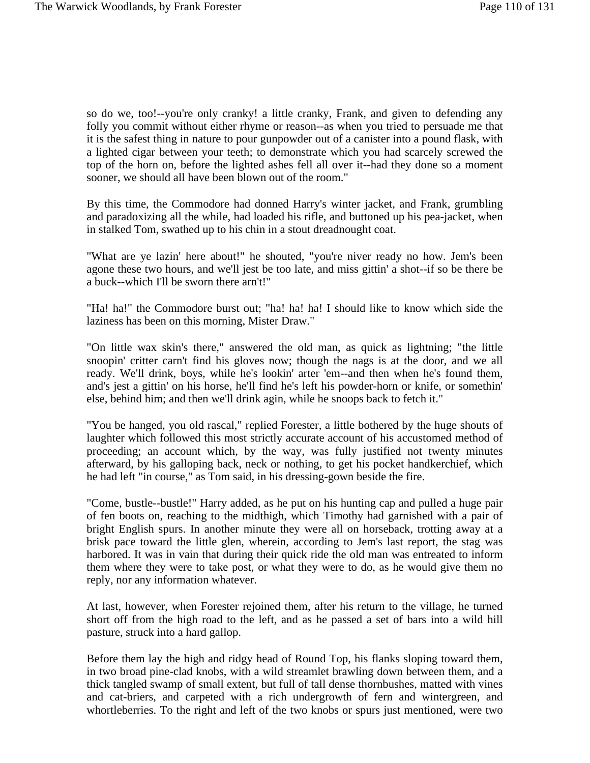so do we, too!--you're only cranky! a little cranky, Frank, and given to defending any folly you commit without either rhyme or reason--as when you tried to persuade me that it is the safest thing in nature to pour gunpowder out of a canister into a pound flask, with a lighted cigar between your teeth; to demonstrate which you had scarcely screwed the top of the horn on, before the lighted ashes fell all over it--had they done so a moment sooner, we should all have been blown out of the room."

By this time, the Commodore had donned Harry's winter jacket, and Frank, grumbling and paradoxizing all the while, had loaded his rifle, and buttoned up his pea-jacket, when in stalked Tom, swathed up to his chin in a stout dreadnought coat.

"What are ye lazin' here about!" he shouted, "you're niver ready no how. Jem's been agone these two hours, and we'll jest be too late, and miss gittin' a shot--if so be there be a buck--which I'll be sworn there arn't!"

"Ha! ha!" the Commodore burst out; "ha! ha! ha! I should like to know which side the laziness has been on this morning, Mister Draw."

"On little wax skin's there," answered the old man, as quick as lightning; "the little snoopin' critter carn't find his gloves now; though the nags is at the door, and we all ready. We'll drink, boys, while he's lookin' arter 'em--and then when he's found them, and's jest a gittin' on his horse, he'll find he's left his powder-horn or knife, or somethin' else, behind him; and then we'll drink agin, while he snoops back to fetch it."

"You be hanged, you old rascal," replied Forester, a little bothered by the huge shouts of laughter which followed this most strictly accurate account of his accustomed method of proceeding; an account which, by the way, was fully justified not twenty minutes afterward, by his galloping back, neck or nothing, to get his pocket handkerchief, which he had left "in course," as Tom said, in his dressing-gown beside the fire.

"Come, bustle--bustle!" Harry added, as he put on his hunting cap and pulled a huge pair of fen boots on, reaching to the midthigh, which Timothy had garnished with a pair of bright English spurs. In another minute they were all on horseback, trotting away at a brisk pace toward the little glen, wherein, according to Jem's last report, the stag was harbored. It was in vain that during their quick ride the old man was entreated to inform them where they were to take post, or what they were to do, as he would give them no reply, nor any information whatever.

At last, however, when Forester rejoined them, after his return to the village, he turned short off from the high road to the left, and as he passed a set of bars into a wild hill pasture, struck into a hard gallop.

Before them lay the high and ridgy head of Round Top, his flanks sloping toward them, in two broad pine-clad knobs, with a wild streamlet brawling down between them, and a thick tangled swamp of small extent, but full of tall dense thornbushes, matted with vines and cat-briers, and carpeted with a rich undergrowth of fern and wintergreen, and whortleberries. To the right and left of the two knobs or spurs just mentioned, were two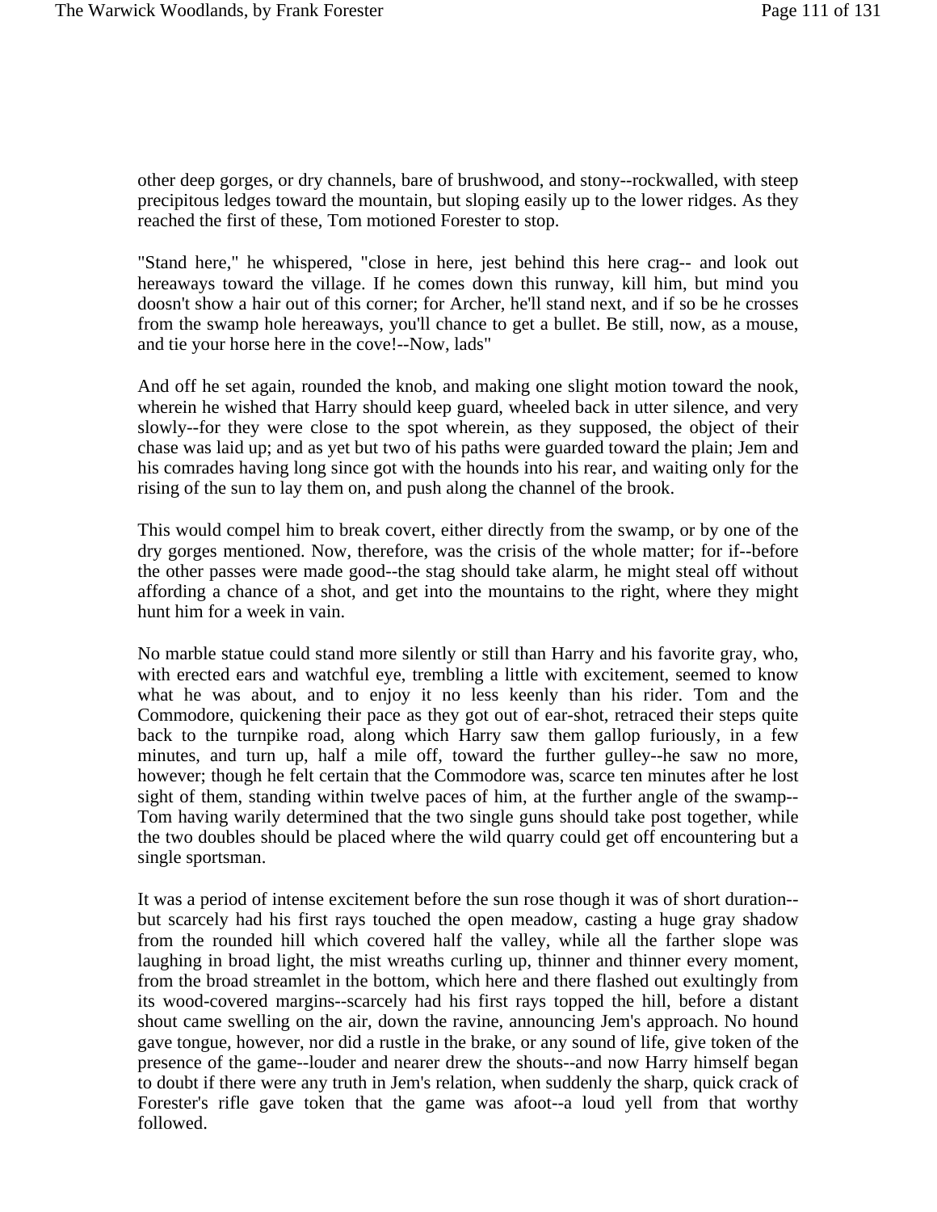other deep gorges, or dry channels, bare of brushwood, and stony--rockwalled, with steep precipitous ledges toward the mountain, but sloping easily up to the lower ridges. As they reached the first of these, Tom motioned Forester to stop.

"Stand here," he whispered, "close in here, jest behind this here crag-- and look out hereaways toward the village. If he comes down this runway, kill him, but mind you doosn't show a hair out of this corner; for Archer, he'll stand next, and if so be he crosses from the swamp hole hereaways, you'll chance to get a bullet. Be still, now, as a mouse, and tie your horse here in the cove!--Now, lads"

And off he set again, rounded the knob, and making one slight motion toward the nook, wherein he wished that Harry should keep guard, wheeled back in utter silence, and very slowly--for they were close to the spot wherein, as they supposed, the object of their chase was laid up; and as yet but two of his paths were guarded toward the plain; Jem and his comrades having long since got with the hounds into his rear, and waiting only for the rising of the sun to lay them on, and push along the channel of the brook.

This would compel him to break covert, either directly from the swamp, or by one of the dry gorges mentioned. Now, therefore, was the crisis of the whole matter; for if--before the other passes were made good--the stag should take alarm, he might steal off without affording a chance of a shot, and get into the mountains to the right, where they might hunt him for a week in vain.

No marble statue could stand more silently or still than Harry and his favorite gray, who, with erected ears and watchful eye, trembling a little with excitement, seemed to know what he was about, and to enjoy it no less keenly than his rider. Tom and the Commodore, quickening their pace as they got out of ear-shot, retraced their steps quite back to the turnpike road, along which Harry saw them gallop furiously, in a few minutes, and turn up, half a mile off, toward the further gulley--he saw no more, however; though he felt certain that the Commodore was, scarce ten minutes after he lost sight of them, standing within twelve paces of him, at the further angle of the swamp--Tom having warily determined that the two single guns should take post together, while the two doubles should be placed where the wild quarry could get off encountering but a single sportsman.

It was a period of intense excitement before the sun rose though it was of short duration--but scarcely had his first rays touched the open meadow, casting a huge gray shadow from the rounded hill which covered half the valley, while all the farther slope was laughing in broad light, the mist wreaths curling up, thinner and thinner every moment, from the broad streamlet in the bottom, which here and there flashed out exultingly from its wood-covered margins--scarcely had his first rays topped the hill, before a distant shout came swelling on the air, down the ravine, announcing Jem's approach. No hound gave tongue, however, nor did a rustle in the brake, or any sound of life, give token of the presence of the game--louder and nearer drew the shouts--and now Harry himself began to doubt if there were any truth in Jem's relation, when suddenly the sharp, quick crack of Forester's rifle gave token that the game was afoot--a loud yell from that worthy followed.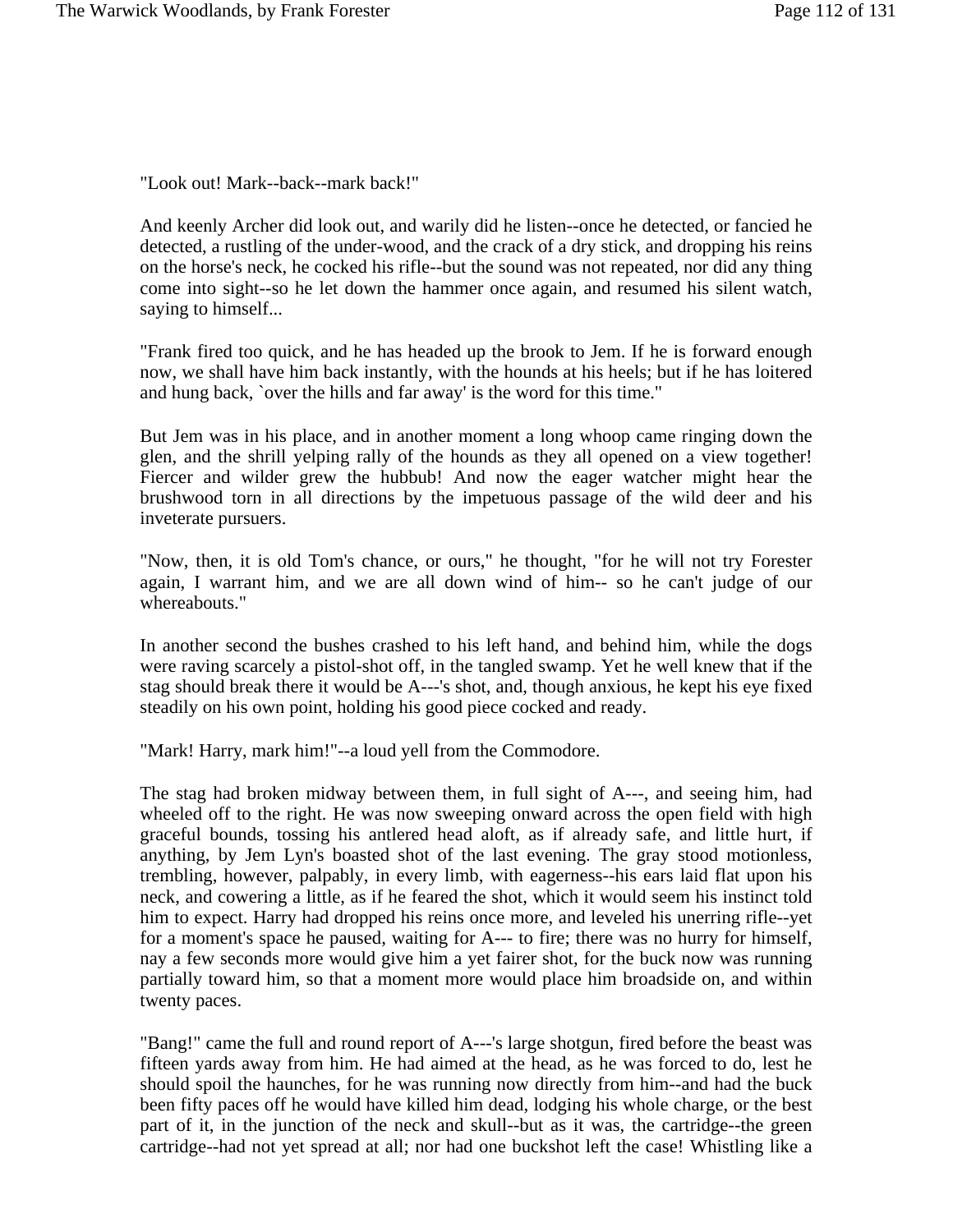"Look out! Mark--back--mark back!"

And keenly Archer did look out, and warily did he listen--once he detected, or fancied he detected, a rustling of the under-wood, and the crack of a dry stick, and dropping his reins on the horse's neck, he cocked his rifle--but the sound was not repeated, nor did any thing come into sight--so he let down the hammer once again, and resumed his silent watch, saying to himself...

"Frank fired too quick, and he has headed up the brook to Jem. If he is forward enough now, we shall have him back instantly, with the hounds at his heels; but if he has loitered and hung back, `over the hills and far away' is the word for this time."

But Jem was in his place, and in another moment a long whoop came ringing down the glen, and the shrill yelping rally of the hounds as they all opened on a view together! Fiercer and wilder grew the hubbub! And now the eager watcher might hear the brushwood torn in all directions by the impetuous passage of the wild deer and his inveterate pursuers.

"Now, then, it is old Tom's chance, or ours," he thought, "for he will not try Forester again, I warrant him, and we are all down wind of him-- so he can't judge of our whereabouts."

In another second the bushes crashed to his left hand, and behind him, while the dogs were raving scarcely a pistol-shot off, in the tangled swamp. Yet he well knew that if the stag should break there it would be A---'s shot, and, though anxious, he kept his eye fixed steadily on his own point, holding his good piece cocked and ready.

"Mark! Harry, mark him!"--a loud yell from the Commodore.

The stag had broken midway between them, in full sight of A---, and seeing him, had wheeled off to the right. He was now sweeping onward across the open field with high graceful bounds, tossing his antlered head aloft, as if already safe, and little hurt, if anything, by Jem Lyn's boasted shot of the last evening. The gray stood motionless, trembling, however, palpably, in every limb, with eagerness--his ears laid flat upon his neck, and cowering a little, as if he feared the shot, which it would seem his instinct told him to expect. Harry had dropped his reins once more, and leveled his unerring rifle--yet for a moment's space he paused, waiting for A--- to fire; there was no hurry for himself, nay a few seconds more would give him a yet fairer shot, for the buck now was running partially toward him, so that a moment more would place him broadside on, and within twenty paces.

"Bang!" came the full and round report of A---'s large shotgun, fired before the beast was fifteen yards away from him. He had aimed at the head, as he was forced to do, lest he should spoil the haunches, for he was running now directly from him--and had the buck been fifty paces off he would have killed him dead, lodging his whole charge, or the best part of it, in the junction of the neck and skull--but as it was, the cartridge--the green cartridge--had not yet spread at all; nor had one buckshot left the case! Whistling like a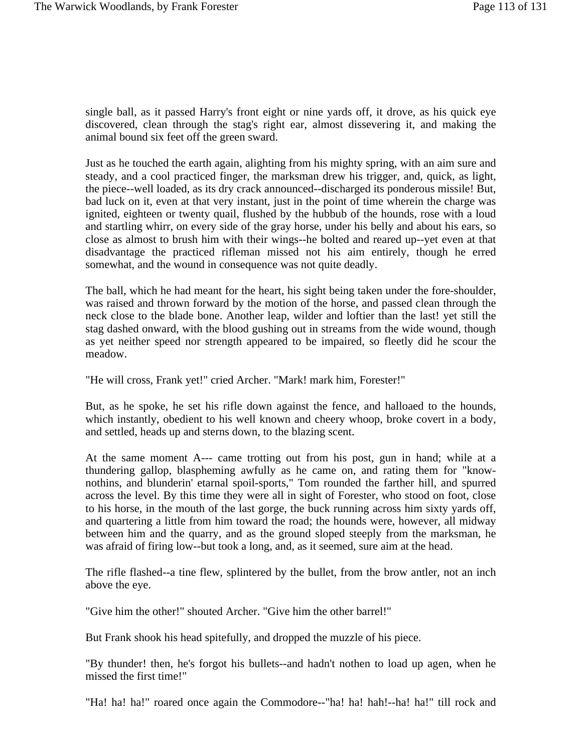single ball, as it passed Harry's front eight or nine yards off, it drove, as his quick eye discovered, clean through the stag's right ear, almost dissevering it, and making the animal bound six feet off the green sward.

Just as he touched the earth again, alighting from his mighty spring, with an aim sure and steady, and a cool practiced finger, the marksman drew his trigger, and, quick, as light, the piece--well loaded, as its dry crack announced--discharged its ponderous missile! But, bad luck on it, even at that very instant, just in the point of time wherein the charge was ignited, eighteen or twenty quail, flushed by the hubbub of the hounds, rose with a loud and startling whirr, on every side of the gray horse, under his belly and about his ears, so close as almost to brush him with their wings--he bolted and reared up--yet even at that disadvantage the practiced rifleman missed not his aim entirely, though he erred somewhat, and the wound in consequence was not quite deadly.

The ball, which he had meant for the heart, his sight being taken under the fore-shoulder, was raised and thrown forward by the motion of the horse, and passed clean through the neck close to the blade bone. Another leap, wilder and loftier than the last! yet still the stag dashed onward, with the blood gushing out in streams from the wide wound, though as yet neither speed nor strength appeared to be impaired, so fleetly did he scour the meadow.

"He will cross, Frank yet!" cried Archer. "Mark! mark him, Forester!"

But, as he spoke, he set his rifle down against the fence, and halloaed to the hounds, which instantly, obedient to his well known and cheery whoop, broke covert in a body, and settled, heads up and sterns down, to the blazing scent.

At the same moment A--- came trotting out from his post, gun in hand; while at a thundering gallop, blaspheming awfully as he came on, and rating them for "know-nothins, and blunderin' etarnal spoil-sports," Tom rounded the farther hill, and spurred across the level. By this time they were all in sight of Forester, who stood on foot, close to his horse, in the mouth of the last gorge, the buck running across him sixty yards off, and quartering a little from him toward the road; the hounds were, however, all midway between him and the quarry, and as the ground sloped steeply from the marksman, he was afraid of firing low--but took a long, and, as it seemed, sure aim at the head.

The rifle flashed--a tine flew, splintered by the bullet, from the brow antler, not an inch above the eye.

"Give him the other!" shouted Archer. "Give him the other barrel!"

But Frank shook his head spitefully, and dropped the muzzle of his piece.

"By thunder! then, he's forgot his bullets--and hadn't nothen to load up agen, when he missed the first time!"

"Ha! ha! ha!" roared once again the Commodore--"ha! ha! hah!--ha! ha!" till rock and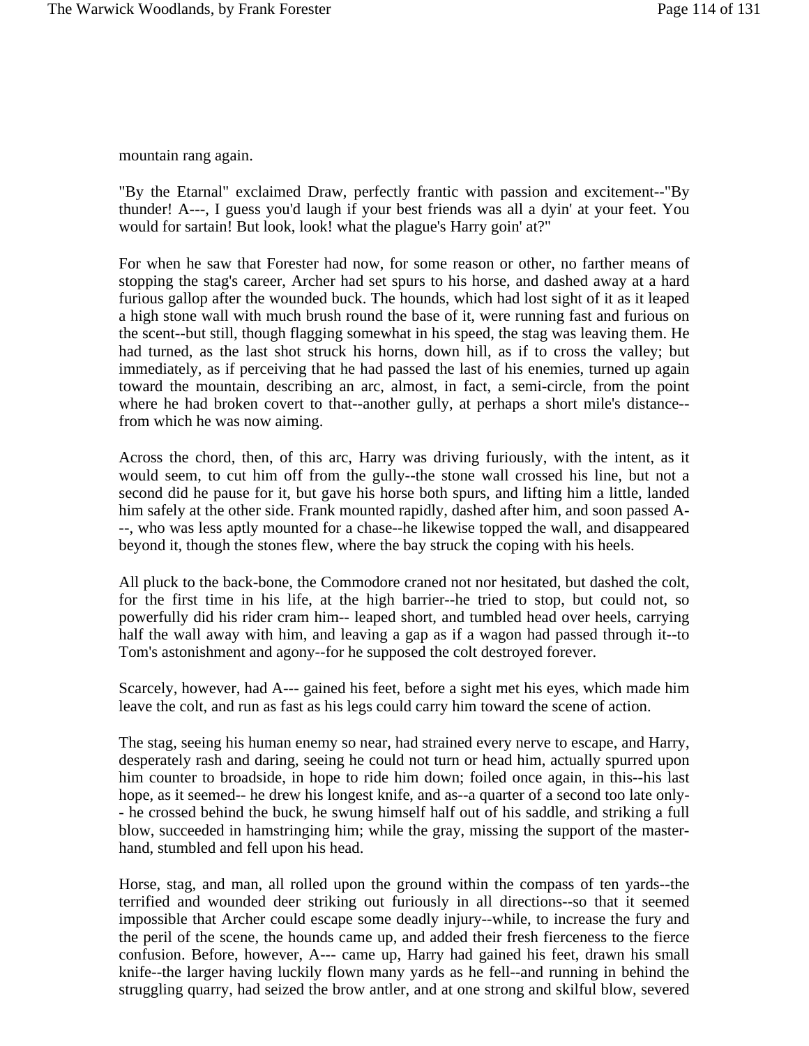mountain rang again.

"By the Etarnal" exclaimed Draw, perfectly frantic with passion and excitement--"By thunder! A---, I guess you'd laugh if your best friends was all a dyin' at your feet. You would for sartain! But look, look! what the plague's Harry goin' at?"

For when he saw that Forester had now, for some reason or other, no farther means of stopping the stag's career, Archer had set spurs to his horse, and dashed away at a hard furious gallop after the wounded buck. The hounds, which had lost sight of it as it leaped a high stone wall with much brush round the base of it, were running fast and furious on the scent--but still, though flagging somewhat in his speed, the stag was leaving them. He had turned, as the last shot struck his horns, down hill, as if to cross the valley; but immediately, as if perceiving that he had passed the last of his enemies, turned up again toward the mountain, describing an arc, almost, in fact, a semi-circle, from the point where he had broken covert to that--another gully, at perhaps a short mile's distance--from which he was now aiming.

Across the chord, then, of this arc, Harry was driving furiously, with the intent, as it would seem, to cut him off from the gully--the stone wall crossed his line, but not a second did he pause for it, but gave his horse both spurs, and lifting him a little, landed him safely at the other side. Frank mounted rapidly, dashed after him, and soon passed A---, who was less aptly mounted for a chase--he likewise topped the wall, and disappeared beyond it, though the stones flew, where the bay struck the coping with his heels.

All pluck to the back-bone, the Commodore craned not nor hesitated, but dashed the colt, for the first time in his life, at the high barrier--he tried to stop, but could not, so powerfully did his rider cram him-- leaped short, and tumbled head over heels, carrying half the wall away with him, and leaving a gap as if a wagon had passed through it--to Tom's astonishment and agony--for he supposed the colt destroyed forever.

Scarcely, however, had A--- gained his feet, before a sight met his eyes, which made him leave the colt, and run as fast as his legs could carry him toward the scene of action.

The stag, seeing his human enemy so near, had strained every nerve to escape, and Harry, desperately rash and daring, seeing he could not turn or head him, actually spurred upon him counter to broadside, in hope to ride him down; foiled once again, in this--his last hope, as it seemed-- he drew his longest knife, and as--a quarter of a second too late only-- he crossed behind the buck, he swung himself half out of his saddle, and striking a full blow, succeeded in hamstringing him; while the gray, missing the support of the master-hand, stumbled and fell upon his head.

Horse, stag, and man, all rolled upon the ground within the compass of ten yards--the terrified and wounded deer striking out furiously in all directions--so that it seemed impossible that Archer could escape some deadly injury--while, to increase the fury and the peril of the scene, the hounds came up, and added their fresh fierceness to the fierce confusion. Before, however, A--- came up, Harry had gained his feet, drawn his small knife--the larger having luckily flown many yards as he fell--and running in behind the struggling quarry, had seized the brow antler, and at one strong and skilful blow, severed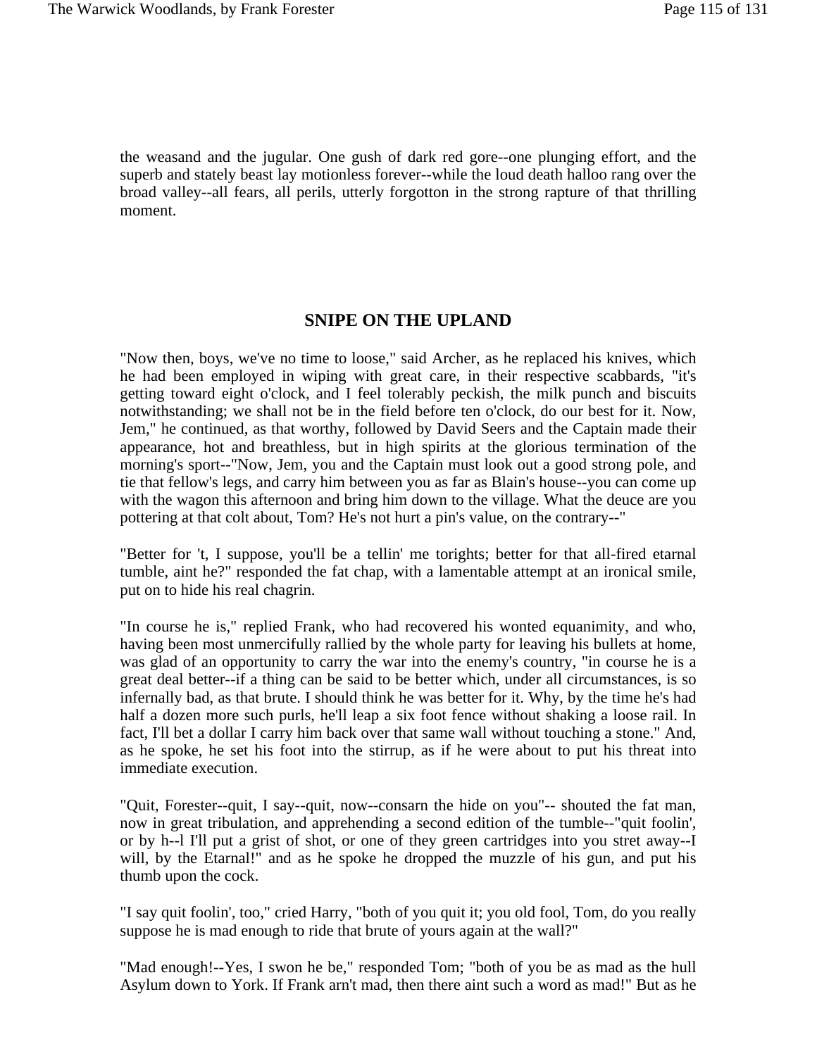the weasand and the jugular. One gush of dark red gore--one plunging effort, and the superb and stately beast lay motionless forever--while the loud death halloo rang over the broad valley--all fears, all perils, utterly forgotton in the strong rapture of that thrilling moment.

## SNIPE ON THE UPLAND

"Now then, boys, we've no time to loose," said Archer, as he replaced his knives, which he had been employed in wiping with great care, in their respective scabbards, "it's getting toward eight o'clock, and I feel tolerably peckish, the milk punch and biscuits notwithstanding; we shall not be in the field before ten o'clock, do our best for it. Now, Jem," he continued, as that worthy, followed by David Seers and the Captain made their appearance, hot and breathless, but in high spirits at the glorious termination of the morning's sport--"Now, Jem, you and the Captain must look out a good strong pole, and tie that fellow's legs, and carry him between you as far as Blain's house--you can come up with the wagon this afternoon and bring him down to the village. What the deuce are you pottering at that colt about, Tom? He's not hurt a pin's value, on the contrary--"

"Better for 't, I suppose, you'll be a tellin' me torights; better for that all-fired etarnal tumble, aint he?" responded the fat chap, with a lamentable attempt at an ironical smile, put on to hide his real chagrin.

"In course he is," replied Frank, who had recovered his wonted equanimity, and who, having been most unmercifully rallied by the whole party for leaving his bullets at home, was glad of an opportunity to carry the war into the enemy's country, "in course he is a great deal better--if a thing can be said to be better which, under all circumstances, is so infernally bad, as that brute. I should think he was better for it. Why, by the time he's had half a dozen more such purls, he'll leap a six foot fence without shaking a loose rail. In fact, I'll bet a dollar I carry him back over that same wall without touching a stone." And, as he spoke, he set his foot into the stirrup, as if he were about to put his threat into immediate execution.

"Quit, Forester--quit, I say--quit, now--consarn the hide on you"-- shouted the fat man, now in great tribulation, and apprehending a second edition of the tumble--"quit foolin', or by h--l I'll put a grist of shot, or one of they green cartridges into you stret away--I will, by the Etarnal!" and as he spoke he dropped the muzzle of his gun, and put his thumb upon the cock.

"I say quit foolin', too," cried Harry, "both of you quit it; you old fool, Tom, do you really suppose he is mad enough to ride that brute of yours again at the wall?"

"Mad enough!--Yes, I swon he be," responded Tom; "both of you be as mad as the hull Asylum down to York. If Frank arn't mad, then there aint such a word as mad!" But as he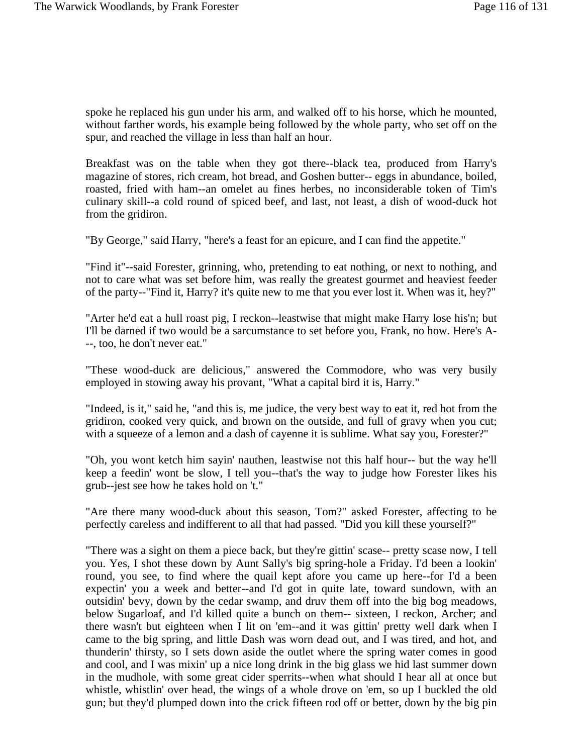spoke he replaced his gun under his arm, and walked off to his horse, which he mounted, without farther words, his example being followed by the whole party, who set off on the spur, and reached the village in less than half an hour.

Breakfast was on the table when they got there--black tea, produced from Harry's magazine of stores, rich cream, hot bread, and Goshen butter-- eggs in abundance, boiled, roasted, fried with ham--an omelet au fines herbes, no inconsiderable token of Tim's culinary skill--a cold round of spiced beef, and last, not least, a dish of wood-duck hot from the gridiron.

"By George," said Harry, "here's a feast for an epicure, and I can find the appetite."

"Find it"--said Forester, grinning, who, pretending to eat nothing, or next to nothing, and not to care what was set before him, was really the greatest gourmet and heaviest feeder of the party--"Find it, Harry? it's quite new to me that you ever lost it. When was it, hey?"

"Arter he'd eat a hull roast pig, I reckon--leastwise that might make Harry lose his'n; but I'll be darned if two would be a sarcumstance to set before you, Frank, no how. Here's A---, too, he don't never eat."

"These wood-duck are delicious," answered the Commodore, who was very busily employed in stowing away his provant, "What a capital bird it is, Harry."

"Indeed, is it," said he, "and this is, me judice, the very best way to eat it, red hot from the gridiron, cooked very quick, and brown on the outside, and full of gravy when you cut; with a squeeze of a lemon and a dash of cayenne it is sublime. What say you, Forester?"

"Oh, you wont ketch him sayin' nauthen, leastwise not this half hour-- but the way he'll keep a feedin' wont be slow, I tell you--that's the way to judge how Forester likes his grub--jest see how he takes hold on 't."

"Are there many wood-duck about this season, Tom?" asked Forester, affecting to be perfectly careless and indifferent to all that had passed. "Did you kill these yourself?"

"There was a sight on them a piece back, but they're gittin' scase-- pretty scase now, I tell you. Yes, I shot these down by Aunt Sally's big spring-hole a Friday. I'd been a lookin' round, you see, to find where the quail kept afore you came up here--for I'd a been expectin' you a week and better--and I'd got in quite late, toward sundown, with an outsidin' bevy, down by the cedar swamp, and druv them off into the big bog meadows, below Sugarloaf, and I'd killed quite a bunch on them-- sixteen, I reckon, Archer; and there wasn't but eighteen when I lit on 'em--and it was gittin' pretty well dark when I came to the big spring, and little Dash was worn dead out, and I was tired, and hot, and thunderin' thirsty, so I sets down aside the outlet where the spring water comes in good and cool, and I was mixin' up a nice long drink in the big glass we hid last summer down in the mudhole, with some great cider sperrits--when what should I hear all at once but whistle, whistlin' over head, the wings of a whole drove on 'em, so up I buckled the old gun; but they'd plumped down into the crick fifteen rod off or better, down by the big pin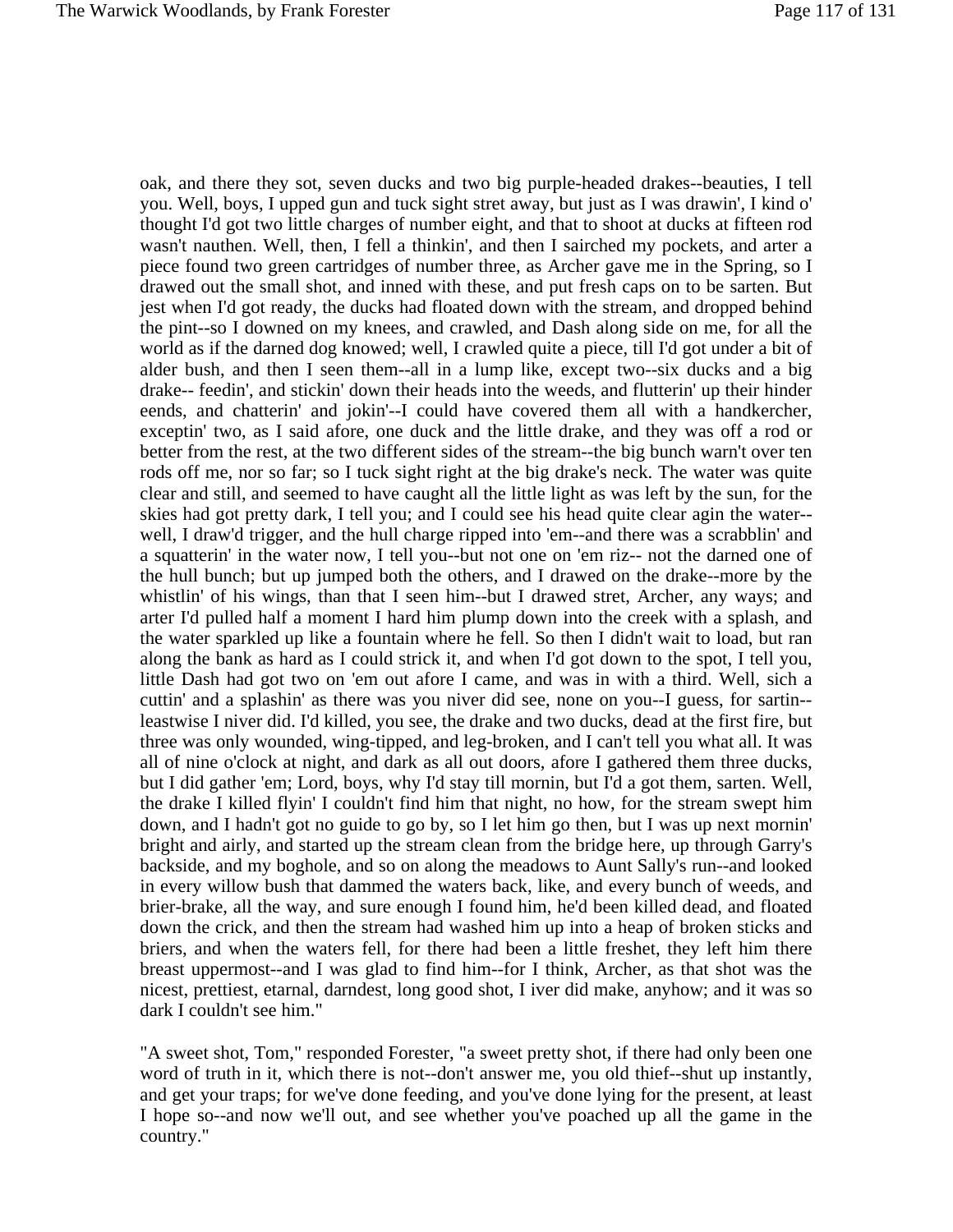oak, and there they sot, seven ducks and two big purple-headed drakes--beauties, I tell you. Well, boys, I upped gun and tuck sight stret away, but just as I was drawin', I kind o' thought I'd got two little charges of number eight, and that to shoot at ducks at fifteen rod wasn't nauthen. Well, then, I fell a thinkin', and then I sairched my pockets, and arter a piece found two green cartridges of number three, as Archer gave me in the Spring, so I drawed out the small shot, and inned with these, and put fresh caps on to be sarten. But jest when I'd got ready, the ducks had floated down with the stream, and dropped behind the pint--so I downed on my knees, and crawled, and Dash along side on me, for all the world as if the darned dog knowed; well, I crawled quite a piece, till I'd got under a bit of alder bush, and then I seen them--all in a lump like, except two--six ducks and a big drake-- feedin', and stickin' down their heads into the weeds, and flutterin' up their hinder eends, and chatterin' and jokin'--I could have covered them all with a handkercher, exceptin' two, as I said afore, one duck and the little drake, and they was off a rod or better from the rest, at the two different sides of the stream--the big bunch warn't over ten rods off me, nor so far; so I tuck sight right at the big drake's neck. The water was quite clear and still, and seemed to have caught all the little light as was left by the sun, for the skies had got pretty dark, I tell you; and I could see his head quite clear agin the water-- well, I draw'd trigger, and the hull charge ripped into 'em--and there was a scrabblin' and a squatterin' in the water now, I tell you--but not one on 'em riz-- not the darned one of the hull bunch; but up jumped both the others, and I drawed on the drake--more by the whistlin' of his wings, than that I seen him--but I drawed stret, Archer, any ways; and arter I'd pulled half a moment I hard him plump down into the creek with a splash, and the water sparkled up like a fountain where he fell. So then I didn't wait to load, but ran along the bank as hard as I could strick it, and when I'd got down to the spot, I tell you, little Dash had got two on 'em out afore I came, and was in with a third. Well, sich a cuttin' and a splashin' as there was you niver did see, none on you--I guess, for sartin-- leastwise I niver did. I'd killed, you see, the drake and two ducks, dead at the first fire, but three was only wounded, wing-tipped, and leg-broken, and I can't tell you what all. It was all of nine o'clock at night, and dark as all out doors, afore I gathered them three ducks, but I did gather 'em; Lord, boys, why I'd stay till mornin, but I'd a got them, sarten. Well, the drake I killed flyin' I couldn't find him that night, no how, for the stream swept him down, and I hadn't got no guide to go by, so I let him go then, but I was up next mornin' bright and airly, and started up the stream clean from the bridge here, up through Garry's backside, and my boghole, and so on along the meadows to Aunt Sally's run--and looked in every willow bush that dammed the waters back, like, and every bunch of weeds, and brier-brake, all the way, and sure enough I found him, he'd been killed dead, and floated down the crick, and then the stream had washed him up into a heap of broken sticks and briers, and when the waters fell, for there had been a little freshet, they left him there breast uppermost--and I was glad to find him--for I think, Archer, as that shot was the nicest, prettiest, etarnal, darndest, long good shot, I iver did make, anyhow; and it was so dark I couldn't see him."

"A sweet shot, Tom," responded Forester, "a sweet pretty shot, if there had only been one word of truth in it, which there is not--don't answer me, you old thief--shut up instantly, and get your traps; for we've done feeding, and you've done lying for the present, at least I hope so--and now we'll out, and see whether you've poached up all the game in the country."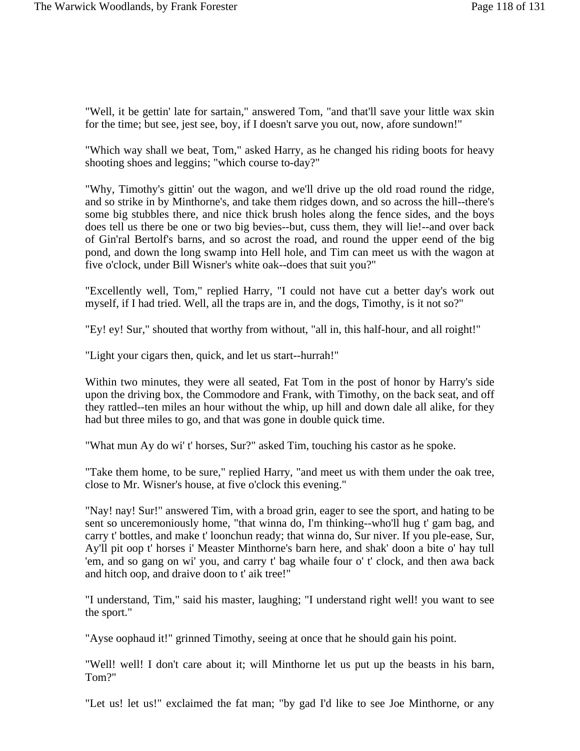"Well, it be gettin' late for sartain," answered Tom, "and that'll save your little wax skin for the time; but see, jest see, boy, if I doesn't sarve you out, now, afore sundown!"

"Which way shall we beat, Tom," asked Harry, as he changed his riding boots for heavy shooting shoes and leggins; "which course to-day?"

"Why, Timothy's gittin' out the wagon, and we'll drive up the old road round the ridge, and so strike in by Minthorne's, and take them ridges down, and so across the hill--there's some big stubbles there, and nice thick brush holes along the fence sides, and the boys does tell us there be one or two big bevies--but, cuss them, they will lie!--and over back of Gin'ral Bertolf's barns, and so acrost the road, and round the upper eend of the big pond, and down the long swamp into Hell hole, and Tim can meet us with the wagon at five o'clock, under Bill Wisner's white oak--does that suit you?"

"Excellently well, Tom," replied Harry, "I could not have cut a better day's work out myself, if I had tried. Well, all the traps are in, and the dogs, Timothy, is it not so?"

"Ey! ey! Sur," shouted that worthy from without, "all in, this half-hour, and all roight!"

"Light your cigars then, quick, and let us start--hurrah!"

Within two minutes, they were all seated, Fat Tom in the post of honor by Harry's side upon the driving box, the Commodore and Frank, with Timothy, on the back seat, and off they rattled--ten miles an hour without the whip, up hill and down dale all alike, for they had but three miles to go, and that was gone in double quick time.

"What mun Ay do wi' t' horses, Sur?" asked Tim, touching his castor as he spoke.

"Take them home, to be sure," replied Harry, "and meet us with them under the oak tree, close to Mr. Wisner's house, at five o'clock this evening."

"Nay! nay! Sur!" answered Tim, with a broad grin, eager to see the sport, and hating to be sent so unceremoniously home, "that winna do, I'm thinking--who'll hug t' gam bag, and carry t' bottles, and make t' loonchun ready; that winna do, Sur niver. If you ple-ease, Sur, Ay'll pit oop t' horses i' Measter Minthorne's barn here, and shak' doon a bite o' hay tull 'em, and so gang on wi' you, and carry t' bag whaile four o' t' clock, and then awa back and hitch oop, and draive doon to t' aik tree!"

"I understand, Tim," said his master, laughing; "I understand right well! you want to see the sport."

"Ayse oophaud it!" grinned Timothy, seeing at once that he should gain his point.

"Well! well! I don't care about it; will Minthorne let us put up the beasts in his barn, Tom?"

"Let us! let us!" exclaimed the fat man; "by gad I'd like to see Joe Minthorne, or any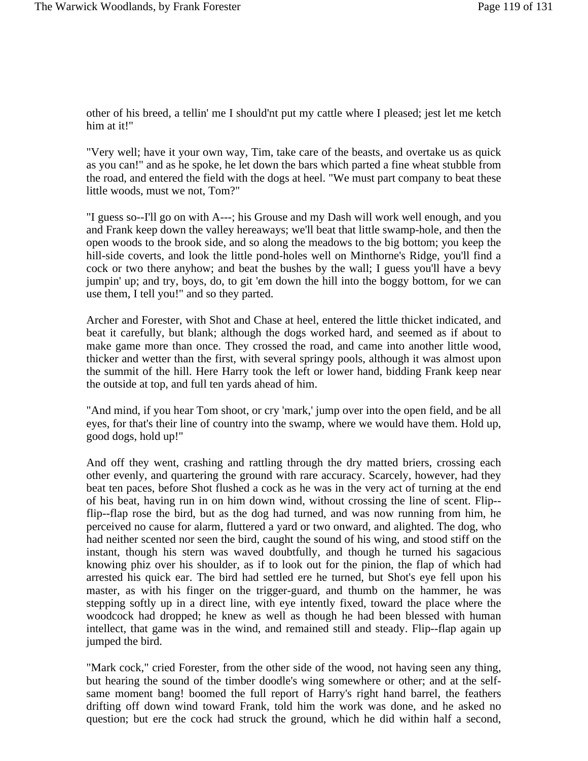other of his breed, a tellin' me I should'nt put my cattle where I pleased; jest let me ketch him at it!"

"Very well; have it your own way, Tim, take care of the beasts, and overtake us as quick as you can!" and as he spoke, he let down the bars which parted a fine wheat stubble from the road, and entered the field with the dogs at heel. "We must part company to beat these little woods, must we not, Tom?"

"I guess so--I'll go on with A---; his Grouse and my Dash will work well enough, and you and Frank keep down the valley hereaways; we'll beat that little swamp-hole, and then the open woods to the brook side, and so along the meadows to the big bottom; you keep the hill-side coverts, and look the little pond-holes well on Minthorne's Ridge, you'll find a cock or two there anyhow; and beat the bushes by the wall; I guess you'll have a bevy jumpin' up; and try, boys, do, to git 'em down the hill into the boggy bottom, for we can use them, I tell you!" and so they parted.

Archer and Forester, with Shot and Chase at heel, entered the little thicket indicated, and beat it carefully, but blank; although the dogs worked hard, and seemed as if about to make game more than once. They crossed the road, and came into another little wood, thicker and wetter than the first, with several springy pools, although it was almost upon the summit of the hill. Here Harry took the left or lower hand, bidding Frank keep near the outside at top, and full ten yards ahead of him.

"And mind, if you hear Tom shoot, or cry 'mark,' jump over into the open field, and be all eyes, for that's their line of country into the swamp, where we would have them. Hold up, good dogs, hold up!"

And off they went, crashing and rattling through the dry matted briers, crossing each other evenly, and quartering the ground with rare accuracy. Scarcely, however, had they beat ten paces, before Shot flushed a cock as he was in the very act of turning at the end of his beat, having run in on him down wind, without crossing the line of scent. Flip--flip--flap rose the bird, but as the dog had turned, and was now running from him, he perceived no cause for alarm, fluttered a yard or two onward, and alighted. The dog, who had neither scented nor seen the bird, caught the sound of his wing, and stood stiff on the instant, though his stern was waved doubtfully, and though he turned his sagacious knowing phiz over his shoulder, as if to look out for the pinion, the flap of which had arrested his quick ear. The bird had settled ere he turned, but Shot's eye fell upon his master, as with his finger on the trigger-guard, and thumb on the hammer, he was stepping softly up in a direct line, with eye intently fixed, toward the place where the woodcock had dropped; he knew as well as though he had been blessed with human intellect, that game was in the wind, and remained still and steady. Flip--flap again up jumped the bird.

"Mark cock," cried Forester, from the other side of the wood, not having seen any thing, but hearing the sound of the timber doodle's wing somewhere or other; and at the self-same moment bang! boomed the full report of Harry's right hand barrel, the feathers drifting off down wind toward Frank, told him the work was done, and he asked no question; but ere the cock had struck the ground, which he did within half a second,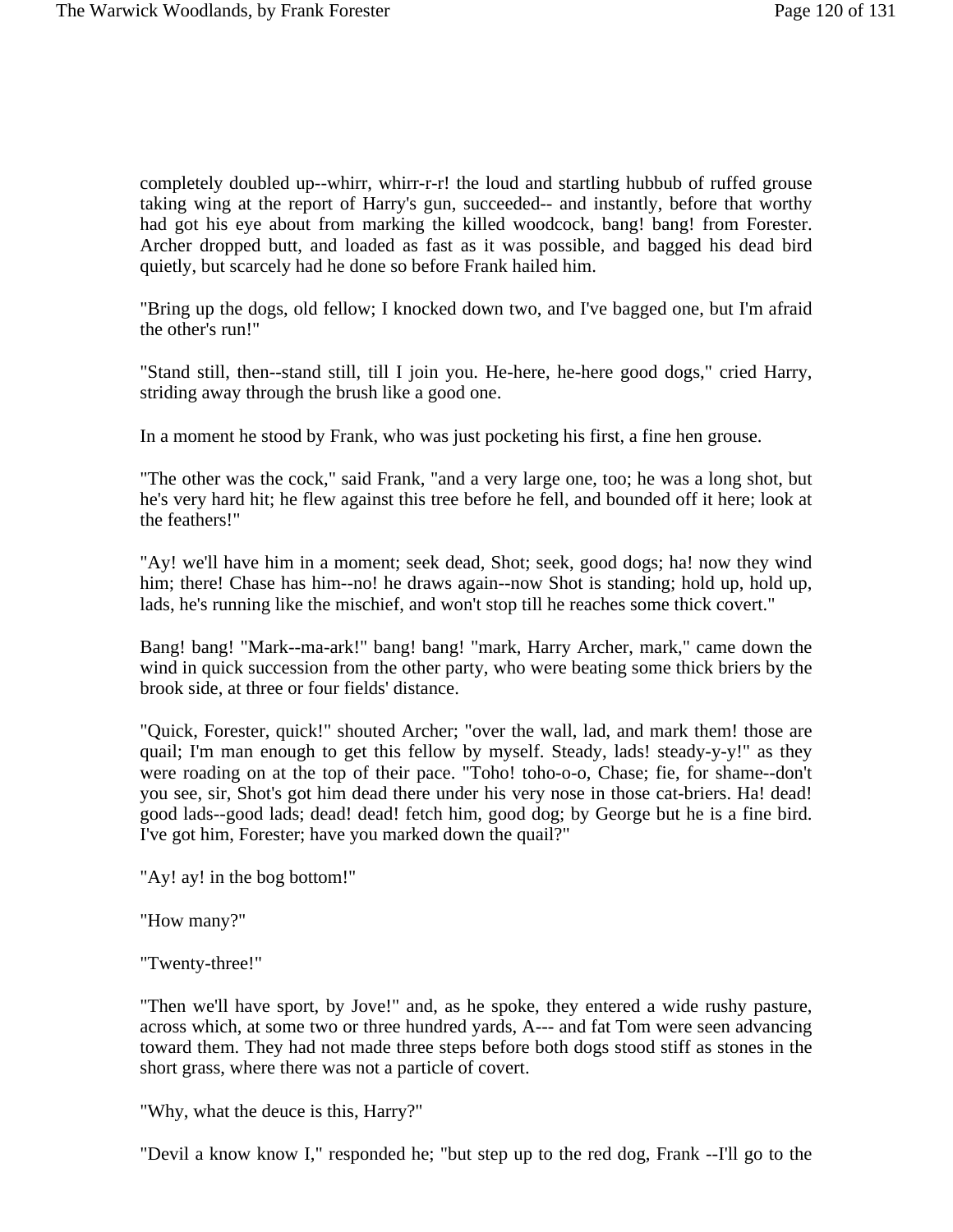completely doubled up--whirr, whirr-r-r! the loud and startling hubbub of ruffed grouse taking wing at the report of Harry's gun, succeeded-- and instantly, before that worthy had got his eye about from marking the killed woodcock, bang! bang! from Forester. Archer dropped butt, and loaded as fast as it was possible, and bagged his dead bird quietly, but scarcely had he done so before Frank hailed him.

"Bring up the dogs, old fellow; I knocked down two, and I've bagged one, but I'm afraid the other's run!"

"Stand still, then--stand still, till I join you. He-here, he-here good dogs," cried Harry, striding away through the brush like a good one.

In a moment he stood by Frank, who was just pocketing his first, a fine hen grouse.

"The other was the cock," said Frank, "and a very large one, too; he was a long shot, but he's very hard hit; he flew against this tree before he fell, and bounded off it here; look at the feathers!"

"Ay! we'll have him in a moment; seek dead, Shot; seek, good dogs; ha! now they wind him; there! Chase has him--no! he draws again--now Shot is standing; hold up, hold up, lads, he's running like the mischief, and won't stop till he reaches some thick covert."

Bang! bang! "Mark--ma-ark!" bang! bang! "mark, Harry Archer, mark," came down the wind in quick succession from the other party, who were beating some thick briers by the brook side, at three or four fields' distance.

"Quick, Forester, quick!" shouted Archer; "over the wall, lad, and mark them! those are quail; I'm man enough to get this fellow by myself. Steady, lads! steady-y-y!" as they were roading on at the top of their pace. "Toho! toho-o-o, Chase; fie, for shame--don't you see, sir, Shot's got him dead there under his very nose in those cat-briers. Ha! dead! good lads--good lads; dead! dead! fetch him, good dog; by George but he is a fine bird. I've got him, Forester; have you marked down the quail?"

"Ay! ay! in the bog bottom!"

"How many?"

"Twenty-three!"

"Then we'll have sport, by Jove!" and, as he spoke, they entered a wide rushy pasture, across which, at some two or three hundred yards, A--- and fat Tom were seen advancing toward them. They had not made three steps before both dogs stood stiff as stones in the short grass, where there was not a particle of covert.

"Why, what the deuce is this, Harry?"

"Devil a know know I," responded he; "but step up to the red dog, Frank --I'll go to the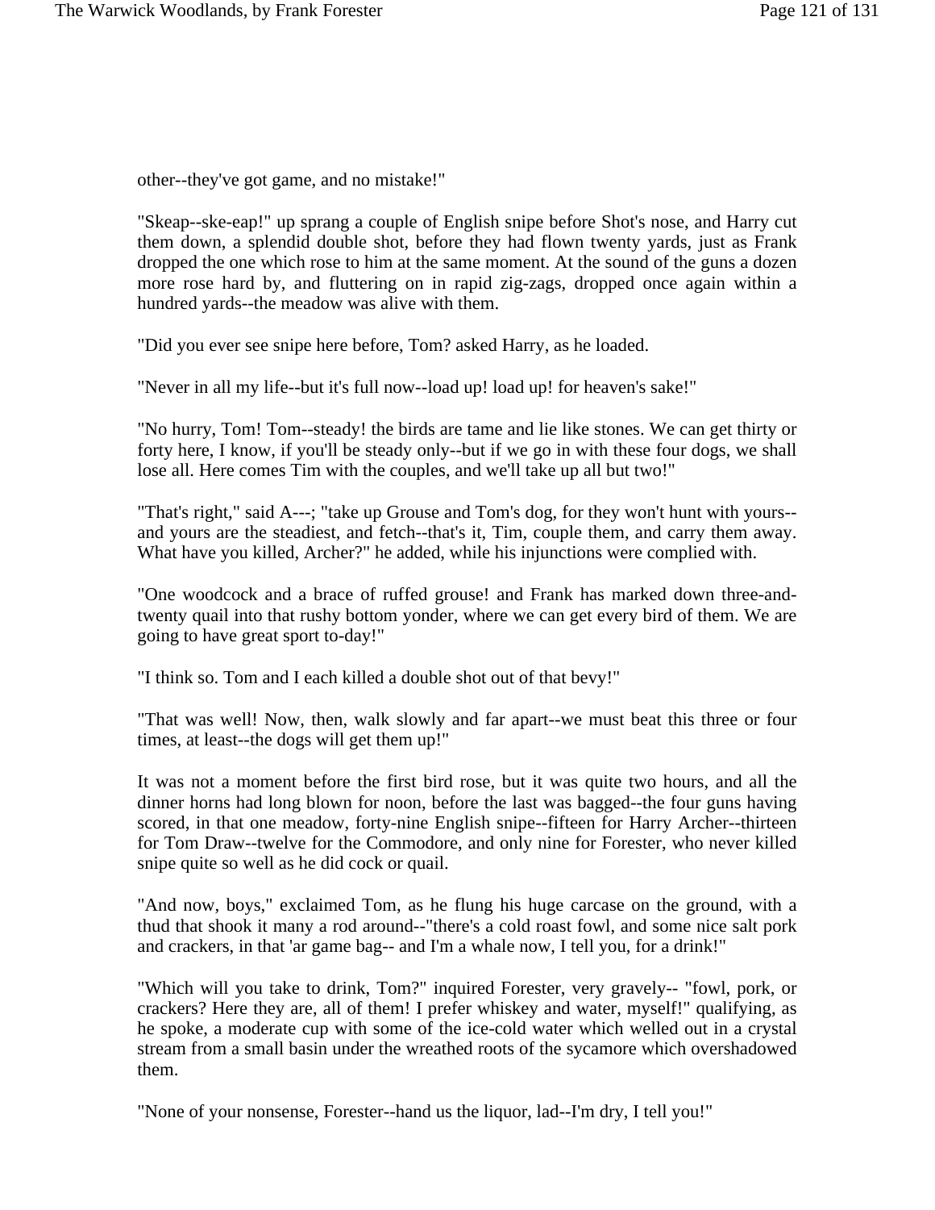other--they've got game, and no mistake!"

"Skeap--ske-eap!" up sprang a couple of English snipe before Shot's nose, and Harry cut them down, a splendid double shot, before they had flown twenty yards, just as Frank dropped the one which rose to him at the same moment. At the sound of the guns a dozen more rose hard by, and fluttering on in rapid zig-zags, dropped once again within a hundred yards--the meadow was alive with them.

"Did you ever see snipe here before, Tom? asked Harry, as he loaded.

"Never in all my life--but it's full now--load up! load up! for heaven's sake!"

"No hurry, Tom! Tom--steady! the birds are tame and lie like stones. We can get thirty or forty here, I know, if you'll be steady only--but if we go in with these four dogs, we shall lose all. Here comes Tim with the couples, and we'll take up all but two!"

"That's right," said A---; "take up Grouse and Tom's dog, for they won't hunt with yours--and yours are the steadiest, and fetch--that's it, Tim, couple them, and carry them away. What have you killed, Archer?" he added, while his injunctions were complied with.

"One woodcock and a brace of ruffed grouse! and Frank has marked down three-and-twenty quail into that rushy bottom yonder, where we can get every bird of them. We are going to have great sport to-day!"

"I think so. Tom and I each killed a double shot out of that bevy!"

"That was well! Now, then, walk slowly and far apart--we must beat this three or four times, at least--the dogs will get them up!"

It was not a moment before the first bird rose, but it was quite two hours, and all the dinner horns had long blown for noon, before the last was bagged--the four guns having scored, in that one meadow, forty-nine English snipe--fifteen for Harry Archer--thirteen for Tom Draw--twelve for the Commodore, and only nine for Forester, who never killed snipe quite so well as he did cock or quail.

"And now, boys," exclaimed Tom, as he flung his huge carcase on the ground, with a thud that shook it many a rod around--"there's a cold roast fowl, and some nice salt pork and crackers, in that 'ar game bag-- and I'm a whale now, I tell you, for a drink!"

"Which will you take to drink, Tom?" inquired Forester, very gravely-- "fowl, pork, or crackers? Here they are, all of them! I prefer whiskey and water, myself!" qualifying, as he spoke, a moderate cup with some of the ice-cold water which welled out in a crystal stream from a small basin under the wreathed roots of the sycamore which overshadowed them.

"None of your nonsense, Forester--hand us the liquor, lad--I'm dry, I tell you!"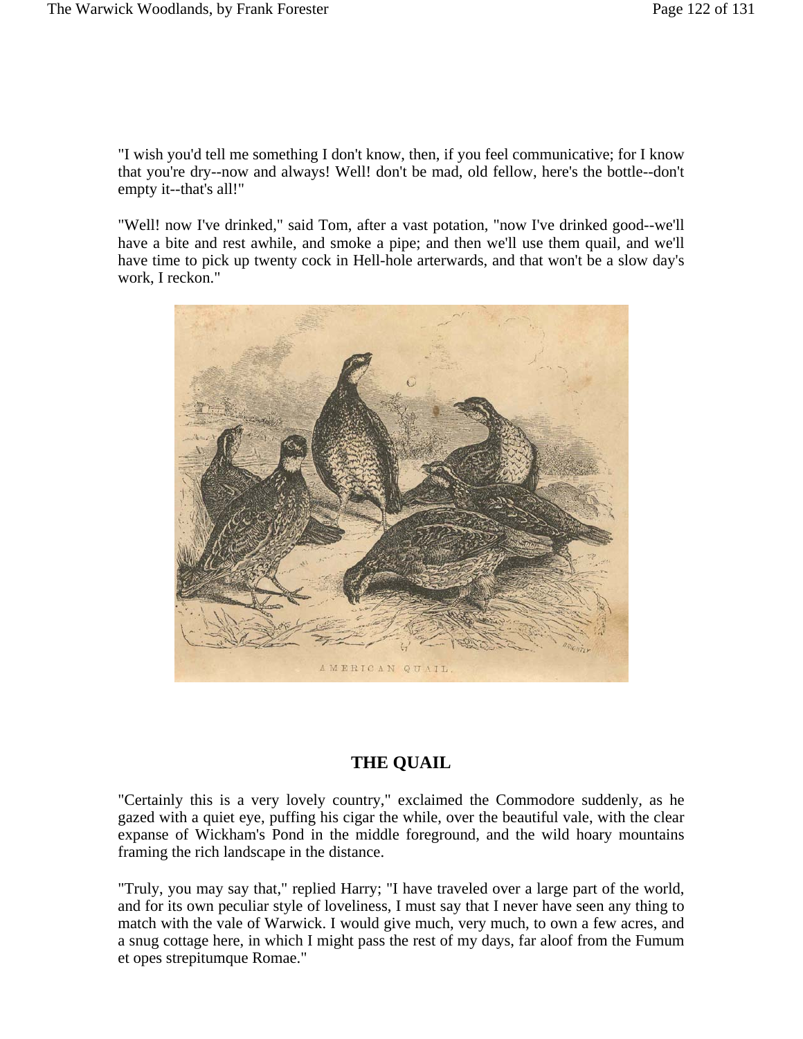"I wish you'd tell me something I don't know, then, if you feel communicative; for I know that you're dry--now and always! Well! don't be mad, old fellow, here's the bottle--don't empty it--that's all!"

"Well! now I've drinked," said Tom, after a vast potation, "now I've drinked good--we'll have a bite and rest awhile, and smoke a pipe; and then we'll use them quail, and we'll have time to pick up twenty cock in Hell-hole arterwards, and that won't be a slow day's work, I reckon."

AMERICAN QUAIL.

## THE QUAIL

"Certainly this is a very lovely country," exclaimed the Commodore suddenly, as he gazed with a quiet eye, puffing his cigar the while, over the beautiful vale, with the clear expanse of Wickham's Pond in the middle foreground, and the wild hoary mountains framing the rich landscape in the distance.

"Truly, you may say that," replied Harry; "I have traveled over a large part of the world, and for its own peculiar style of loveliness, I must say that I never have seen any thing to match with the vale of Warwick. I would give much, very much, to own a few acres, and a snug cottage here, in which I might pass the rest of my days, far aloof from the Fumum et opes strepitumque Romae."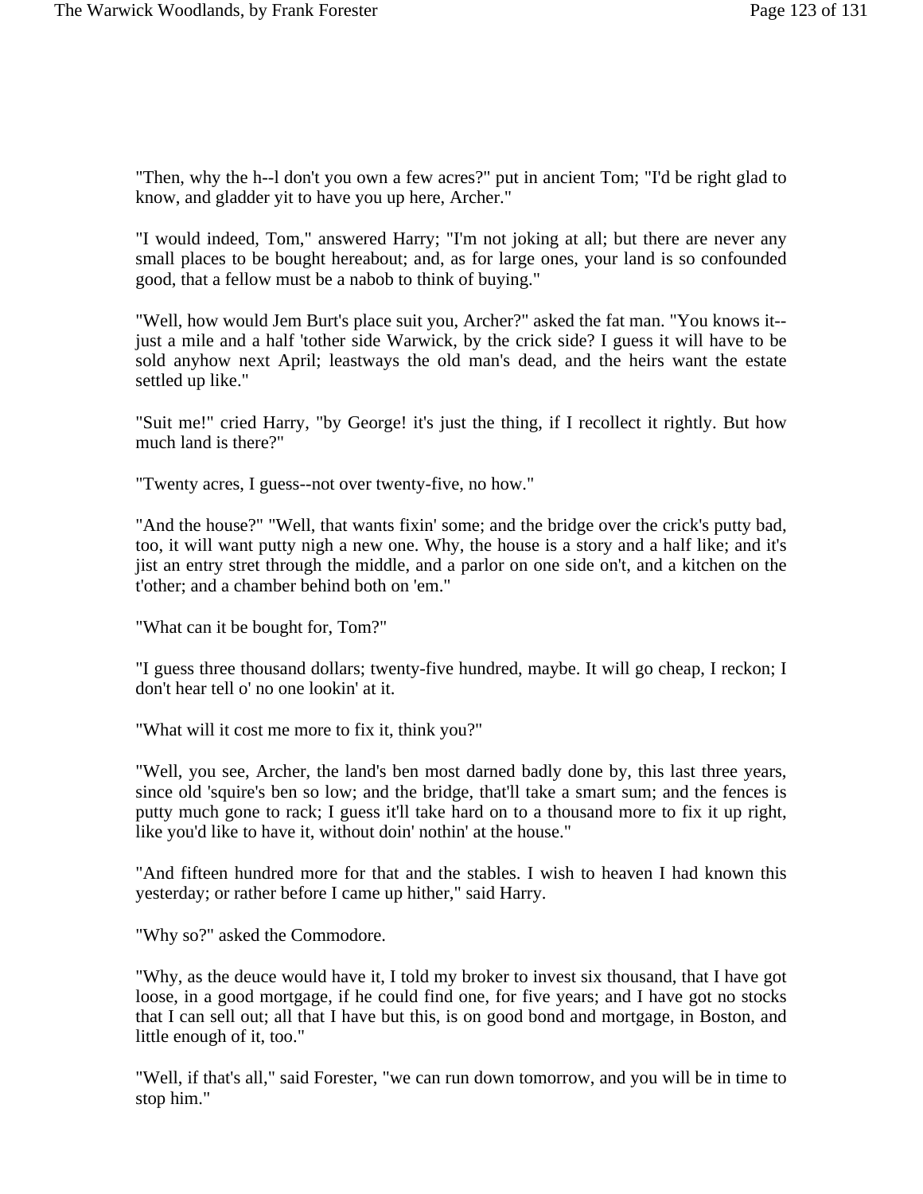"Then, why the h--l don't you own a few acres?" put in ancient Tom; "I'd be right glad to know, and gladder yit to have you up here, Archer."

"I would indeed, Tom," answered Harry; "I'm not joking at all; but there are never any small places to be bought hereabout; and, as for large ones, your land is so confounded good, that a fellow must be a nabob to think of buying."

"Well, how would Jem Burt's place suit you, Archer?" asked the fat man. "You knows it--just a mile and a half 'tother side Warwick, by the crick side? I guess it will have to be sold anyhow next April; leastways the old man's dead, and the heirs want the estate settled up like."

"Suit me!" cried Harry, "by George! it's just the thing, if I recollect it rightly. But how much land is there?"

"Twenty acres, I guess--not over twenty-five, no how."

"And the house?" "Well, that wants fixin' some; and the bridge over the crick's putty bad, too, it will want putty nigh a new one. Why, the house is a story and a half like; and it's jist an entry stret through the middle, and a parlor on one side on't, and a kitchen on the t'other; and a chamber behind both on 'em."

"What can it be bought for, Tom?"

"I guess three thousand dollars; twenty-five hundred, maybe. It will go cheap, I reckon; I don't hear tell o' no one lookin' at it.

"What will it cost me more to fix it, think you?"

"Well, you see, Archer, the land's ben most darned badly done by, this last three years, since old 'squire's ben so low; and the bridge, that'll take a smart sum; and the fences is putty much gone to rack; I guess it'll take hard on to a thousand more to fix it up right, like you'd like to have it, without doin' nothin' at the house."

"And fifteen hundred more for that and the stables. I wish to heaven I had known this yesterday; or rather before I came up hither," said Harry.

"Why so?" asked the Commodore.

"Why, as the deuce would have it, I told my broker to invest six thousand, that I have got loose, in a good mortgage, if he could find one, for five years; and I have got no stocks that I can sell out; all that I have but this, is on good bond and mortgage, in Boston, and little enough of it, too."

"Well, if that's all," said Forester, "we can run down tomorrow, and you will be in time to stop him."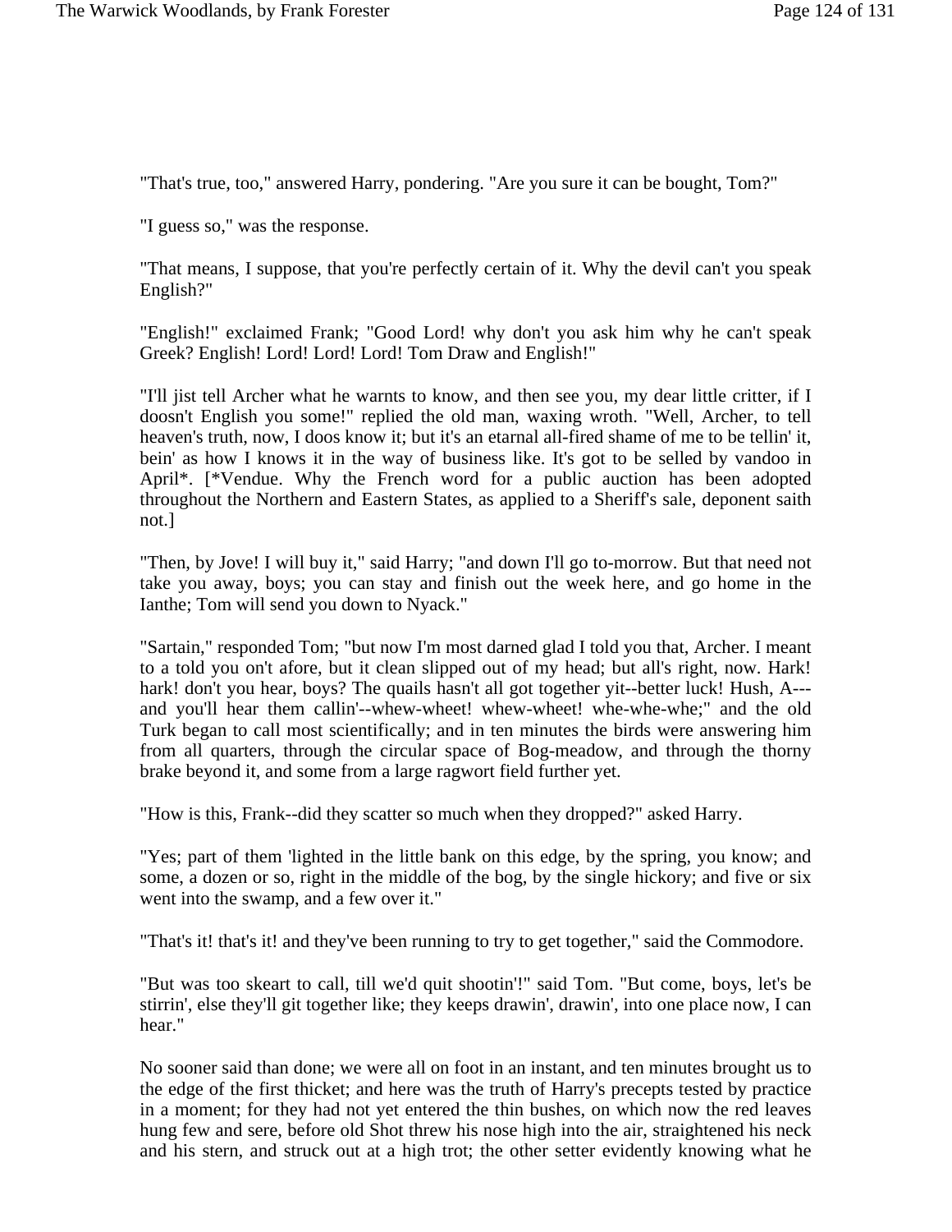"That's true, too," answered Harry, pondering. "Are you sure it can be bought, Tom?"

"I guess so," was the response.

"That means, I suppose, that you're perfectly certain of it. Why the devil can't you speak English?"

"English!" exclaimed Frank; "Good Lord! why don't you ask him why he can't speak Greek? English! Lord! Lord! Lord! Tom Draw and English!"

"I'll jist tell Archer what he warnts to know, and then see you, my dear little critter, if I doosn't English you some!" replied the old man, waxing wroth. "Well, Archer, to tell heaven's truth, now, I doos know it; but it's an etarnal all-fired shame of me to be tellin' it, bein' as how I knows it in the way of business like. It's got to be selled by vandoo in April*. [*Vendue. Why the French word for a public auction has been adopted throughout the Northern and Eastern States, as applied to a Sheriff's sale, deponent saith not.]

"Then, by Jove! I will buy it," said Harry; "and down I'll go to-morrow. But that need not take you away, boys; you can stay and finish out the week here, and go home in the Ianthe; Tom will send you down to Nyack."

"Sartain," responded Tom; "but now I'm most darned glad I told you that, Archer. I meant to a told you on't afore, but it clean slipped out of my head; but all's right, now. Hark! hark! don't you hear, boys? The quails hasn't all got together yit--better luck! Hush, A--- and you'll hear them callin'--whew-wheet! whew-wheet! whe-whe-whe;" and the old Turk began to call most scientifically; and in ten minutes the birds were answering him from all quarters, through the circular space of Bog-meadow, and through the thorny brake beyond it, and some from a large ragwort field further yet.

"How is this, Frank--did they scatter so much when they dropped?" asked Harry.

"Yes; part of them 'lighted in the little bank on this edge, by the spring, you know; and some, a dozen or so, right in the middle of the bog, by the single hickory; and five or six went into the swamp, and a few over it."

"That's it! that's it! and they've been running to try to get together," said the Commodore.

"But was too skeart to call, till we'd quit shootin'!" said Tom. "But come, boys, let's be stirrin', else they'll git together like; they keeps drawin', drawin', into one place now, I can hear."

No sooner said than done; we were all on foot in an instant, and ten minutes brought us to the edge of the first thicket; and here was the truth of Harry's precepts tested by practice in a moment; for they had not yet entered the thin bushes, on which now the red leaves hung few and sere, before old Shot threw his nose high into the air, straightened his neck and his stern, and struck out at a high trot; the other setter evidently knowing what he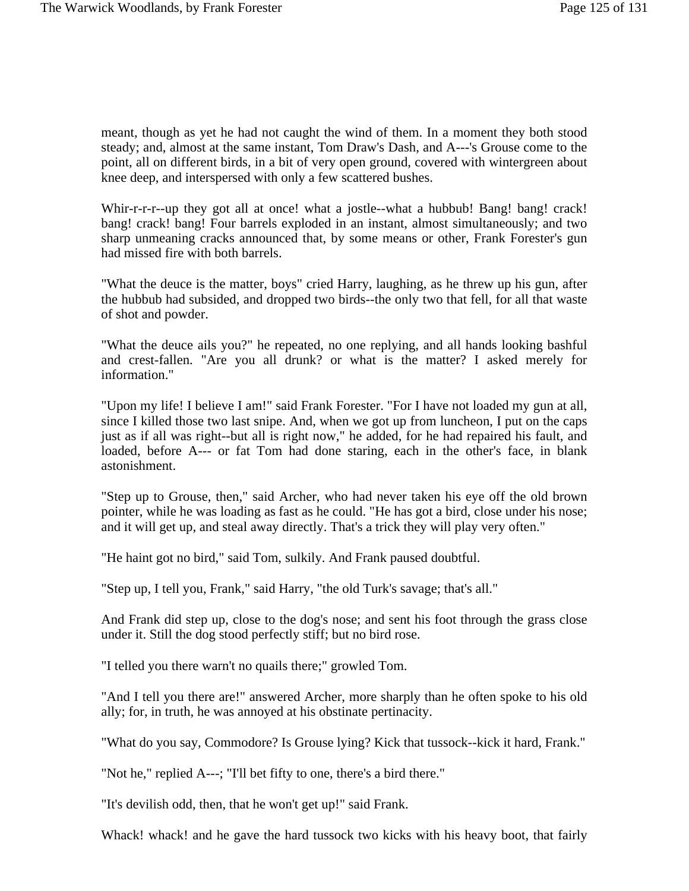meant, though as yet he had not caught the wind of them. In a moment they both stood steady; and, almost at the same instant, Tom Draw's Dash, and A---'s Grouse come to the point, all on different birds, in a bit of very open ground, covered with wintergreen about knee deep, and interspersed with only a few scattered bushes.

Whir-r-r-r--up they got all at once! what a jostle--what a hubbub! Bang! bang! crack! bang! crack! bang! Four barrels exploded in an instant, almost simultaneously; and two sharp unmeaning cracks announced that, by some means or other, Frank Forester's gun had missed fire with both barrels.

"What the deuce is the matter, boys" cried Harry, laughing, as he threw up his gun, after the hubbub had subsided, and dropped two birds--the only two that fell, for all that waste of shot and powder.

"What the deuce ails you?" he repeated, no one replying, and all hands looking bashful and crest-fallen. "Are you all drunk? or what is the matter? I asked merely for information."

"Upon my life! I believe I am!" said Frank Forester. "For I have not loaded my gun at all, since I killed those two last snipe. And, when we got up from luncheon, I put on the caps just as if all was right--but all is right now," he added, for he had repaired his fault, and loaded, before A--- or fat Tom had done staring, each in the other's face, in blank astonishment.

"Step up to Grouse, then," said Archer, who had never taken his eye off the old brown pointer, while he was loading as fast as he could. "He has got a bird, close under his nose; and it will get up, and steal away directly. That's a trick they will play very often."

"He haint got no bird," said Tom, sulkily. And Frank paused doubtful.

"Step up, I tell you, Frank," said Harry, "the old Turk's savage; that's all."

And Frank did step up, close to the dog's nose; and sent his foot through the grass close under it. Still the dog stood perfectly stiff; but no bird rose.

"I telled you there warn't no quails there;" growled Tom.

"And I tell you there are!" answered Archer, more sharply than he often spoke to his old ally; for, in truth, he was annoyed at his obstinate pertinacity.

"What do you say, Commodore? Is Grouse lying? Kick that tussock--kick it hard, Frank."

"Not he," replied A---; "I'll bet fifty to one, there's a bird there."

"It's devilish odd, then, that he won't get up!" said Frank.

Whack! whack! and he gave the hard tussock two kicks with his heavy boot, that fairly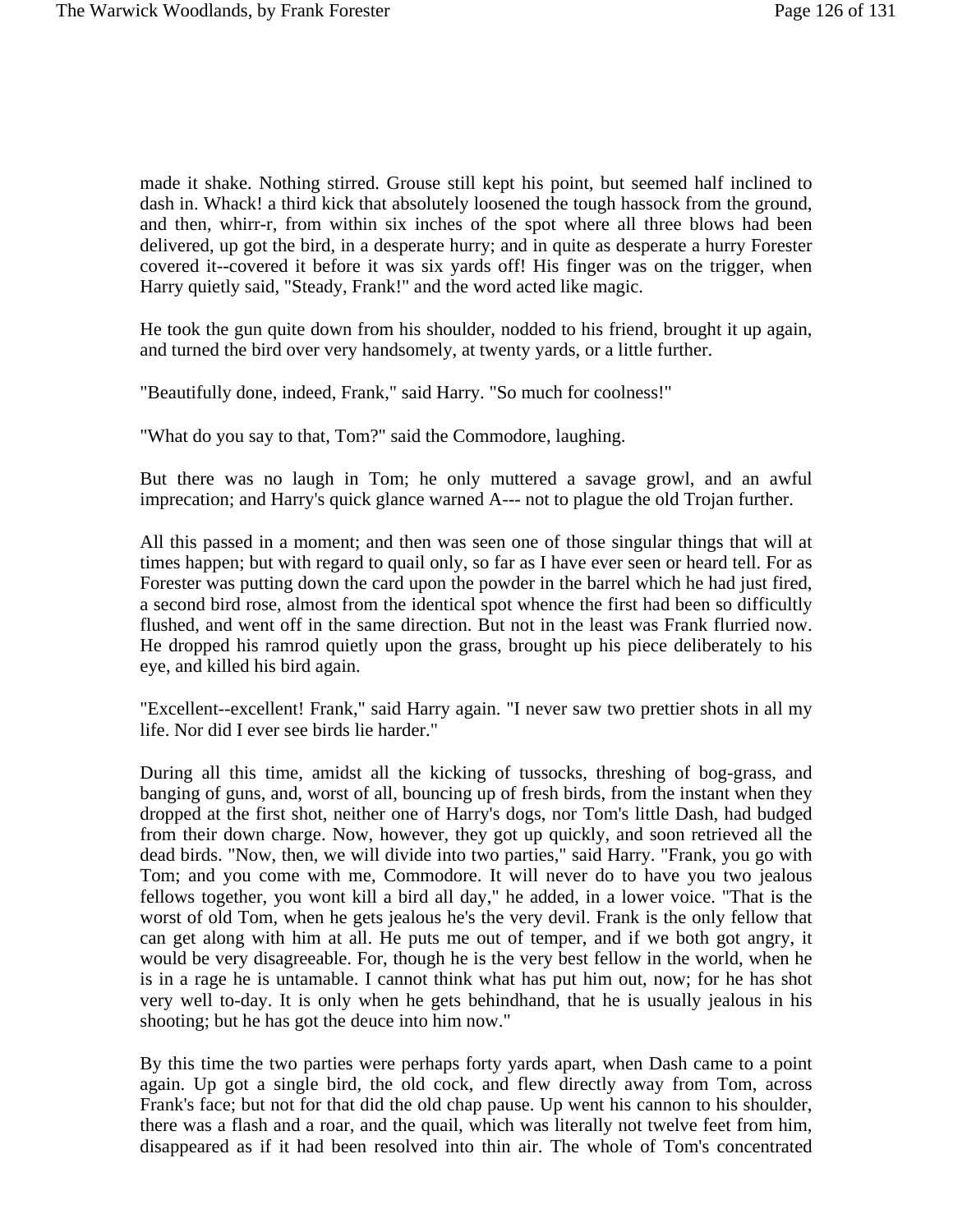made it shake. Nothing stirred. Grouse still kept his point, but seemed half inclined to dash in. Whack! a third kick that absolutely loosened the tough hassock from the ground, and then, whirr-r, from within six inches of the spot where all three blows had been delivered, up got the bird, in a desperate hurry; and in quite as desperate a hurry Forester covered it--covered it before it was six yards off! His finger was on the trigger, when Harry quietly said, "Steady, Frank!" and the word acted like magic.

He took the gun quite down from his shoulder, nodded to his friend, brought it up again, and turned the bird over very handsomely, at twenty yards, or a little further.

"Beautifully done, indeed, Frank," said Harry. "So much for coolness!"

"What do you say to that, Tom?" said the Commodore, laughing.

But there was no laugh in Tom; he only muttered a savage growl, and an awful imprecation; and Harry's quick glance warned A--- not to plague the old Trojan further.

All this passed in a moment; and then was seen one of those singular things that will at times happen; but with regard to quail only, so far as I have ever seen or heard tell. For as Forester was putting down the card upon the powder in the barrel which he had just fired, a second bird rose, almost from the identical spot whence the first had been so difficultly flushed, and went off in the same direction. But not in the least was Frank flurried now. He dropped his ramrod quietly upon the grass, brought up his piece deliberately to his eye, and killed his bird again.

"Excellent--excellent! Frank," said Harry again. "I never saw two prettier shots in all my life. Nor did I ever see birds lie harder."

During all this time, amidst all the kicking of tussocks, threshing of bog-grass, and banging of guns, and, worst of all, bouncing up of fresh birds, from the instant when they dropped at the first shot, neither one of Harry's dogs, nor Tom's little Dash, had budged from their down charge. Now, however, they got up quickly, and soon retrieved all the dead birds. "Now, then, we will divide into two parties," said Harry. "Frank, you go with Tom; and you come with me, Commodore. It will never do to have you two jealous fellows together, you wont kill a bird all day," he added, in a lower voice. "That is the worst of old Tom, when he gets jealous he's the very devil. Frank is the only fellow that can get along with him at all. He puts me out of temper, and if we both got angry, it would be very disagreeable. For, though he is the very best fellow in the world, when he is in a rage he is untamable. I cannot think what has put him out, now; for he has shot very well to-day. It is only when he gets behindhand, that he is usually jealous in his shooting; but he has got the deuce into him now."

By this time the two parties were perhaps forty yards apart, when Dash came to a point again. Up got a single bird, the old cock, and flew directly away from Tom, across Frank's face; but not for that did the old chap pause. Up went his cannon to his shoulder, there was a flash and a roar, and the quail, which was literally not twelve feet from him, disappeared as if it had been resolved into thin air. The whole of Tom's concentrated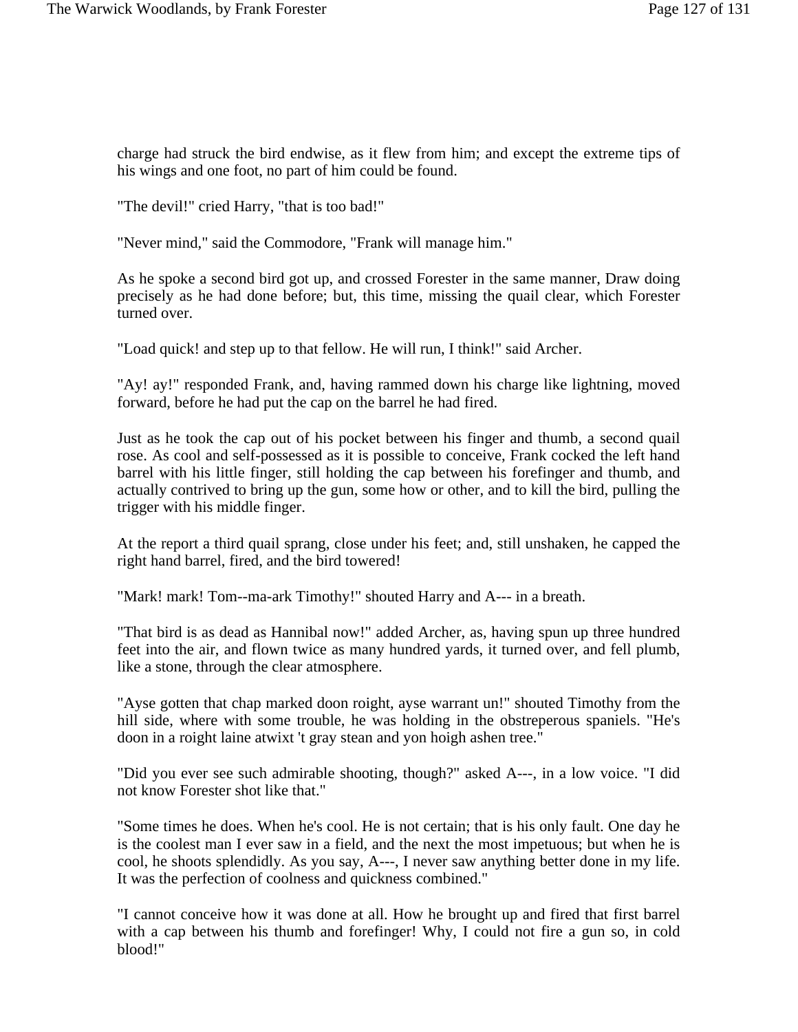charge had struck the bird endwise, as it flew from him; and except the extreme tips of his wings and one foot, no part of him could be found.

"The devil!" cried Harry, "that is too bad!"

"Never mind," said the Commodore, "Frank will manage him."

As he spoke a second bird got up, and crossed Forester in the same manner, Draw doing precisely as he had done before; but, this time, missing the quail clear, which Forester turned over.

"Load quick! and step up to that fellow. He will run, I think!" said Archer.

"Ay! ay!" responded Frank, and, having rammed down his charge like lightning, moved forward, before he had put the cap on the barrel he had fired.

Just as he took the cap out of his pocket between his finger and thumb, a second quail rose. As cool and self-possessed as it is possible to conceive, Frank cocked the left hand barrel with his little finger, still holding the cap between his forefinger and thumb, and actually contrived to bring up the gun, some how or other, and to kill the bird, pulling the trigger with his middle finger.

At the report a third quail sprang, close under his feet; and, still unshaken, he capped the right hand barrel, fired, and the bird towered!

"Mark! mark! Tom--ma-ark Timothy!" shouted Harry and A--- in a breath.

"That bird is as dead as Hannibal now!" added Archer, as, having spun up three hundred feet into the air, and flown twice as many hundred yards, it turned over, and fell plumb, like a stone, through the clear atmosphere.

"Ayse gotten that chap marked doon roight, ayse warrant un!" shouted Timothy from the hill side, where with some trouble, he was holding in the obstreperous spaniels. "He's doon in a roight laine atwixt 't gray stean and yon hoigh ashen tree."

"Did you ever see such admirable shooting, though?" asked A---, in a low voice. "I did not know Forester shot like that."

"Some times he does. When he's cool. He is not certain; that is his only fault. One day he is the coolest man I ever saw in a field, and the next the most impetuous; but when he is cool, he shoots splendidly. As you say, A---, I never saw anything better done in my life. It was the perfection of coolness and quickness combined."

"I cannot conceive how it was done at all. How he brought up and fired that first barrel with a cap between his thumb and forefinger! Why, I could not fire a gun so, in cold blood!"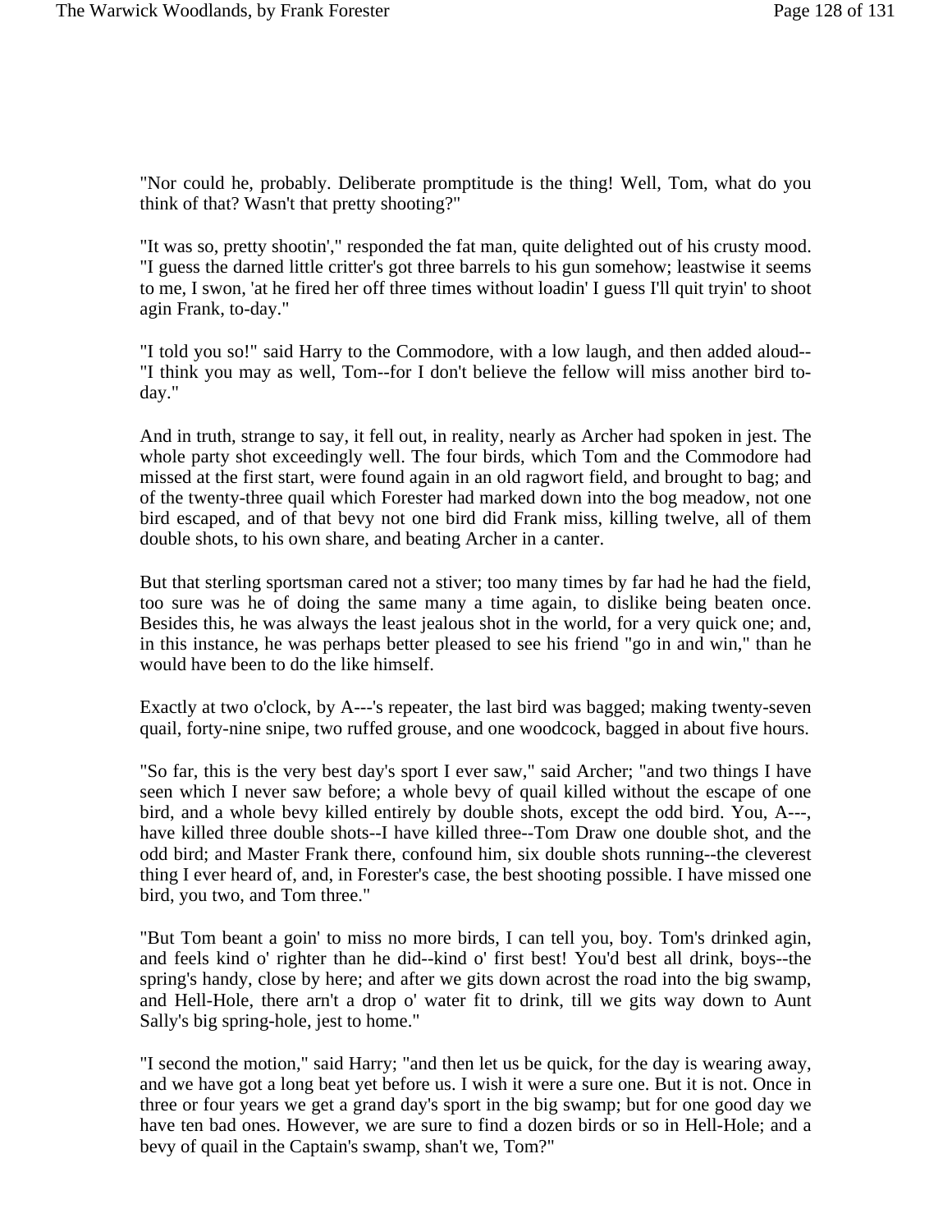"Nor could he, probably. Deliberate promptitude is the thing! Well, Tom, what do you think of that? Wasn't that pretty shooting?"

"It was so, pretty shootin'," responded the fat man, quite delighted out of his crusty mood. "I guess the darned little critter's got three barrels to his gun somehow; leastwise it seems to me, I swon, 'at he fired her off three times without loadin' I guess I'll quit tryin' to shoot agin Frank, to-day."

"I told you so!" said Harry to the Commodore, with a low laugh, and then added aloud-- "I think you may as well, Tom--for I don't believe the fellow will miss another bird to-day."

And in truth, strange to say, it fell out, in reality, nearly as Archer had spoken in jest. The whole party shot exceedingly well. The four birds, which Tom and the Commodore had missed at the first start, were found again in an old ragwort field, and brought to bag; and of the twenty-three quail which Forester had marked down into the bog meadow, not one bird escaped, and of that bevy not one bird did Frank miss, killing twelve, all of them double shots, to his own share, and beating Archer in a canter.

But that sterling sportsman cared not a stiver; too many times by far had he had the field, too sure was he of doing the same many a time again, to dislike being beaten once. Besides this, he was always the least jealous shot in the world, for a very quick one; and, in this instance, he was perhaps better pleased to see his friend "go in and win," than he would have been to do the like himself.

Exactly at two o'clock, by A---'s repeater, the last bird was bagged; making twenty-seven quail, forty-nine snipe, two ruffed grouse, and one woodcock, bagged in about five hours.

"So far, this is the very best day's sport I ever saw," said Archer; "and two things I have seen which I never saw before; a whole bevy of quail killed without the escape of one bird, and a whole bevy killed entirely by double shots, except the odd bird. You, A---, have killed three double shots--I have killed three--Tom Draw one double shot, and the odd bird; and Master Frank there, confound him, six double shots running--the cleverest thing I ever heard of, and, in Forester's case, the best shooting possible. I have missed one bird, you two, and Tom three."

"But Tom beant a goin' to miss no more birds, I can tell you, boy. Tom's drinked agin, and feels kind o' righter than he did--kind o' first best! You'd best all drink, boys--the spring's handy, close by here; and after we gits down acrost the road into the big swamp, and Hell-Hole, there arn't a drop o' water fit to drink, till we gits way down to Aunt Sally's big spring-hole, jest to home."

"I second the motion," said Harry; "and then let us be quick, for the day is wearing away, and we have got a long beat yet before us. I wish it were a sure one. But it is not. Once in three or four years we get a grand day's sport in the big swamp; but for one good day we have ten bad ones. However, we are sure to find a dozen birds or so in Hell-Hole; and a bevy of quail in the Captain's swamp, shan't we, Tom?"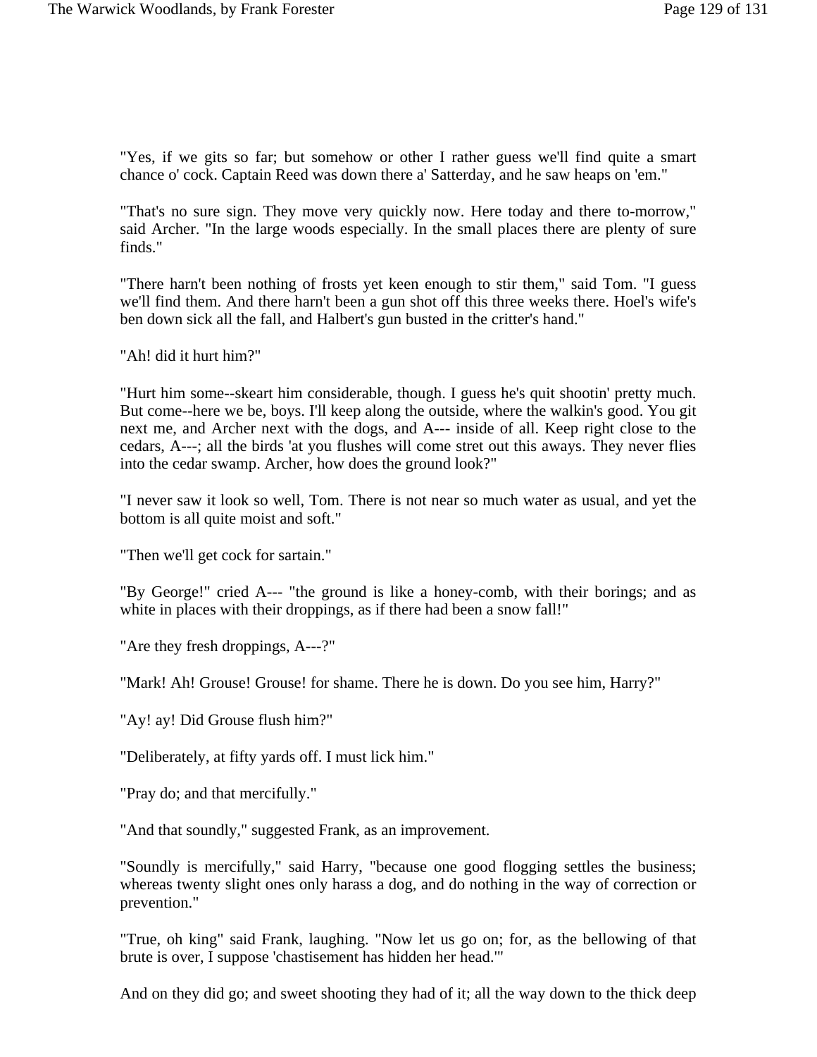"Yes, if we gits so far; but somehow or other I rather guess we'll find quite a smart chance o' cock. Captain Reed was down there a' Satterday, and he saw heaps on 'em."

"That's no sure sign. They move very quickly now. Here today and there to-morrow," said Archer. "In the large woods especially. In the small places there are plenty of sure finds."

"There harn't been nothing of frosts yet keen enough to stir them," said Tom. "I guess we'll find them. And there harn't been a gun shot off this three weeks there. Hoel's wife's ben down sick all the fall, and Halbert's gun busted in the critter's hand."

"Ah! did it hurt him?"

"Hurt him some--skeart him considerable, though. I guess he's quit shootin' pretty much. But come--here we be, boys. I'll keep along the outside, where the walkin's good. You git next me, and Archer next with the dogs, and A--- inside of all. Keep right close to the cedars, A---; all the birds 'at you flushes will come stret out this aways. They never flies into the cedar swamp. Archer, how does the ground look?"

"I never saw it look so well, Tom. There is not near so much water as usual, and yet the bottom is all quite moist and soft."

"Then we'll get cock for sartain."

"By George!" cried A--- "the ground is like a honey-comb, with their borings; and as white in places with their droppings, as if there had been a snow fall!"

"Are they fresh droppings, A---?"

"Mark! Ah! Grouse! Grouse! for shame. There he is down. Do you see him, Harry?"

"Ay! ay! Did Grouse flush him?"

"Deliberately, at fifty yards off. I must lick him."

"Pray do; and that mercifully."

"And that soundly," suggested Frank, as an improvement.

"Soundly is mercifully," said Harry, "because one good flogging settles the business; whereas twenty slight ones only harass a dog, and do nothing in the way of correction or prevention."

"True, oh king" said Frank, laughing. "Now let us go on; for, as the bellowing of that brute is over, I suppose 'chastisement has hidden her head.'"

And on they did go; and sweet shooting they had of it; all the way down to the thick deep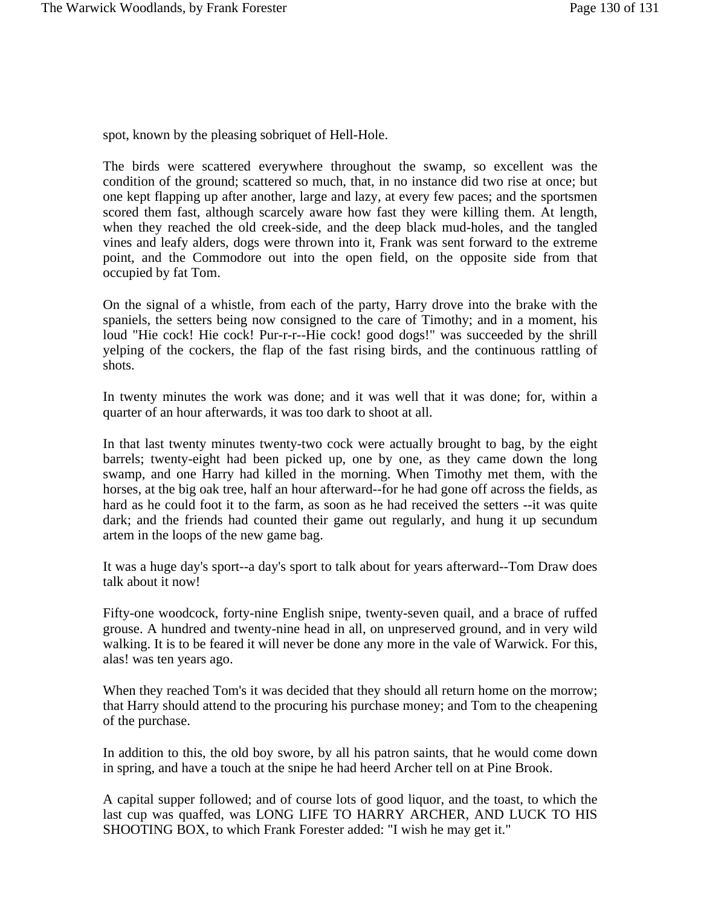spot, known by the pleasing sobriquet of Hell-Hole.

The birds were scattered everywhere throughout the swamp, so excellent was the condition of the ground; scattered so much, that, in no instance did two rise at once; but one kept flapping up after another, large and lazy, at every few paces; and the sportsmen scored them fast, although scarcely aware how fast they were killing them. At length, when they reached the old creek-side, and the deep black mud-holes, and the tangled vines and leafy alders, dogs were thrown into it, Frank was sent forward to the extreme point, and the Commodore out into the open field, on the opposite side from that occupied by fat Tom.

On the signal of a whistle, from each of the party, Harry drove into the brake with the spaniels, the setters being now consigned to the care of Timothy; and in a moment, his loud "Hie cock! Hie cock! Pur-r-r--Hie cock! good dogs!" was succeeded by the shrill yelping of the cockers, the flap of the fast rising birds, and the continuous rattling of shots.

In twenty minutes the work was done; and it was well that it was done; for, within a quarter of an hour afterwards, it was too dark to shoot at all.

In that last twenty minutes twenty-two cock were actually brought to bag, by the eight barrels; twenty-eight had been picked up, one by one, as they came down the long swamp, and one Harry had killed in the morning. When Timothy met them, with the horses, at the big oak tree, half an hour afterward--for he had gone off across the fields, as hard as he could foot it to the farm, as soon as he had received the setters --it was quite dark; and the friends had counted their game out regularly, and hung it up secundum artem in the loops of the new game bag.

It was a huge day's sport--a day's sport to talk about for years afterward--Tom Draw does talk about it now!

Fifty-one woodcock, forty-nine English snipe, twenty-seven quail, and a brace of ruffed grouse. A hundred and twenty-nine head in all, on unpreserved ground, and in very wild walking. It is to be feared it will never be done any more in the vale of Warwick. For this, alas! was ten years ago.

When they reached Tom's it was decided that they should all return home on the morrow; that Harry should attend to the procuring his purchase money; and Tom to the cheapening of the purchase.

In addition to this, the old boy swore, by all his patron saints, that he would come down in spring, and have a touch at the snipe he had heerd Archer tell on at Pine Brook.

A capital supper followed; and of course lots of good liquor, and the toast, to which the last cup was quaffed, was LONG LIFE TO HARRY ARCHER, AND LUCK TO HIS SHOOTING BOX, to which Frank Forester added: "I wish he may get it."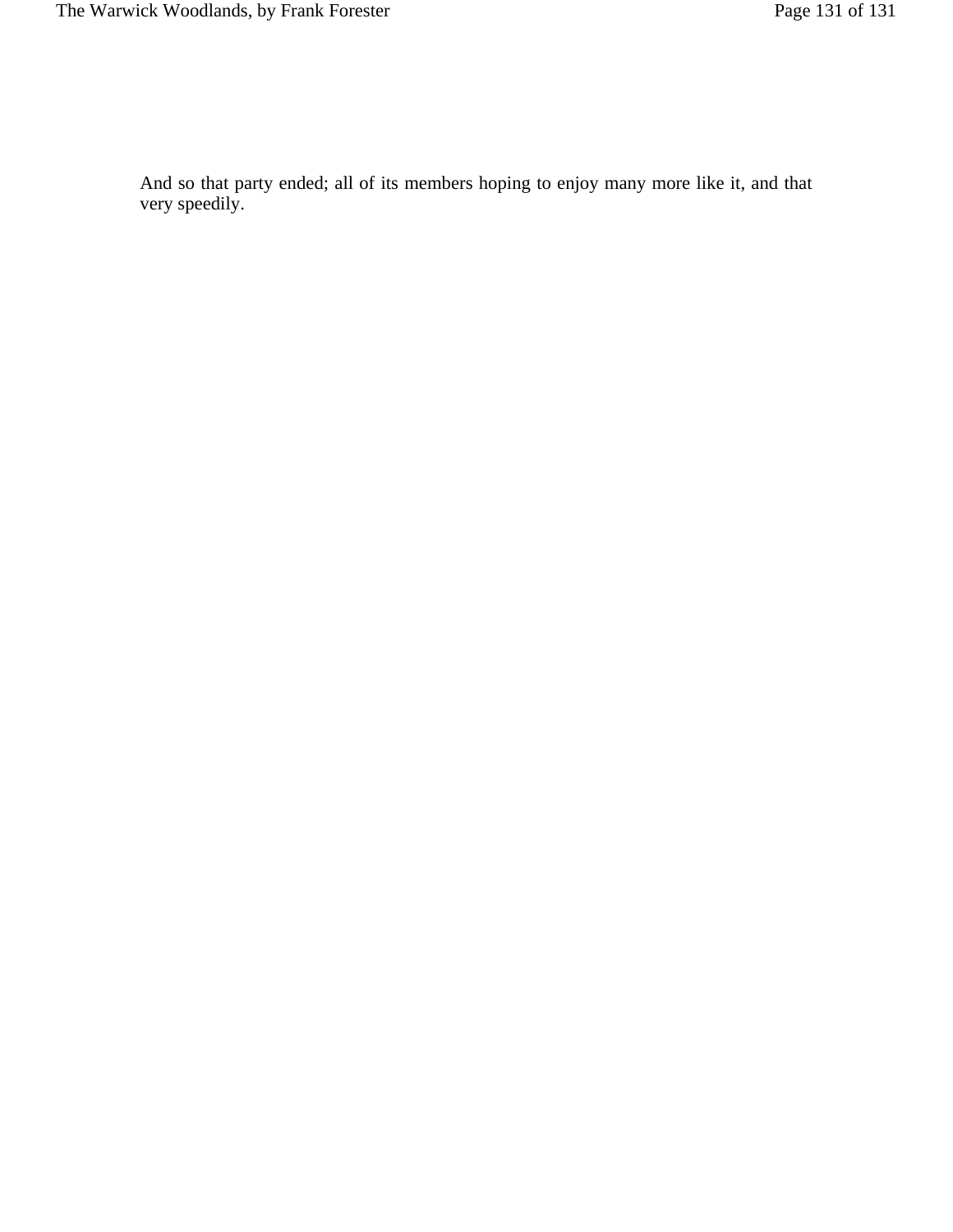And so that party ended; all of its members hoping to enjoy many more like it, and that very speedily.